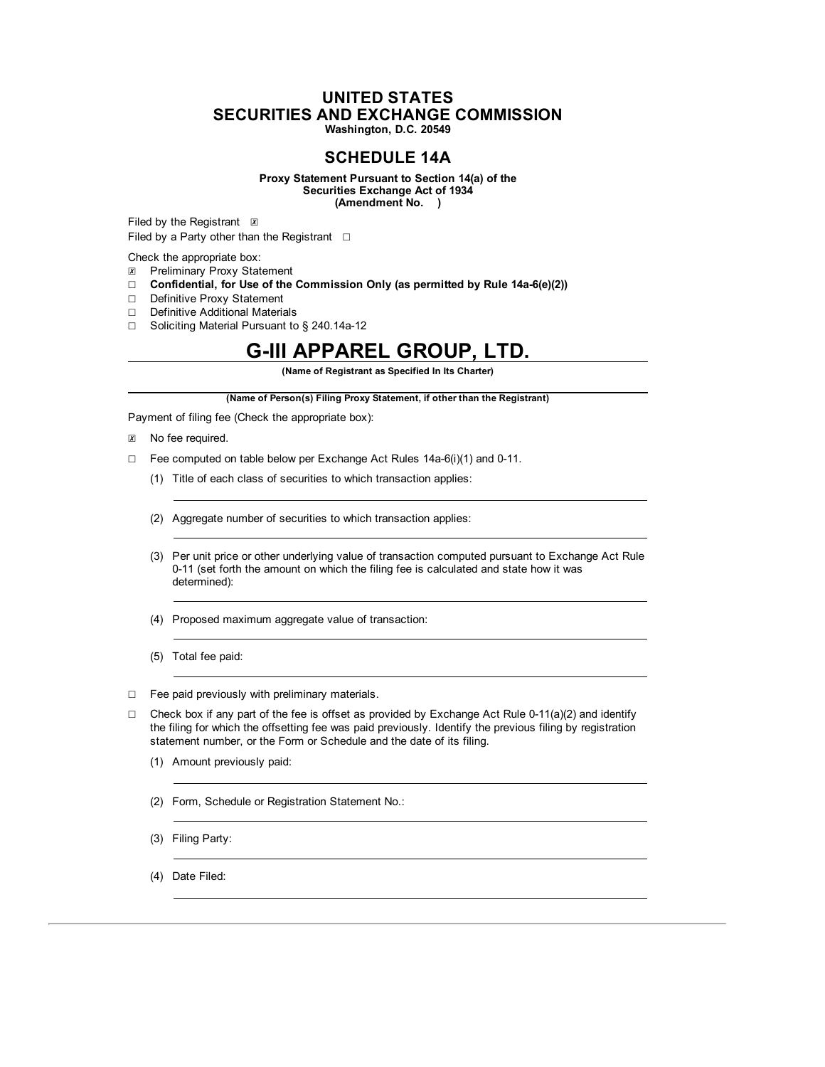# UNITED STATES
# SECURITIES AND EXCHANGE COMMISSION
**Washington, D.C. 20549**

## SCHEDULE 14A

**Proxy Statement Pursuant to Section 14(a) of the Securities Exchange Act of 1934 (Amendment No. )**

Filed by the Registrant ☒

Filed by a Party other than the Registrant ☐

Check the appropriate box:

☒ Preliminary Proxy Statement

☐ **Confidential, for Use of the Commission Only (as permitted by Rule 14a-6(e)(2))**

☐ Definitive Proxy Statement

☐ Definitive Additional Materials

☐ Soliciting Material Pursuant to § 240.14a-12

# G-III APPAREL GROUP, LTD.

**(Name of Registrant as Specified In Its Charter)**

**(Name of Person(s) Filing Proxy Statement, if other than the Registrant)**

Payment of filing fee (Check the appropriate box):

☒ No fee required.

☐ Fee computed on table below per Exchange Act Rules 14a-6(i)(1) and 0-11.

(1) Title of each class of securities to which transaction applies:

(2) Aggregate number of securities to which transaction applies:

(3) Per unit price or other underlying value of transaction computed pursuant to Exchange Act Rule 0-11 (set forth the amount on which the filing fee is calculated and state how it was determined):

(4) Proposed maximum aggregate value of transaction:

(5) Total fee paid:

☐ Fee paid previously with preliminary materials.

☐ Check box if any part of the fee is offset as provided by Exchange Act Rule 0-11(a)(2) and identify the filing for which the offsetting fee was paid previously. Identify the previous filing by registration statement number, or the Form or Schedule and the date of its filing.

(1) Amount previously paid:

(2) Form, Schedule or Registration Statement No.:

(3) Filing Party:

(4) Date Filed: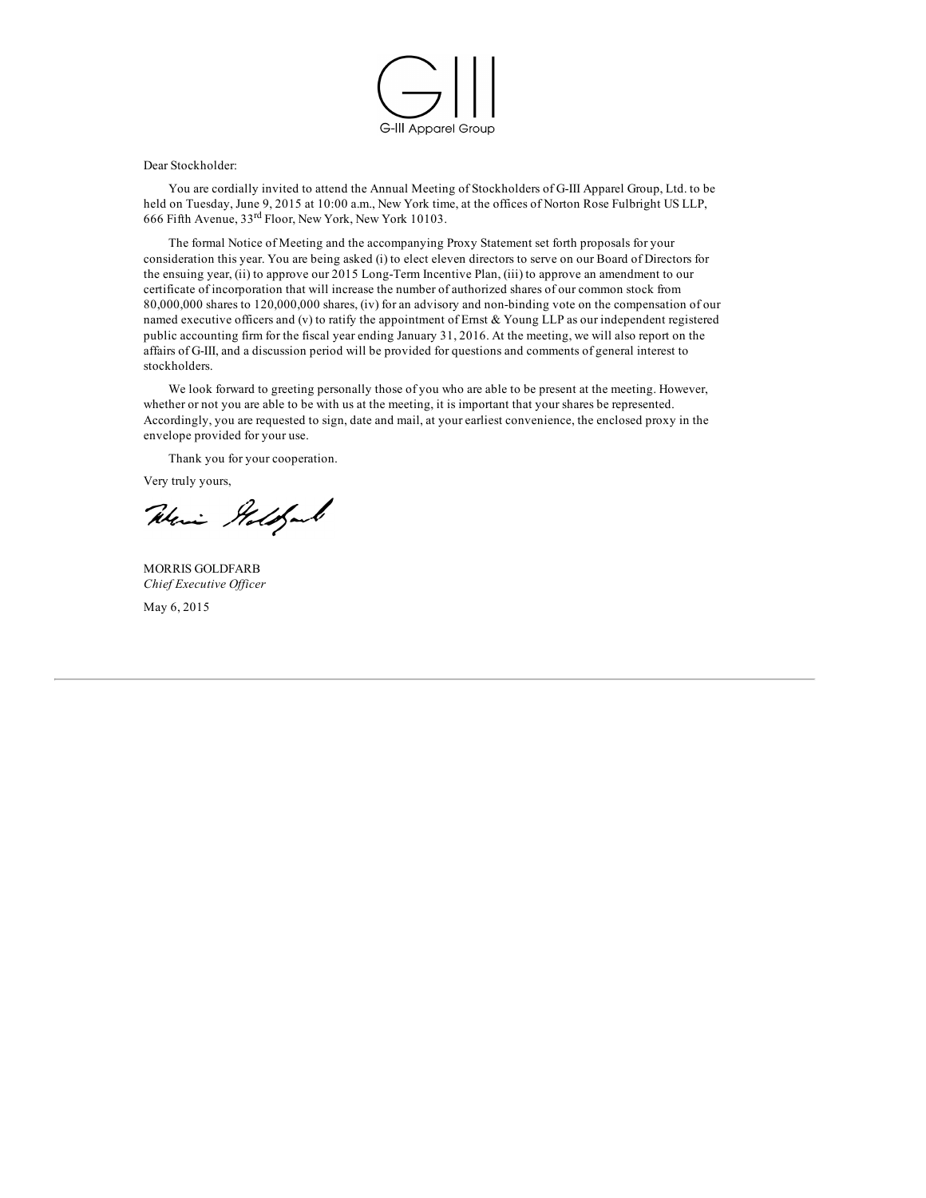G-III Apparel Group

Dear Stockholder:

You are cordially invited to attend the Annual Meeting of Stockholders of G-III Apparel Group, Ltd. to be held on Tuesday, June 9, 2015 at 10:00 a.m., New York time, at the offices of Norton Rose Fulbright US LLP, 666 Fifth Avenue, 33rd Floor, New York, New York 10103.

The formal Notice of Meeting and the accompanying Proxy Statement set forth proposals for your consideration this year. You are being asked (i) to elect eleven directors to serve on our Board of Directors for the ensuing year, (ii) to approve our 2015 Long-Term Incentive Plan, (iii) to approve an amendment to our certificate of incorporation that will increase the number of authorized shares of our common stock from 80,000,000 shares to 120,000,000 shares, (iv) for an advisory and non-binding vote on the compensation of our named executive officers and (v) to ratify the appointment of Ernst & Young LLP as our independent registered public accounting firm for the fiscal year ending January 31, 2016. At the meeting, we will also report on the affairs of G-III, and a discussion period will be provided for questions and comments of general interest to stockholders.

We look forward to greeting personally those of you who are able to be present at the meeting. However, whether or not you are able to be with us at the meeting, it is important that your shares be represented. Accordingly, you are requested to sign, date and mail, at your earliest convenience, the enclosed proxy in the envelope provided for your use.

Thank you for your cooperation.

Very truly yours,

MORRIS GOLDFARB
*Chief Executive Officer*

May 6, 2015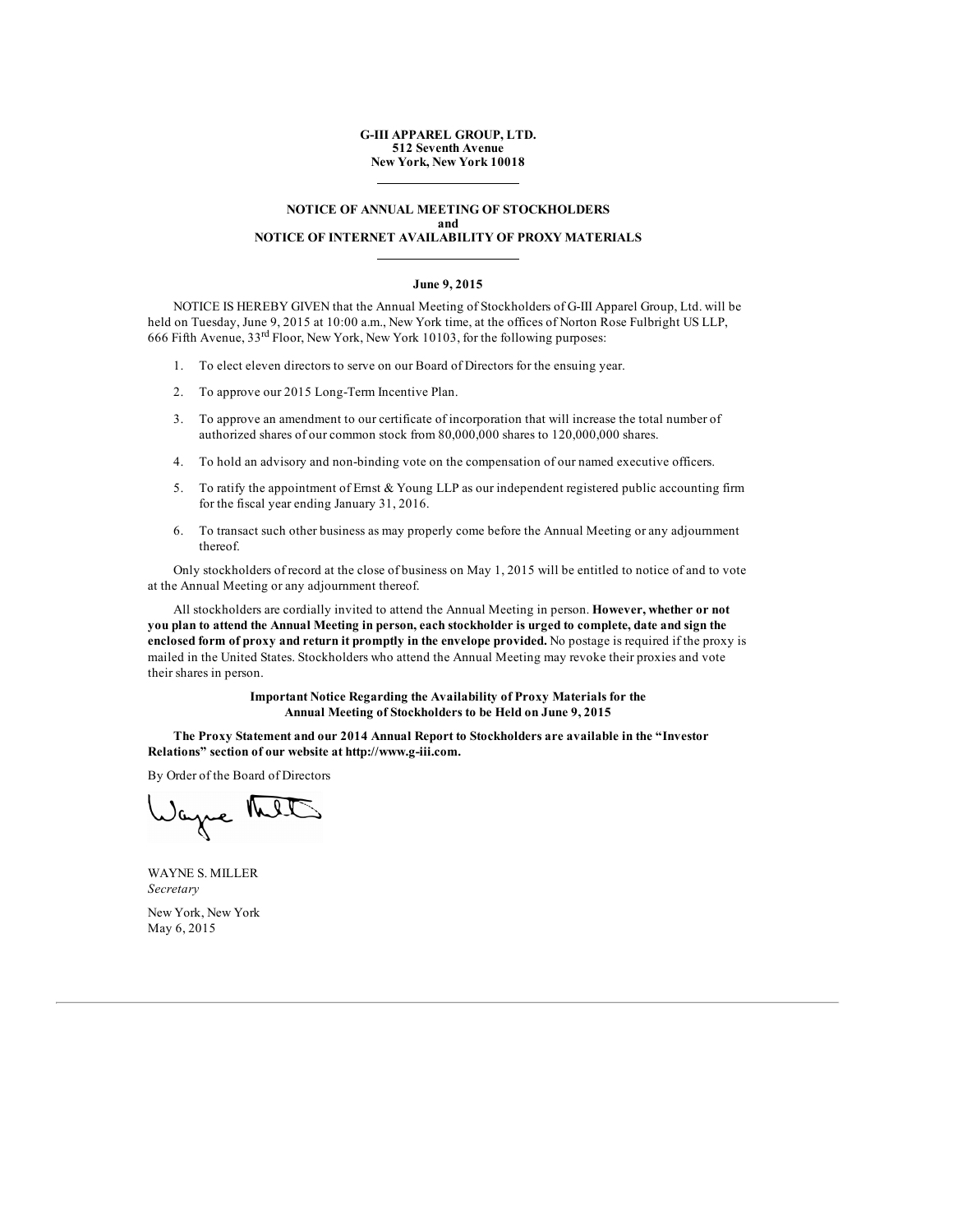**G-III APPAREL GROUP, LTD.**
**512 Seventh Avenue**
**New York, New York 10018**

---

**NOTICE OF ANNUAL MEETING OF STOCKHOLDERS**
**and**
**NOTICE OF INTERNET AVAILABILITY OF PROXY MATERIALS**

---

**June 9, 2015**

NOTICE IS HEREBY GIVEN that the Annual Meeting of Stockholders of G-III Apparel Group, Ltd. will be held on Tuesday, June 9, 2015 at 10:00 a.m., New York time, at the offices of Norton Rose Fulbright US LLP, 666 Fifth Avenue, 33rd Floor, New York, New York 10103, for the following purposes:

1. To elect eleven directors to serve on our Board of Directors for the ensuing year.
2. To approve our 2015 Long-Term Incentive Plan.
3. To approve an amendment to our certificate of incorporation that will increase the total number of authorized shares of our common stock from 80,000,000 shares to 120,000,000 shares.
4. To hold an advisory and non-binding vote on the compensation of our named executive officers.
5. To ratify the appointment of Ernst & Young LLP as our independent registered public accounting firm for the fiscal year ending January 31, 2016.
6. To transact such other business as may properly come before the Annual Meeting or any adjournment thereof.

Only stockholders of record at the close of business on May 1, 2015 will be entitled to notice of and to vote at the Annual Meeting or any adjournment thereof.

All stockholders are cordially invited to attend the Annual Meeting in person. **However, whether or not you plan to attend the Annual Meeting in person, each stockholder is urged to complete, date and sign the enclosed form of proxy and return it promptly in the envelope provided.** No postage is required if the proxy is mailed in the United States. Stockholders who attend the Annual Meeting may revoke their proxies and vote their shares in person.

**Important Notice Regarding the Availability of Proxy Materials for the Annual Meeting of Stockholders to be Held on June 9, 2015**

**The Proxy Statement and our 2014 Annual Report to Stockholders are available in the "Investor Relations" section of our website at http://www.g-iii.com.**

By Order of the Board of Directors

WAYNE S. MILLER
*Secretary*

New York, New York
May 6, 2015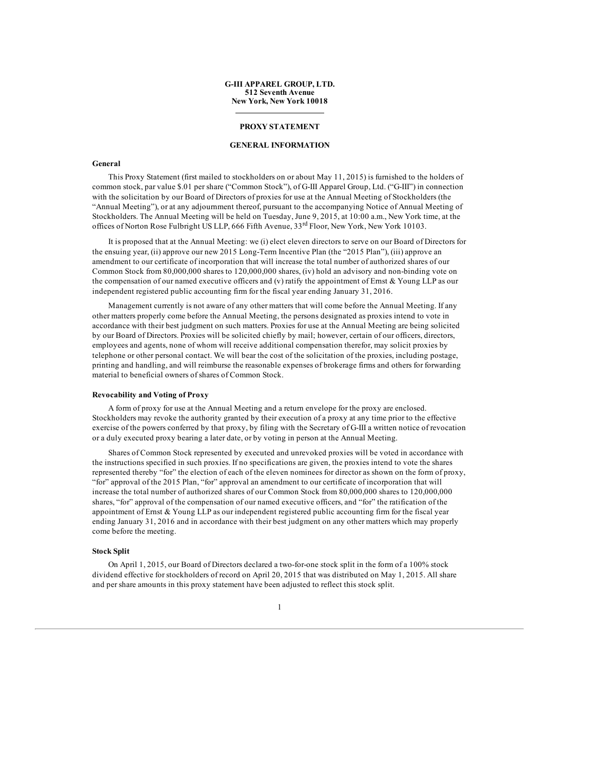**G-III APPAREL GROUP, LTD.**
**512 Seventh Avenue**
**New York, New York 10018**

# PROXY STATEMENT

## GENERAL INFORMATION

### General

This Proxy Statement (first mailed to stockholders on or about May 11, 2015) is furnished to the holders of common stock, par value $.01 per share ("Common Stock"), of G-III Apparel Group, Ltd. ("G-III") in connection with the solicitation by our Board of Directors of proxies for use at the Annual Meeting of Stockholders (the "Annual Meeting"), or at any adjournment thereof, pursuant to the accompanying Notice of Annual Meeting of Stockholders. The Annual Meeting will be held on Tuesday, June 9, 2015, at 10:00 a.m., New York time, at the offices of Norton Rose Fulbright US LLP, 666 Fifth Avenue, 33rd Floor, New York, New York 10103.

It is proposed that at the Annual Meeting: we (i) elect eleven directors to serve on our Board of Directors for the ensuing year, (ii) approve our new 2015 Long-Term Incentive Plan (the "2015 Plan"), (iii) approve an amendment to our certificate of incorporation that will increase the total number of authorized shares of our Common Stock from 80,000,000 shares to 120,000,000 shares, (iv) hold an advisory and non-binding vote on the compensation of our named executive officers and (v) ratify the appointment of Ernst & Young LLP as our independent registered public accounting firm for the fiscal year ending January 31, 2016.

Management currently is not aware of any other matters that will come before the Annual Meeting. If any other matters properly come before the Annual Meeting, the persons designated as proxies intend to vote in accordance with their best judgment on such matters. Proxies for use at the Annual Meeting are being solicited by our Board of Directors. Proxies will be solicited chiefly by mail; however, certain of our officers, directors, employees and agents, none of whom will receive additional compensation therefor, may solicit proxies by telephone or other personal contact. We will bear the cost of the solicitation of the proxies, including postage, printing and handling, and will reimburse the reasonable expenses of brokerage firms and others for forwarding material to beneficial owners of shares of Common Stock.

### Revocability and Voting of Proxy

A form of proxy for use at the Annual Meeting and a return envelope for the proxy are enclosed. Stockholders may revoke the authority granted by their execution of a proxy at any time prior to the effective exercise of the powers conferred by that proxy, by filing with the Secretary of G-III a written notice of revocation or a duly executed proxy bearing a later date, or by voting in person at the Annual Meeting.

Shares of Common Stock represented by executed and unrevoked proxies will be voted in accordance with the instructions specified in such proxies. If no specifications are given, the proxies intend to vote the shares represented thereby "for" the election of each of the eleven nominees for director as shown on the form of proxy, "for" approval of the 2015 Plan, "for" approval an amendment to our certificate of incorporation that will increase the total number of authorized shares of our Common Stock from 80,000,000 shares to 120,000,000 shares, "for" approval of the compensation of our named executive officers, and "for" the ratification of the appointment of Ernst & Young LLP as our independent registered public accounting firm for the fiscal year ending January 31, 2016 and in accordance with their best judgment on any other matters which may properly come before the meeting.

### Stock Split

On April 1, 2015, our Board of Directors declared a two-for-one stock split in the form of a 100% stock dividend effective for stockholders of record on April 20, 2015 that was distributed on May 1, 2015. All share and per share amounts in this proxy statement have been adjusted to reflect this stock split.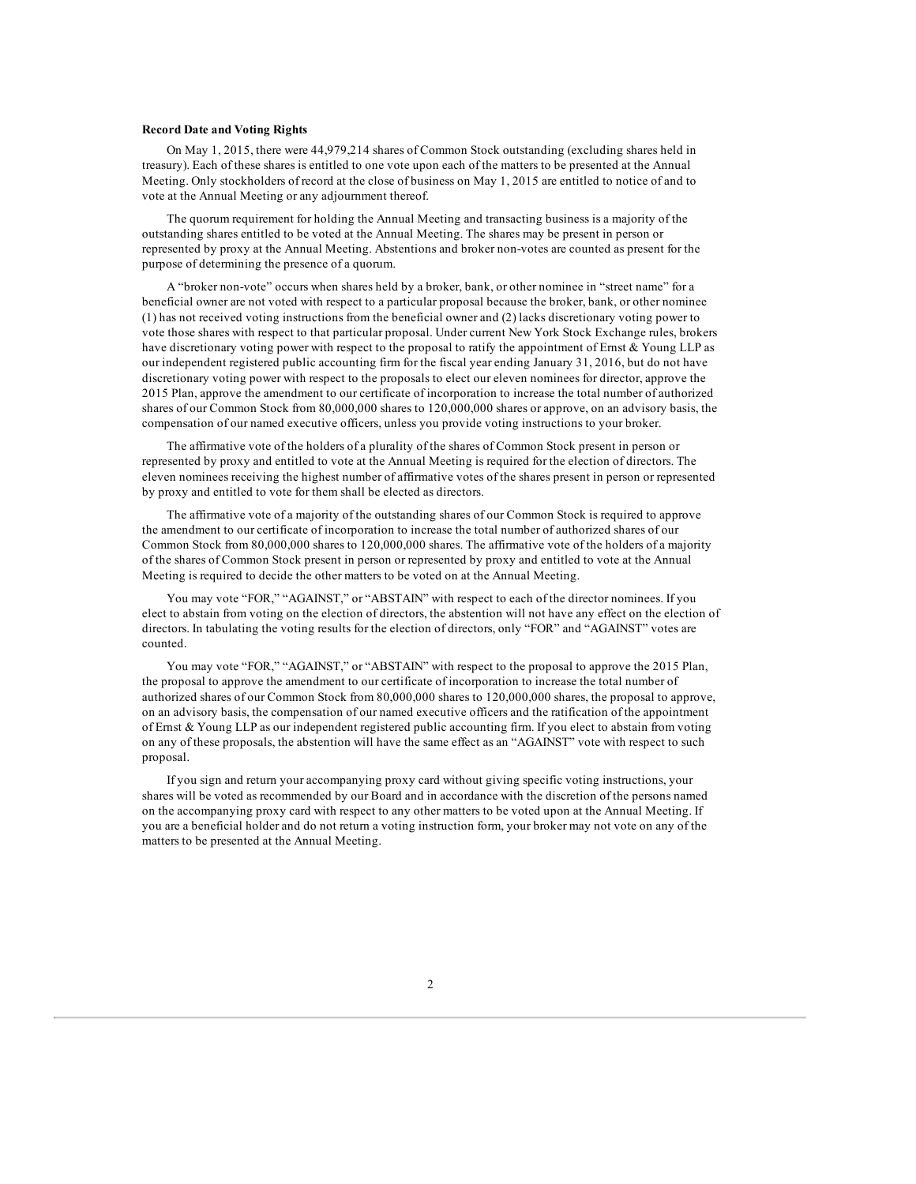**Record Date and Voting Rights**

On May 1, 2015, there were 44,979,214 shares of Common Stock outstanding (excluding shares held in treasury). Each of these shares is entitled to one vote upon each of the matters to be presented at the Annual Meeting. Only stockholders of record at the close of business on May 1, 2015 are entitled to notice of and to vote at the Annual Meeting or any adjournment thereof.

The quorum requirement for holding the Annual Meeting and transacting business is a majority of the outstanding shares entitled to be voted at the Annual Meeting. The shares may be present in person or represented by proxy at the Annual Meeting. Abstentions and broker non-votes are counted as present for the purpose of determining the presence of a quorum.

A "broker non-vote" occurs when shares held by a broker, bank, or other nominee in "street name" for a beneficial owner are not voted with respect to a particular proposal because the broker, bank, or other nominee (1) has not received voting instructions from the beneficial owner and (2) lacks discretionary voting power to vote those shares with respect to that particular proposal. Under current New York Stock Exchange rules, brokers have discretionary voting power with respect to the proposal to ratify the appointment of Ernst & Young LLP as our independent registered public accounting firm for the fiscal year ending January 31, 2016, but do not have discretionary voting power with respect to the proposals to elect our eleven nominees for director, approve the 2015 Plan, approve the amendment to our certificate of incorporation to increase the total number of authorized shares of our Common Stock from 80,000,000 shares to 120,000,000 shares or approve, on an advisory basis, the compensation of our named executive officers, unless you provide voting instructions to your broker.

The affirmative vote of the holders of a plurality of the shares of Common Stock present in person or represented by proxy and entitled to vote at the Annual Meeting is required for the election of directors. The eleven nominees receiving the highest number of affirmative votes of the shares present in person or represented by proxy and entitled to vote for them shall be elected as directors.

The affirmative vote of a majority of the outstanding shares of our Common Stock is required to approve the amendment to our certificate of incorporation to increase the total number of authorized shares of our Common Stock from 80,000,000 shares to 120,000,000 shares. The affirmative vote of the holders of a majority of the shares of Common Stock present in person or represented by proxy and entitled to vote at the Annual Meeting is required to decide the other matters to be voted on at the Annual Meeting.

You may vote "FOR," "AGAINST," or "ABSTAIN" with respect to each of the director nominees. If you elect to abstain from voting on the election of directors, the abstention will not have any effect on the election of directors. In tabulating the voting results for the election of directors, only "FOR" and "AGAINST" votes are counted.

You may vote "FOR," "AGAINST," or "ABSTAIN" with respect to the proposal to approve the 2015 Plan, the proposal to approve the amendment to our certificate of incorporation to increase the total number of authorized shares of our Common Stock from 80,000,000 shares to 120,000,000 shares, the proposal to approve, on an advisory basis, the compensation of our named executive officers and the ratification of the appointment of Ernst & Young LLP as our independent registered public accounting firm. If you elect to abstain from voting on any of these proposals, the abstention will have the same effect as an "AGAINST" vote with respect to such proposal.

If you sign and return your accompanying proxy card without giving specific voting instructions, your shares will be voted as recommended by our Board and in accordance with the discretion of the persons named on the accompanying proxy card with respect to any other matters to be voted upon at the Annual Meeting. If you are a beneficial holder and do not return a voting instruction form, your broker may not vote on any of the matters to be presented at the Annual Meeting.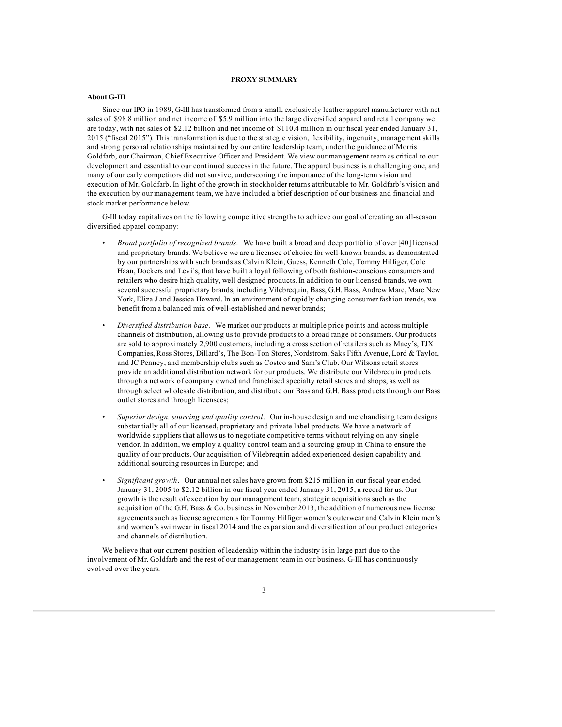## PROXY SUMMARY

### About G-III

Since our IPO in 1989, G-III has transformed from a small, exclusively leather apparel manufacturer with net sales of $98.8 million and net income of $5.9 million into the large diversified apparel and retail company we are today, with net sales of $2.12 billion and net income of $110.4 million in our fiscal year ended January 31, 2015 ("fiscal 2015"). This transformation is due to the strategic vision, flexibility, ingenuity, management skills and strong personal relationships maintained by our entire leadership team, under the guidance of Morris Goldfarb, our Chairman, Chief Executive Officer and President. We view our management team as critical to our development and essential to our continued success in the future. The apparel business is a challenging one, and many of our early competitors did not survive, underscoring the importance of the long-term vision and execution of Mr. Goldfarb. In light of the growth in stockholder returns attributable to Mr. Goldfarb's vision and the execution by our management team, we have included a brief description of our business and financial and stock market performance below.

G-III today capitalizes on the following competitive strengths to achieve our goal of creating an all-season diversified apparel company:

- *Broad portfolio of recognized brands*. We have built a broad and deep portfolio of over [40] licensed and proprietary brands. We believe we are a licensee of choice for well-known brands, as demonstrated by our partnerships with such brands as Calvin Klein, Guess, Kenneth Cole, Tommy Hilfiger, Cole Haan, Dockers and Levi's, that have built a loyal following of both fashion-conscious consumers and retailers who desire high quality, well designed products. In addition to our licensed brands, we own several successful proprietary brands, including Vilebrequin, Bass, G.H. Bass, Andrew Marc, Marc New York, Eliza J and Jessica Howard. In an environment of rapidly changing consumer fashion trends, we benefit from a balanced mix of well-established and newer brands;
- *Diversified distribution base*. We market our products at multiple price points and across multiple channels of distribution, allowing us to provide products to a broad range of consumers. Our products are sold to approximately 2,900 customers, including a cross section of retailers such as Macy's, TJX Companies, Ross Stores, Dillard's, The Bon-Ton Stores, Nordstrom, Saks Fifth Avenue, Lord & Taylor, and JC Penney, and membership clubs such as Costco and Sam's Club. Our Wilsons retail stores provide an additional distribution network for our products. We distribute our Vilebrequin products through a network of company owned and franchised specialty retail stores and shops, as well as through select wholesale distribution, and distribute our Bass and G.H. Bass products through our Bass outlet stores and through licensees;
- *Superior design, sourcing and quality control*. Our in-house design and merchandising team designs substantially all of our licensed, proprietary and private label products. We have a network of worldwide suppliers that allows us to negotiate competitive terms without relying on any single vendor. In addition, we employ a quality control team and a sourcing group in China to ensure the quality of our products. Our acquisition of Vilebrequin added experienced design capability and additional sourcing resources in Europe; and
- *Significant growth*. Our annual net sales have grown from $215 million in our fiscal year ended January 31, 2005 to $2.12 billion in our fiscal year ended January 31, 2015, a record for us. Our growth is the result of execution by our management team, strategic acquisitions such as the acquisition of the G.H. Bass & Co. business in November 2013, the addition of numerous new license agreements such as license agreements for Tommy Hilfiger women's outerwear and Calvin Klein men's and women's swimwear in fiscal 2014 and the expansion and diversification of our product categories and channels of distribution.

We believe that our current position of leadership within the industry is in large part due to the involvement of Mr. Goldfarb and the rest of our management team in our business. G-III has continuously evolved over the years.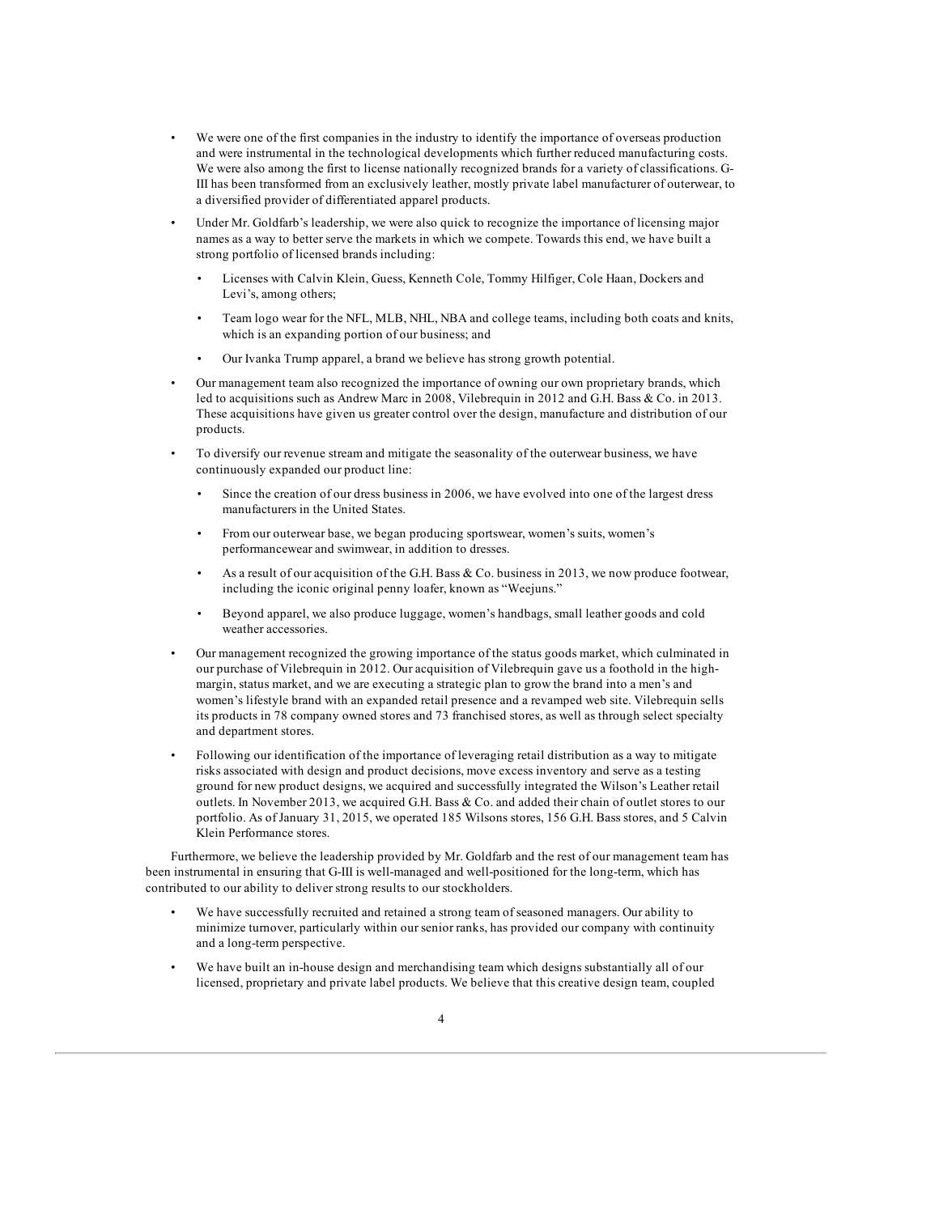- We were one of the first companies in the industry to identify the importance of overseas production and were instrumental in the technological developments which further reduced manufacturing costs. We were also among the first to license nationally recognized brands for a variety of classifications. G-III has been transformed from an exclusively leather, mostly private label manufacturer of outerwear, to a diversified provider of differentiated apparel products.
- Under Mr. Goldfarb's leadership, we were also quick to recognize the importance of licensing major names as a way to better serve the markets in which we compete. Towards this end, we have built a strong portfolio of licensed brands including:
  - Licenses with Calvin Klein, Guess, Kenneth Cole, Tommy Hilfiger, Cole Haan, Dockers and Levi's, among others;
  - Team logo wear for the NFL, MLB, NHL, NBA and college teams, including both coats and knits, which is an expanding portion of our business; and
  - Our Ivanka Trump apparel, a brand we believe has strong growth potential.
- Our management team also recognized the importance of owning our own proprietary brands, which led to acquisitions such as Andrew Marc in 2008, Vilebrequin in 2012 and G.H. Bass & Co. in 2013. These acquisitions have given us greater control over the design, manufacture and distribution of our products.
- To diversify our revenue stream and mitigate the seasonality of the outerwear business, we have continuously expanded our product line:
  - Since the creation of our dress business in 2006, we have evolved into one of the largest dress manufacturers in the United States.
  - From our outerwear base, we began producing sportswear, women's suits, women's performancewear and swimwear, in addition to dresses.
  - As a result of our acquisition of the G.H. Bass & Co. business in 2013, we now produce footwear, including the iconic original penny loafer, known as "Weejuns."
  - Beyond apparel, we also produce luggage, women's handbags, small leather goods and cold weather accessories.
- Our management recognized the growing importance of the status goods market, which culminated in our purchase of Vilebrequin in 2012. Our acquisition of Vilebrequin gave us a foothold in the high-margin, status market, and we are executing a strategic plan to grow the brand into a men's and women's lifestyle brand with an expanded retail presence and a revamped web site. Vilebrequin sells its products in 78 company owned stores and 73 franchised stores, as well as through select specialty and department stores.
- Following our identification of the importance of leveraging retail distribution as a way to mitigate risks associated with design and product decisions, move excess inventory and serve as a testing ground for new product designs, we acquired and successfully integrated the Wilson's Leather retail outlets. In November 2013, we acquired G.H. Bass & Co. and added their chain of outlet stores to our portfolio. As of January 31, 2015, we operated 185 Wilsons stores, 156 G.H. Bass stores, and 5 Calvin Klein Performance stores.

Furthermore, we believe the leadership provided by Mr. Goldfarb and the rest of our management team has been instrumental in ensuring that G-III is well-managed and well-positioned for the long-term, which has contributed to our ability to deliver strong results to our stockholders.

- We have successfully recruited and retained a strong team of seasoned managers. Our ability to minimize turnover, particularly within our senior ranks, has provided our company with continuity and a long-term perspective.
- We have built an in-house design and merchandising team which designs substantially all of our licensed, proprietary and private label products. We believe that this creative design team, coupled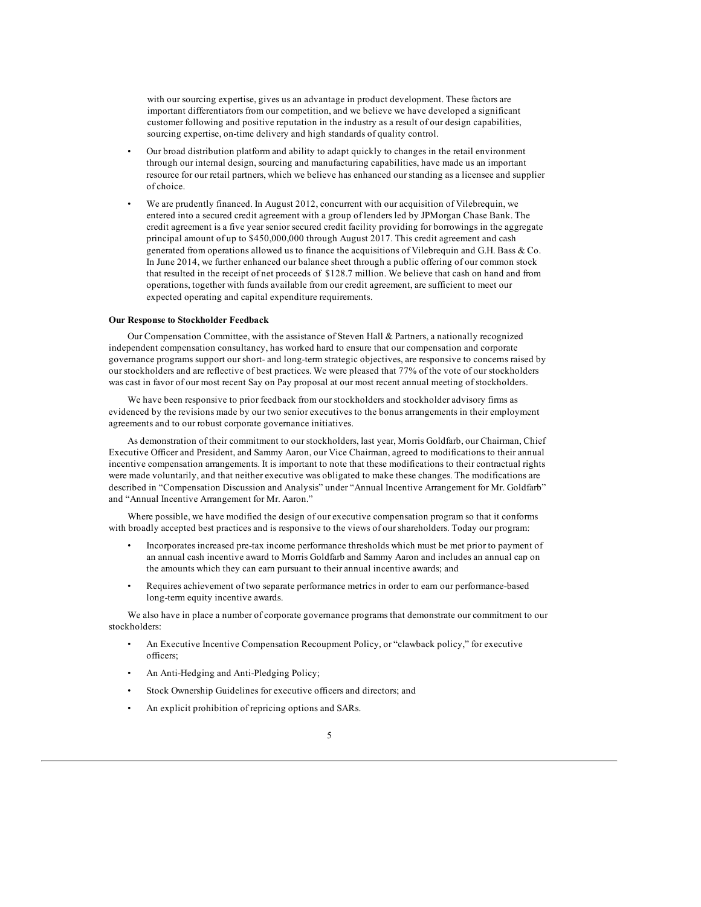with our sourcing expertise, gives us an advantage in product development. These factors are important differentiators from our competition, and we believe we have developed a significant customer following and positive reputation in the industry as a result of our design capabilities, sourcing expertise, on-time delivery and high standards of quality control.

- Our broad distribution platform and ability to adapt quickly to changes in the retail environment through our internal design, sourcing and manufacturing capabilities, have made us an important resource for our retail partners, which we believe has enhanced our standing as a licensee and supplier of choice.
- We are prudently financed. In August 2012, concurrent with our acquisition of Vilebrequin, we entered into a secured credit agreement with a group of lenders led by JPMorgan Chase Bank. The credit agreement is a five year senior secured credit facility providing for borrowings in the aggregate principal amount of up to $450,000,000 through August 2017. This credit agreement and cash generated from operations allowed us to finance the acquisitions of Vilebrequin and G.H. Bass & Co. In June 2014, we further enhanced our balance sheet through a public offering of our common stock that resulted in the receipt of net proceeds of $128.7 million. We believe that cash on hand and from operations, together with funds available from our credit agreement, are sufficient to meet our expected operating and capital expenditure requirements.

**Our Response to Stockholder Feedback**

Our Compensation Committee, with the assistance of Steven Hall & Partners, a nationally recognized independent compensation consultancy, has worked hard to ensure that our compensation and corporate governance programs support our short- and long-term strategic objectives, are responsive to concerns raised by our stockholders and are reflective of best practices. We were pleased that 77% of the vote of our stockholders was cast in favor of our most recent Say on Pay proposal at our most recent annual meeting of stockholders.

We have been responsive to prior feedback from our stockholders and stockholder advisory firms as evidenced by the revisions made by our two senior executives to the bonus arrangements in their employment agreements and to our robust corporate governance initiatives.

As demonstration of their commitment to our stockholders, last year, Morris Goldfarb, our Chairman, Chief Executive Officer and President, and Sammy Aaron, our Vice Chairman, agreed to modifications to their annual incentive compensation arrangements. It is important to note that these modifications to their contractual rights were made voluntarily, and that neither executive was obligated to make these changes. The modifications are described in "Compensation Discussion and Analysis" under "Annual Incentive Arrangement for Mr. Goldfarb" and "Annual Incentive Arrangement for Mr. Aaron."

Where possible, we have modified the design of our executive compensation program so that it conforms with broadly accepted best practices and is responsive to the views of our shareholders. Today our program:

- Incorporates increased pre-tax income performance thresholds which must be met prior to payment of an annual cash incentive award to Morris Goldfarb and Sammy Aaron and includes an annual cap on the amounts which they can earn pursuant to their annual incentive awards; and
- Requires achievement of two separate performance metrics in order to earn our performance-based long-term equity incentive awards.

We also have in place a number of corporate governance programs that demonstrate our commitment to our stockholders:

- An Executive Incentive Compensation Recoupment Policy, or "clawback policy," for executive officers;
- An Anti-Hedging and Anti-Pledging Policy;
- Stock Ownership Guidelines for executive officers and directors; and
- An explicit prohibition of repricing options and SARs.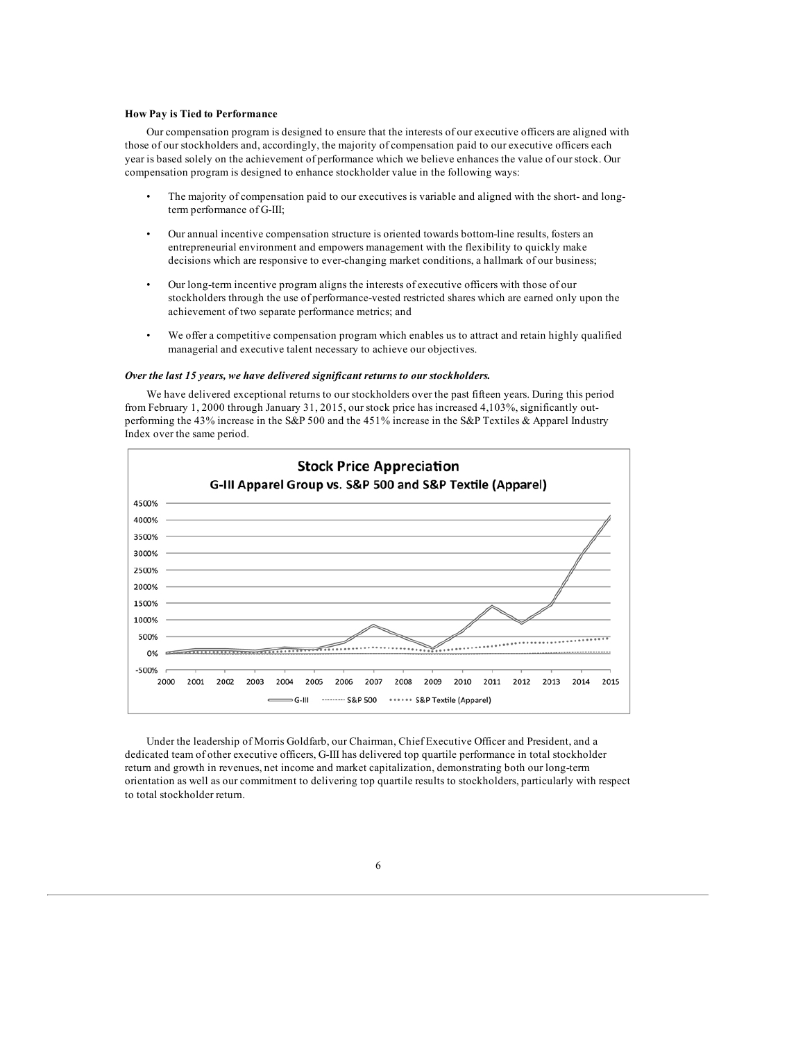### How Pay is Tied to Performance

Our compensation program is designed to ensure that the interests of our executive officers are aligned with those of our stockholders and, accordingly, the majority of compensation paid to our executive officers each year is based solely on the achievement of performance which we believe enhances the value of our stock. Our compensation program is designed to enhance stockholder value in the following ways:

- The majority of compensation paid to our executives is variable and aligned with the short- and long-term performance of G-III;
- Our annual incentive compensation structure is oriented towards bottom-line results, fosters an entrepreneurial environment and empowers management with the flexibility to quickly make decisions which are responsive to ever-changing market conditions, a hallmark of our business;
- Our long-term incentive program aligns the interests of executive officers with those of our stockholders through the use of performance-vested restricted shares which are earned only upon the achievement of two separate performance metrics; and
- We offer a competitive compensation program which enables us to attract and retain highly qualified managerial and executive talent necessary to achieve our objectives.

***Over the last 15 years, we have delivered significant returns to our stockholders.***

We have delivered exceptional returns to our stockholders over the past fifteen years. During this period from February 1, 2000 through January 31, 2015, our stock price has increased 4,103%, significantly out-performing the 43% increase in the S&P 500 and the 451% increase in the S&P Textiles & Apparel Industry Index over the same period.

**Stock Price Appreciation**
**G-III Apparel Group vs. S&P 500 and S&P Textile (Apparel)**

Under the leadership of Morris Goldfarb, our Chairman, Chief Executive Officer and President, and a dedicated team of other executive officers, G-III has delivered top quartile performance in total stockholder return and growth in revenues, net income and market capitalization, demonstrating both our long-term orientation as well as our commitment to delivering top quartile results to stockholders, particularly with respect to total stockholder return.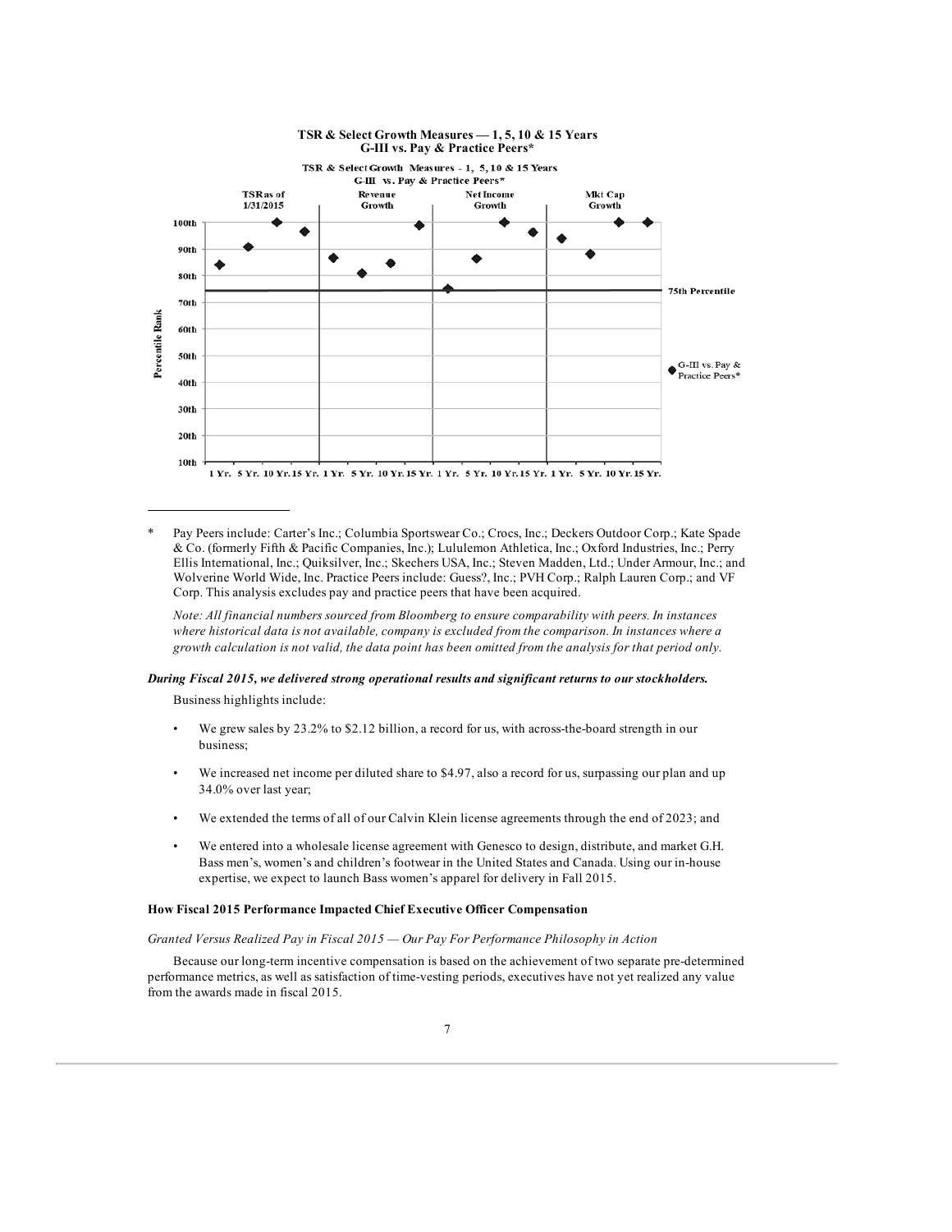**TSR & Select Growth Measures — 1, 5, 10 & 15 Years G-III vs. Pay & Practice Peers***

| Percentile Rank | 1 Yr. | 5 Yr. | 10 Yr. | 15 Yr. |
|---|---|---|---|---|
| TSR as of 1/31/2015 | ~84th | ~91st | ~100th | ~96th |
| Revenue Growth | ~87th | ~81st | ~84th | ~99th |
| Net Income Growth | ~75th | ~86th | ~100th | ~96th |
| Mkt Cap Growth | ~94th | ~88th | ~100th | ~100th |

75th Percentile

◆ G-III vs. Pay & Practice Peers*

---

\* Pay Peers include: Carter's Inc.; Columbia Sportswear Co.; Crocs, Inc.; Deckers Outdoor Corp.; Kate Spade & Co. (formerly Fifth & Pacific Companies, Inc.); Lululemon Athletica, Inc.; Oxford Industries, Inc.; Perry Ellis International, Inc.; Quiksilver, Inc.; Skechers USA, Inc.; Steven Madden, Ltd.; Under Armour, Inc.; and Wolverine World Wide, Inc. Practice Peers include: Guess?, Inc.; PVH Corp.; Ralph Lauren Corp.; and VF Corp. This analysis excludes pay and practice peers that have been acquired.

*Note: All financial numbers sourced from Bloomberg to ensure comparability with peers. In instances where historical data is not available, company is excluded from the comparison. In instances where a growth calculation is not valid, the data point has been omitted from the analysis for that period only.*

***During Fiscal 2015, we delivered strong operational results and significant returns to our stockholders.***

Business highlights include:

- We grew sales by 23.2% to $2.12 billion, a record for us, with across-the-board strength in our business;
- We increased net income per diluted share to $4.97, also a record for us, surpassing our plan and up 34.0% over last year;
- We extended the terms of all of our Calvin Klein license agreements through the end of 2023; and
- We entered into a wholesale license agreement with Genesco to design, distribute, and market G.H. Bass men's, women's and children's footwear in the United States and Canada. Using our in-house expertise, we expect to launch Bass women's apparel for delivery in Fall 2015.

**How Fiscal 2015 Performance Impacted Chief Executive Officer Compensation**

*Granted Versus Realized Pay in Fiscal 2015 — Our Pay For Performance Philosophy in Action*

Because our long-term incentive compensation is based on the achievement of two separate pre-determined performance metrics, as well as satisfaction of time-vesting periods, executives have not yet realized any value from the awards made in fiscal 2015.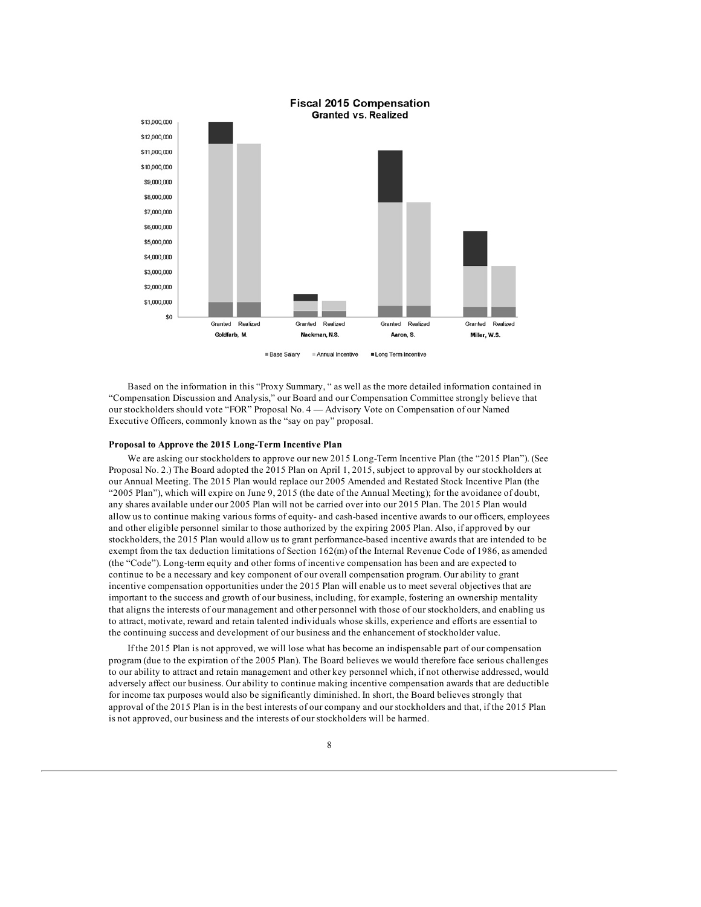Based on the information in this "Proxy Summary, " as well as the more detailed information contained in "Compensation Discussion and Analysis," our Board and our Compensation Committee strongly believe that our stockholders should vote "FOR" Proposal No. 4 — Advisory Vote on Compensation of our Named Executive Officers, commonly known as the "say on pay" proposal.

**Proposal to Approve the 2015 Long-Term Incentive Plan**

We are asking our stockholders to approve our new 2015 Long-Term Incentive Plan (the "2015 Plan"). (See Proposal No. 2.) The Board adopted the 2015 Plan on April 1, 2015, subject to approval by our stockholders at our Annual Meeting. The 2015 Plan would replace our 2005 Amended and Restated Stock Incentive Plan (the "2005 Plan"), which will expire on June 9, 2015 (the date of the Annual Meeting); for the avoidance of doubt, any shares available under our 2005 Plan will not be carried over into our 2015 Plan. The 2015 Plan would allow us to continue making various forms of equity- and cash-based incentive awards to our officers, employees and other eligible personnel similar to those authorized by the expiring 2005 Plan. Also, if approved by our stockholders, the 2015 Plan would allow us to grant performance-based incentive awards that are intended to be exempt from the tax deduction limitations of Section 162(m) of the Internal Revenue Code of 1986, as amended (the "Code"). Long-term equity and other forms of incentive compensation has been and are expected to continue to be a necessary and key component of our overall compensation program. Our ability to grant incentive compensation opportunities under the 2015 Plan will enable us to meet several objectives that are important to the success and growth of our business, including, for example, fostering an ownership mentality that aligns the interests of our management and other personnel with those of our stockholders, and enabling us to attract, motivate, reward and retain talented individuals whose skills, experience and efforts are essential to the continuing success and development of our business and the enhancement of stockholder value.

If the 2015 Plan is not approved, we will lose what has become an indispensable part of our compensation program (due to the expiration of the 2005 Plan). The Board believes we would therefore face serious challenges to our ability to attract and retain management and other key personnel which, if not otherwise addressed, would adversely affect our business. Our ability to continue making incentive compensation awards that are deductible for income tax purposes would also be significantly diminished. In short, the Board believes strongly that approval of the 2015 Plan is in the best interests of our company and our stockholders and that, if the 2015 Plan is not approved, our business and the interests of our stockholders will be harmed.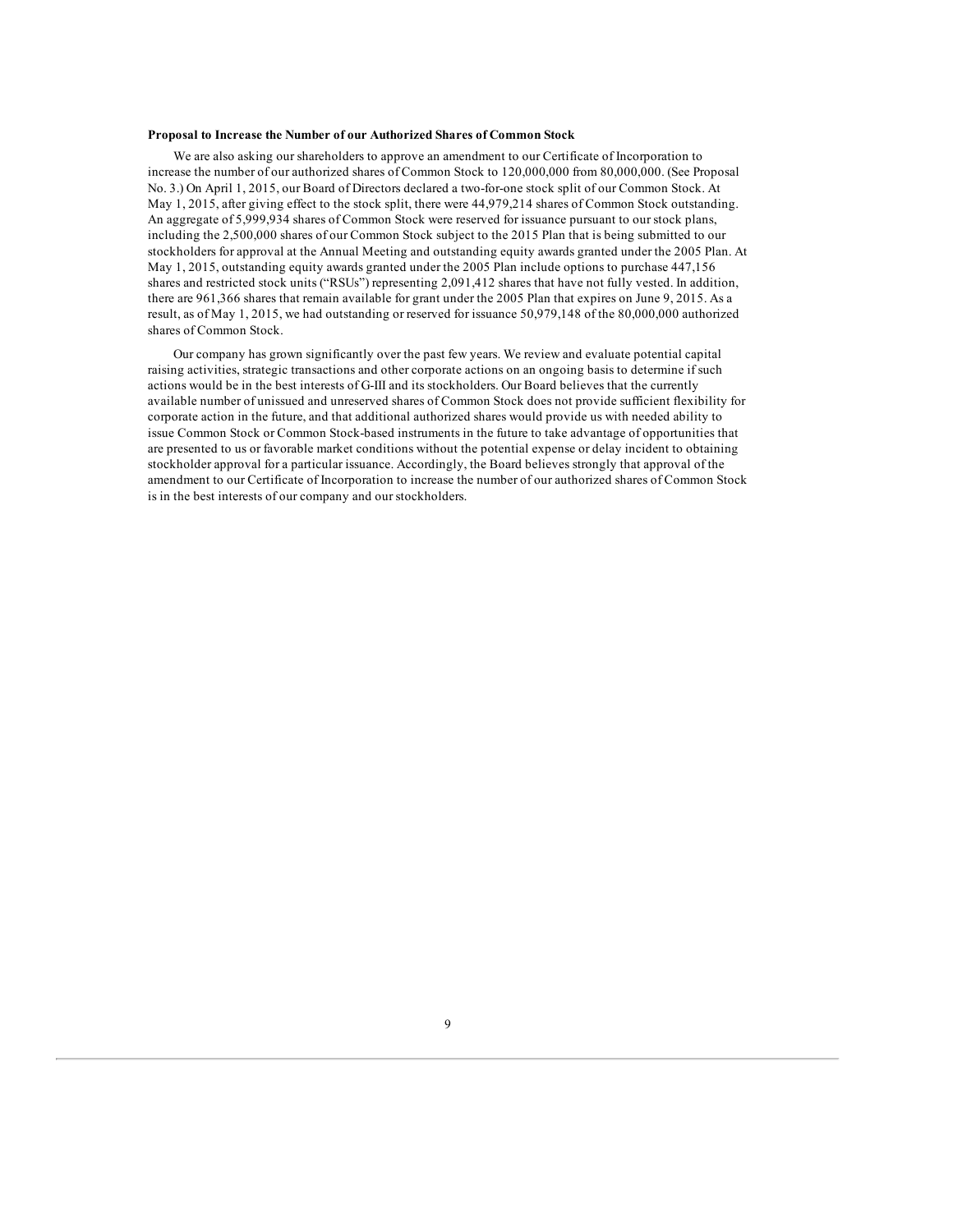**Proposal to Increase the Number of our Authorized Shares of Common Stock**

We are also asking our shareholders to approve an amendment to our Certificate of Incorporation to increase the number of our authorized shares of Common Stock to 120,000,000 from 80,000,000. (See Proposal No. 3.) On April 1, 2015, our Board of Directors declared a two-for-one stock split of our Common Stock. At May 1, 2015, after giving effect to the stock split, there were 44,979,214 shares of Common Stock outstanding. An aggregate of 5,999,934 shares of Common Stock were reserved for issuance pursuant to our stock plans, including the 2,500,000 shares of our Common Stock subject to the 2015 Plan that is being submitted to our stockholders for approval at the Annual Meeting and outstanding equity awards granted under the 2005 Plan. At May 1, 2015, outstanding equity awards granted under the 2005 Plan include options to purchase 447,156 shares and restricted stock units ("RSUs") representing 2,091,412 shares that have not fully vested. In addition, there are 961,366 shares that remain available for grant under the 2005 Plan that expires on June 9, 2015. As a result, as of May 1, 2015, we had outstanding or reserved for issuance 50,979,148 of the 80,000,000 authorized shares of Common Stock.

Our company has grown significantly over the past few years. We review and evaluate potential capital raising activities, strategic transactions and other corporate actions on an ongoing basis to determine if such actions would be in the best interests of G-III and its stockholders. Our Board believes that the currently available number of unissued and unreserved shares of Common Stock does not provide sufficient flexibility for corporate action in the future, and that additional authorized shares would provide us with needed ability to issue Common Stock or Common Stock-based instruments in the future to take advantage of opportunities that are presented to us or favorable market conditions without the potential expense or delay incident to obtaining stockholder approval for a particular issuance. Accordingly, the Board believes strongly that approval of the amendment to our Certificate of Incorporation to increase the number of our authorized shares of Common Stock is in the best interests of our company and our stockholders.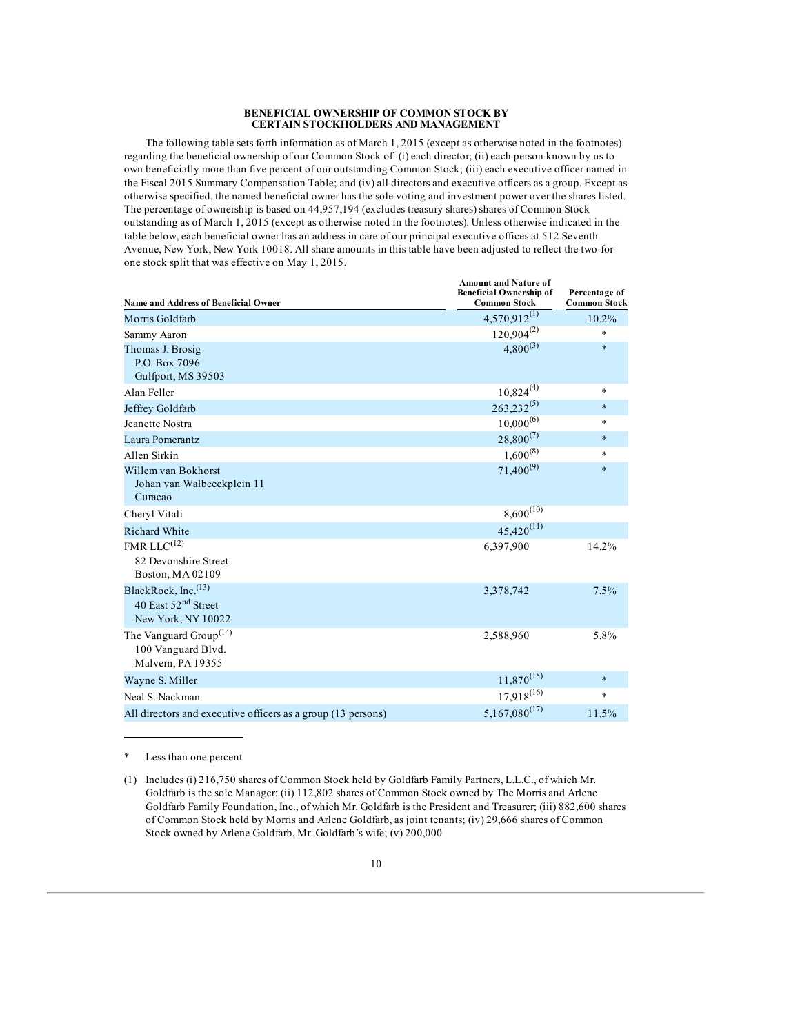## BENEFICIAL OWNERSHIP OF COMMON STOCK BY CERTAIN STOCKHOLDERS AND MANAGEMENT

The following table sets forth information as of March 1, 2015 (except as otherwise noted in the footnotes) regarding the beneficial ownership of our Common Stock of: (i) each director; (ii) each person known by us to own beneficially more than five percent of our outstanding Common Stock; (iii) each executive officer named in the Fiscal 2015 Summary Compensation Table; and (iv) all directors and executive officers as a group. Except as otherwise specified, the named beneficial owner has the sole voting and investment power over the shares listed. The percentage of ownership is based on 44,957,194 (excludes treasury shares) shares of Common Stock outstanding as of March 1, 2015 (except as otherwise noted in the footnotes). Unless otherwise indicated in the table below, each beneficial owner has an address in care of our principal executive offices at 512 Seventh Avenue, New York, New York 10018. All share amounts in this table have been adjusted to reflect the two-for-one stock split that was effective on May 1, 2015.

| Name and Address of Beneficial Owner | Amount and Nature of Beneficial Ownership of Common Stock | Percentage of Common Stock |
|---|---|---|
| Morris Goldfarb | 4,570,912[(1)] | 10.2% |
| Sammy Aaron | 120,904[(2)] | * |
| Thomas J. Brosig<br>P.O. Box 7096<br>Gulfport, MS 39503 | 4,800[(3)] | * |
| Alan Feller | 10,824[(4)] | * |
| Jeffrey Goldfarb | 263,232[(5)] | * |
| Jeanette Nostra | 10,000[(6)] | * |
| Laura Pomerantz | 28,800[(7)] | * |
| Allen Sirkin | 1,600[(8)] | * |
| Willem van Bokhorst<br>Johan van Walbeeckplein 11<br>Curaçao | 71,400[(9)] | * |
| Cheryl Vitali | 8,600[(10)] | |
| Richard White | 45,420[(11)] | |
| FMR LLC[(12)]<br>82 Devonshire Street<br>Boston, MA 02109 | 6,397,900 | 14.2% |
| BlackRock, Inc.[(13)]<br>40 East 52nd Street<br>New York, NY 10022 | 3,378,742 | 7.5% |
| The Vanguard Group[(14)]<br>100 Vanguard Blvd.<br>Malvern, PA 19355 | 2,588,960 | 5.8% |
| Wayne S. Miller | 11,870[(15)] | * |
| Neal S. Nackman | 17,918[(16)] | * |
| All directors and executive officers as a group (13 persons) | 5,167,080[(17)] | 11.5% |

\* Less than one percent

(1) Includes (i) 216,750 shares of Common Stock held by Goldfarb Family Partners, L.L.C., of which Mr. Goldfarb is the sole Manager; (ii) 112,802 shares of Common Stock owned by The Morris and Arlene Goldfarb Family Foundation, Inc., of which Mr. Goldfarb is the President and Treasurer; (iii) 882,600 shares of Common Stock held by Morris and Arlene Goldfarb, as joint tenants; (iv) 29,666 shares of Common Stock owned by Arlene Goldfarb, Mr. Goldfarb's wife; (v) 200,000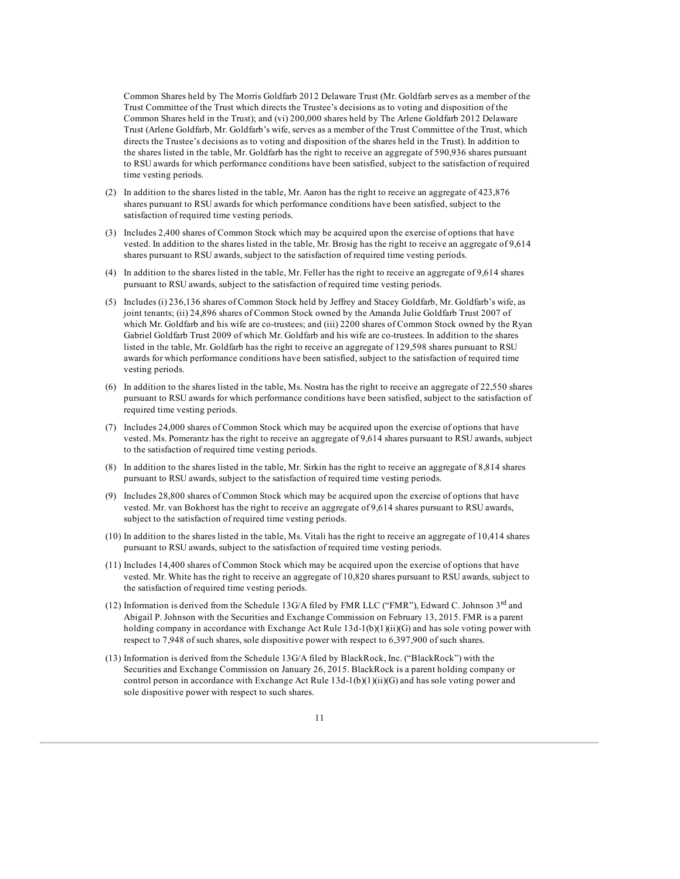Common Shares held by The Morris Goldfarb 2012 Delaware Trust (Mr. Goldfarb serves as a member of the Trust Committee of the Trust which directs the Trustee's decisions as to voting and disposition of the Common Shares held in the Trust); and (vi) 200,000 shares held by The Arlene Goldfarb 2012 Delaware Trust (Arlene Goldfarb, Mr. Goldfarb's wife, serves as a member of the Trust Committee of the Trust, which directs the Trustee's decisions as to voting and disposition of the shares held in the Trust). In addition to the shares listed in the table, Mr. Goldfarb has the right to receive an aggregate of 590,936 shares pursuant to RSU awards for which performance conditions have been satisfied, subject to the satisfaction of required time vesting periods.

(2) In addition to the shares listed in the table, Mr. Aaron has the right to receive an aggregate of 423,876 shares pursuant to RSU awards for which performance conditions have been satisfied, subject to the satisfaction of required time vesting periods.

(3) Includes 2,400 shares of Common Stock which may be acquired upon the exercise of options that have vested. In addition to the shares listed in the table, Mr. Brosig has the right to receive an aggregate of 9,614 shares pursuant to RSU awards, subject to the satisfaction of required time vesting periods.

(4) In addition to the shares listed in the table, Mr. Feller has the right to receive an aggregate of 9,614 shares pursuant to RSU awards, subject to the satisfaction of required time vesting periods.

(5) Includes (i) 236,136 shares of Common Stock held by Jeffrey and Stacey Goldfarb, Mr. Goldfarb's wife, as joint tenants; (ii) 24,896 shares of Common Stock owned by the Amanda Julie Goldfarb Trust 2007 of which Mr. Goldfarb and his wife are co-trustees; and (iii) 2200 shares of Common Stock owned by the Ryan Gabriel Goldfarb Trust 2009 of which Mr. Goldfarb and his wife are co-trustees. In addition to the shares listed in the table, Mr. Goldfarb has the right to receive an aggregate of 129,598 shares pursuant to RSU awards for which performance conditions have been satisfied, subject to the satisfaction of required time vesting periods.

(6) In addition to the shares listed in the table, Ms. Nostra has the right to receive an aggregate of 22,550 shares pursuant to RSU awards for which performance conditions have been satisfied, subject to the satisfaction of required time vesting periods.

(7) Includes 24,000 shares of Common Stock which may be acquired upon the exercise of options that have vested. Ms. Pomerantz has the right to receive an aggregate of 9,614 shares pursuant to RSU awards, subject to the satisfaction of required time vesting periods.

(8) In addition to the shares listed in the table, Mr. Sirkin has the right to receive an aggregate of 8,814 shares pursuant to RSU awards, subject to the satisfaction of required time vesting periods.

(9) Includes 28,800 shares of Common Stock which may be acquired upon the exercise of options that have vested. Mr. van Bokhorst has the right to receive an aggregate of 9,614 shares pursuant to RSU awards, subject to the satisfaction of required time vesting periods.

(10) In addition to the shares listed in the table, Ms. Vitali has the right to receive an aggregate of 10,414 shares pursuant to RSU awards, subject to the satisfaction of required time vesting periods.

(11) Includes 14,400 shares of Common Stock which may be acquired upon the exercise of options that have vested. Mr. White has the right to receive an aggregate of 10,820 shares pursuant to RSU awards, subject to the satisfaction of required time vesting periods.

(12) Information is derived from the Schedule 13G/A filed by FMR LLC ("FMR"), Edward C. Johnson 3rd and Abigail P. Johnson with the Securities and Exchange Commission on February 13, 2015. FMR is a parent holding company in accordance with Exchange Act Rule 13d-1(b)(1)(ii)(G) and has sole voting power with respect to 7,948 of such shares, sole dispositive power with respect to 6,397,900 of such shares.

(13) Information is derived from the Schedule 13G/A filed by BlackRock, Inc. ("BlackRock") with the Securities and Exchange Commission on January 26, 2015. BlackRock is a parent holding company or control person in accordance with Exchange Act Rule 13d-1(b)(1)(ii)(G) and has sole voting power and sole dispositive power with respect to such shares.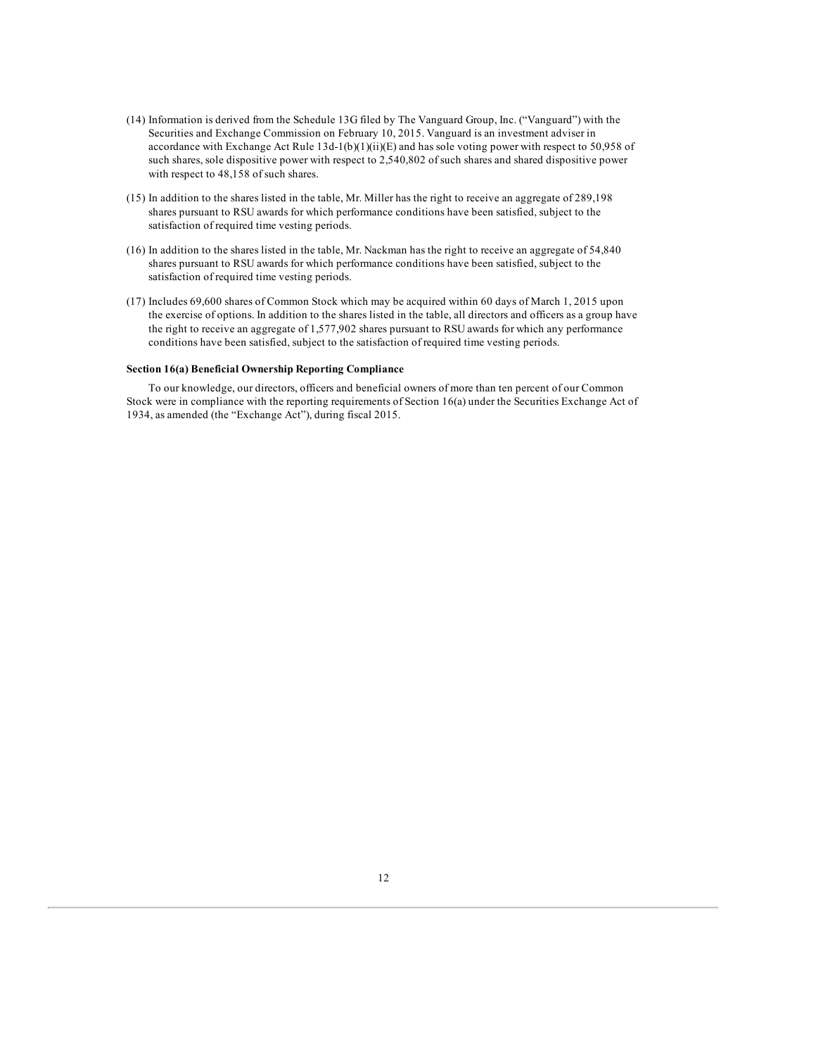(14) Information is derived from the Schedule 13G filed by The Vanguard Group, Inc. ("Vanguard") with the Securities and Exchange Commission on February 10, 2015. Vanguard is an investment adviser in accordance with Exchange Act Rule 13d-1(b)(1)(ii)(E) and has sole voting power with respect to 50,958 of such shares, sole dispositive power with respect to 2,540,802 of such shares and shared dispositive power with respect to 48,158 of such shares.

(15) In addition to the shares listed in the table, Mr. Miller has the right to receive an aggregate of 289,198 shares pursuant to RSU awards for which performance conditions have been satisfied, subject to the satisfaction of required time vesting periods.

(16) In addition to the shares listed in the table, Mr. Nackman has the right to receive an aggregate of 54,840 shares pursuant to RSU awards for which performance conditions have been satisfied, subject to the satisfaction of required time vesting periods.

(17) Includes 69,600 shares of Common Stock which may be acquired within 60 days of March 1, 2015 upon the exercise of options. In addition to the shares listed in the table, all directors and officers as a group have the right to receive an aggregate of 1,577,902 shares pursuant to RSU awards for which any performance conditions have been satisfied, subject to the satisfaction of required time vesting periods.

**Section 16(a) Beneficial Ownership Reporting Compliance**

To our knowledge, our directors, officers and beneficial owners of more than ten percent of our Common Stock were in compliance with the reporting requirements of Section 16(a) under the Securities Exchange Act of 1934, as amended (the "Exchange Act"), during fiscal 2015.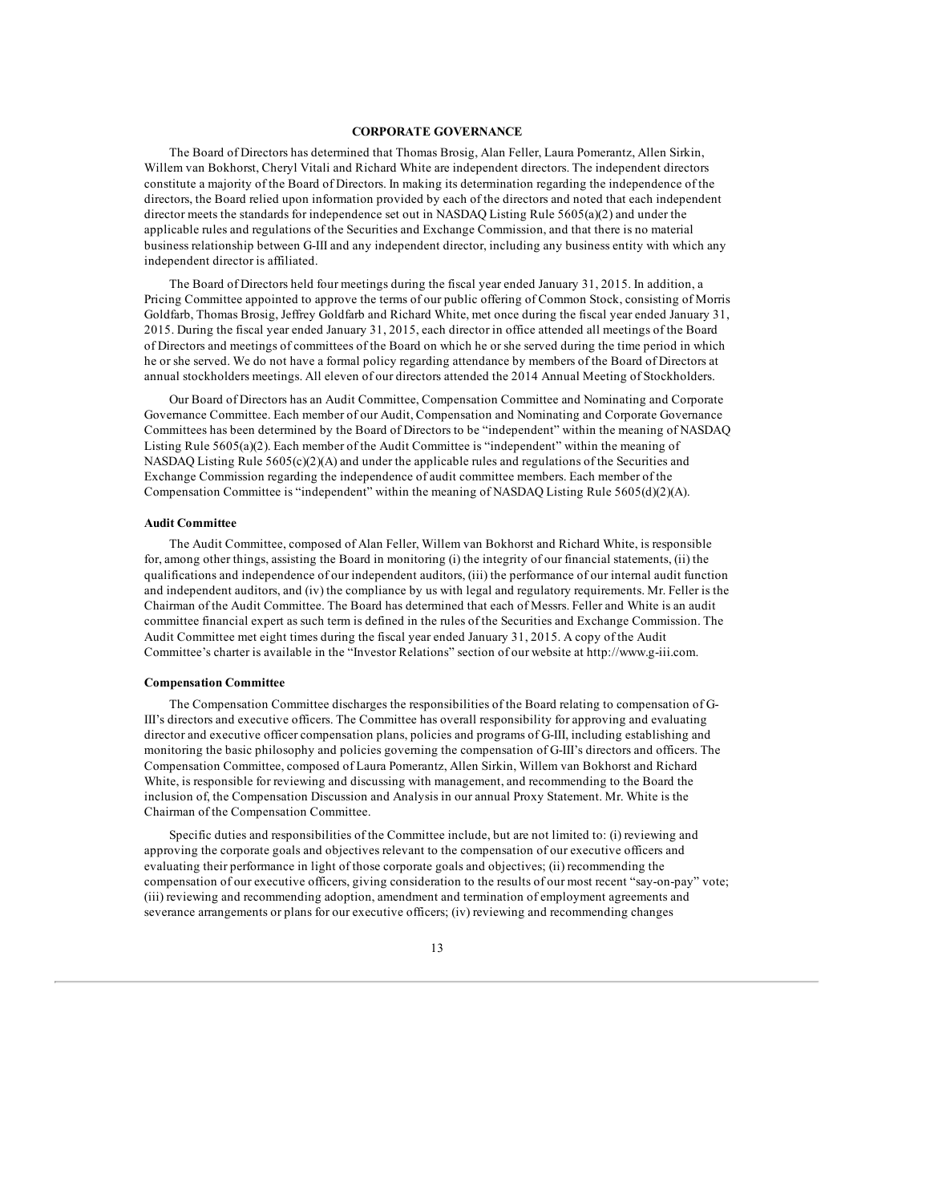## CORPORATE GOVERNANCE

The Board of Directors has determined that Thomas Brosig, Alan Feller, Laura Pomerantz, Allen Sirkin, Willem van Bokhorst, Cheryl Vitali and Richard White are independent directors. The independent directors constitute a majority of the Board of Directors. In making its determination regarding the independence of the directors, the Board relied upon information provided by each of the directors and noted that each independent director meets the standards for independence set out in NASDAQ Listing Rule 5605(a)(2) and under the applicable rules and regulations of the Securities and Exchange Commission, and that there is no material business relationship between G-III and any independent director, including any business entity with which any independent director is affiliated.

The Board of Directors held four meetings during the fiscal year ended January 31, 2015. In addition, a Pricing Committee appointed to approve the terms of our public offering of Common Stock, consisting of Morris Goldfarb, Thomas Brosig, Jeffrey Goldfarb and Richard White, met once during the fiscal year ended January 31, 2015. During the fiscal year ended January 31, 2015, each director in office attended all meetings of the Board of Directors and meetings of committees of the Board on which he or she served during the time period in which he or she served. We do not have a formal policy regarding attendance by members of the Board of Directors at annual stockholders meetings. All eleven of our directors attended the 2014 Annual Meeting of Stockholders.

Our Board of Directors has an Audit Committee, Compensation Committee and Nominating and Corporate Governance Committee. Each member of our Audit, Compensation and Nominating and Corporate Governance Committees has been determined by the Board of Directors to be "independent" within the meaning of NASDAQ Listing Rule 5605(a)(2). Each member of the Audit Committee is "independent" within the meaning of NASDAQ Listing Rule 5605(c)(2)(A) and under the applicable rules and regulations of the Securities and Exchange Commission regarding the independence of audit committee members. Each member of the Compensation Committee is "independent" within the meaning of NASDAQ Listing Rule 5605(d)(2)(A).

### Audit Committee

The Audit Committee, composed of Alan Feller, Willem van Bokhorst and Richard White, is responsible for, among other things, assisting the Board in monitoring (i) the integrity of our financial statements, (ii) the qualifications and independence of our independent auditors, (iii) the performance of our internal audit function and independent auditors, and (iv) the compliance by us with legal and regulatory requirements. Mr. Feller is the Chairman of the Audit Committee. The Board has determined that each of Messrs. Feller and White is an audit committee financial expert as such term is defined in the rules of the Securities and Exchange Commission. The Audit Committee met eight times during the fiscal year ended January 31, 2015. A copy of the Audit Committee's charter is available in the "Investor Relations" section of our website at http://www.g-iii.com.

### Compensation Committee

The Compensation Committee discharges the responsibilities of the Board relating to compensation of G-III's directors and executive officers. The Committee has overall responsibility for approving and evaluating director and executive officer compensation plans, policies and programs of G-III, including establishing and monitoring the basic philosophy and policies governing the compensation of G-III's directors and officers. The Compensation Committee, composed of Laura Pomerantz, Allen Sirkin, Willem van Bokhorst and Richard White, is responsible for reviewing and discussing with management, and recommending to the Board the inclusion of, the Compensation Discussion and Analysis in our annual Proxy Statement. Mr. White is the Chairman of the Compensation Committee.

Specific duties and responsibilities of the Committee include, but are not limited to: (i) reviewing and approving the corporate goals and objectives relevant to the compensation of our executive officers and evaluating their performance in light of those corporate goals and objectives; (ii) recommending the compensation of our executive officers, giving consideration to the results of our most recent "say-on-pay" vote; (iii) reviewing and recommending adoption, amendment and termination of employment agreements and severance arrangements or plans for our executive officers; (iv) reviewing and recommending changes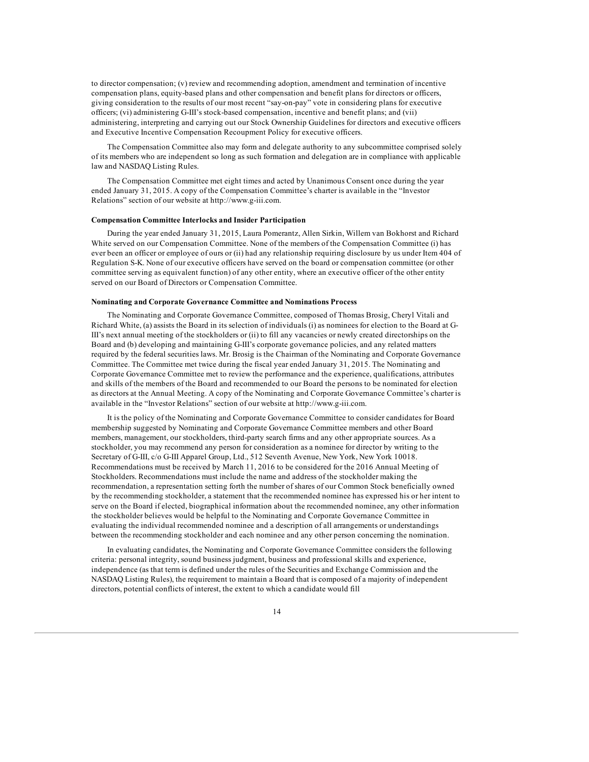to director compensation; (v) review and recommending adoption, amendment and termination of incentive compensation plans, equity-based plans and other compensation and benefit plans for directors or officers, giving consideration to the results of our most recent "say-on-pay" vote in considering plans for executive officers; (vi) administering G-III's stock-based compensation, incentive and benefit plans; and (vii) administering, interpreting and carrying out our Stock Ownership Guidelines for directors and executive officers and Executive Incentive Compensation Recoupment Policy for executive officers.

The Compensation Committee also may form and delegate authority to any subcommittee comprised solely of its members who are independent so long as such formation and delegation are in compliance with applicable law and NASDAQ Listing Rules.

The Compensation Committee met eight times and acted by Unanimous Consent once during the year ended January 31, 2015. A copy of the Compensation Committee's charter is available in the "Investor Relations" section of our website at http://www.g-iii.com.

**Compensation Committee Interlocks and Insider Participation**

During the year ended January 31, 2015, Laura Pomerantz, Allen Sirkin, Willem van Bokhorst and Richard White served on our Compensation Committee. None of the members of the Compensation Committee (i) has ever been an officer or employee of ours or (ii) had any relationship requiring disclosure by us under Item 404 of Regulation S-K. None of our executive officers have served on the board or compensation committee (or other committee serving as equivalent function) of any other entity, where an executive officer of the other entity served on our Board of Directors or Compensation Committee.

**Nominating and Corporate Governance Committee and Nominations Process**

The Nominating and Corporate Governance Committee, composed of Thomas Brosig, Cheryl Vitali and Richard White, (a) assists the Board in its selection of individuals (i) as nominees for election to the Board at G-III's next annual meeting of the stockholders or (ii) to fill any vacancies or newly created directorships on the Board and (b) developing and maintaining G-III's corporate governance policies, and any related matters required by the federal securities laws. Mr. Brosig is the Chairman of the Nominating and Corporate Governance Committee. The Committee met twice during the fiscal year ended January 31, 2015. The Nominating and Corporate Governance Committee met to review the performance and the experience, qualifications, attributes and skills of the members of the Board and recommended to our Board the persons to be nominated for election as directors at the Annual Meeting. A copy of the Nominating and Corporate Governance Committee's charter is available in the "Investor Relations" section of our website at http://www.g-iii.com.

It is the policy of the Nominating and Corporate Governance Committee to consider candidates for Board membership suggested by Nominating and Corporate Governance Committee members and other Board members, management, our stockholders, third-party search firms and any other appropriate sources. As a stockholder, you may recommend any person for consideration as a nominee for director by writing to the Secretary of G-III, c/o G-III Apparel Group, Ltd., 512 Seventh Avenue, New York, New York 10018. Recommendations must be received by March 11, 2016 to be considered for the 2016 Annual Meeting of Stockholders. Recommendations must include the name and address of the stockholder making the recommendation, a representation setting forth the number of shares of our Common Stock beneficially owned by the recommending stockholder, a statement that the recommended nominee has expressed his or her intent to serve on the Board if elected, biographical information about the recommended nominee, any other information the stockholder believes would be helpful to the Nominating and Corporate Governance Committee in evaluating the individual recommended nominee and a description of all arrangements or understandings between the recommending stockholder and each nominee and any other person concerning the nomination.

In evaluating candidates, the Nominating and Corporate Governance Committee considers the following criteria: personal integrity, sound business judgment, business and professional skills and experience, independence (as that term is defined under the rules of the Securities and Exchange Commission and the NASDAQ Listing Rules), the requirement to maintain a Board that is composed of a majority of independent directors, potential conflicts of interest, the extent to which a candidate would fill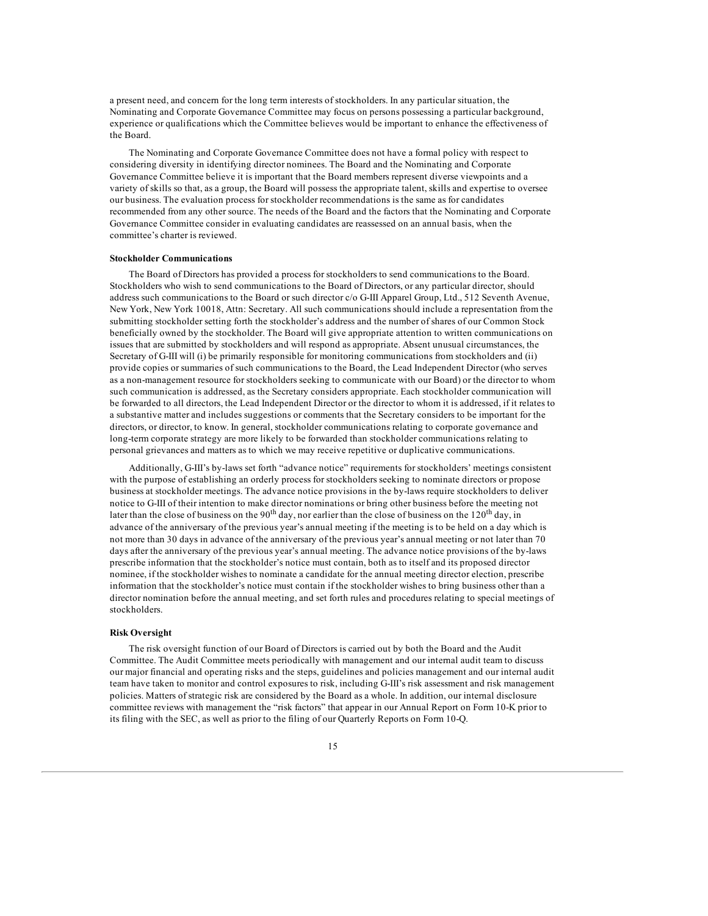a present need, and concern for the long term interests of stockholders. In any particular situation, the Nominating and Corporate Governance Committee may focus on persons possessing a particular background, experience or qualifications which the Committee believes would be important to enhance the effectiveness of the Board.

The Nominating and Corporate Governance Committee does not have a formal policy with respect to considering diversity in identifying director nominees. The Board and the Nominating and Corporate Governance Committee believe it is important that the Board members represent diverse viewpoints and a variety of skills so that, as a group, the Board will possess the appropriate talent, skills and expertise to oversee our business. The evaluation process for stockholder recommendations is the same as for candidates recommended from any other source. The needs of the Board and the factors that the Nominating and Corporate Governance Committee consider in evaluating candidates are reassessed on an annual basis, when the committee's charter is reviewed.

**Stockholder Communications**

The Board of Directors has provided a process for stockholders to send communications to the Board. Stockholders who wish to send communications to the Board of Directors, or any particular director, should address such communications to the Board or such director c/o G-III Apparel Group, Ltd., 512 Seventh Avenue, New York, New York 10018, Attn: Secretary. All such communications should include a representation from the submitting stockholder setting forth the stockholder's address and the number of shares of our Common Stock beneficially owned by the stockholder. The Board will give appropriate attention to written communications on issues that are submitted by stockholders and will respond as appropriate. Absent unusual circumstances, the Secretary of G-III will (i) be primarily responsible for monitoring communications from stockholders and (ii) provide copies or summaries of such communications to the Board, the Lead Independent Director (who serves as a non-management resource for stockholders seeking to communicate with our Board) or the director to whom such communication is addressed, as the Secretary considers appropriate. Each stockholder communication will be forwarded to all directors, the Lead Independent Director or the director to whom it is addressed, if it relates to a substantive matter and includes suggestions or comments that the Secretary considers to be important for the directors, or director, to know. In general, stockholder communications relating to corporate governance and long-term corporate strategy are more likely to be forwarded than stockholder communications relating to personal grievances and matters as to which we may receive repetitive or duplicative communications.

Additionally, G-III's by-laws set forth "advance notice" requirements for stockholders' meetings consistent with the purpose of establishing an orderly process for stockholders seeking to nominate directors or propose business at stockholder meetings. The advance notice provisions in the by-laws require stockholders to deliver notice to G-III of their intention to make director nominations or bring other business before the meeting not later than the close of business on the 90th day, nor earlier than the close of business on the 120th day, in advance of the anniversary of the previous year's annual meeting if the meeting is to be held on a day which is not more than 30 days in advance of the anniversary of the previous year's annual meeting or not later than 70 days after the anniversary of the previous year's annual meeting. The advance notice provisions of the by-laws prescribe information that the stockholder's notice must contain, both as to itself and its proposed director nominee, if the stockholder wishes to nominate a candidate for the annual meeting director election, prescribe information that the stockholder's notice must contain if the stockholder wishes to bring business other than a director nomination before the annual meeting, and set forth rules and procedures relating to special meetings of stockholders.

**Risk Oversight**

The risk oversight function of our Board of Directors is carried out by both the Board and the Audit Committee. The Audit Committee meets periodically with management and our internal audit team to discuss our major financial and operating risks and the steps, guidelines and policies management and our internal audit team have taken to monitor and control exposures to risk, including G-III's risk assessment and risk management policies. Matters of strategic risk are considered by the Board as a whole. In addition, our internal disclosure committee reviews with management the "risk factors" that appear in our Annual Report on Form 10-K prior to its filing with the SEC, as well as prior to the filing of our Quarterly Reports on Form 10-Q.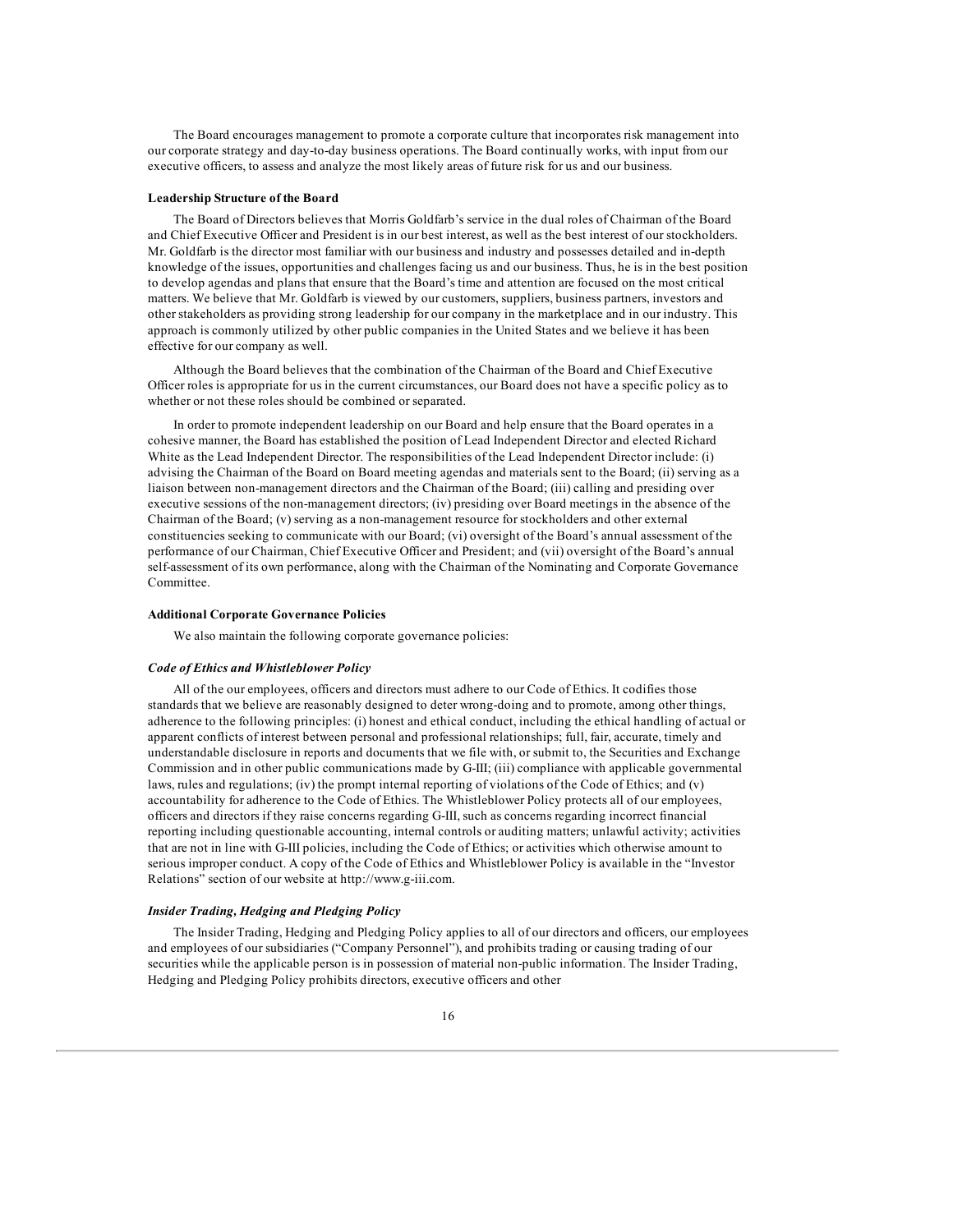The Board encourages management to promote a corporate culture that incorporates risk management into our corporate strategy and day-to-day business operations. The Board continually works, with input from our executive officers, to assess and analyze the most likely areas of future risk for us and our business.

**Leadership Structure of the Board**

The Board of Directors believes that Morris Goldfarb's service in the dual roles of Chairman of the Board and Chief Executive Officer and President is in our best interest, as well as the best interest of our stockholders. Mr. Goldfarb is the director most familiar with our business and industry and possesses detailed and in-depth knowledge of the issues, opportunities and challenges facing us and our business. Thus, he is in the best position to develop agendas and plans that ensure that the Board's time and attention are focused on the most critical matters. We believe that Mr. Goldfarb is viewed by our customers, suppliers, business partners, investors and other stakeholders as providing strong leadership for our company in the marketplace and in our industry. This approach is commonly utilized by other public companies in the United States and we believe it has been effective for our company as well.

Although the Board believes that the combination of the Chairman of the Board and Chief Executive Officer roles is appropriate for us in the current circumstances, our Board does not have a specific policy as to whether or not these roles should be combined or separated.

In order to promote independent leadership on our Board and help ensure that the Board operates in a cohesive manner, the Board has established the position of Lead Independent Director and elected Richard White as the Lead Independent Director. The responsibilities of the Lead Independent Director include: (i) advising the Chairman of the Board on Board meeting agendas and materials sent to the Board; (ii) serving as a liaison between non-management directors and the Chairman of the Board; (iii) calling and presiding over executive sessions of the non-management directors; (iv) presiding over Board meetings in the absence of the Chairman of the Board; (v) serving as a non-management resource for stockholders and other external constituencies seeking to communicate with our Board; (vi) oversight of the Board's annual assessment of the performance of our Chairman, Chief Executive Officer and President; and (vii) oversight of the Board's annual self-assessment of its own performance, along with the Chairman of the Nominating and Corporate Governance Committee.

**Additional Corporate Governance Policies**

We also maintain the following corporate governance policies:

***Code of Ethics and Whistleblower Policy***

All of the our employees, officers and directors must adhere to our Code of Ethics. It codifies those standards that we believe are reasonably designed to deter wrong-doing and to promote, among other things, adherence to the following principles: (i) honest and ethical conduct, including the ethical handling of actual or apparent conflicts of interest between personal and professional relationships; full, fair, accurate, timely and understandable disclosure in reports and documents that we file with, or submit to, the Securities and Exchange Commission and in other public communications made by G-III; (iii) compliance with applicable governmental laws, rules and regulations; (iv) the prompt internal reporting of violations of the Code of Ethics; and (v) accountability for adherence to the Code of Ethics. The Whistleblower Policy protects all of our employees, officers and directors if they raise concerns regarding G-III, such as concerns regarding incorrect financial reporting including questionable accounting, internal controls or auditing matters; unlawful activity; activities that are not in line with G-III policies, including the Code of Ethics; or activities which otherwise amount to serious improper conduct. A copy of the Code of Ethics and Whistleblower Policy is available in the "Investor Relations" section of our website at http://www.g-iii.com.

***Insider Trading, Hedging and Pledging Policy***

The Insider Trading, Hedging and Pledging Policy applies to all of our directors and officers, our employees and employees of our subsidiaries ("Company Personnel"), and prohibits trading or causing trading of our securities while the applicable person is in possession of material non-public information. The Insider Trading, Hedging and Pledging Policy prohibits directors, executive officers and other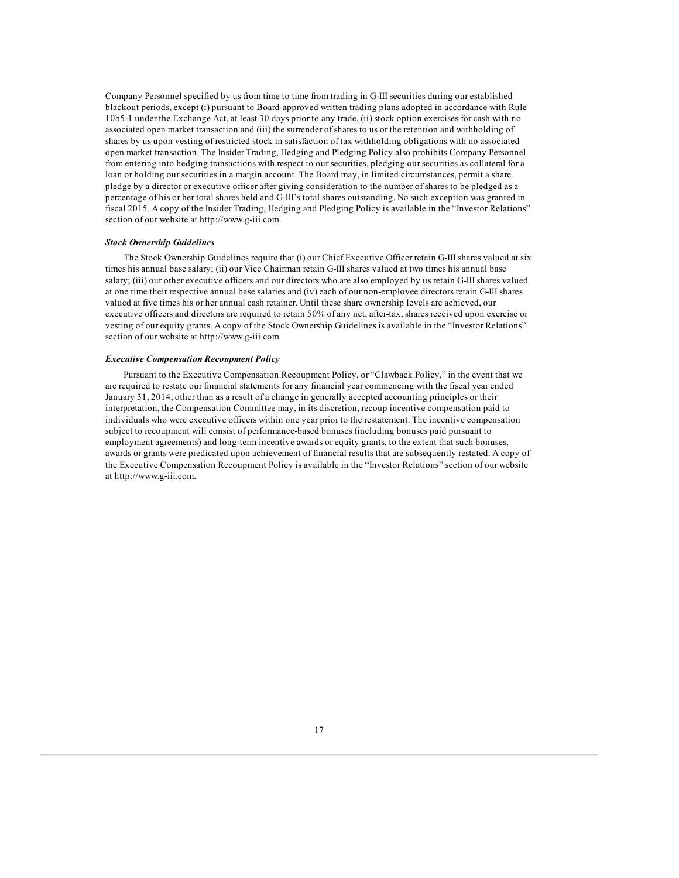Company Personnel specified by us from time to time from trading in G-III securities during our established blackout periods, except (i) pursuant to Board-approved written trading plans adopted in accordance with Rule 10b5-1 under the Exchange Act, at least 30 days prior to any trade, (ii) stock option exercises for cash with no associated open market transaction and (iii) the surrender of shares to us or the retention and withholding of shares by us upon vesting of restricted stock in satisfaction of tax withholding obligations with no associated open market transaction. The Insider Trading, Hedging and Pledging Policy also prohibits Company Personnel from entering into hedging transactions with respect to our securities, pledging our securities as collateral for a loan or holding our securities in a margin account. The Board may, in limited circumstances, permit a share pledge by a director or executive officer after giving consideration to the number of shares to be pledged as a percentage of his or her total shares held and G-III's total shares outstanding. No such exception was granted in fiscal 2015. A copy of the Insider Trading, Hedging and Pledging Policy is available in the "Investor Relations" section of our website at http://www.g-iii.com.

***Stock Ownership Guidelines***

The Stock Ownership Guidelines require that (i) our Chief Executive Officer retain G-III shares valued at six times his annual base salary; (ii) our Vice Chairman retain G-III shares valued at two times his annual base salary; (iii) our other executive officers and our directors who are also employed by us retain G-III shares valued at one time their respective annual base salaries and (iv) each of our non-employee directors retain G-III shares valued at five times his or her annual cash retainer. Until these share ownership levels are achieved, our executive officers and directors are required to retain 50% of any net, after-tax, shares received upon exercise or vesting of our equity grants. A copy of the Stock Ownership Guidelines is available in the "Investor Relations" section of our website at http://www.g-iii.com.

***Executive Compensation Recoupment Policy***

Pursuant to the Executive Compensation Recoupment Policy, or "Clawback Policy," in the event that we are required to restate our financial statements for any financial year commencing with the fiscal year ended January 31, 2014, other than as a result of a change in generally accepted accounting principles or their interpretation, the Compensation Committee may, in its discretion, recoup incentive compensation paid to individuals who were executive officers within one year prior to the restatement. The incentive compensation subject to recoupment will consist of performance-based bonuses (including bonuses paid pursuant to employment agreements) and long-term incentive awards or equity grants, to the extent that such bonuses, awards or grants were predicated upon achievement of financial results that are subsequently restated. A copy of the Executive Compensation Recoupment Policy is available in the "Investor Relations" section of our website at http://www.g-iii.com.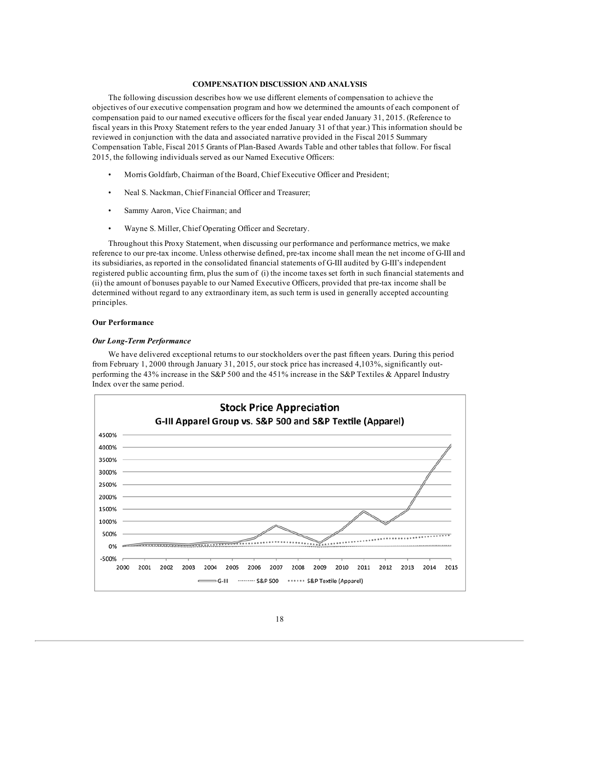## COMPENSATION DISCUSSION AND ANALYSIS

The following discussion describes how we use different elements of compensation to achieve the objectives of our executive compensation program and how we determined the amounts of each component of compensation paid to our named executive officers for the fiscal year ended January 31, 2015. (Reference to fiscal years in this Proxy Statement refers to the year ended January 31 of that year.) This information should be reviewed in conjunction with the data and associated narrative provided in the Fiscal 2015 Summary Compensation Table, Fiscal 2015 Grants of Plan-Based Awards Table and other tables that follow. For fiscal 2015, the following individuals served as our Named Executive Officers:

- Morris Goldfarb, Chairman of the Board, Chief Executive Officer and President;
- Neal S. Nackman, Chief Financial Officer and Treasurer;
- Sammy Aaron, Vice Chairman; and
- Wayne S. Miller, Chief Operating Officer and Secretary.

Throughout this Proxy Statement, when discussing our performance and performance metrics, we make reference to our pre-tax income. Unless otherwise defined, pre-tax income shall mean the net income of G-III and its subsidiaries, as reported in the consolidated financial statements of G-III audited by G-III's independent registered public accounting firm, plus the sum of (i) the income taxes set forth in such financial statements and (ii) the amount of bonuses payable to our Named Executive Officers, provided that pre-tax income shall be determined without regard to any extraordinary item, as such term is used in generally accepted accounting principles.

### Our Performance

#### *Our Long-Term Performance*

We have delivered exceptional returns to our stockholders over the past fifteen years. During this period from February 1, 2000 through January 31, 2015, our stock price has increased 4,103%, significantly out-performing the 43% increase in the S&P 500 and the 451% increase in the S&P Textiles & Apparel Industry Index over the same period.

**Stock Price Appreciation**
**G-III Apparel Group vs. S&P 500 and S&P Textile (Apparel)**

(Chart: y-axis -500% to 4500%; x-axis 2000–2015; series: G-III, S&P 500, S&P Textile (Apparel))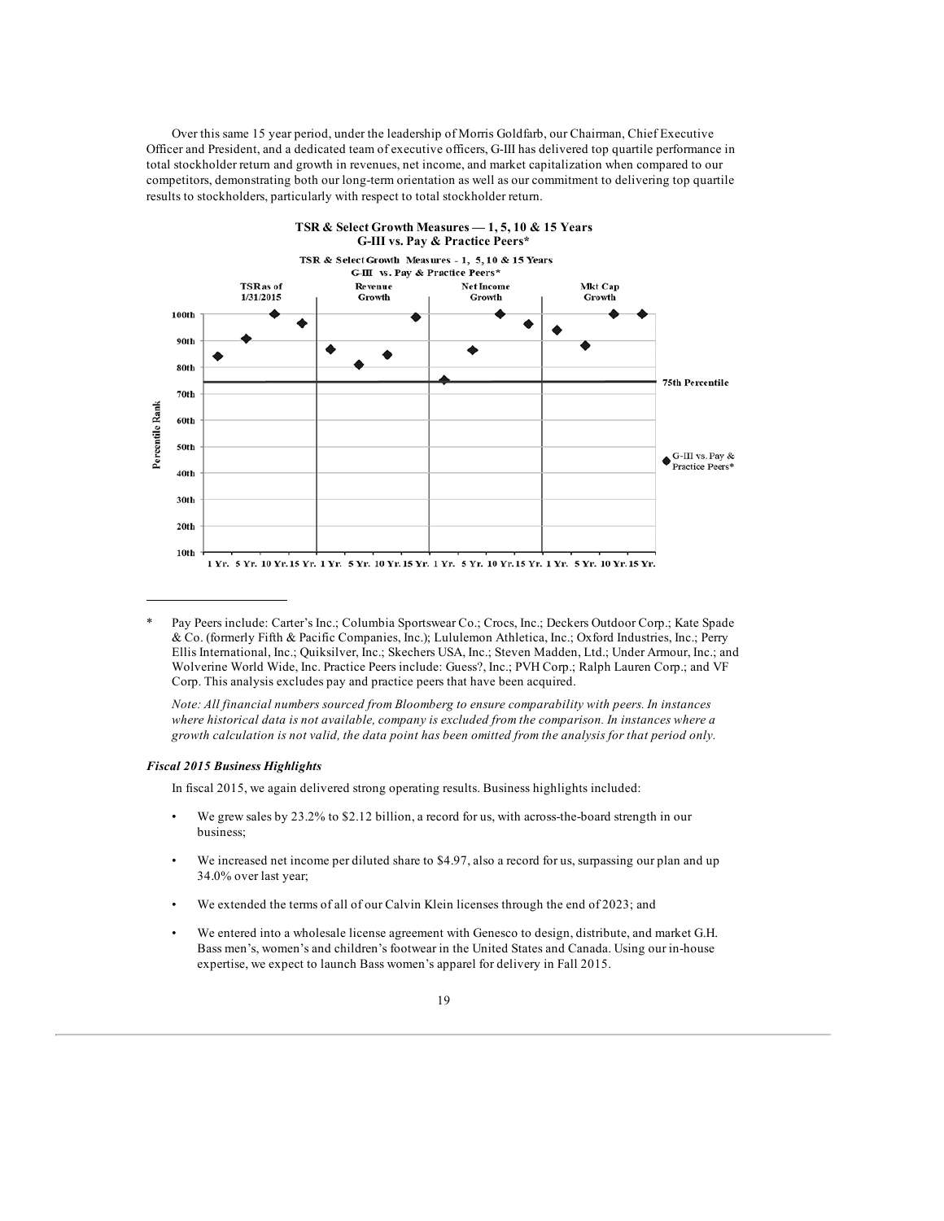Over this same 15 year period, under the leadership of Morris Goldfarb, our Chairman, Chief Executive Officer and President, and a dedicated team of executive officers, G-III has delivered top quartile performance in total stockholder return and growth in revenues, net income, and market capitalization when compared to our competitors, demonstrating both our long-term orientation as well as our commitment to delivering top quartile results to stockholders, particularly with respect to total stockholder return.

**TSR & Select Growth Measures — 1, 5, 10 & 15 Years**
**G-III vs. Pay & Practice Peers***

---

\* Pay Peers include: Carter's Inc.; Columbia Sportswear Co.; Crocs, Inc.; Deckers Outdoor Corp.; Kate Spade & Co. (formerly Fifth & Pacific Companies, Inc.); Lululemon Athletica, Inc.; Oxford Industries, Inc.; Perry Ellis International, Inc.; Quiksilver, Inc.; Skechers USA, Inc.; Steven Madden, Ltd.; Under Armour, Inc.; and Wolverine World Wide, Inc. Practice Peers include: Guess?, Inc.; PVH Corp.; Ralph Lauren Corp.; and VF Corp. This analysis excludes pay and practice peers that have been acquired.

*Note: All financial numbers sourced from Bloomberg to ensure comparability with peers. In instances where historical data is not available, company is excluded from the comparison. In instances where a growth calculation is not valid, the data point has been omitted from the analysis for that period only.*

### *Fiscal 2015 Business Highlights*

In fiscal 2015, we again delivered strong operating results. Business highlights included:

- We grew sales by 23.2% to $2.12 billion, a record for us, with across-the-board strength in our business;
- We increased net income per diluted share to $4.97, also a record for us, surpassing our plan and up 34.0% over last year;
- We extended the terms of all of our Calvin Klein licenses through the end of 2023; and
- We entered into a wholesale license agreement with Genesco to design, distribute, and market G.H. Bass men's, women's and children's footwear in the United States and Canada. Using our in-house expertise, we expect to launch Bass women's apparel for delivery in Fall 2015.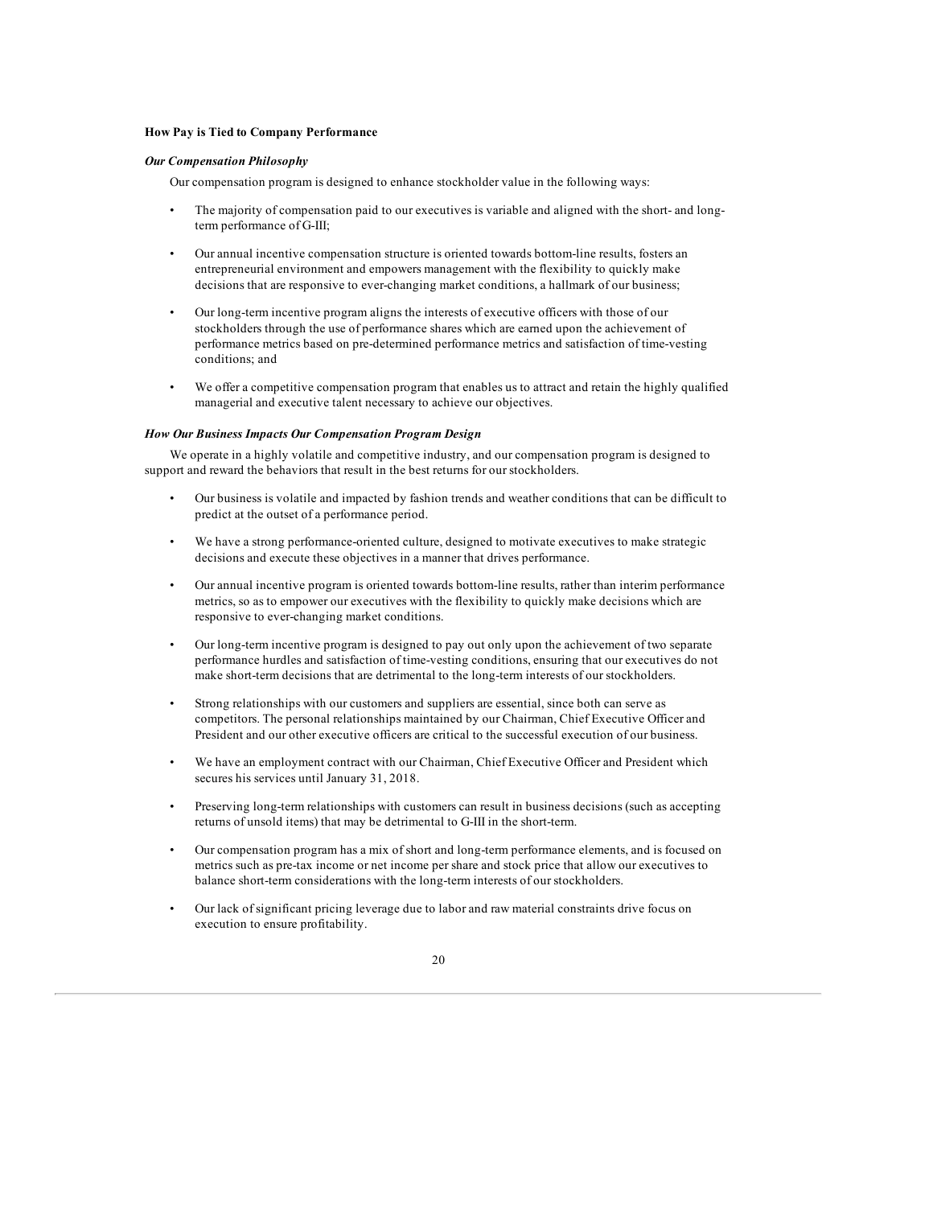**How Pay is Tied to Company Performance**

***Our Compensation Philosophy***

Our compensation program is designed to enhance stockholder value in the following ways:

- The majority of compensation paid to our executives is variable and aligned with the short- and long-term performance of G-III;
- Our annual incentive compensation structure is oriented towards bottom-line results, fosters an entrepreneurial environment and empowers management with the flexibility to quickly make decisions that are responsive to ever-changing market conditions, a hallmark of our business;
- Our long-term incentive program aligns the interests of executive officers with those of our stockholders through the use of performance shares which are earned upon the achievement of performance metrics based on pre-determined performance metrics and satisfaction of time-vesting conditions; and
- We offer a competitive compensation program that enables us to attract and retain the highly qualified managerial and executive talent necessary to achieve our objectives.

***How Our Business Impacts Our Compensation Program Design***

We operate in a highly volatile and competitive industry, and our compensation program is designed to support and reward the behaviors that result in the best returns for our stockholders.

- Our business is volatile and impacted by fashion trends and weather conditions that can be difficult to predict at the outset of a performance period.
- We have a strong performance-oriented culture, designed to motivate executives to make strategic decisions and execute these objectives in a manner that drives performance.
- Our annual incentive program is oriented towards bottom-line results, rather than interim performance metrics, so as to empower our executives with the flexibility to quickly make decisions which are responsive to ever-changing market conditions.
- Our long-term incentive program is designed to pay out only upon the achievement of two separate performance hurdles and satisfaction of time-vesting conditions, ensuring that our executives do not make short-term decisions that are detrimental to the long-term interests of our stockholders.
- Strong relationships with our customers and suppliers are essential, since both can serve as competitors. The personal relationships maintained by our Chairman, Chief Executive Officer and President and our other executive officers are critical to the successful execution of our business.
- We have an employment contract with our Chairman, Chief Executive Officer and President which secures his services until January 31, 2018.
- Preserving long-term relationships with customers can result in business decisions (such as accepting returns of unsold items) that may be detrimental to G-III in the short-term.
- Our compensation program has a mix of short and long-term performance elements, and is focused on metrics such as pre-tax income or net income per share and stock price that allow our executives to balance short-term considerations with the long-term interests of our stockholders.
- Our lack of significant pricing leverage due to labor and raw material constraints drive focus on execution to ensure profitability.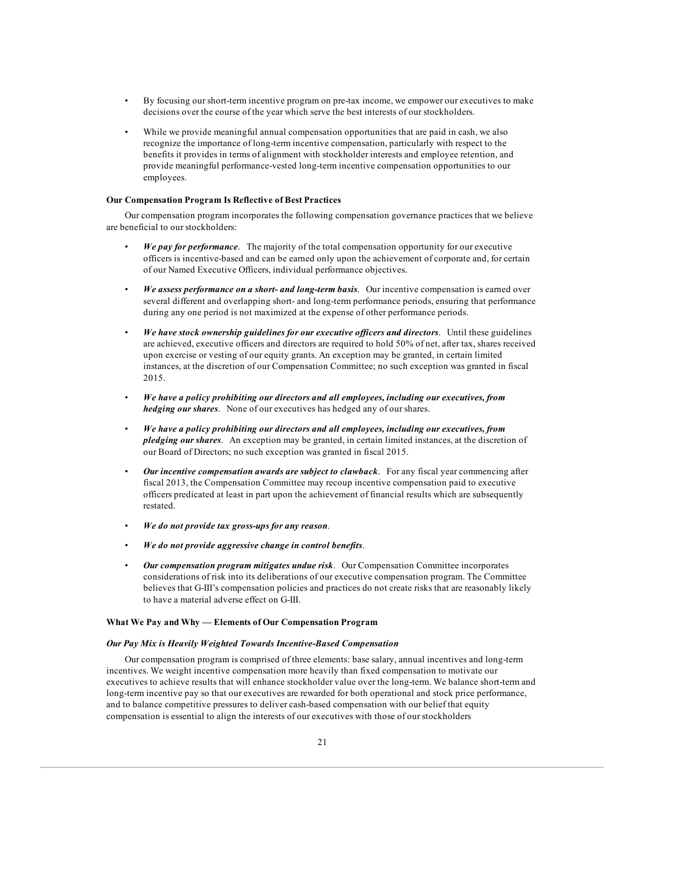- By focusing our short-term incentive program on pre-tax income, we empower our executives to make decisions over the course of the year which serve the best interests of our stockholders.
- While we provide meaningful annual compensation opportunities that are paid in cash, we also recognize the importance of long-term incentive compensation, particularly with respect to the benefits it provides in terms of alignment with stockholder interests and employee retention, and provide meaningful performance-vested long-term incentive compensation opportunities to our employees.

**Our Compensation Program Is Reflective of Best Practices**

Our compensation program incorporates the following compensation governance practices that we believe are beneficial to our stockholders:

- ***We pay for performance***. The majority of the total compensation opportunity for our executive officers is incentive-based and can be earned only upon the achievement of corporate and, for certain of our Named Executive Officers, individual performance objectives.
- ***We assess performance on a short- and long-term basis***. Our incentive compensation is earned over several different and overlapping short- and long-term performance periods, ensuring that performance during any one period is not maximized at the expense of other performance periods.
- ***We have stock ownership guidelines for our executive officers and directors***. Until these guidelines are achieved, executive officers and directors are required to hold 50% of net, after tax, shares received upon exercise or vesting of our equity grants. An exception may be granted, in certain limited instances, at the discretion of our Compensation Committee; no such exception was granted in fiscal 2015.
- ***We have a policy prohibiting our directors and all employees, including our executives, from hedging our shares***. None of our executives has hedged any of our shares.
- ***We have a policy prohibiting our directors and all employees, including our executives, from pledging our shares***. An exception may be granted, in certain limited instances, at the discretion of our Board of Directors; no such exception was granted in fiscal 2015.
- ***Our incentive compensation awards are subject to clawback***. For any fiscal year commencing after fiscal 2013, the Compensation Committee may recoup incentive compensation paid to executive officers predicated at least in part upon the achievement of financial results which are subsequently restated.
- ***We do not provide tax gross-ups for any reason***.
- ***We do not provide aggressive change in control benefits***.
- ***Our compensation program mitigates undue risk***. Our Compensation Committee incorporates considerations of risk into its deliberations of our executive compensation program. The Committee believes that G-III's compensation policies and practices do not create risks that are reasonably likely to have a material adverse effect on G-III.

**What We Pay and Why — Elements of Our Compensation Program**

***Our Pay Mix is Heavily Weighted Towards Incentive-Based Compensation***

Our compensation program is comprised of three elements: base salary, annual incentives and long-term incentives. We weight incentive compensation more heavily than fixed compensation to motivate our executives to achieve results that will enhance stockholder value over the long-term. We balance short-term and long-term incentive pay so that our executives are rewarded for both operational and stock price performance, and to balance competitive pressures to deliver cash-based compensation with our belief that equity compensation is essential to align the interests of our executives with those of our stockholders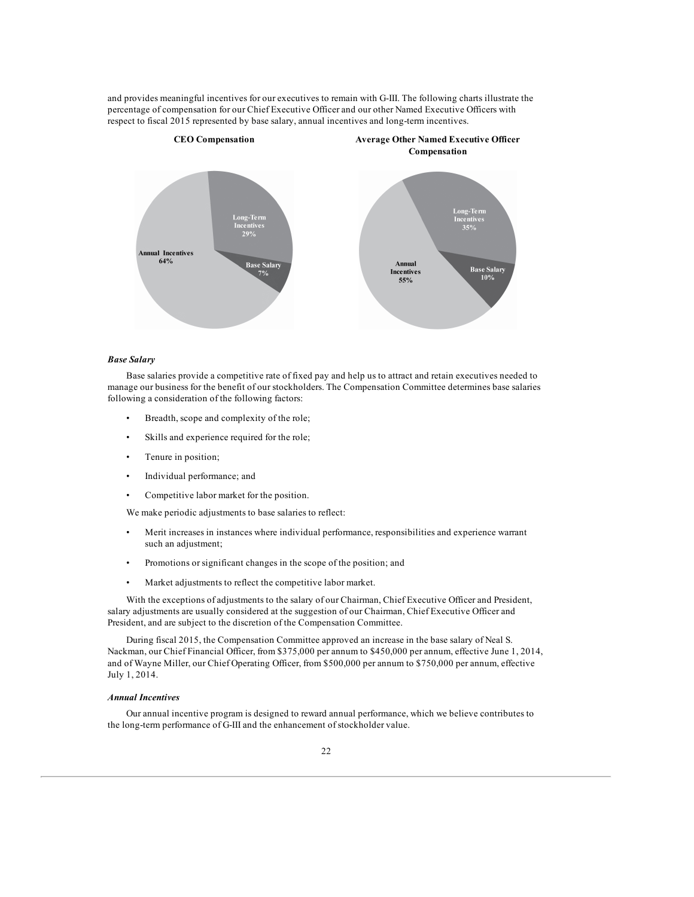and provides meaningful incentives for our executives to remain with G-III. The following charts illustrate the percentage of compensation for our Chief Executive Officer and our other Named Executive Officers with respect to fiscal 2015 represented by base salary, annual incentives and long-term incentives.

**CEO Compensation**

Long-Term Incentives 29%

Annual Incentives 64%

Base Salary 7%

**Average Other Named Executive Officer Compensation**

Long-Term Incentives 35%

Annual Incentives 55%

Base Salary 10%

***Base Salary***

Base salaries provide a competitive rate of fixed pay and help us to attract and retain executives needed to manage our business for the benefit of our stockholders. The Compensation Committee determines base salaries following a consideration of the following factors:

- Breadth, scope and complexity of the role;
- Skills and experience required for the role;
- Tenure in position;
- Individual performance; and
- Competitive labor market for the position.

We make periodic adjustments to base salaries to reflect:

- Merit increases in instances where individual performance, responsibilities and experience warrant such an adjustment;
- Promotions or significant changes in the scope of the position; and
- Market adjustments to reflect the competitive labor market.

With the exceptions of adjustments to the salary of our Chairman, Chief Executive Officer and President, salary adjustments are usually considered at the suggestion of our Chairman, Chief Executive Officer and President, and are subject to the discretion of the Compensation Committee.

During fiscal 2015, the Compensation Committee approved an increase in the base salary of Neal S. Nackman, our Chief Financial Officer, from $375,000 per annum to $450,000 per annum, effective June 1, 2014, and of Wayne Miller, our Chief Operating Officer, from $500,000 per annum to $750,000 per annum, effective July 1, 2014.

***Annual Incentives***

Our annual incentive program is designed to reward annual performance, which we believe contributes to the long-term performance of G-III and the enhancement of stockholder value.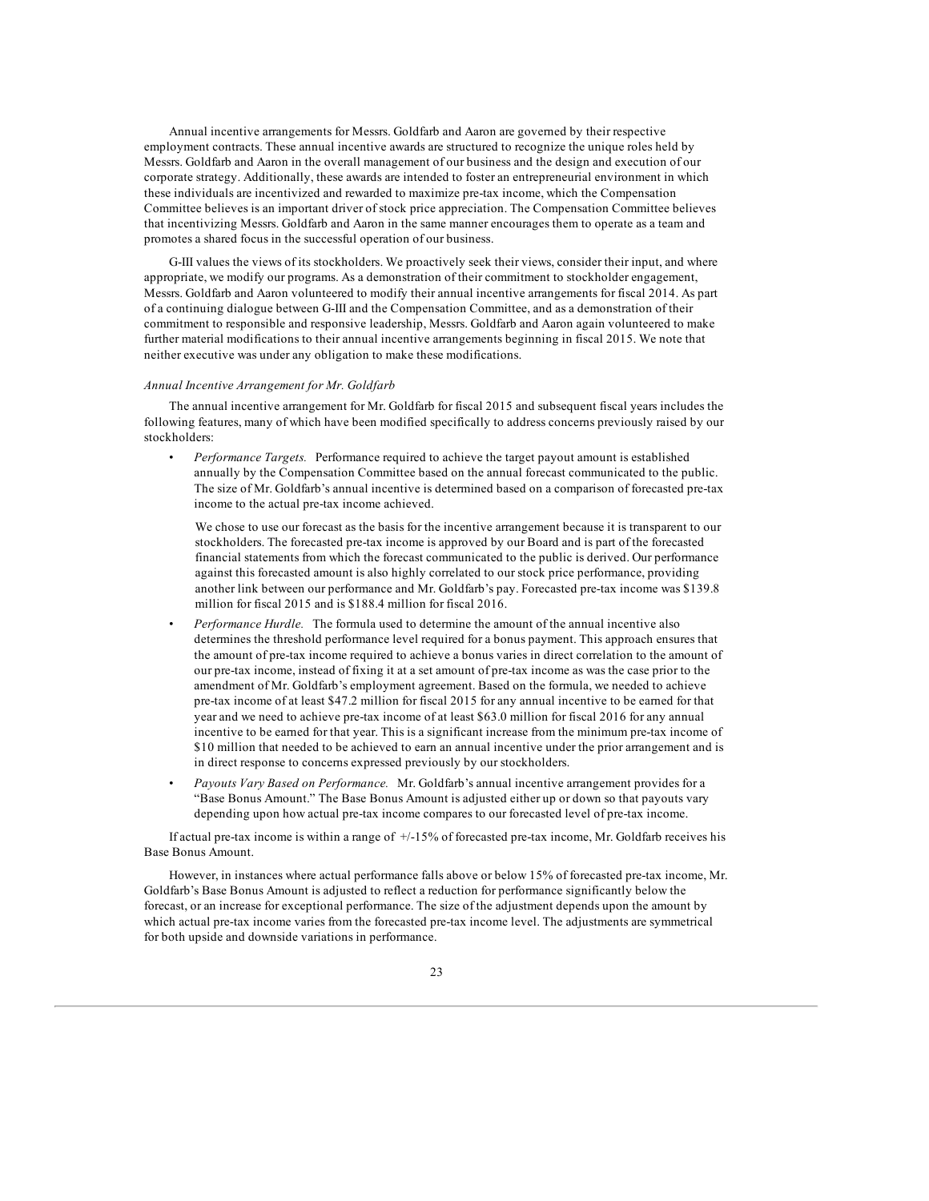Annual incentive arrangements for Messrs. Goldfarb and Aaron are governed by their respective employment contracts. These annual incentive awards are structured to recognize the unique roles held by Messrs. Goldfarb and Aaron in the overall management of our business and the design and execution of our corporate strategy. Additionally, these awards are intended to foster an entrepreneurial environment in which these individuals are incentivized and rewarded to maximize pre-tax income, which the Compensation Committee believes is an important driver of stock price appreciation. The Compensation Committee believes that incentivizing Messrs. Goldfarb and Aaron in the same manner encourages them to operate as a team and promotes a shared focus in the successful operation of our business.

G-III values the views of its stockholders. We proactively seek their views, consider their input, and where appropriate, we modify our programs. As a demonstration of their commitment to stockholder engagement, Messrs. Goldfarb and Aaron volunteered to modify their annual incentive arrangements for fiscal 2014. As part of a continuing dialogue between G-III and the Compensation Committee, and as a demonstration of their commitment to responsible and responsive leadership, Messrs. Goldfarb and Aaron again volunteered to make further material modifications to their annual incentive arrangements beginning in fiscal 2015. We note that neither executive was under any obligation to make these modifications.

*Annual Incentive Arrangement for Mr. Goldfarb*

The annual incentive arrangement for Mr. Goldfarb for fiscal 2015 and subsequent fiscal years includes the following features, many of which have been modified specifically to address concerns previously raised by our stockholders:

- *Performance Targets.* Performance required to achieve the target payout amount is established annually by the Compensation Committee based on the annual forecast communicated to the public. The size of Mr. Goldfarb's annual incentive is determined based on a comparison of forecasted pre-tax income to the actual pre-tax income achieved.

  We chose to use our forecast as the basis for the incentive arrangement because it is transparent to our stockholders. The forecasted pre-tax income is approved by our Board and is part of the forecasted financial statements from which the forecast communicated to the public is derived. Our performance against this forecasted amount is also highly correlated to our stock price performance, providing another link between our performance and Mr. Goldfarb's pay. Forecasted pre-tax income was $139.8 million for fiscal 2015 and is $188.4 million for fiscal 2016.

- *Performance Hurdle.* The formula used to determine the amount of the annual incentive also determines the threshold performance level required for a bonus payment. This approach ensures that the amount of pre-tax income required to achieve a bonus varies in direct correlation to the amount of our pre-tax income, instead of fixing it at a set amount of pre-tax income as was the case prior to the amendment of Mr. Goldfarb's employment agreement. Based on the formula, we needed to achieve pre-tax income of at least $47.2 million for fiscal 2015 for any annual incentive to be earned for that year and we need to achieve pre-tax income of at least $63.0 million for fiscal 2016 for any annual incentive to be earned for that year. This is a significant increase from the minimum pre-tax income of $10 million that needed to be achieved to earn an annual incentive under the prior arrangement and is in direct response to concerns expressed previously by our stockholders.

- *Payouts Vary Based on Performance.* Mr. Goldfarb's annual incentive arrangement provides for a "Base Bonus Amount." The Base Bonus Amount is adjusted either up or down so that payouts vary depending upon how actual pre-tax income compares to our forecasted level of pre-tax income.

If actual pre-tax income is within a range of +/-15% of forecasted pre-tax income, Mr. Goldfarb receives his Base Bonus Amount.

However, in instances where actual performance falls above or below 15% of forecasted pre-tax income, Mr. Goldfarb's Base Bonus Amount is adjusted to reflect a reduction for performance significantly below the forecast, or an increase for exceptional performance. The size of the adjustment depends upon the amount by which actual pre-tax income varies from the forecasted pre-tax income level. The adjustments are symmetrical for both upside and downside variations in performance.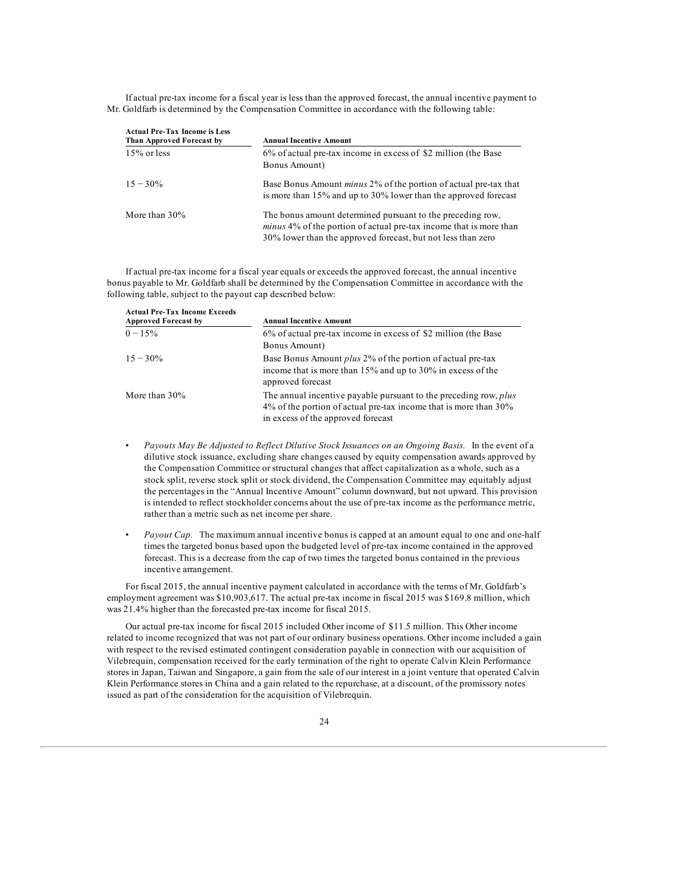If actual pre-tax income for a fiscal year is less than the approved forecast, the annual incentive payment to Mr. Goldfarb is determined by the Compensation Committee in accordance with the following table:

| Actual Pre-Tax Income is Less Than Approved Forecast by | Annual Incentive Amount |
| --- | --- |
| 15% or less | 6% of actual pre-tax income in excess of $2 million (the Base Bonus Amount) |
| 15 − 30% | Base Bonus Amount *minus* 2% of the portion of actual pre-tax that is more than 15% and up to 30% lower than the approved forecast |
| More than 30% | The bonus amount determined pursuant to the preceding row, *minus* 4% of the portion of actual pre-tax income that is more than 30% lower than the approved forecast, but not less than zero |

If actual pre-tax income for a fiscal year equals or exceeds the approved forecast, the annual incentive bonus payable to Mr. Goldfarb shall be determined by the Compensation Committee in accordance with the following table, subject to the payout cap described below:

| Actual Pre-Tax Income Exceeds Approved Forecast by | Annual Incentive Amount |
| --- | --- |
| 0 − 15% | 6% of actual pre-tax income in excess of $2 million (the Base Bonus Amount) |
| 15 − 30% | Base Bonus Amount *plus* 2% of the portion of actual pre-tax income that is more than 15% and up to 30% in excess of the approved forecast |
| More than 30% | The annual incentive payable pursuant to the preceding row, *plus* 4% of the portion of actual pre-tax income that is more than 30% in excess of the approved forecast |

- *Payouts May Be Adjusted to Reflect Dilutive Stock Issuances on an Ongoing Basis.* In the event of a dilutive stock issuance, excluding share changes caused by equity compensation awards approved by the Compensation Committee or structural changes that affect capitalization as a whole, such as a stock split, reverse stock split or stock dividend, the Compensation Committee may equitably adjust the percentages in the "Annual Incentive Amount" column downward, but not upward. This provision is intended to reflect stockholder concerns about the use of pre-tax income as the performance metric, rather than a metric such as net income per share.
- *Payout Cap.* The maximum annual incentive bonus is capped at an amount equal to one and one-half times the targeted bonus based upon the budgeted level of pre-tax income contained in the approved forecast. This is a decrease from the cap of two times the targeted bonus contained in the previous incentive arrangement.

For fiscal 2015, the annual incentive payment calculated in accordance with the terms of Mr. Goldfarb's employment agreement was $10,903,617. The actual pre-tax income in fiscal 2015 was $169.8 million, which was 21.4% higher than the forecasted pre-tax income for fiscal 2015.

Our actual pre-tax income for fiscal 2015 included Other income of $11.5 million. This Other income related to income recognized that was not part of our ordinary business operations. Other income included a gain with respect to the revised estimated contingent consideration payable in connection with our acquisition of Vilebrequin, compensation received for the early termination of the right to operate Calvin Klein Performance stores in Japan, Taiwan and Singapore, a gain from the sale of our interest in a joint venture that operated Calvin Klein Performance stores in China and a gain related to the repurchase, at a discount, of the promissory notes issued as part of the consideration for the acquisition of Vilebrequin.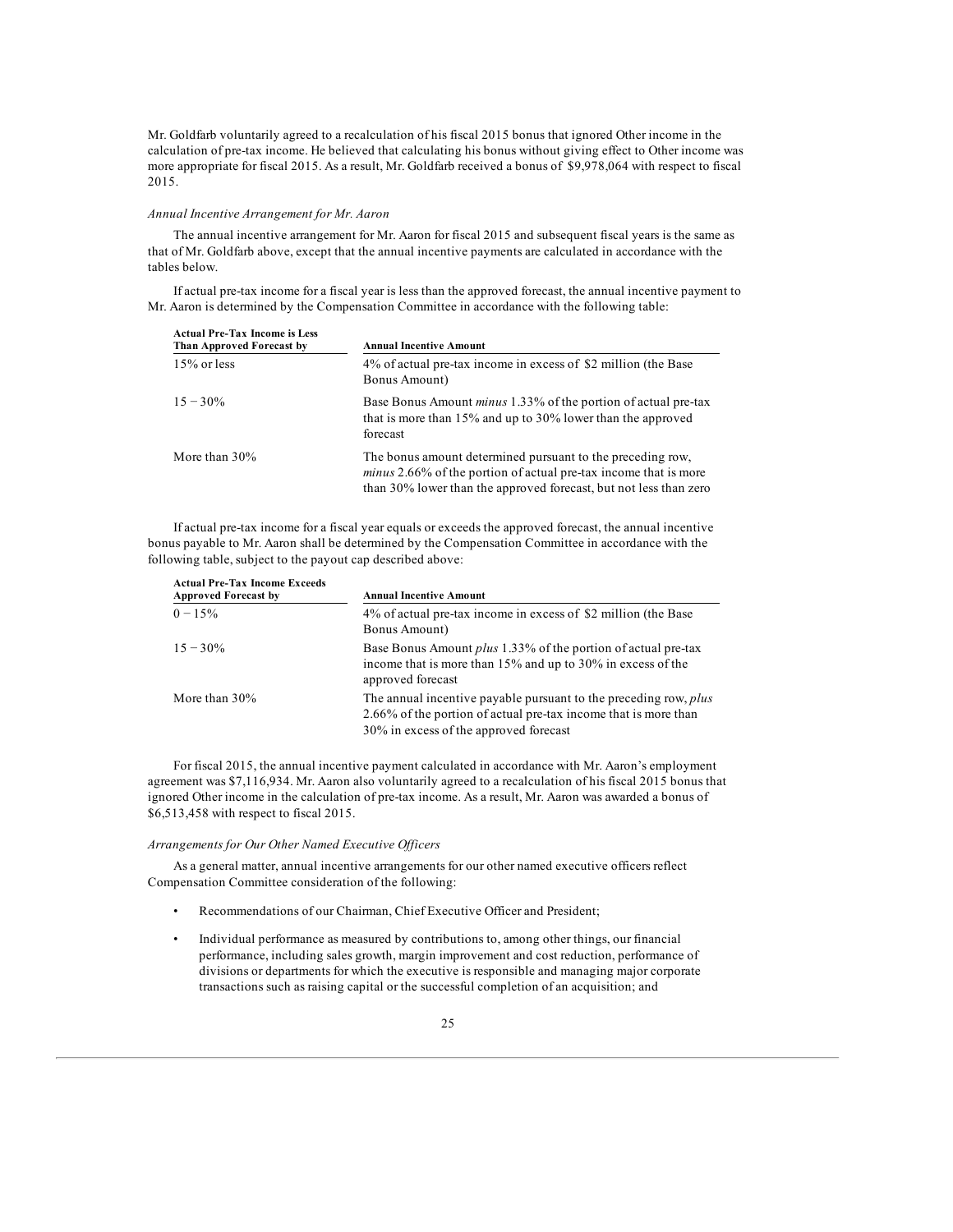Mr. Goldfarb voluntarily agreed to a recalculation of his fiscal 2015 bonus that ignored Other income in the calculation of pre-tax income. He believed that calculating his bonus without giving effect to Other income was more appropriate for fiscal 2015. As a result, Mr. Goldfarb received a bonus of $9,978,064 with respect to fiscal 2015.

*Annual Incentive Arrangement for Mr. Aaron*

The annual incentive arrangement for Mr. Aaron for fiscal 2015 and subsequent fiscal years is the same as that of Mr. Goldfarb above, except that the annual incentive payments are calculated in accordance with the tables below.

If actual pre-tax income for a fiscal year is less than the approved forecast, the annual incentive payment to Mr. Aaron is determined by the Compensation Committee in accordance with the following table:

| Actual Pre-Tax Income is Less Than Approved Forecast by | Annual Incentive Amount |
|---|---|
| 15% or less | 4% of actual pre-tax income in excess of $2 million (the Base Bonus Amount) |
| 15 − 30% | Base Bonus Amount *minus* 1.33% of the portion of actual pre-tax that is more than 15% and up to 30% lower than the approved forecast |
| More than 30% | The bonus amount determined pursuant to the preceding row, *minus* 2.66% of the portion of actual pre-tax income that is more than 30% lower than the approved forecast, but not less than zero |

If actual pre-tax income for a fiscal year equals or exceeds the approved forecast, the annual incentive bonus payable to Mr. Aaron shall be determined by the Compensation Committee in accordance with the following table, subject to the payout cap described above:

| Actual Pre-Tax Income Exceeds Approved Forecast by | Annual Incentive Amount |
|---|---|
| 0 − 15% | 4% of actual pre-tax income in excess of $2 million (the Base Bonus Amount) |
| 15 − 30% | Base Bonus Amount *plus* 1.33% of the portion of actual pre-tax income that is more than 15% and up to 30% in excess of the approved forecast |
| More than 30% | The annual incentive payable pursuant to the preceding row, *plus* 2.66% of the portion of actual pre-tax income that is more than 30% in excess of the approved forecast |

For fiscal 2015, the annual incentive payment calculated in accordance with Mr. Aaron's employment agreement was $7,116,934. Mr. Aaron also voluntarily agreed to a recalculation of his fiscal 2015 bonus that ignored Other income in the calculation of pre-tax income. As a result, Mr. Aaron was awarded a bonus of $6,513,458 with respect to fiscal 2015.

*Arrangements for Our Other Named Executive Officers*

As a general matter, annual incentive arrangements for our other named executive officers reflect Compensation Committee consideration of the following:

- Recommendations of our Chairman, Chief Executive Officer and President;
- Individual performance as measured by contributions to, among other things, our financial performance, including sales growth, margin improvement and cost reduction, performance of divisions or departments for which the executive is responsible and managing major corporate transactions such as raising capital or the successful completion of an acquisition; and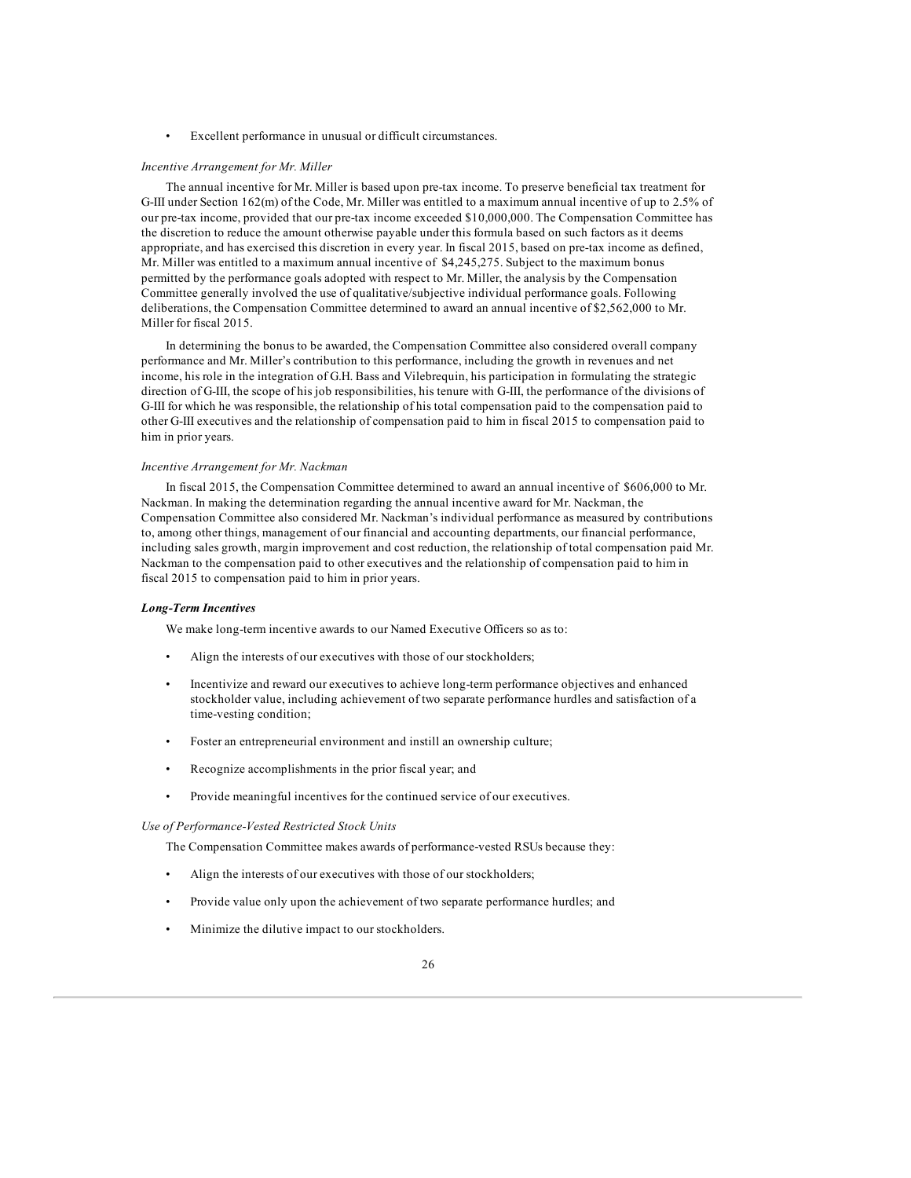- Excellent performance in unusual or difficult circumstances.

*Incentive Arrangement for Mr. Miller*

The annual incentive for Mr. Miller is based upon pre-tax income. To preserve beneficial tax treatment for G-III under Section 162(m) of the Code, Mr. Miller was entitled to a maximum annual incentive of up to 2.5% of our pre-tax income, provided that our pre-tax income exceeded $10,000,000. The Compensation Committee has the discretion to reduce the amount otherwise payable under this formula based on such factors as it deems appropriate, and has exercised this discretion in every year. In fiscal 2015, based on pre-tax income as defined, Mr. Miller was entitled to a maximum annual incentive of $4,245,275. Subject to the maximum bonus permitted by the performance goals adopted with respect to Mr. Miller, the analysis by the Compensation Committee generally involved the use of qualitative/subjective individual performance goals. Following deliberations, the Compensation Committee determined to award an annual incentive of $2,562,000 to Mr. Miller for fiscal 2015.

In determining the bonus to be awarded, the Compensation Committee also considered overall company performance and Mr. Miller's contribution to this performance, including the growth in revenues and net income, his role in the integration of G.H. Bass and Vilebrequin, his participation in formulating the strategic direction of G-III, the scope of his job responsibilities, his tenure with G-III, the performance of the divisions of G-III for which he was responsible, the relationship of his total compensation paid to the compensation paid to other G-III executives and the relationship of compensation paid to him in fiscal 2015 to compensation paid to him in prior years.

*Incentive Arrangement for Mr. Nackman*

In fiscal 2015, the Compensation Committee determined to award an annual incentive of $606,000 to Mr. Nackman. In making the determination regarding the annual incentive award for Mr. Nackman, the Compensation Committee also considered Mr. Nackman's individual performance as measured by contributions to, among other things, management of our financial and accounting departments, our financial performance, including sales growth, margin improvement and cost reduction, the relationship of total compensation paid Mr. Nackman to the compensation paid to other executives and the relationship of compensation paid to him in fiscal 2015 to compensation paid to him in prior years.

***Long-Term Incentives***

We make long-term incentive awards to our Named Executive Officers so as to:

- Align the interests of our executives with those of our stockholders;
- Incentivize and reward our executives to achieve long-term performance objectives and enhanced stockholder value, including achievement of two separate performance hurdles and satisfaction of a time-vesting condition;
- Foster an entrepreneurial environment and instill an ownership culture;
- Recognize accomplishments in the prior fiscal year; and
- Provide meaningful incentives for the continued service of our executives.

*Use of Performance-Vested Restricted Stock Units*

The Compensation Committee makes awards of performance-vested RSUs because they:

- Align the interests of our executives with those of our stockholders;
- Provide value only upon the achievement of two separate performance hurdles; and
- Minimize the dilutive impact to our stockholders.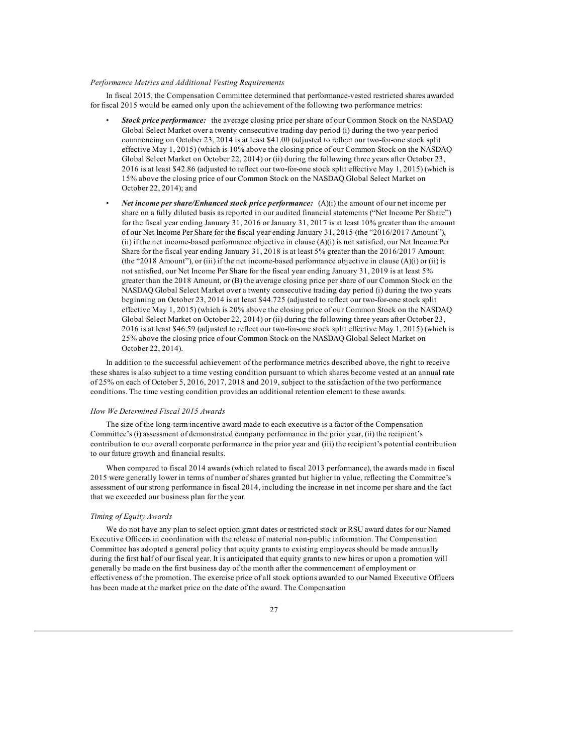*Performance Metrics and Additional Vesting Requirements*

In fiscal 2015, the Compensation Committee determined that performance-vested restricted shares awarded for fiscal 2015 would be earned only upon the achievement of the following two performance metrics:

- ***Stock price performance:*** the average closing price per share of our Common Stock on the NASDAQ Global Select Market over a twenty consecutive trading day period (i) during the two-year period commencing on October 23, 2014 is at least $41.00 (adjusted to reflect our two-for-one stock split effective May 1, 2015) (which is 10% above the closing price of our Common Stock on the NASDAQ Global Select Market on October 22, 2014) or (ii) during the following three years after October 23, 2016 is at least $42.86 (adjusted to reflect our two-for-one stock split effective May 1, 2015) (which is 15% above the closing price of our Common Stock on the NASDAQ Global Select Market on October 22, 2014); and
- ***Net income per share/Enhanced stock price performance:*** (A)(i) the amount of our net income per share on a fully diluted basis as reported in our audited financial statements ("Net Income Per Share") for the fiscal year ending January 31, 2016 or January 31, 2017 is at least 10% greater than the amount of our Net Income Per Share for the fiscal year ending January 31, 2015 (the "2016/2017 Amount"), (ii) if the net income-based performance objective in clause (A)(i) is not satisfied, our Net Income Per Share for the fiscal year ending January 31, 2018 is at least 5% greater than the 2016/2017 Amount (the "2018 Amount"), or (iii) if the net income-based performance objective in clause (A)(i) or (ii) is not satisfied, our Net Income Per Share for the fiscal year ending January 31, 2019 is at least 5% greater than the 2018 Amount, or (B) the average closing price per share of our Common Stock on the NASDAQ Global Select Market over a twenty consecutive trading day period (i) during the two years beginning on October 23, 2014 is at least $44.725 (adjusted to reflect our two-for-one stock split effective May 1, 2015) (which is 20% above the closing price of our Common Stock on the NASDAQ Global Select Market on October 22, 2014) or (ii) during the following three years after October 23, 2016 is at least $46.59 (adjusted to reflect our two-for-one stock split effective May 1, 2015) (which is 25% above the closing price of our Common Stock on the NASDAQ Global Select Market on October 22, 2014).

In addition to the successful achievement of the performance metrics described above, the right to receive these shares is also subject to a time vesting condition pursuant to which shares become vested at an annual rate of 25% on each of October 5, 2016, 2017, 2018 and 2019, subject to the satisfaction of the two performance conditions. The time vesting condition provides an additional retention element to these awards.

*How We Determined Fiscal 2015 Awards*

The size of the long-term incentive award made to each executive is a factor of the Compensation Committee's (i) assessment of demonstrated company performance in the prior year, (ii) the recipient's contribution to our overall corporate performance in the prior year and (iii) the recipient's potential contribution to our future growth and financial results.

When compared to fiscal 2014 awards (which related to fiscal 2013 performance), the awards made in fiscal 2015 were generally lower in terms of number of shares granted but higher in value, reflecting the Committee's assessment of our strong performance in fiscal 2014, including the increase in net income per share and the fact that we exceeded our business plan for the year.

*Timing of Equity Awards*

We do not have any plan to select option grant dates or restricted stock or RSU award dates for our Named Executive Officers in coordination with the release of material non-public information. The Compensation Committee has adopted a general policy that equity grants to existing employees should be made annually during the first half of our fiscal year. It is anticipated that equity grants to new hires or upon a promotion will generally be made on the first business day of the month after the commencement of employment or effectiveness of the promotion. The exercise price of all stock options awarded to our Named Executive Officers has been made at the market price on the date of the award. The Compensation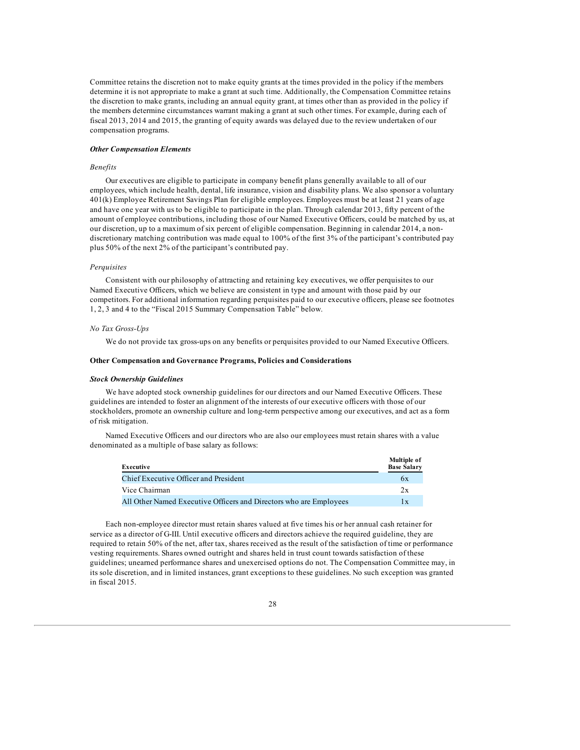Committee retains the discretion not to make equity grants at the times provided in the policy if the members determine it is not appropriate to make a grant at such time. Additionally, the Compensation Committee retains the discretion to make grants, including an annual equity grant, at times other than as provided in the policy if the members determine circumstances warrant making a grant at such other times. For example, during each of fiscal 2013, 2014 and 2015, the granting of equity awards was delayed due to the review undertaken of our compensation programs.

***Other Compensation Elements***

*Benefits*

Our executives are eligible to participate in company benefit plans generally available to all of our employees, which include health, dental, life insurance, vision and disability plans. We also sponsor a voluntary 401(k) Employee Retirement Savings Plan for eligible employees. Employees must be at least 21 years of age and have one year with us to be eligible to participate in the plan. Through calendar 2013, fifty percent of the amount of employee contributions, including those of our Named Executive Officers, could be matched by us, at our discretion, up to a maximum of six percent of eligible compensation. Beginning in calendar 2014, a non-discretionary matching contribution was made equal to 100% of the first 3% of the participant's contributed pay plus 50% of the next 2% of the participant's contributed pay.

*Perquisites*

Consistent with our philosophy of attracting and retaining key executives, we offer perquisites to our Named Executive Officers, which we believe are consistent in type and amount with those paid by our competitors. For additional information regarding perquisites paid to our executive officers, please see footnotes 1, 2, 3 and 4 to the "Fiscal 2015 Summary Compensation Table" below.

*No Tax Gross-Ups*

We do not provide tax gross-ups on any benefits or perquisites provided to our Named Executive Officers.

**Other Compensation and Governance Programs, Policies and Considerations**

***Stock Ownership Guidelines***

We have adopted stock ownership guidelines for our directors and our Named Executive Officers. These guidelines are intended to foster an alignment of the interests of our executive officers with those of our stockholders, promote an ownership culture and long-term perspective among our executives, and act as a form of risk mitigation.

Named Executive Officers and our directors who are also our employees must retain shares with a value denominated as a multiple of base salary as follows:

| Executive | Multiple of Base Salary |
|---|---|
| Chief Executive Officer and President | 6x |
| Vice Chairman | 2x |
| All Other Named Executive Officers and Directors who are Employees | 1x |

Each non-employee director must retain shares valued at five times his or her annual cash retainer for service as a director of G-III. Until executive officers and directors achieve the required guideline, they are required to retain 50% of the net, after tax, shares received as the result of the satisfaction of time or performance vesting requirements. Shares owned outright and shares held in trust count towards satisfaction of these guidelines; unearned performance shares and unexercised options do not. The Compensation Committee may, in its sole discretion, and in limited instances, grant exceptions to these guidelines. No such exception was granted in fiscal 2015.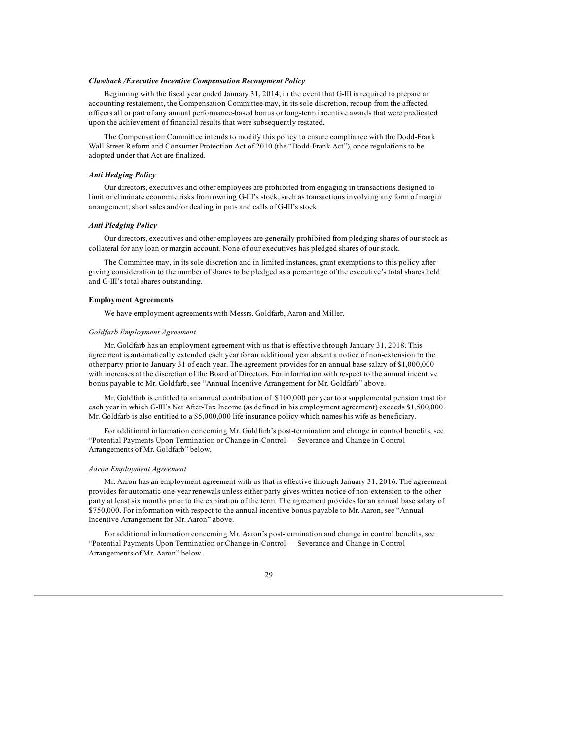### *Clawback /Executive Incentive Compensation Recoupment Policy*

Beginning with the fiscal year ended January 31, 2014, in the event that G-III is required to prepare an accounting restatement, the Compensation Committee may, in its sole discretion, recoup from the affected officers all or part of any annual performance-based bonus or long-term incentive awards that were predicated upon the achievement of financial results that were subsequently restated.

The Compensation Committee intends to modify this policy to ensure compliance with the Dodd-Frank Wall Street Reform and Consumer Protection Act of 2010 (the "Dodd-Frank Act"), once regulations to be adopted under that Act are finalized.

### *Anti Hedging Policy*

Our directors, executives and other employees are prohibited from engaging in transactions designed to limit or eliminate economic risks from owning G-III's stock, such as transactions involving any form of margin arrangement, short sales and/or dealing in puts and calls of G-III's stock.

### *Anti Pledging Policy*

Our directors, executives and other employees are generally prohibited from pledging shares of our stock as collateral for any loan or margin account. None of our executives has pledged shares of our stock.

The Committee may, in its sole discretion and in limited instances, grant exemptions to this policy after giving consideration to the number of shares to be pledged as a percentage of the executive's total shares held and G-III's total shares outstanding.

## **Employment Agreements**

We have employment agreements with Messrs. Goldfarb, Aaron and Miller.

### *Goldfarb Employment Agreement*

Mr. Goldfarb has an employment agreement with us that is effective through January 31, 2018. This agreement is automatically extended each year for an additional year absent a notice of non-extension to the other party prior to January 31 of each year. The agreement provides for an annual base salary of $1,000,000 with increases at the discretion of the Board of Directors. For information with respect to the annual incentive bonus payable to Mr. Goldfarb, see "Annual Incentive Arrangement for Mr. Goldfarb" above.

Mr. Goldfarb is entitled to an annual contribution of $100,000 per year to a supplemental pension trust for each year in which G-III's Net After-Tax Income (as defined in his employment agreement) exceeds $1,500,000. Mr. Goldfarb is also entitled to a $5,000,000 life insurance policy which names his wife as beneficiary.

For additional information concerning Mr. Goldfarb's post-termination and change in control benefits, see "Potential Payments Upon Termination or Change-in-Control — Severance and Change in Control Arrangements of Mr. Goldfarb" below.

### *Aaron Employment Agreement*

Mr. Aaron has an employment agreement with us that is effective through January 31, 2016. The agreement provides for automatic one-year renewals unless either party gives written notice of non-extension to the other party at least six months prior to the expiration of the term. The agreement provides for an annual base salary of $750,000. For information with respect to the annual incentive bonus payable to Mr. Aaron, see "Annual Incentive Arrangement for Mr. Aaron" above.

For additional information concerning Mr. Aaron's post-termination and change in control benefits, see "Potential Payments Upon Termination or Change-in-Control — Severance and Change in Control Arrangements of Mr. Aaron" below.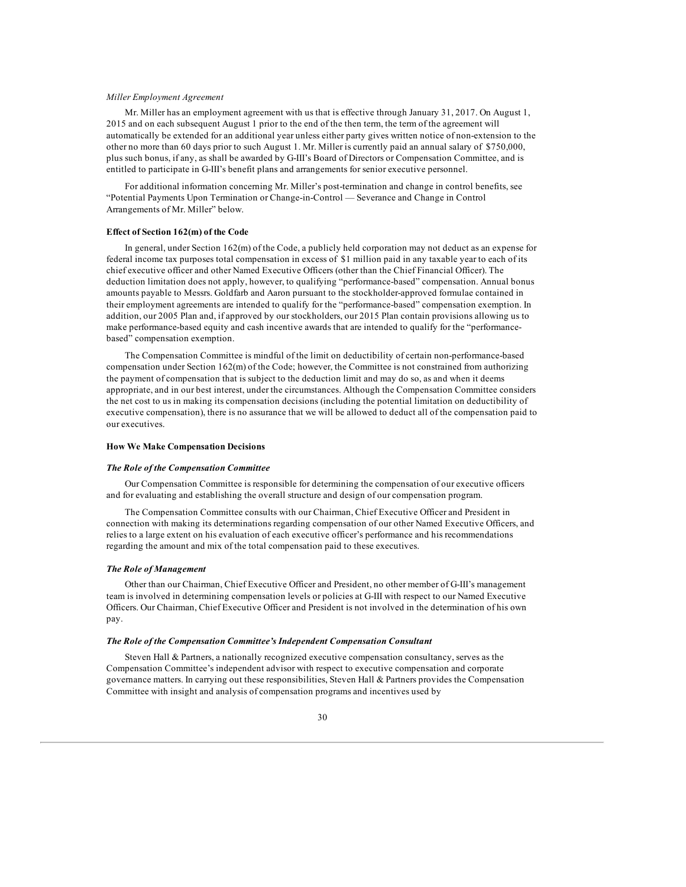*Miller Employment Agreement*

Mr. Miller has an employment agreement with us that is effective through January 31, 2017. On August 1, 2015 and on each subsequent August 1 prior to the end of the then term, the term of the agreement will automatically be extended for an additional year unless either party gives written notice of non-extension to the other no more than 60 days prior to such August 1. Mr. Miller is currently paid an annual salary of $750,000, plus such bonus, if any, as shall be awarded by G-III's Board of Directors or Compensation Committee, and is entitled to participate in G-III's benefit plans and arrangements for senior executive personnel.

For additional information concerning Mr. Miller's post-termination and change in control benefits, see "Potential Payments Upon Termination or Change-in-Control — Severance and Change in Control Arrangements of Mr. Miller" below.

**Effect of Section 162(m) of the Code**

In general, under Section 162(m) of the Code, a publicly held corporation may not deduct as an expense for federal income tax purposes total compensation in excess of $1 million paid in any taxable year to each of its chief executive officer and other Named Executive Officers (other than the Chief Financial Officer). The deduction limitation does not apply, however, to qualifying "performance-based" compensation. Annual bonus amounts payable to Messrs. Goldfarb and Aaron pursuant to the stockholder-approved formulae contained in their employment agreements are intended to qualify for the "performance-based" compensation exemption. In addition, our 2005 Plan and, if approved by our stockholders, our 2015 Plan contain provisions allowing us to make performance-based equity and cash incentive awards that are intended to qualify for the "performance-based" compensation exemption.

The Compensation Committee is mindful of the limit on deductibility of certain non-performance-based compensation under Section 162(m) of the Code; however, the Committee is not constrained from authorizing the payment of compensation that is subject to the deduction limit and may do so, as and when it deems appropriate, and in our best interest, under the circumstances. Although the Compensation Committee considers the net cost to us in making its compensation decisions (including the potential limitation on deductibility of executive compensation), there is no assurance that we will be allowed to deduct all of the compensation paid to our executives.

**How We Make Compensation Decisions**

***The Role of the Compensation Committee***

Our Compensation Committee is responsible for determining the compensation of our executive officers and for evaluating and establishing the overall structure and design of our compensation program.

The Compensation Committee consults with our Chairman, Chief Executive Officer and President in connection with making its determinations regarding compensation of our other Named Executive Officers, and relies to a large extent on his evaluation of each executive officer's performance and his recommendations regarding the amount and mix of the total compensation paid to these executives.

***The Role of Management***

Other than our Chairman, Chief Executive Officer and President, no other member of G-III's management team is involved in determining compensation levels or policies at G-III with respect to our Named Executive Officers. Our Chairman, Chief Executive Officer and President is not involved in the determination of his own pay.

***The Role of the Compensation Committee's Independent Compensation Consultant***

Steven Hall & Partners, a nationally recognized executive compensation consultancy, serves as the Compensation Committee's independent advisor with respect to executive compensation and corporate governance matters. In carrying out these responsibilities, Steven Hall & Partners provides the Compensation Committee with insight and analysis of compensation programs and incentives used by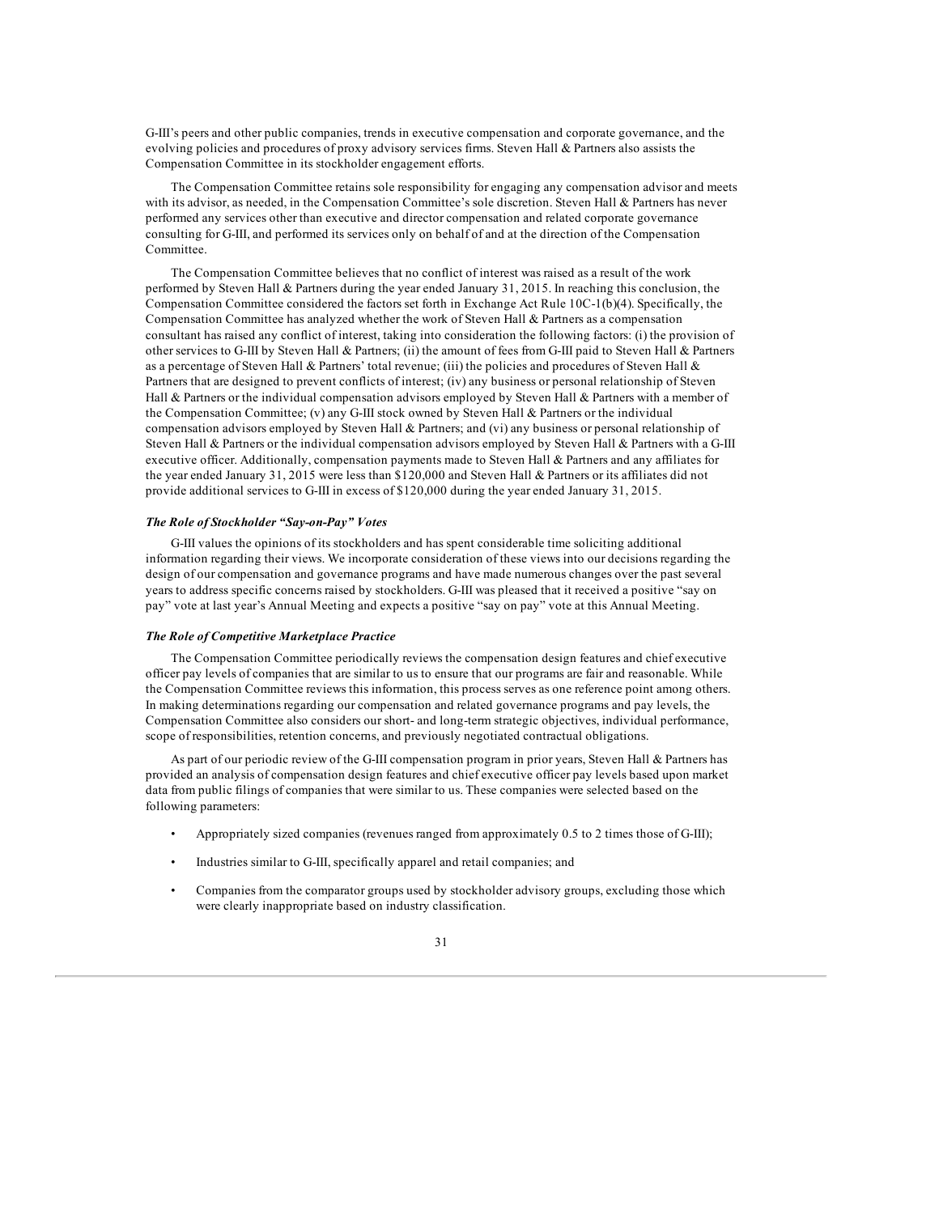G-III's peers and other public companies, trends in executive compensation and corporate governance, and the evolving policies and procedures of proxy advisory services firms. Steven Hall & Partners also assists the Compensation Committee in its stockholder engagement efforts.

The Compensation Committee retains sole responsibility for engaging any compensation advisor and meets with its advisor, as needed, in the Compensation Committee's sole discretion. Steven Hall & Partners has never performed any services other than executive and director compensation and related corporate governance consulting for G-III, and performed its services only on behalf of and at the direction of the Compensation Committee.

The Compensation Committee believes that no conflict of interest was raised as a result of the work performed by Steven Hall & Partners during the year ended January 31, 2015. In reaching this conclusion, the Compensation Committee considered the factors set forth in Exchange Act Rule 10C-1(b)(4). Specifically, the Compensation Committee has analyzed whether the work of Steven Hall & Partners as a compensation consultant has raised any conflict of interest, taking into consideration the following factors: (i) the provision of other services to G-III by Steven Hall & Partners; (ii) the amount of fees from G-III paid to Steven Hall & Partners as a percentage of Steven Hall & Partners' total revenue; (iii) the policies and procedures of Steven Hall & Partners that are designed to prevent conflicts of interest; (iv) any business or personal relationship of Steven Hall & Partners or the individual compensation advisors employed by Steven Hall & Partners with a member of the Compensation Committee; (v) any G-III stock owned by Steven Hall & Partners or the individual compensation advisors employed by Steven Hall & Partners; and (vi) any business or personal relationship of Steven Hall & Partners or the individual compensation advisors employed by Steven Hall & Partners with a G-III executive officer. Additionally, compensation payments made to Steven Hall & Partners and any affiliates for the year ended January 31, 2015 were less than $120,000 and Steven Hall & Partners or its affiliates did not provide additional services to G-III in excess of $120,000 during the year ended January 31, 2015.

***The Role of Stockholder "Say-on-Pay" Votes***

G-III values the opinions of its stockholders and has spent considerable time soliciting additional information regarding their views. We incorporate consideration of these views into our decisions regarding the design of our compensation and governance programs and have made numerous changes over the past several years to address specific concerns raised by stockholders. G-III was pleased that it received a positive "say on pay" vote at last year's Annual Meeting and expects a positive "say on pay" vote at this Annual Meeting.

***The Role of Competitive Marketplace Practice***

The Compensation Committee periodically reviews the compensation design features and chief executive officer pay levels of companies that are similar to us to ensure that our programs are fair and reasonable. While the Compensation Committee reviews this information, this process serves as one reference point among others. In making determinations regarding our compensation and related governance programs and pay levels, the Compensation Committee also considers our short- and long-term strategic objectives, individual performance, scope of responsibilities, retention concerns, and previously negotiated contractual obligations.

As part of our periodic review of the G-III compensation program in prior years, Steven Hall & Partners has provided an analysis of compensation design features and chief executive officer pay levels based upon market data from public filings of companies that were similar to us. These companies were selected based on the following parameters:

- Appropriately sized companies (revenues ranged from approximately 0.5 to 2 times those of G-III);
- Industries similar to G-III, specifically apparel and retail companies; and
- Companies from the comparator groups used by stockholder advisory groups, excluding those which were clearly inappropriate based on industry classification.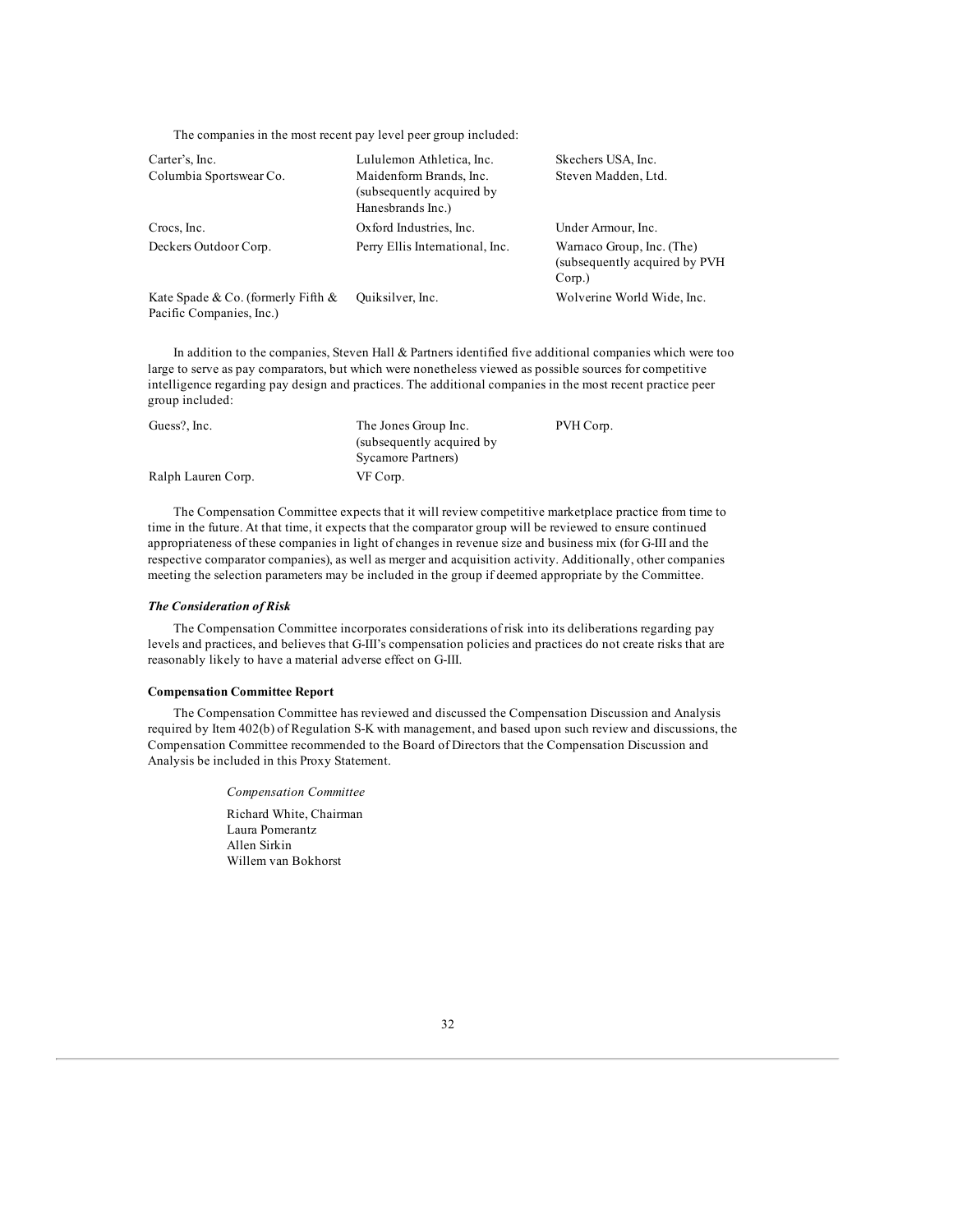The companies in the most recent pay level peer group included:

| | | |
|---|---|---|
| Carter's, Inc. | Lululemon Athletica, Inc. | Skechers USA, Inc. |
| Columbia Sportswear Co. | Maidenform Brands, Inc. (subsequently acquired by Hanesbrands Inc.) | Steven Madden, Ltd. |
| Crocs, Inc. | Oxford Industries, Inc. | Under Armour, Inc. |
| Deckers Outdoor Corp. | Perry Ellis International, Inc. | Warnaco Group, Inc. (The) (subsequently acquired by PVH Corp.) |
| Kate Spade & Co. (formerly Fifth & Pacific Companies, Inc.) | Quiksilver, Inc. | Wolverine World Wide, Inc. |

In addition to the companies, Steven Hall & Partners identified five additional companies which were too large to serve as pay comparators, but which were nonetheless viewed as possible sources for competitive intelligence regarding pay design and practices. The additional companies in the most recent practice peer group included:

| | | |
|---|---|---|
| Guess?, Inc. | The Jones Group Inc. (subsequently acquired by Sycamore Partners) | PVH Corp. |
| Ralph Lauren Corp. | VF Corp. | |

The Compensation Committee expects that it will review competitive marketplace practice from time to time in the future. At that time, it expects that the comparator group will be reviewed to ensure continued appropriateness of these companies in light of changes in revenue size and business mix (for G-III and the respective comparator companies), as well as merger and acquisition activity. Additionally, other companies meeting the selection parameters may be included in the group if deemed appropriate by the Committee.

***The Consideration of Risk***

The Compensation Committee incorporates considerations of risk into its deliberations regarding pay levels and practices, and believes that G-III's compensation policies and practices do not create risks that are reasonably likely to have a material adverse effect on G-III.

**Compensation Committee Report**

The Compensation Committee has reviewed and discussed the Compensation Discussion and Analysis required by Item 402(b) of Regulation S-K with management, and based upon such review and discussions, the Compensation Committee recommended to the Board of Directors that the Compensation Discussion and Analysis be included in this Proxy Statement.

*Compensation Committee*

Richard White, Chairman
Laura Pomerantz
Allen Sirkin
Willem van Bokhorst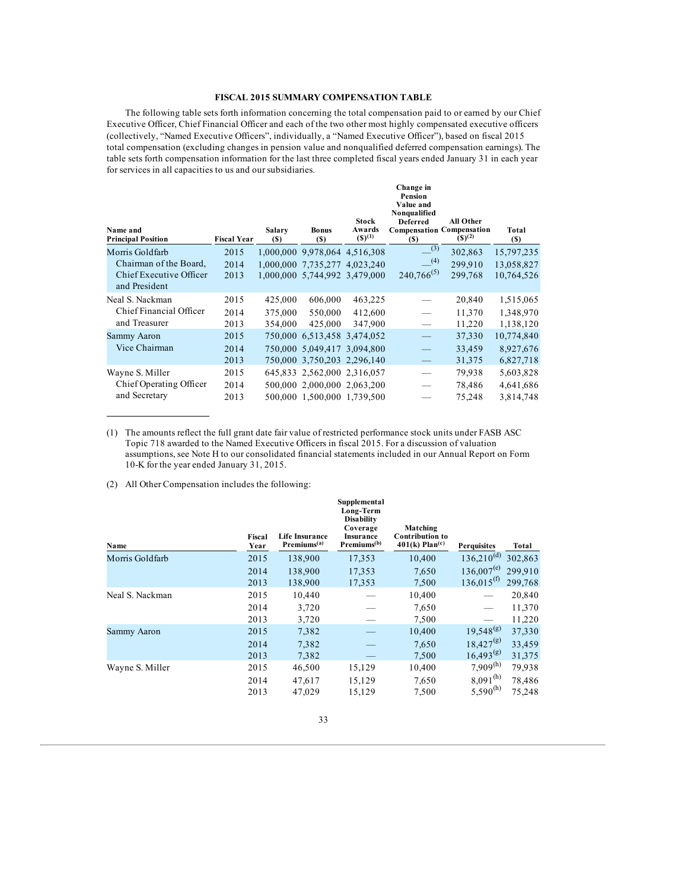### FISCAL 2015 SUMMARY COMPENSATION TABLE

The following table sets forth information concerning the total compensation paid to or earned by our Chief Executive Officer, Chief Financial Officer and each of the two other most highly compensated executive officers (collectively, "Named Executive Officers", individually, a "Named Executive Officer"), based on fiscal 2015 total compensation (excluding changes in pension value and nonqualified deferred compensation earnings). The table sets forth compensation information for the last three completed fiscal years ended January 31 in each year for services in all capacities to us and our subsidiaries.

| Name and Principal Position | Fiscal Year | Salary ($) | Bonus ($) | Stock Awards ($)[1] | Change in Pension Value and Nonqualified Deferred Compensation ($) | All Other Compensation ($)[2] | Total ($) |
|---|---|---|---|---|---|---|---|
| Morris Goldfarb | 2015 | 1,000,000 | 9,978,064 | 4,516,308 | —[3] | 302,863 | 15,797,235 |
| Chairman of the Board, | 2014 | 1,000,000 | 7,735,277 | 4,023,240 | —[4] | 299,910 | 13,058,827 |
| Chief Executive Officer and President | 2013 | 1,000,000 | 5,744,992 | 3,479,000 | 240,766[5] | 299,768 | 10,764,526 |
| Neal S. Nackman | 2015 | 425,000 | 606,000 | 463,225 | — | 20,840 | 1,515,065 |
| Chief Financial Officer | 2014 | 375,000 | 550,000 | 412,600 | — | 11,370 | 1,348,970 |
| and Treasurer | 2013 | 354,000 | 425,000 | 347,900 | — | 11,220 | 1,138,120 |
| Sammy Aaron | 2015 | 750,000 | 6,513,458 | 3,474,052 | — | 37,330 | 10,774,840 |
| Vice Chairman | 2014 | 750,000 | 5,049,417 | 3,094,800 | — | 33,459 | 8,927,676 |
| | 2013 | 750,000 | 3,750,203 | 2,296,140 | — | 31,375 | 6,827,718 |
| Wayne S. Miller | 2015 | 645,833 | 2,562,000 | 2,316,057 | — | 79,938 | 5,603,828 |
| Chief Operating Officer | 2014 | 500,000 | 2,000,000 | 2,063,200 | — | 78,486 | 4,641,686 |
| and Secretary | 2013 | 500,000 | 1,500,000 | 1,739,500 | — | 75,248 | 3,814,748 |

(1) The amounts reflect the full grant date fair value of restricted performance stock units under FASB ASC Topic 718 awarded to the Named Executive Officers in fiscal 2015. For a discussion of valuation assumptions, see Note H to our consolidated financial statements included in our Annual Report on Form 10-K for the year ended January 31, 2015.

(2) All Other Compensation includes the following:

| Name | Fiscal Year | Life Insurance Premiums[a] | Supplemental Long-Term Disability Coverage Insurance Premiums[b] | Matching Contribution to 401(k) Plan[c] | Perquisites | Total |
|---|---|---|---|---|---|---|
| Morris Goldfarb | 2015 | 138,900 | 17,353 | 10,400 | 136,210[d] | 302,863 |
| | 2014 | 138,900 | 17,353 | 7,650 | 136,007[e] | 299,910 |
| | 2013 | 138,900 | 17,353 | 7,500 | 136,015[f] | 299,768 |
| Neal S. Nackman | 2015 | 10,440 | — | 10,400 | — | 20,840 |
| | 2014 | 3,720 | — | 7,650 | — | 11,370 |
| | 2013 | 3,720 | — | 7,500 | — | 11,220 |
| Sammy Aaron | 2015 | 7,382 | — | 10,400 | 19,548[g] | 37,330 |
| | 2014 | 7,382 | — | 7,650 | 18,427[g] | 33,459 |
| | 2013 | 7,382 | — | 7,500 | 16,493[g] | 31,375 |
| Wayne S. Miller | 2015 | 46,500 | 15,129 | 10,400 | 7,909[h] | 79,938 |
| | 2014 | 47,617 | 15,129 | 7,650 | 8,091[h] | 78,486 |
| | 2013 | 47,029 | 15,129 | 7,500 | 5,590[h] | 75,248 |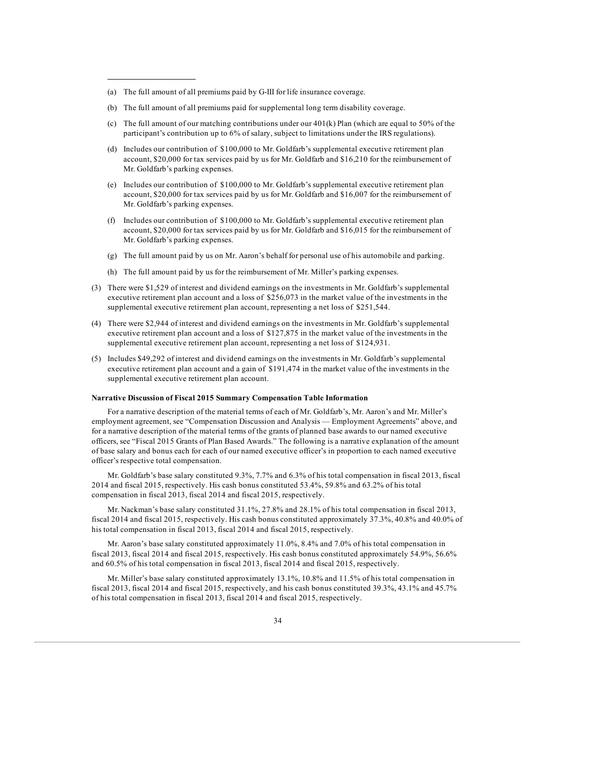(a) The full amount of all premiums paid by G-III for life insurance coverage.

(b) The full amount of all premiums paid for supplemental long term disability coverage.

(c) The full amount of our matching contributions under our 401(k) Plan (which are equal to 50% of the participant's contribution up to 6% of salary, subject to limitations under the IRS regulations).

(d) Includes our contribution of $100,000 to Mr. Goldfarb's supplemental executive retirement plan account, $20,000 for tax services paid by us for Mr. Goldfarb and $16,210 for the reimbursement of Mr. Goldfarb's parking expenses.

(e) Includes our contribution of $100,000 to Mr. Goldfarb's supplemental executive retirement plan account, $20,000 for tax services paid by us for Mr. Goldfarb and $16,007 for the reimbursement of Mr. Goldfarb's parking expenses.

(f) Includes our contribution of $100,000 to Mr. Goldfarb's supplemental executive retirement plan account, $20,000 for tax services paid by us for Mr. Goldfarb and $16,015 for the reimbursement of Mr. Goldfarb's parking expenses.

(g) The full amount paid by us on Mr. Aaron's behalf for personal use of his automobile and parking.

(h) The full amount paid by us for the reimbursement of Mr. Miller's parking expenses.

(3) There were $1,529 of interest and dividend earnings on the investments in Mr. Goldfarb's supplemental executive retirement plan account and a loss of $256,073 in the market value of the investments in the supplemental executive retirement plan account, representing a net loss of $251,544.

(4) There were $2,944 of interest and dividend earnings on the investments in Mr. Goldfarb's supplemental executive retirement plan account and a loss of $127,875 in the market value of the investments in the supplemental executive retirement plan account, representing a net loss of $124,931.

(5) Includes $49,292 of interest and dividend earnings on the investments in Mr. Goldfarb's supplemental executive retirement plan account and a gain of $191,474 in the market value of the investments in the supplemental executive retirement plan account.

**Narrative Discussion of Fiscal 2015 Summary Compensation Table Information**

For a narrative description of the material terms of each of Mr. Goldfarb's, Mr. Aaron's and Mr. Miller's employment agreement, see "Compensation Discussion and Analysis — Employment Agreements" above, and for a narrative description of the material terms of the grants of planned base awards to our named executive officers, see "Fiscal 2015 Grants of Plan Based Awards." The following is a narrative explanation of the amount of base salary and bonus each for each of our named executive officer's in proportion to each named executive officer's respective total compensation.

Mr. Goldfarb's base salary constituted 9.3%, 7.7% and 6.3% of his total compensation in fiscal 2013, fiscal 2014 and fiscal 2015, respectively. His cash bonus constituted 53.4%, 59.8% and 63.2% of his total compensation in fiscal 2013, fiscal 2014 and fiscal 2015, respectively.

Mr. Nackman's base salary constituted 31.1%, 27.8% and 28.1% of his total compensation in fiscal 2013, fiscal 2014 and fiscal 2015, respectively. His cash bonus constituted approximately 37.3%, 40.8% and 40.0% of his total compensation in fiscal 2013, fiscal 2014 and fiscal 2015, respectively.

Mr. Aaron's base salary constituted approximately 11.0%, 8.4% and 7.0% of his total compensation in fiscal 2013, fiscal 2014 and fiscal 2015, respectively. His cash bonus constituted approximately 54.9%, 56.6% and 60.5% of his total compensation in fiscal 2013, fiscal 2014 and fiscal 2015, respectively.

Mr. Miller's base salary constituted approximately 13.1%, 10.8% and 11.5% of his total compensation in fiscal 2013, fiscal 2014 and fiscal 2015, respectively, and his cash bonus constituted 39.3%, 43.1% and 45.7% of his total compensation in fiscal 2013, fiscal 2014 and fiscal 2015, respectively.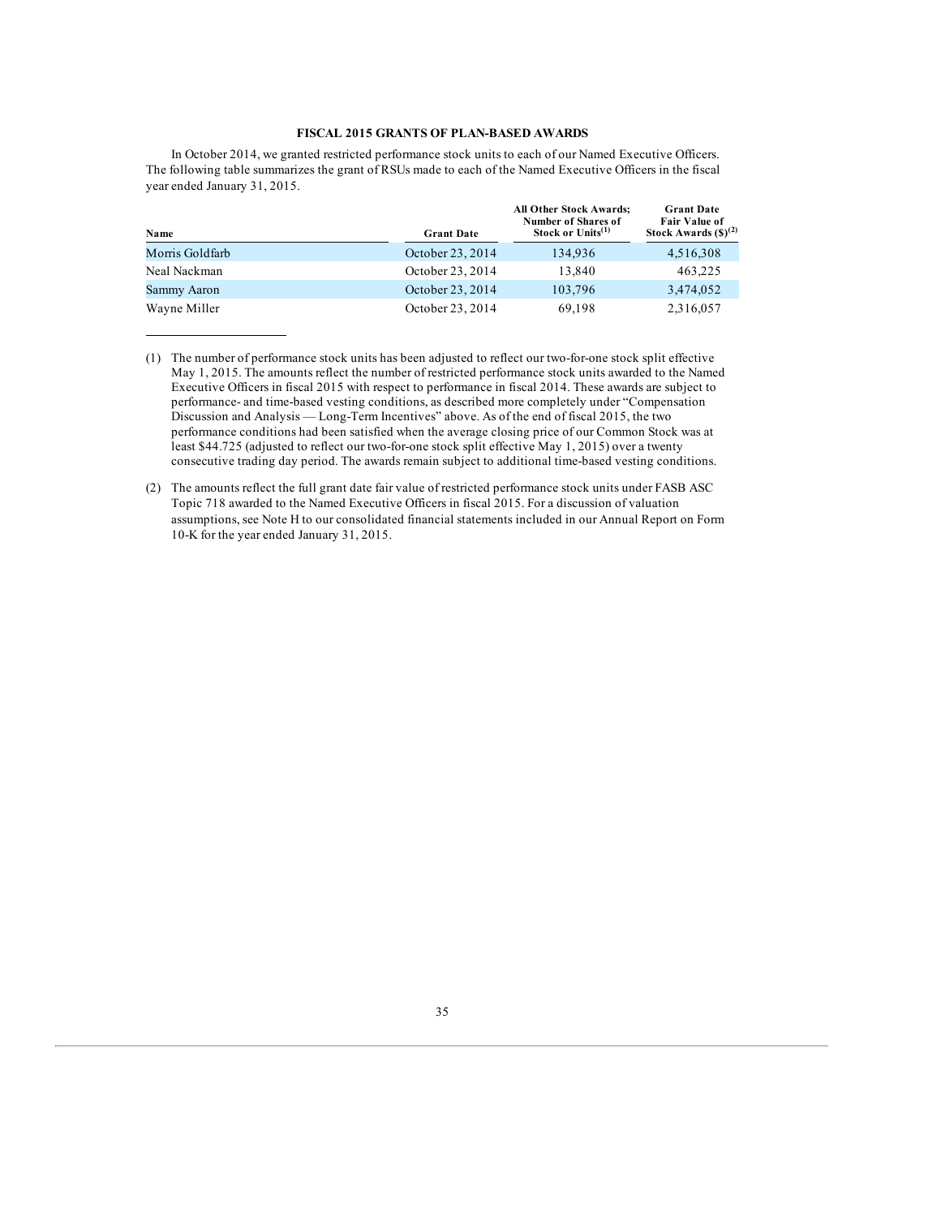## FISCAL 2015 GRANTS OF PLAN-BASED AWARDS

In October 2014, we granted restricted performance stock units to each of our Named Executive Officers. The following table summarizes the grant of RSUs made to each of the Named Executive Officers in the fiscal year ended January 31, 2015.

| Name | Grant Date | All Other Stock Awards; Number of Shares of Stock or Units[(1)] | Grant Date Fair Value of Stock Awards ($)[(2)] |
|---|---|---|---|
| Morris Goldfarb | October 23, 2014 | 134,936 | 4,516,308 |
| Neal Nackman | October 23, 2014 | 13,840 | 463,225 |
| Sammy Aaron | October 23, 2014 | 103,796 | 3,474,052 |
| Wayne Miller | October 23, 2014 | 69,198 | 2,316,057 |

(1) The number of performance stock units has been adjusted to reflect our two-for-one stock split effective May 1, 2015. The amounts reflect the number of restricted performance stock units awarded to the Named Executive Officers in fiscal 2015 with respect to performance in fiscal 2014. These awards are subject to performance- and time-based vesting conditions, as described more completely under "Compensation Discussion and Analysis — Long-Term Incentives" above. As of the end of fiscal 2015, the two performance conditions had been satisfied when the average closing price of our Common Stock was at least $44.725 (adjusted to reflect our two-for-one stock split effective May 1, 2015) over a twenty consecutive trading day period. The awards remain subject to additional time-based vesting conditions.

(2) The amounts reflect the full grant date fair value of restricted performance stock units under FASB ASC Topic 718 awarded to the Named Executive Officers in fiscal 2015. For a discussion of valuation assumptions, see Note H to our consolidated financial statements included in our Annual Report on Form 10-K for the year ended January 31, 2015.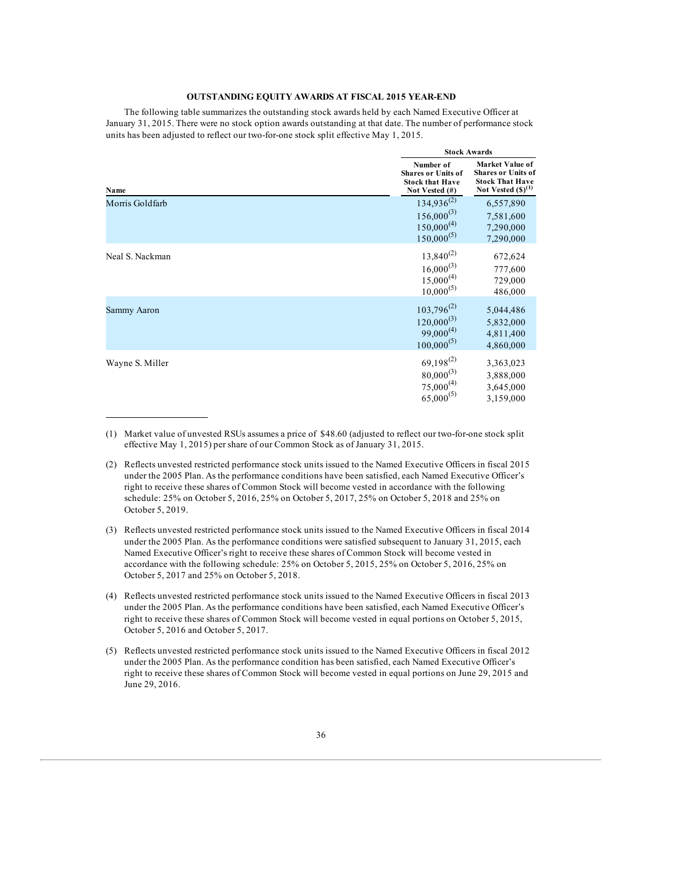**OUTSTANDING EQUITY AWARDS AT FISCAL 2015 YEAR-END**

The following table summarizes the outstanding stock awards held by each Named Executive Officer at January 31, 2015. There were no stock option awards outstanding at that date. The number of performance stock units has been adjusted to reflect our two-for-one stock split effective May 1, 2015.

| | Stock Awards | |
|---|---|---|
| Name | Number of Shares or Units of Stock that Have Not Vested (#) | Market Value of Shares or Units of Stock That Have Not Vested ($)[1] |
| Morris Goldfarb | 134,936[2] | 6,557,890 |
| | 156,000[3] | 7,581,600 |
| | 150,000[4] | 7,290,000 |
| | 150,000[5] | 7,290,000 |
| Neal S. Nackman | 13,840[2] | 672,624 |
| | 16,000[3] | 777,600 |
| | 15,000[4] | 729,000 |
| | 10,000[5] | 486,000 |
| Sammy Aaron | 103,796[2] | 5,044,486 |
| | 120,000[3] | 5,832,000 |
| | 99,000[4] | 4,811,400 |
| | 100,000[5] | 4,860,000 |
| Wayne S. Miller | 69,198[2] | 3,363,023 |
| | 80,000[3] | 3,888,000 |
| | 75,000[4] | 3,645,000 |
| | 65,000[5] | 3,159,000 |

(1) Market value of unvested RSUs assumes a price of $48.60 (adjusted to reflect our two-for-one stock split effective May 1, 2015) per share of our Common Stock as of January 31, 2015.

(2) Reflects unvested restricted performance stock units issued to the Named Executive Officers in fiscal 2015 under the 2005 Plan. As the performance conditions have been satisfied, each Named Executive Officer's right to receive these shares of Common Stock will become vested in accordance with the following schedule: 25% on October 5, 2016, 25% on October 5, 2017, 25% on October 5, 2018 and 25% on October 5, 2019.

(3) Reflects unvested restricted performance stock units issued to the Named Executive Officers in fiscal 2014 under the 2005 Plan. As the performance conditions were satisfied subsequent to January 31, 2015, each Named Executive Officer's right to receive these shares of Common Stock will become vested in accordance with the following schedule: 25% on October 5, 2015, 25% on October 5, 2016, 25% on October 5, 2017 and 25% on October 5, 2018.

(4) Reflects unvested restricted performance stock units issued to the Named Executive Officers in fiscal 2013 under the 2005 Plan. As the performance conditions have been satisfied, each Named Executive Officer's right to receive these shares of Common Stock will become vested in equal portions on October 5, 2015, October 5, 2016 and October 5, 2017.

(5) Reflects unvested restricted performance stock units issued to the Named Executive Officers in fiscal 2012 under the 2005 Plan. As the performance condition has been satisfied, each Named Executive Officer's right to receive these shares of Common Stock will become vested in equal portions on June 29, 2015 and June 29, 2016.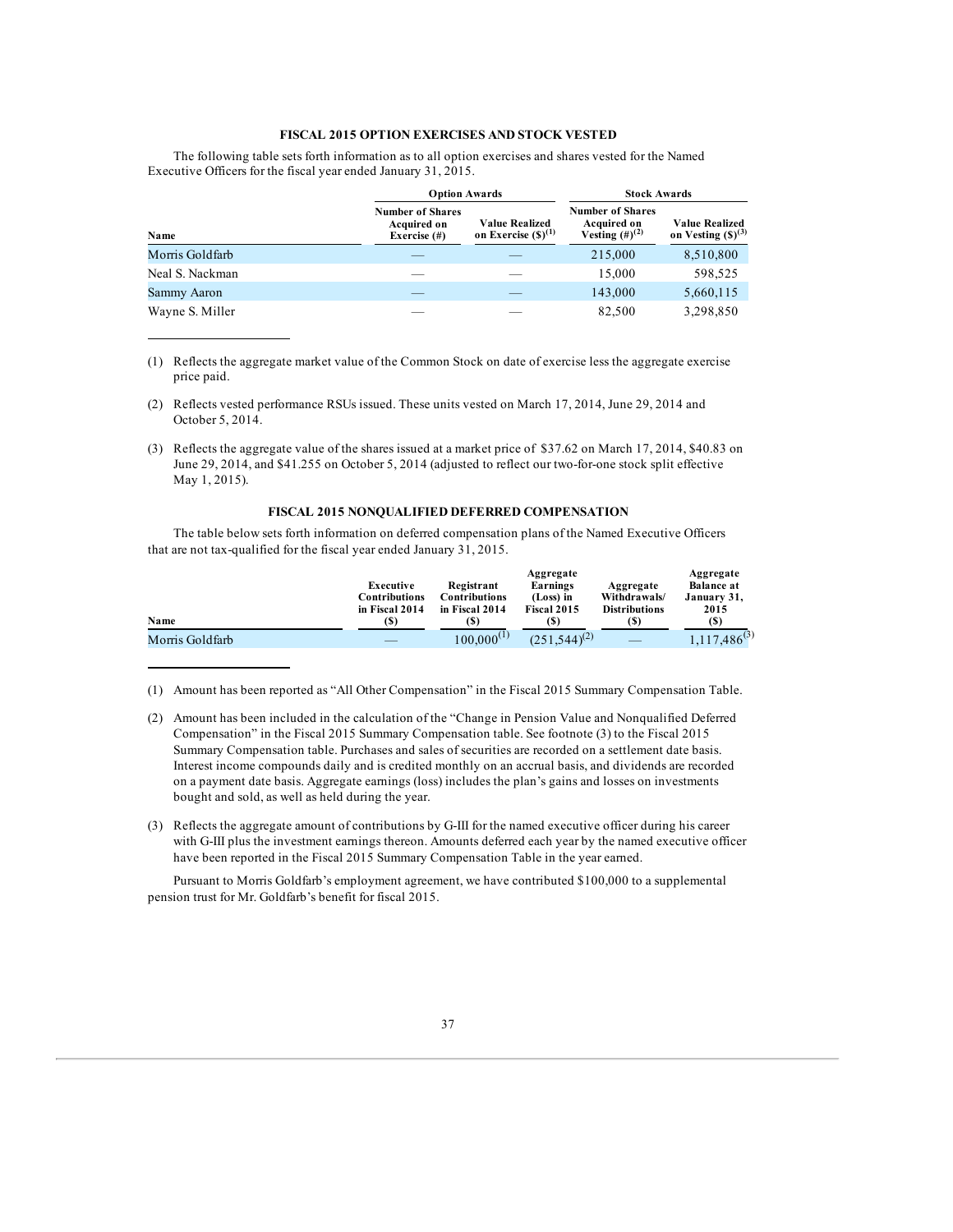### FISCAL 2015 OPTION EXERCISES AND STOCK VESTED

The following table sets forth information as to all option exercises and shares vested for the Named Executive Officers for the fiscal year ended January 31, 2015.

| | Option Awards | | Stock Awards | |
|---|---|---|---|---|
| Name | Number of Shares Acquired on Exercise (#) | Value Realized on Exercise ($)[(1)] | Number of Shares Acquired on Vesting (#)[(2)] | Value Realized on Vesting ($)[(3)] |
| Morris Goldfarb | — | — | 215,000 | 8,510,800 |
| Neal S. Nackman | — | — | 15,000 | 598,525 |
| Sammy Aaron | — | — | 143,000 | 5,660,115 |
| Wayne S. Miller | — | — | 82,500 | 3,298,850 |

(1) Reflects the aggregate market value of the Common Stock on date of exercise less the aggregate exercise price paid.

(2) Reflects vested performance RSUs issued. These units vested on March 17, 2014, June 29, 2014 and October 5, 2014.

(3) Reflects the aggregate value of the shares issued at a market price of $37.62 on March 17, 2014, $40.83 on June 29, 2014, and $41.255 on October 5, 2014 (adjusted to reflect our two-for-one stock split effective May 1, 2015).

### FISCAL 2015 NONQUALIFIED DEFERRED COMPENSATION

The table below sets forth information on deferred compensation plans of the Named Executive Officers that are not tax-qualified for the fiscal year ended January 31, 2015.

| Name | Executive Contributions in Fiscal 2014 ($) | Registrant Contributions in Fiscal 2014 ($) | Aggregate Earnings (Loss) in Fiscal 2015 ($) | Aggregate Withdrawals/ Distributions ($) | Aggregate Balance at January 31, 2015 ($) |
|---|---|---|---|---|---|
| Morris Goldfarb | — | 100,000[(1)] | (251,544)[(2)] | — | 1,117,486[(3)] |

(1) Amount has been reported as "All Other Compensation" in the Fiscal 2015 Summary Compensation Table.

(2) Amount has been included in the calculation of the "Change in Pension Value and Nonqualified Deferred Compensation" in the Fiscal 2015 Summary Compensation table. See footnote (3) to the Fiscal 2015 Summary Compensation table. Purchases and sales of securities are recorded on a settlement date basis. Interest income compounds daily and is credited monthly on an accrual basis, and dividends are recorded on a payment date basis. Aggregate earnings (loss) includes the plan's gains and losses on investments bought and sold, as well as held during the year.

(3) Reflects the aggregate amount of contributions by G-III for the named executive officer during his career with G-III plus the investment earnings thereon. Amounts deferred each year by the named executive officer have been reported in the Fiscal 2015 Summary Compensation Table in the year earned.

Pursuant to Morris Goldfarb's employment agreement, we have contributed $100,000 to a supplemental pension trust for Mr. Goldfarb's benefit for fiscal 2015.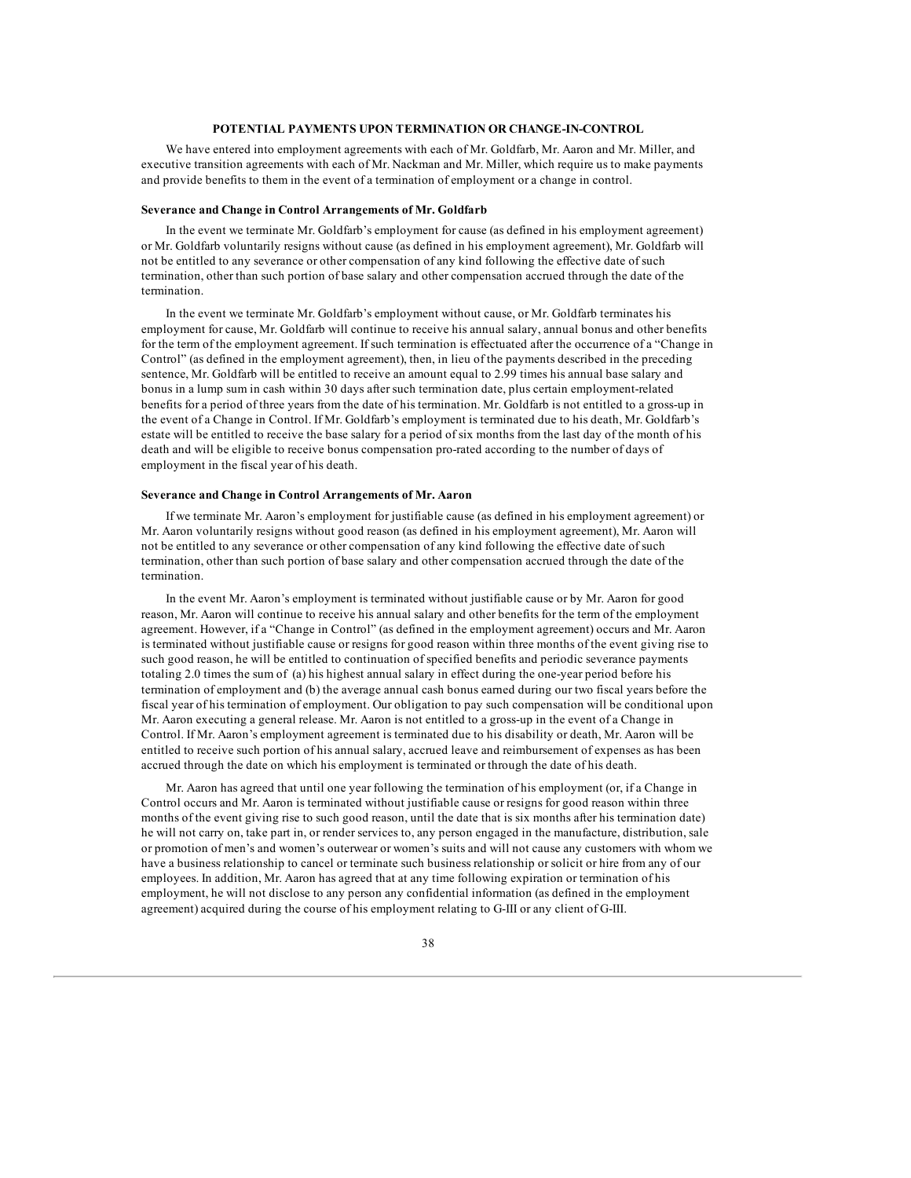## POTENTIAL PAYMENTS UPON TERMINATION OR CHANGE-IN-CONTROL

We have entered into employment agreements with each of Mr. Goldfarb, Mr. Aaron and Mr. Miller, and executive transition agreements with each of Mr. Nackman and Mr. Miller, which require us to make payments and provide benefits to them in the event of a termination of employment or a change in control.

### Severance and Change in Control Arrangements of Mr. Goldfarb

In the event we terminate Mr. Goldfarb's employment for cause (as defined in his employment agreement) or Mr. Goldfarb voluntarily resigns without cause (as defined in his employment agreement), Mr. Goldfarb will not be entitled to any severance or other compensation of any kind following the effective date of such termination, other than such portion of base salary and other compensation accrued through the date of the termination.

In the event we terminate Mr. Goldfarb's employment without cause, or Mr. Goldfarb terminates his employment for cause, Mr. Goldfarb will continue to receive his annual salary, annual bonus and other benefits for the term of the employment agreement. If such termination is effectuated after the occurrence of a "Change in Control" (as defined in the employment agreement), then, in lieu of the payments described in the preceding sentence, Mr. Goldfarb will be entitled to receive an amount equal to 2.99 times his annual base salary and bonus in a lump sum in cash within 30 days after such termination date, plus certain employment-related benefits for a period of three years from the date of his termination. Mr. Goldfarb is not entitled to a gross-up in the event of a Change in Control. If Mr. Goldfarb's employment is terminated due to his death, Mr. Goldfarb's estate will be entitled to receive the base salary for a period of six months from the last day of the month of his death and will be eligible to receive bonus compensation pro-rated according to the number of days of employment in the fiscal year of his death.

### Severance and Change in Control Arrangements of Mr. Aaron

If we terminate Mr. Aaron's employment for justifiable cause (as defined in his employment agreement) or Mr. Aaron voluntarily resigns without good reason (as defined in his employment agreement), Mr. Aaron will not be entitled to any severance or other compensation of any kind following the effective date of such termination, other than such portion of base salary and other compensation accrued through the date of the termination.

In the event Mr. Aaron's employment is terminated without justifiable cause or by Mr. Aaron for good reason, Mr. Aaron will continue to receive his annual salary and other benefits for the term of the employment agreement. However, if a "Change in Control" (as defined in the employment agreement) occurs and Mr. Aaron is terminated without justifiable cause or resigns for good reason within three months of the event giving rise to such good reason, he will be entitled to continuation of specified benefits and periodic severance payments totaling 2.0 times the sum of (a) his highest annual salary in effect during the one-year period before his termination of employment and (b) the average annual cash bonus earned during our two fiscal years before the fiscal year of his termination of employment. Our obligation to pay such compensation will be conditional upon Mr. Aaron executing a general release. Mr. Aaron is not entitled to a gross-up in the event of a Change in Control. If Mr. Aaron's employment agreement is terminated due to his disability or death, Mr. Aaron will be entitled to receive such portion of his annual salary, accrued leave and reimbursement of expenses as has been accrued through the date on which his employment is terminated or through the date of his death.

Mr. Aaron has agreed that until one year following the termination of his employment (or, if a Change in Control occurs and Mr. Aaron is terminated without justifiable cause or resigns for good reason within three months of the event giving rise to such good reason, until the date that is six months after his termination date) he will not carry on, take part in, or render services to, any person engaged in the manufacture, distribution, sale or promotion of men's and women's outerwear or women's suits and will not cause any customers with whom we have a business relationship to cancel or terminate such business relationship or solicit or hire from any of our employees. In addition, Mr. Aaron has agreed that at any time following expiration or termination of his employment, he will not disclose to any person any confidential information (as defined in the employment agreement) acquired during the course of his employment relating to G-III or any client of G-III.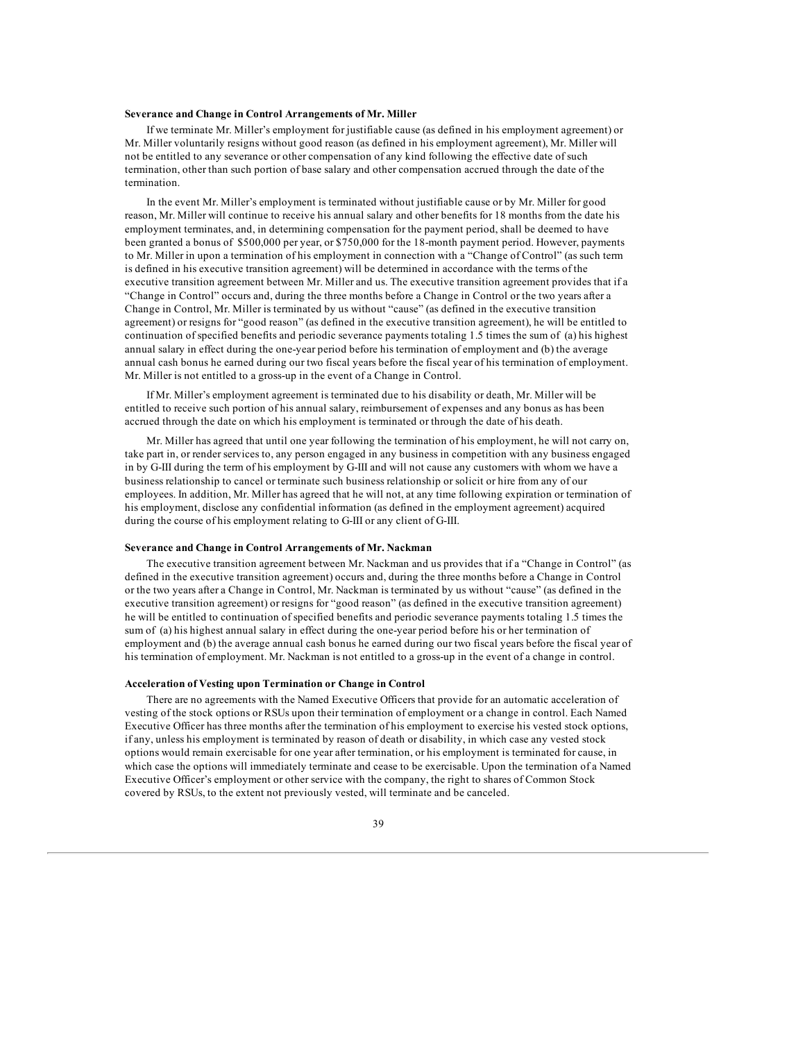**Severance and Change in Control Arrangements of Mr. Miller**

If we terminate Mr. Miller's employment for justifiable cause (as defined in his employment agreement) or Mr. Miller voluntarily resigns without good reason (as defined in his employment agreement), Mr. Miller will not be entitled to any severance or other compensation of any kind following the effective date of such termination, other than such portion of base salary and other compensation accrued through the date of the termination.

In the event Mr. Miller's employment is terminated without justifiable cause or by Mr. Miller for good reason, Mr. Miller will continue to receive his annual salary and other benefits for 18 months from the date his employment terminates, and, in determining compensation for the payment period, shall be deemed to have been granted a bonus of $500,000 per year, or $750,000 for the 18-month payment period. However, payments to Mr. Miller in upon a termination of his employment in connection with a "Change of Control" (as such term is defined in his executive transition agreement) will be determined in accordance with the terms of the executive transition agreement between Mr. Miller and us. The executive transition agreement provides that if a "Change in Control" occurs and, during the three months before a Change in Control or the two years after a Change in Control, Mr. Miller is terminated by us without "cause" (as defined in the executive transition agreement) or resigns for "good reason" (as defined in the executive transition agreement), he will be entitled to continuation of specified benefits and periodic severance payments totaling 1.5 times the sum of (a) his highest annual salary in effect during the one-year period before his termination of employment and (b) the average annual cash bonus he earned during our two fiscal years before the fiscal year of his termination of employment. Mr. Miller is not entitled to a gross-up in the event of a Change in Control.

If Mr. Miller's employment agreement is terminated due to his disability or death, Mr. Miller will be entitled to receive such portion of his annual salary, reimbursement of expenses and any bonus as has been accrued through the date on which his employment is terminated or through the date of his death.

Mr. Miller has agreed that until one year following the termination of his employment, he will not carry on, take part in, or render services to, any person engaged in any business in competition with any business engaged in by G-III during the term of his employment by G-III and will not cause any customers with whom we have a business relationship to cancel or terminate such business relationship or solicit or hire from any of our employees. In addition, Mr. Miller has agreed that he will not, at any time following expiration or termination of his employment, disclose any confidential information (as defined in the employment agreement) acquired during the course of his employment relating to G-III or any client of G-III.

**Severance and Change in Control Arrangements of Mr. Nackman**

The executive transition agreement between Mr. Nackman and us provides that if a "Change in Control" (as defined in the executive transition agreement) occurs and, during the three months before a Change in Control or the two years after a Change in Control, Mr. Nackman is terminated by us without "cause" (as defined in the executive transition agreement) or resigns for "good reason" (as defined in the executive transition agreement) he will be entitled to continuation of specified benefits and periodic severance payments totaling 1.5 times the sum of (a) his highest annual salary in effect during the one-year period before his or her termination of employment and (b) the average annual cash bonus he earned during our two fiscal years before the fiscal year of his termination of employment. Mr. Nackman is not entitled to a gross-up in the event of a change in control.

**Acceleration of Vesting upon Termination or Change in Control**

There are no agreements with the Named Executive Officers that provide for an automatic acceleration of vesting of the stock options or RSUs upon their termination of employment or a change in control. Each Named Executive Officer has three months after the termination of his employment to exercise his vested stock options, if any, unless his employment is terminated by reason of death or disability, in which case any vested stock options would remain exercisable for one year after termination, or his employment is terminated for cause, in which case the options will immediately terminate and cease to be exercisable. Upon the termination of a Named Executive Officer's employment or other service with the company, the right to shares of Common Stock covered by RSUs, to the extent not previously vested, will terminate and be canceled.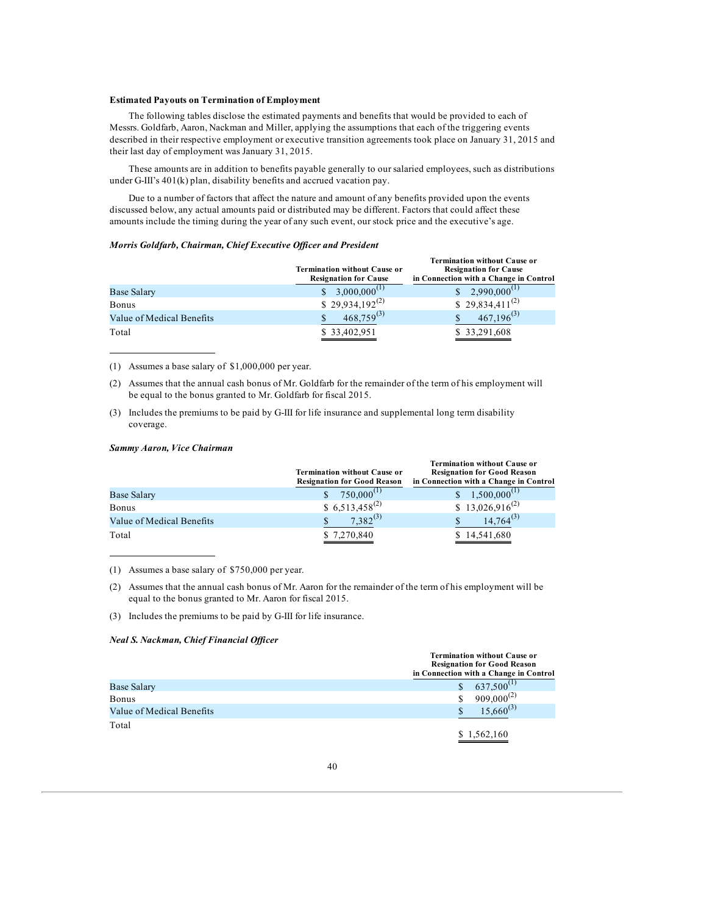#### Estimated Payouts on Termination of Employment

The following tables disclose the estimated payments and benefits that would be provided to each of Messrs. Goldfarb, Aaron, Nackman and Miller, applying the assumptions that each of the triggering events described in their respective employment or executive transition agreements took place on January 31, 2015 and their last day of employment was January 31, 2015.

These amounts are in addition to benefits payable generally to our salaried employees, such as distributions under G-III's 401(k) plan, disability benefits and accrued vacation pay.

Due to a number of factors that affect the nature and amount of any benefits provided upon the events discussed below, any actual amounts paid or distributed may be different. Factors that could affect these amounts include the timing during the year of any such event, our stock price and the executive's age.

***Morris Goldfarb, Chairman, Chief Executive Officer and President***

| | Termination without Cause or Resignation for Cause | Termination without Cause or Resignation for Cause in Connection with a Change in Control |
|---|---|---|
| Base Salary | $ 3,000,000[(1)] | $ 2,990,000[(1)] |
| Bonus | $ 29,934,192[(2)] | $ 29,834,411[(2)] |
| Value of Medical Benefits | $ 468,759[(3)] | $ 467,196[(3)] |
| Total | $ 33,402,951 | $ 33,291,608 |

(1) Assumes a base salary of $1,000,000 per year.

(2) Assumes that the annual cash bonus of Mr. Goldfarb for the remainder of the term of his employment will be equal to the bonus granted to Mr. Goldfarb for fiscal 2015.

(3) Includes the premiums to be paid by G-III for life insurance and supplemental long term disability coverage.

***Sammy Aaron, Vice Chairman***

| | Termination without Cause or Resignation for Good Reason | Termination without Cause or Resignation for Good Reason in Connection with a Change in Control |
|---|---|---|
| Base Salary | $ 750,000[(1)] | $ 1,500,000[(1)] |
| Bonus | $ 6,513,458[(2)] | $ 13,026,916[(2)] |
| Value of Medical Benefits | $ 7,382[(3)] | $ 14,764[(3)] |
| Total | $ 7,270,840 | $ 14,541,680 |

(1) Assumes a base salary of $750,000 per year.

(2) Assumes that the annual cash bonus of Mr. Aaron for the remainder of the term of his employment will be equal to the bonus granted to Mr. Aaron for fiscal 2015.

(3) Includes the premiums to be paid by G-III for life insurance.

***Neal S. Nackman, Chief Financial Officer***

| | Termination without Cause or Resignation for Good Reason in Connection with a Change in Control |
|---|---|
| Base Salary | $ 637,500[(1)] |
| Bonus | $ 909,000[(2)] |
| Value of Medical Benefits | $ 15,660[(3)] |
| Total | $ 1,562,160 |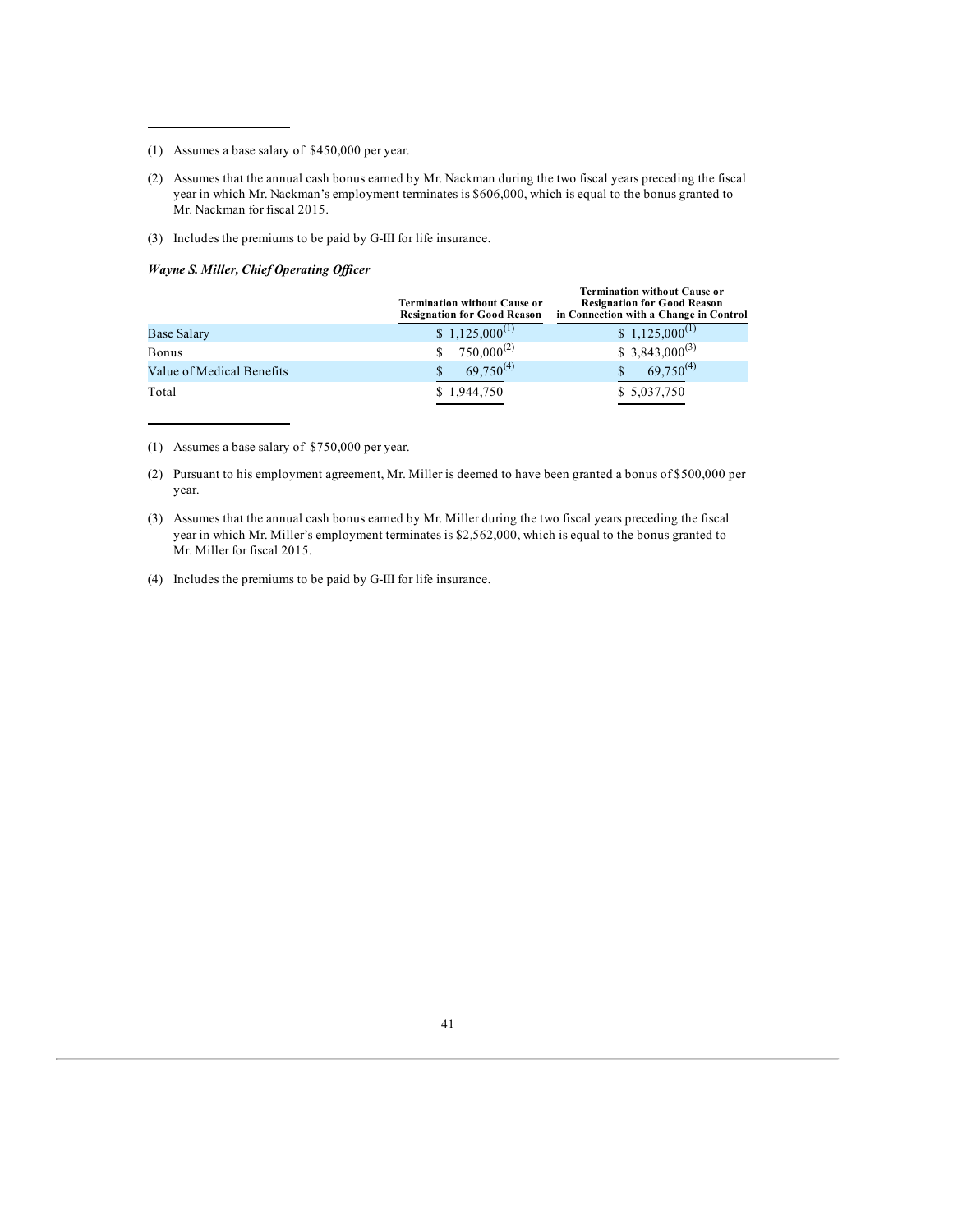(1) Assumes a base salary of $450,000 per year.

(2) Assumes that the annual cash bonus earned by Mr. Nackman during the two fiscal years preceding the fiscal year in which Mr. Nackman's employment terminates is $606,000, which is equal to the bonus granted to Mr. Nackman for fiscal 2015.

(3) Includes the premiums to be paid by G-III for life insurance.

***Wayne S. Miller, Chief Operating Officer***

| | Termination without Cause or Resignation for Good Reason | Termination without Cause or Resignation for Good Reason in Connection with a Change in Control |
|---|---|---|
| Base Salary | $ 1,125,000 (1) | $ 1,125,000 (1) |
| Bonus | $ 750,000 (2) | $ 3,843,000 (3) |
| Value of Medical Benefits | $ 69,750 (4) | $ 69,750 (4) |
| Total | $ 1,944,750 | $ 5,037,750 |

(1) Assumes a base salary of $750,000 per year.

(2) Pursuant to his employment agreement, Mr. Miller is deemed to have been granted a bonus of $500,000 per year.

(3) Assumes that the annual cash bonus earned by Mr. Miller during the two fiscal years preceding the fiscal year in which Mr. Miller's employment terminates is $2,562,000, which is equal to the bonus granted to Mr. Miller for fiscal 2015.

(4) Includes the premiums to be paid by G-III for life insurance.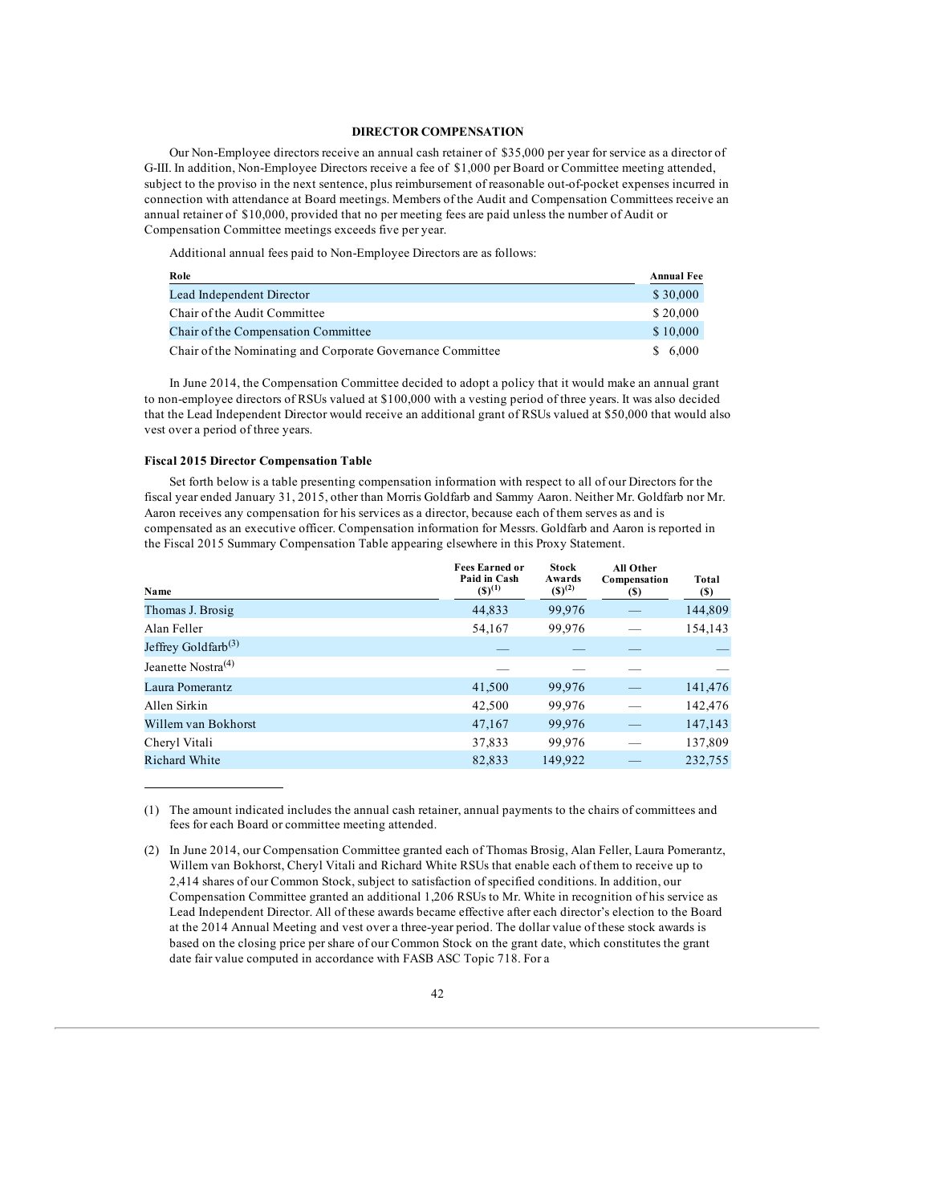## DIRECTOR COMPENSATION

Our Non-Employee directors receive an annual cash retainer of $35,000 per year for service as a director of G-III. In addition, Non-Employee Directors receive a fee of $1,000 per Board or Committee meeting attended, subject to the proviso in the next sentence, plus reimbursement of reasonable out-of-pocket expenses incurred in connection with attendance at Board meetings. Members of the Audit and Compensation Committees receive an annual retainer of $10,000, provided that no per meeting fees are paid unless the number of Audit or Compensation Committee meetings exceeds five per year.

Additional annual fees paid to Non-Employee Directors are as follows:

| Role | Annual Fee |
|---|---|
| Lead Independent Director | $ 30,000 |
| Chair of the Audit Committee | $ 20,000 |
| Chair of the Compensation Committee | $ 10,000 |
| Chair of the Nominating and Corporate Governance Committee | $ 6,000 |

In June 2014, the Compensation Committee decided to adopt a policy that it would make an annual grant to non-employee directors of RSUs valued at $100,000 with a vesting period of three years. It was also decided that the Lead Independent Director would receive an additional grant of RSUs valued at $50,000 that would also vest over a period of three years.

### Fiscal 2015 Director Compensation Table

Set forth below is a table presenting compensation information with respect to all of our Directors for the fiscal year ended January 31, 2015, other than Morris Goldfarb and Sammy Aaron. Neither Mr. Goldfarb nor Mr. Aaron receives any compensation for his services as a director, because each of them serves as and is compensated as an executive officer. Compensation information for Messrs. Goldfarb and Aaron is reported in the Fiscal 2015 Summary Compensation Table appearing elsewhere in this Proxy Statement.

| Name | Fees Earned or Paid in Cash ($)[1] | Stock Awards ($)[2] | All Other Compensation ($) | Total ($) |
|---|---|---|---|---|
| Thomas J. Brosig | 44,833 | 99,976 | — | 144,809 |
| Alan Feller | 54,167 | 99,976 | — | 154,143 |
| Jeffrey Goldfarb[3] | — | — | — | — |
| Jeanette Nostra[4] | — | — | — | — |
| Laura Pomerantz | 41,500 | 99,976 | — | 141,476 |
| Allen Sirkin | 42,500 | 99,976 | — | 142,476 |
| Willem van Bokhorst | 47,167 | 99,976 | — | 147,143 |
| Cheryl Vitali | 37,833 | 99,976 | — | 137,809 |
| Richard White | 82,833 | 149,922 | — | 232,755 |

(1) The amount indicated includes the annual cash retainer, annual payments to the chairs of committees and fees for each Board or committee meeting attended.

(2) In June 2014, our Compensation Committee granted each of Thomas Brosig, Alan Feller, Laura Pomerantz, Willem van Bokhorst, Cheryl Vitali and Richard White RSUs that enable each of them to receive up to 2,414 shares of our Common Stock, subject to satisfaction of specified conditions. In addition, our Compensation Committee granted an additional 1,206 RSUs to Mr. White in recognition of his service as Lead Independent Director. All of these awards became effective after each director's election to the Board at the 2014 Annual Meeting and vest over a three-year period. The dollar value of these stock awards is based on the closing price per share of our Common Stock on the grant date, which constitutes the grant date fair value computed in accordance with FASB ASC Topic 718. For a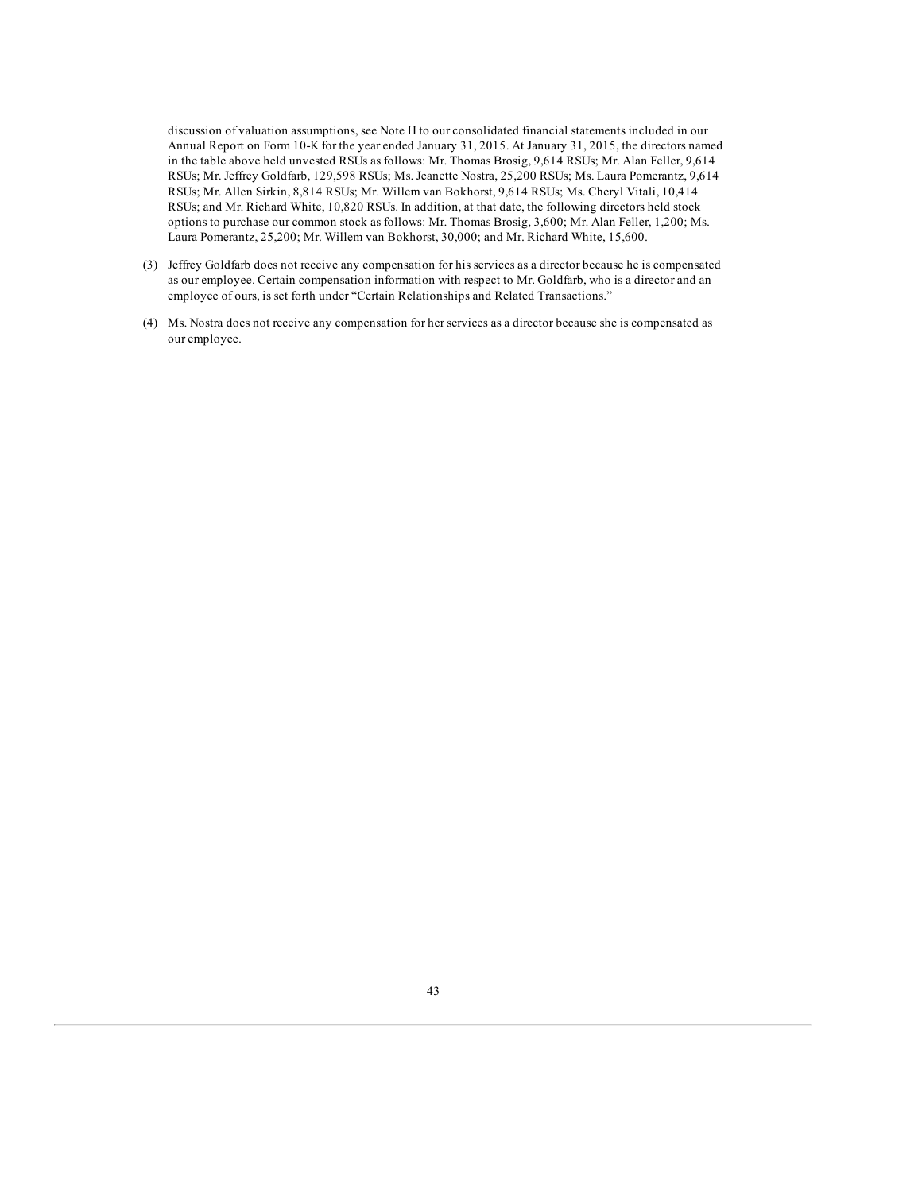discussion of valuation assumptions, see Note H to our consolidated financial statements included in our Annual Report on Form 10-K for the year ended January 31, 2015. At January 31, 2015, the directors named in the table above held unvested RSUs as follows: Mr. Thomas Brosig, 9,614 RSUs; Mr. Alan Feller, 9,614 RSUs; Mr. Jeffrey Goldfarb, 129,598 RSUs; Ms. Jeanette Nostra, 25,200 RSUs; Ms. Laura Pomerantz, 9,614 RSUs; Mr. Allen Sirkin, 8,814 RSUs; Mr. Willem van Bokhorst, 9,614 RSUs; Ms. Cheryl Vitali, 10,414 RSUs; and Mr. Richard White, 10,820 RSUs. In addition, at that date, the following directors held stock options to purchase our common stock as follows: Mr. Thomas Brosig, 3,600; Mr. Alan Feller, 1,200; Ms. Laura Pomerantz, 25,200; Mr. Willem van Bokhorst, 30,000; and Mr. Richard White, 15,600.

(3) Jeffrey Goldfarb does not receive any compensation for his services as a director because he is compensated as our employee. Certain compensation information with respect to Mr. Goldfarb, who is a director and an employee of ours, is set forth under "Certain Relationships and Related Transactions."

(4) Ms. Nostra does not receive any compensation for her services as a director because she is compensated as our employee.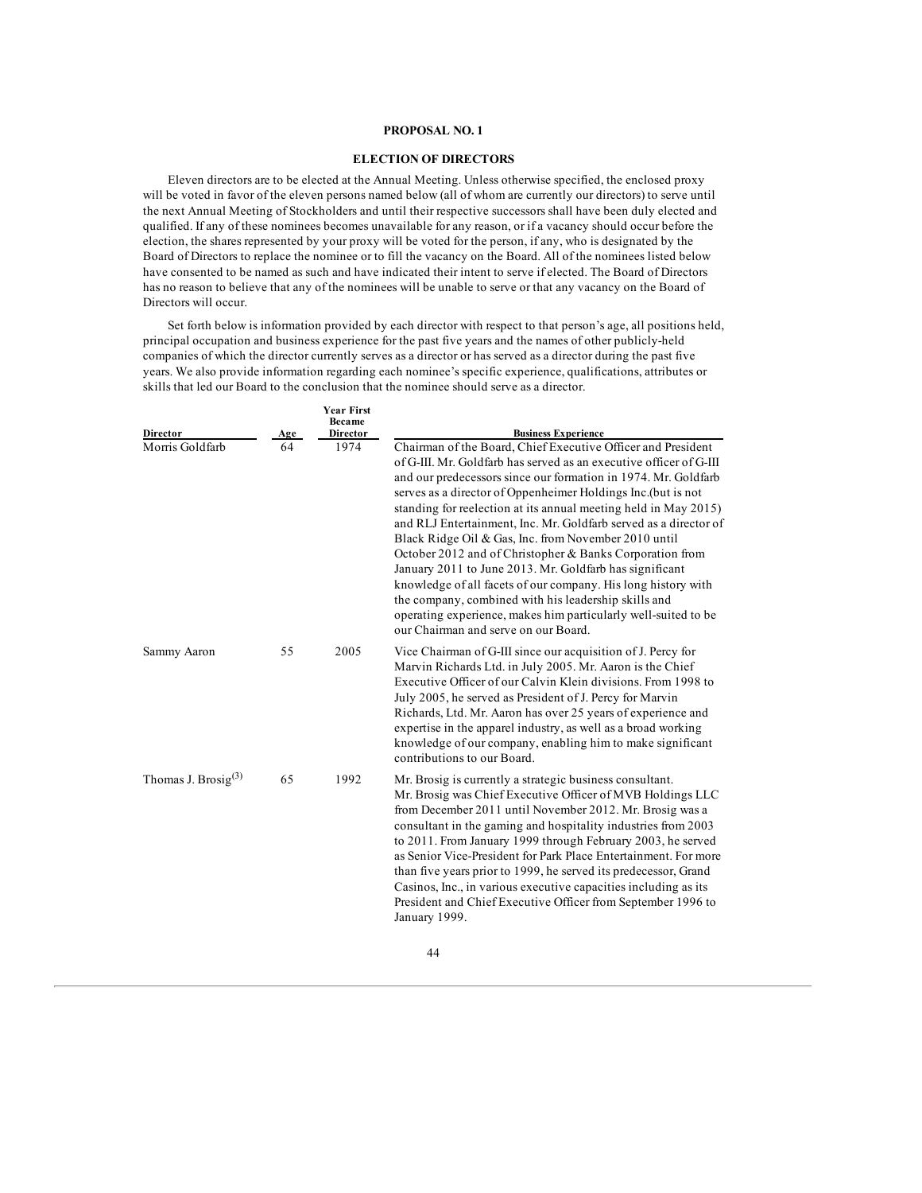## PROPOSAL NO. 1

## ELECTION OF DIRECTORS

Eleven directors are to be elected at the Annual Meeting. Unless otherwise specified, the enclosed proxy will be voted in favor of the eleven persons named below (all of whom are currently our directors) to serve until the next Annual Meeting of Stockholders and until their respective successors shall have been duly elected and qualified. If any of these nominees becomes unavailable for any reason, or if a vacancy should occur before the election, the shares represented by your proxy will be voted for the person, if any, who is designated by the Board of Directors to replace the nominee or to fill the vacancy on the Board. All of the nominees listed below have consented to be named as such and have indicated their intent to serve if elected. The Board of Directors has no reason to believe that any of the nominees will be unable to serve or that any vacancy on the Board of Directors will occur.

Set forth below is information provided by each director with respect to that person's age, all positions held, principal occupation and business experience for the past five years and the names of other publicly-held companies of which the director currently serves as a director or has served as a director during the past five years. We also provide information regarding each nominee's specific experience, qualifications, attributes or skills that led our Board to the conclusion that the nominee should serve as a director.

| Director | Age | Year First Became Director | Business Experience |
|---|---|---|---|
| Morris Goldfarb | 64 | 1974 | Chairman of the Board, Chief Executive Officer and President of G-III. Mr. Goldfarb has served as an executive officer of G-III and our predecessors since our formation in 1974. Mr. Goldfarb serves as a director of Oppenheimer Holdings Inc.(but is not standing for reelection at its annual meeting held in May 2015) and RLJ Entertainment, Inc. Mr. Goldfarb served as a director of Black Ridge Oil & Gas, Inc. from November 2010 until October 2012 and of Christopher & Banks Corporation from January 2011 to June 2013. Mr. Goldfarb has significant knowledge of all facets of our company. His long history with the company, combined with his leadership skills and operating experience, makes him particularly well-suited to be our Chairman and serve on our Board. |
| Sammy Aaron | 55 | 2005 | Vice Chairman of G-III since our acquisition of J. Percy for Marvin Richards Ltd. in July 2005. Mr. Aaron is the Chief Executive Officer of our Calvin Klein divisions. From 1998 to July 2005, he served as President of J. Percy for Marvin Richards, Ltd. Mr. Aaron has over 25 years of experience and expertise in the apparel industry, as well as a broad working knowledge of our company, enabling him to make significant contributions to our Board. |
| Thomas J. Brosig[(3)] | 65 | 1992 | Mr. Brosig is currently a strategic business consultant. Mr. Brosig was Chief Executive Officer of MVB Holdings LLC from December 2011 until November 2012. Mr. Brosig was a consultant in the gaming and hospitality industries from 2003 to 2011. From January 1999 through February 2003, he served as Senior Vice-President for Park Place Entertainment. For more than five years prior to 1999, he served its predecessor, Grand Casinos, Inc., in various executive capacities including as its President and Chief Executive Officer from September 1996 to January 1999. |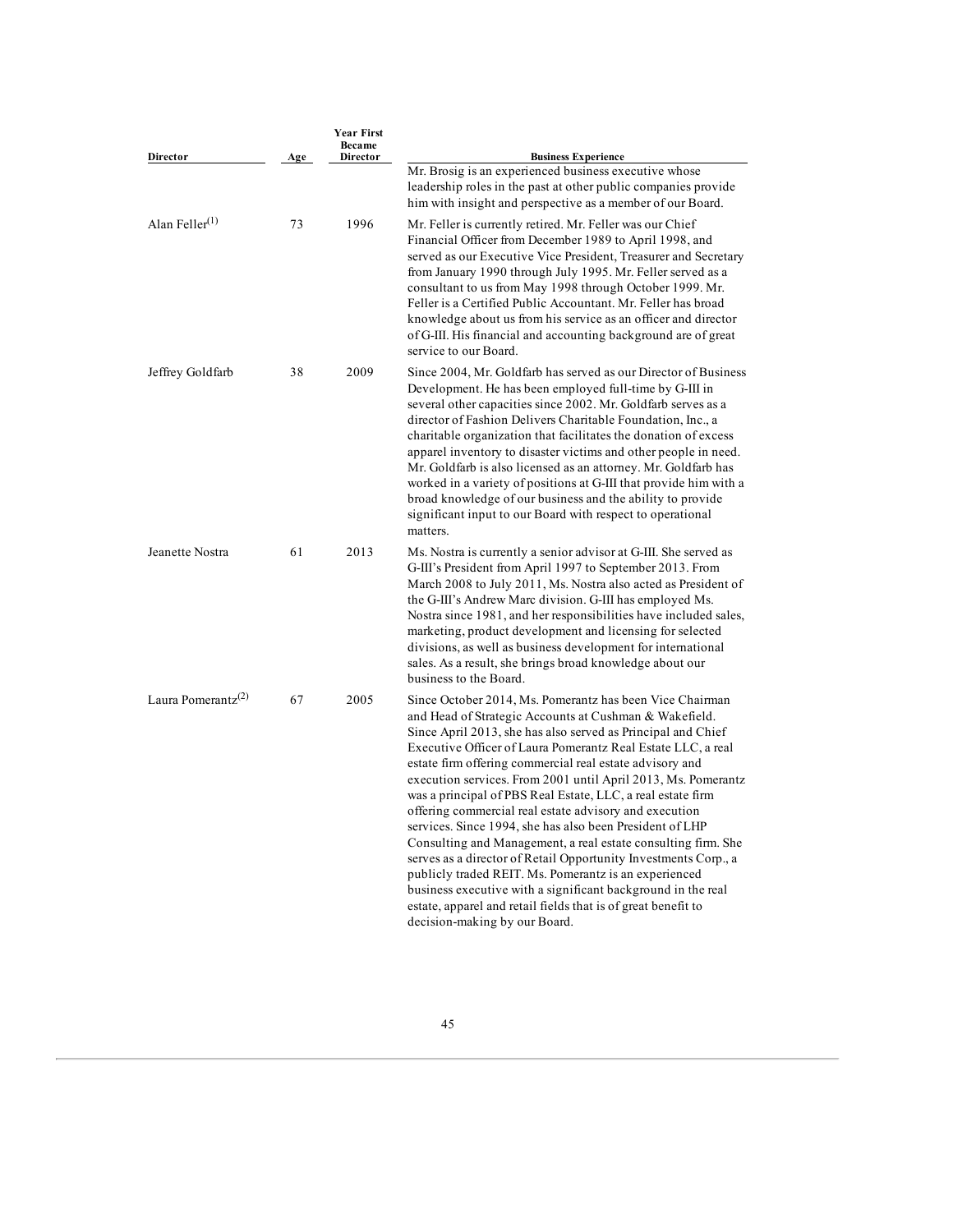| Director | Age | Year First Became Director | Business Experience |
| --- | --- | --- | --- |
| | | | Mr. Brosig is an experienced business executive whose leadership roles in the past at other public companies provide him with insight and perspective as a member of our Board. |
| Alan Feller[(1)] | 73 | 1996 | Mr. Feller is currently retired. Mr. Feller was our Chief Financial Officer from December 1989 to April 1998, and served as our Executive Vice President, Treasurer and Secretary from January 1990 through July 1995. Mr. Feller served as a consultant to us from May 1998 through October 1999. Mr. Feller is a Certified Public Accountant. Mr. Feller has broad knowledge about us from his service as an officer and director of G-III. His financial and accounting background are of great service to our Board. |
| Jeffrey Goldfarb | 38 | 2009 | Since 2004, Mr. Goldfarb has served as our Director of Business Development. He has been employed full-time by G-III in several other capacities since 2002. Mr. Goldfarb serves as a director of Fashion Delivers Charitable Foundation, Inc., a charitable organization that facilitates the donation of excess apparel inventory to disaster victims and other people in need. Mr. Goldfarb is also licensed as an attorney. Mr. Goldfarb has worked in a variety of positions at G-III that provide him with a broad knowledge of our business and the ability to provide significant input to our Board with respect to operational matters. |
| Jeanette Nostra | 61 | 2013 | Ms. Nostra is currently a senior advisor at G-III. She served as G-III's President from April 1997 to September 2013. From March 2008 to July 2011, Ms. Nostra also acted as President of the G-III's Andrew Marc division. G-III has employed Ms. Nostra since 1981, and her responsibilities have included sales, marketing, product development and licensing for selected divisions, as well as business development for international sales. As a result, she brings broad knowledge about our business to the Board. |
| Laura Pomerantz[(2)] | 67 | 2005 | Since October 2014, Ms. Pomerantz has been Vice Chairman and Head of Strategic Accounts at Cushman & Wakefield. Since April 2013, she has also served as Principal and Chief Executive Officer of Laura Pomerantz Real Estate LLC, a real estate firm offering commercial real estate advisory and execution services. From 2001 until April 2013, Ms. Pomerantz was a principal of PBS Real Estate, LLC, a real estate firm offering commercial real estate advisory and execution services. Since 1994, she has also been President of LHP Consulting and Management, a real estate consulting firm. She serves as a director of Retail Opportunity Investments Corp., a publicly traded REIT. Ms. Pomerantz is an experienced business executive with a significant background in the real estate, apparel and retail fields that is of great benefit to decision-making by our Board. |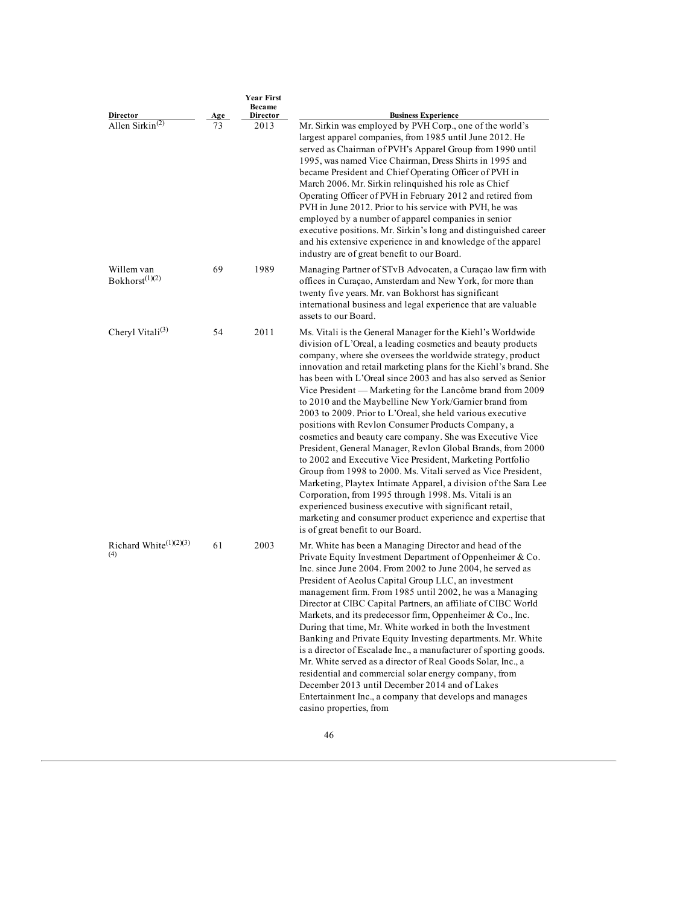| Director | Age | Year First Became Director | Business Experience |
|---|---|---|---|
| Allen Sirkin[(2)] | 73 | 2013 | Mr. Sirkin was employed by PVH Corp., one of the world's largest apparel companies, from 1985 until June 2012. He served as Chairman of PVH's Apparel Group from 1990 until 1995, was named Vice Chairman, Dress Shirts in 1995 and became President and Chief Operating Officer of PVH in March 2006. Mr. Sirkin relinquished his role as Chief Operating Officer of PVH in February 2012 and retired from PVH in June 2012. Prior to his service with PVH, he was employed by a number of apparel companies in senior executive positions. Mr. Sirkin's long and distinguished career and his extensive experience in and knowledge of the apparel industry are of great benefit to our Board. |
| Willem van Bokhorst[(1)(2)] | 69 | 1989 | Managing Partner of STvB Advocaten, a Curaçao law firm with offices in Curaçao, Amsterdam and New York, for more than twenty five years. Mr. van Bokhorst has significant international business and legal experience that are valuable assets to our Board. |
| Cheryl Vitali[(3)] | 54 | 2011 | Ms. Vitali is the General Manager for the Kiehl's Worldwide division of L'Oreal, a leading cosmetics and beauty products company, where she oversees the worldwide strategy, product innovation and retail marketing plans for the Kiehl's brand. She has been with L'Oreal since 2003 and has also served as Senior Vice President — Marketing for the Lancôme brand from 2009 to 2010 and the Maybelline New York/Garnier brand from 2003 to 2009. Prior to L'Oreal, she held various executive positions with Revlon Consumer Products Company, a cosmetics and beauty care company. She was Executive Vice President, General Manager, Revlon Global Brands, from 2000 to 2002 and Executive Vice President, Marketing Portfolio Group from 1998 to 2000. Ms. Vitali served as Vice President, Marketing, Playtex Intimate Apparel, a division of the Sara Lee Corporation, from 1995 through 1998. Ms. Vitali is an experienced business executive with significant retail, marketing and consumer product experience and expertise that is of great benefit to our Board. |
| Richard White[(1)(2)(3)(4)] | 61 | 2003 | Mr. White has been a Managing Director and head of the Private Equity Investment Department of Oppenheimer & Co. Inc. since June 2004. From 2002 to June 2004, he served as President of Aeolus Capital Group LLC, an investment management firm. From 1985 until 2002, he was a Managing Director at CIBC Capital Partners, an affiliate of CIBC World Markets, and its predecessor firm, Oppenheimer & Co., Inc. During that time, Mr. White worked in both the Investment Banking and Private Equity Investing departments. Mr. White is a director of Escalade Inc., a manufacturer of sporting goods. Mr. White served as a director of Real Goods Solar, Inc., a residential and commercial solar energy company, from December 2013 until December 2014 and of Lakes Entertainment Inc., a company that develops and manages casino properties, from |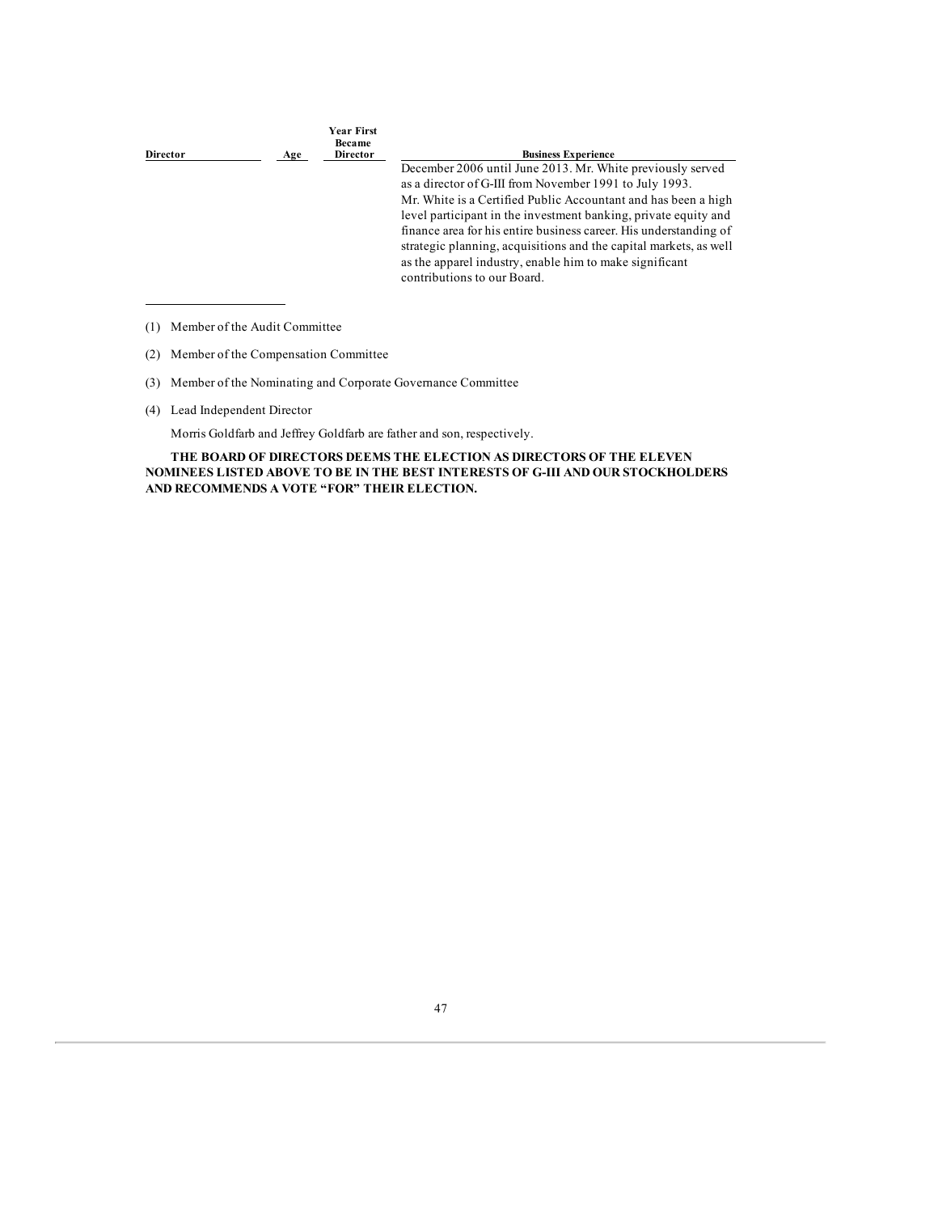| Director | Age | Year First Became Director | Business Experience |
|---|---|---|---|
| | | | December 2006 until June 2013. Mr. White previously served as a director of G-III from November 1991 to July 1993. Mr. White is a Certified Public Accountant and has been a high level participant in the investment banking, private equity and finance area for his entire business career. His understanding of strategic planning, acquisitions and the capital markets, as well as the apparel industry, enable him to make significant contributions to our Board. |

(1) Member of the Audit Committee

(2) Member of the Compensation Committee

(3) Member of the Nominating and Corporate Governance Committee

(4) Lead Independent Director

Morris Goldfarb and Jeffrey Goldfarb are father and son, respectively.

**THE BOARD OF DIRECTORS DEEMS THE ELECTION AS DIRECTORS OF THE ELEVEN NOMINEES LISTED ABOVE TO BE IN THE BEST INTERESTS OF G-III AND OUR STOCKHOLDERS AND RECOMMENDS A VOTE "FOR" THEIR ELECTION.**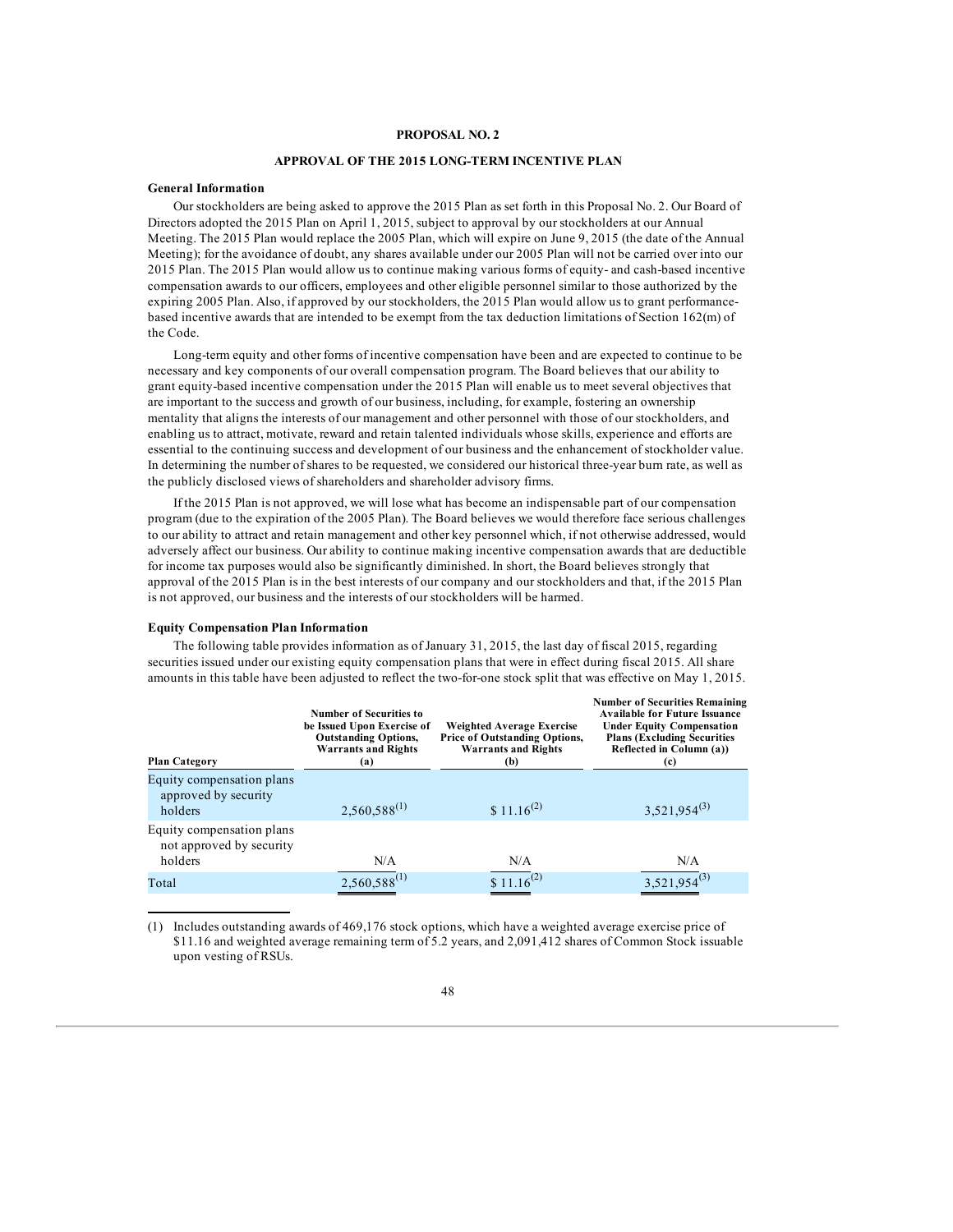## PROPOSAL NO. 2

## APPROVAL OF THE 2015 LONG-TERM INCENTIVE PLAN

### General Information

Our stockholders are being asked to approve the 2015 Plan as set forth in this Proposal No. 2. Our Board of Directors adopted the 2015 Plan on April 1, 2015, subject to approval by our stockholders at our Annual Meeting. The 2015 Plan would replace the 2005 Plan, which will expire on June 9, 2015 (the date of the Annual Meeting); for the avoidance of doubt, any shares available under our 2005 Plan will not be carried over into our 2015 Plan. The 2015 Plan would allow us to continue making various forms of equity- and cash-based incentive compensation awards to our officers, employees and other eligible personnel similar to those authorized by the expiring 2005 Plan. Also, if approved by our stockholders, the 2015 Plan would allow us to grant performance-based incentive awards that are intended to be exempt from the tax deduction limitations of Section 162(m) of the Code.

Long-term equity and other forms of incentive compensation have been and are expected to continue to be necessary and key components of our overall compensation program. The Board believes that our ability to grant equity-based incentive compensation under the 2015 Plan will enable us to meet several objectives that are important to the success and growth of our business, including, for example, fostering an ownership mentality that aligns the interests of our management and other personnel with those of our stockholders, and enabling us to attract, motivate, reward and retain talented individuals whose skills, experience and efforts are essential to the continuing success and development of our business and the enhancement of stockholder value. In determining the number of shares to be requested, we considered our historical three-year burn rate, as well as the publicly disclosed views of shareholders and shareholder advisory firms.

If the 2015 Plan is not approved, we will lose what has become an indispensable part of our compensation program (due to the expiration of the 2005 Plan). The Board believes we would therefore face serious challenges to our ability to attract and retain management and other key personnel which, if not otherwise addressed, would adversely affect our business. Our ability to continue making incentive compensation awards that are deductible for income tax purposes would also be significantly diminished. In short, the Board believes strongly that approval of the 2015 Plan is in the best interests of our company and our stockholders and that, if the 2015 Plan is not approved, our business and the interests of our stockholders will be harmed.

### Equity Compensation Plan Information

The following table provides information as of January 31, 2015, the last day of fiscal 2015, regarding securities issued under our existing equity compensation plans that were in effect during fiscal 2015. All share amounts in this table have been adjusted to reflect the two-for-one stock split that was effective on May 1, 2015.

| Plan Category | Number of Securities to be Issued Upon Exercise of Outstanding Options, Warrants and Rights (a) | Weighted Average Exercise Price of Outstanding Options, Warrants and Rights (b) | Number of Securities Remaining Available for Future Issuance Under Equity Compensation Plans (Excluding Securities Reflected in Column (a)) (c) |
|---|---|---|---|
| Equity compensation plans approved by security holders | 2,560,588[(1)] | $ 11.16[(2)] | 3,521,954[(3)] |
| Equity compensation plans not approved by security holders | N/A | N/A | N/A |
| Total | 2,560,588[(1)] | $ 11.16[(2)] | 3,521,954[(3)] |

(1) Includes outstanding awards of 469,176 stock options, which have a weighted average exercise price of $11.16 and weighted average remaining term of 5.2 years, and 2,091,412 shares of Common Stock issuable upon vesting of RSUs.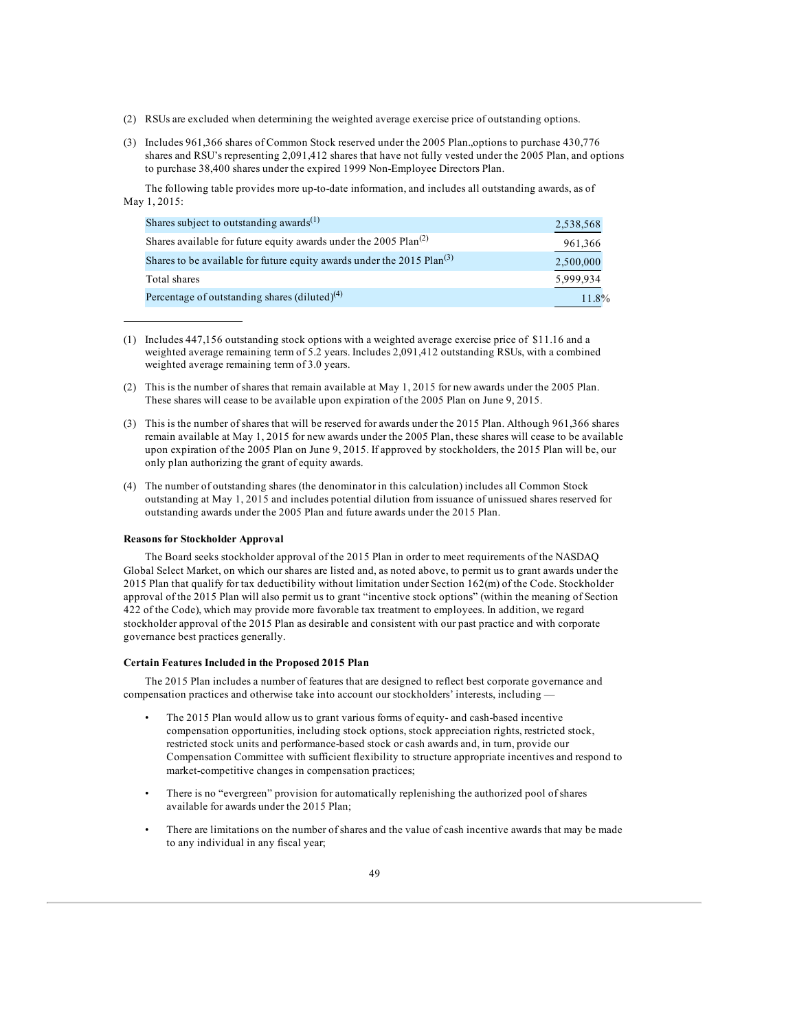(2) RSUs are excluded when determining the weighted average exercise price of outstanding options.

(3) Includes 961,366 shares of Common Stock reserved under the 2005 Plan.,options to purchase 430,776 shares and RSU's representing 2,091,412 shares that have not fully vested under the 2005 Plan, and options to purchase 38,400 shares under the expired 1999 Non-Employee Directors Plan.

The following table provides more up-to-date information, and includes all outstanding awards, as of May 1, 2015:

| | |
|---|---|
| Shares subject to outstanding awards[(1)] | 2,538,568 |
| Shares available for future equity awards under the 2005 Plan[(2)] | 961,366 |
| Shares to be available for future equity awards under the 2015 Plan[(3)] | 2,500,000 |
| Total shares | 5,999,934 |
| Percentage of outstanding shares (diluted)[(4)] | 11.8% |

(1) Includes 447,156 outstanding stock options with a weighted average exercise price of $11.16 and a weighted average remaining term of 5.2 years. Includes 2,091,412 outstanding RSUs, with a combined weighted average remaining term of 3.0 years.

(2) This is the number of shares that remain available at May 1, 2015 for new awards under the 2005 Plan. These shares will cease to be available upon expiration of the 2005 Plan on June 9, 2015.

(3) This is the number of shares that will be reserved for awards under the 2015 Plan. Although 961,366 shares remain available at May 1, 2015 for new awards under the 2005 Plan, these shares will cease to be available upon expiration of the 2005 Plan on June 9, 2015. If approved by stockholders, the 2015 Plan will be, our only plan authorizing the grant of equity awards.

(4) The number of outstanding shares (the denominator in this calculation) includes all Common Stock outstanding at May 1, 2015 and includes potential dilution from issuance of unissued shares reserved for outstanding awards under the 2005 Plan and future awards under the 2015 Plan.

**Reasons for Stockholder Approval**

The Board seeks stockholder approval of the 2015 Plan in order to meet requirements of the NASDAQ Global Select Market, on which our shares are listed and, as noted above, to permit us to grant awards under the 2015 Plan that qualify for tax deductibility without limitation under Section 162(m) of the Code. Stockholder approval of the 2015 Plan will also permit us to grant "incentive stock options" (within the meaning of Section 422 of the Code), which may provide more favorable tax treatment to employees. In addition, we regard stockholder approval of the 2015 Plan as desirable and consistent with our past practice and with corporate governance best practices generally.

**Certain Features Included in the Proposed 2015 Plan**

The 2015 Plan includes a number of features that are designed to reflect best corporate governance and compensation practices and otherwise take into account our stockholders' interests, including —

- The 2015 Plan would allow us to grant various forms of equity- and cash-based incentive compensation opportunities, including stock options, stock appreciation rights, restricted stock, restricted stock units and performance-based stock or cash awards and, in turn, provide our Compensation Committee with sufficient flexibility to structure appropriate incentives and respond to market-competitive changes in compensation practices;
- There is no "evergreen" provision for automatically replenishing the authorized pool of shares available for awards under the 2015 Plan;
- There are limitations on the number of shares and the value of cash incentive awards that may be made to any individual in any fiscal year;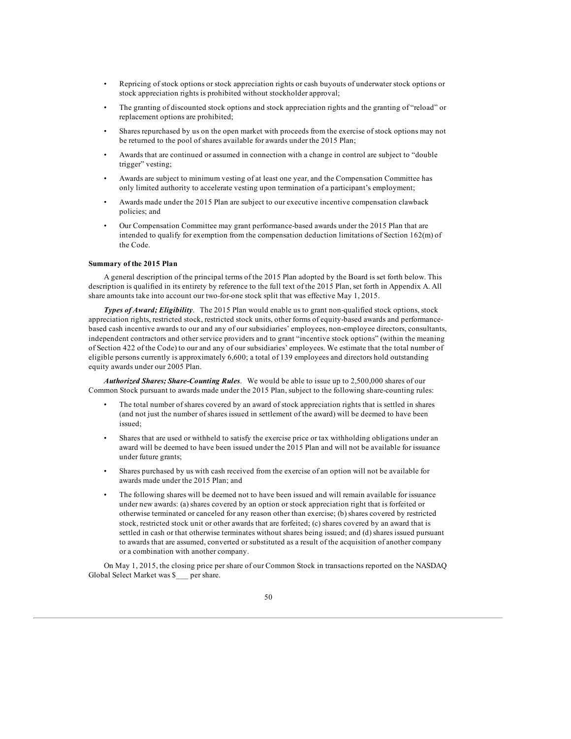- Repricing of stock options or stock appreciation rights or cash buyouts of underwater stock options or stock appreciation rights is prohibited without stockholder approval;
- The granting of discounted stock options and stock appreciation rights and the granting of "reload" or replacement options are prohibited;
- Shares repurchased by us on the open market with proceeds from the exercise of stock options may not be returned to the pool of shares available for awards under the 2015 Plan;
- Awards that are continued or assumed in connection with a change in control are subject to "double trigger" vesting;
- Awards are subject to minimum vesting of at least one year, and the Compensation Committee has only limited authority to accelerate vesting upon termination of a participant's employment;
- Awards made under the 2015 Plan are subject to our executive incentive compensation clawback policies; and
- Our Compensation Committee may grant performance-based awards under the 2015 Plan that are intended to qualify for exemption from the compensation deduction limitations of Section 162(m) of the Code.

**Summary of the 2015 Plan**

A general description of the principal terms of the 2015 Plan adopted by the Board is set forth below. This description is qualified in its entirety by reference to the full text of the 2015 Plan, set forth in Appendix A. All share amounts take into account our two-for-one stock split that was effective May 1, 2015.

***Types of Award; Eligibility***. The 2015 Plan would enable us to grant non-qualified stock options, stock appreciation rights, restricted stock, restricted stock units, other forms of equity-based awards and performance-based cash incentive awards to our and any of our subsidiaries' employees, non-employee directors, consultants, independent contractors and other service providers and to grant "incentive stock options" (within the meaning of Section 422 of the Code) to our and any of our subsidiaries' employees. We estimate that the total number of eligible persons currently is approximately 6,600; a total of 139 employees and directors hold outstanding equity awards under our 2005 Plan.

***Authorized Shares; Share-Counting Rules***. We would be able to issue up to 2,500,000 shares of our Common Stock pursuant to awards made under the 2015 Plan, subject to the following share-counting rules:

- The total number of shares covered by an award of stock appreciation rights that is settled in shares (and not just the number of shares issued in settlement of the award) will be deemed to have been issued;
- Shares that are used or withheld to satisfy the exercise price or tax withholding obligations under an award will be deemed to have been issued under the 2015 Plan and will not be available for issuance under future grants;
- Shares purchased by us with cash received from the exercise of an option will not be available for awards made under the 2015 Plan; and
- The following shares will be deemed not to have been issued and will remain available for issuance under new awards: (a) shares covered by an option or stock appreciation right that is forfeited or otherwise terminated or canceled for any reason other than exercise; (b) shares covered by restricted stock, restricted stock unit or other awards that are forfeited; (c) shares covered by an award that is settled in cash or that otherwise terminates without shares being issued; and (d) shares issued pursuant to awards that are assumed, converted or substituted as a result of the acquisition of another company or a combination with another company.

On May 1, 2015, the closing price per share of our Common Stock in transactions reported on the NASDAQ Global Select Market was $___ per share.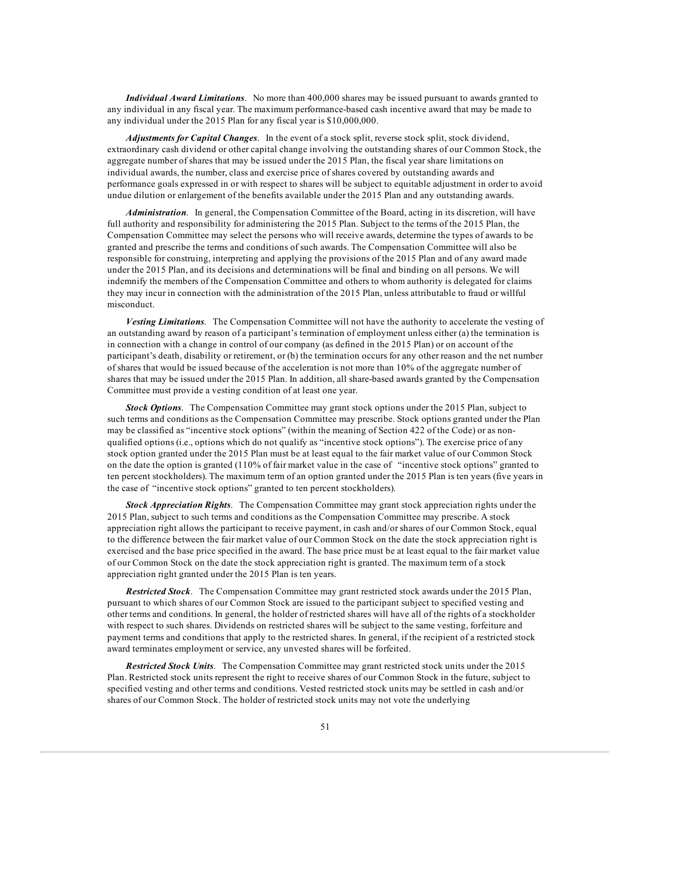***Individual Award Limitations***. No more than 400,000 shares may be issued pursuant to awards granted to any individual in any fiscal year. The maximum performance-based cash incentive award that may be made to any individual under the 2015 Plan for any fiscal year is $10,000,000.

***Adjustments for Capital Changes***. In the event of a stock split, reverse stock split, stock dividend, extraordinary cash dividend or other capital change involving the outstanding shares of our Common Stock, the aggregate number of shares that may be issued under the 2015 Plan, the fiscal year share limitations on individual awards, the number, class and exercise price of shares covered by outstanding awards and performance goals expressed in or with respect to shares will be subject to equitable adjustment in order to avoid undue dilution or enlargement of the benefits available under the 2015 Plan and any outstanding awards.

***Administration***. In general, the Compensation Committee of the Board, acting in its discretion, will have full authority and responsibility for administering the 2015 Plan. Subject to the terms of the 2015 Plan, the Compensation Committee may select the persons who will receive awards, determine the types of awards to be granted and prescribe the terms and conditions of such awards. The Compensation Committee will also be responsible for construing, interpreting and applying the provisions of the 2015 Plan and of any award made under the 2015 Plan, and its decisions and determinations will be final and binding on all persons. We will indemnify the members of the Compensation Committee and others to whom authority is delegated for claims they may incur in connection with the administration of the 2015 Plan, unless attributable to fraud or willful misconduct.

***Vesting Limitations***. The Compensation Committee will not have the authority to accelerate the vesting of an outstanding award by reason of a participant's termination of employment unless either (a) the termination is in connection with a change in control of our company (as defined in the 2015 Plan) or on account of the participant's death, disability or retirement, or (b) the termination occurs for any other reason and the net number of shares that would be issued because of the acceleration is not more than 10% of the aggregate number of shares that may be issued under the 2015 Plan. In addition, all share-based awards granted by the Compensation Committee must provide a vesting condition of at least one year.

***Stock Options***. The Compensation Committee may grant stock options under the 2015 Plan, subject to such terms and conditions as the Compensation Committee may prescribe. Stock options granted under the Plan may be classified as "incentive stock options" (within the meaning of Section 422 of the Code) or as non-qualified options (i.e., options which do not qualify as "incentive stock options"). The exercise price of any stock option granted under the 2015 Plan must be at least equal to the fair market value of our Common Stock on the date the option is granted (110% of fair market value in the case of "incentive stock options" granted to ten percent stockholders). The maximum term of an option granted under the 2015 Plan is ten years (five years in the case of "incentive stock options" granted to ten percent stockholders).

***Stock Appreciation Rights***. The Compensation Committee may grant stock appreciation rights under the 2015 Plan, subject to such terms and conditions as the Compensation Committee may prescribe. A stock appreciation right allows the participant to receive payment, in cash and/or shares of our Common Stock, equal to the difference between the fair market value of our Common Stock on the date the stock appreciation right is exercised and the base price specified in the award. The base price must be at least equal to the fair market value of our Common Stock on the date the stock appreciation right is granted. The maximum term of a stock appreciation right granted under the 2015 Plan is ten years.

***Restricted Stock***. The Compensation Committee may grant restricted stock awards under the 2015 Plan, pursuant to which shares of our Common Stock are issued to the participant subject to specified vesting and other terms and conditions. In general, the holder of restricted shares will have all of the rights of a stockholder with respect to such shares. Dividends on restricted shares will be subject to the same vesting, forfeiture and payment terms and conditions that apply to the restricted shares. In general, if the recipient of a restricted stock award terminates employment or service, any unvested shares will be forfeited.

***Restricted Stock Units***. The Compensation Committee may grant restricted stock units under the 2015 Plan. Restricted stock units represent the right to receive shares of our Common Stock in the future, subject to specified vesting and other terms and conditions. Vested restricted stock units may be settled in cash and/or shares of our Common Stock. The holder of restricted stock units may not vote the underlying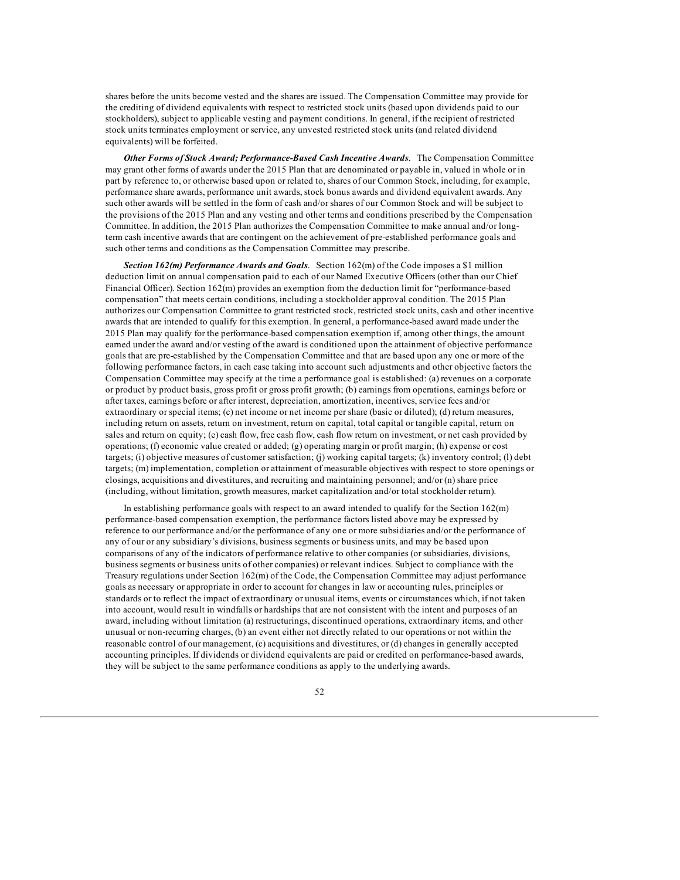shares before the units become vested and the shares are issued. The Compensation Committee may provide for the crediting of dividend equivalents with respect to restricted stock units (based upon dividends paid to our stockholders), subject to applicable vesting and payment conditions. In general, if the recipient of restricted stock units terminates employment or service, any unvested restricted stock units (and related dividend equivalents) will be forfeited.

***Other Forms of Stock Award; Performance-Based Cash Incentive Awards***. The Compensation Committee may grant other forms of awards under the 2015 Plan that are denominated or payable in, valued in whole or in part by reference to, or otherwise based upon or related to, shares of our Common Stock, including, for example, performance share awards, performance unit awards, stock bonus awards and dividend equivalent awards. Any such other awards will be settled in the form of cash and/or shares of our Common Stock and will be subject to the provisions of the 2015 Plan and any vesting and other terms and conditions prescribed by the Compensation Committee. In addition, the 2015 Plan authorizes the Compensation Committee to make annual and/or long-term cash incentive awards that are contingent on the achievement of pre-established performance goals and such other terms and conditions as the Compensation Committee may prescribe.

***Section 162(m) Performance Awards and Goals***. Section 162(m) of the Code imposes a $1 million deduction limit on annual compensation paid to each of our Named Executive Officers (other than our Chief Financial Officer). Section 162(m) provides an exemption from the deduction limit for "performance-based compensation" that meets certain conditions, including a stockholder approval condition. The 2015 Plan authorizes our Compensation Committee to grant restricted stock, restricted stock units, cash and other incentive awards that are intended to qualify for this exemption. In general, a performance-based award made under the 2015 Plan may qualify for the performance-based compensation exemption if, among other things, the amount earned under the award and/or vesting of the award is conditioned upon the attainment of objective performance goals that are pre-established by the Compensation Committee and that are based upon any one or more of the following performance factors, in each case taking into account such adjustments and other objective factors the Compensation Committee may specify at the time a performance goal is established: (a) revenues on a corporate or product by product basis, gross profit or gross profit growth; (b) earnings from operations, earnings before or after taxes, earnings before or after interest, depreciation, amortization, incentives, service fees and/or extraordinary or special items; (c) net income or net income per share (basic or diluted); (d) return measures, including return on assets, return on investment, return on capital, total capital or tangible capital, return on sales and return on equity; (e) cash flow, free cash flow, cash flow return on investment, or net cash provided by operations; (f) economic value created or added; (g) operating margin or profit margin; (h) expense or cost targets; (i) objective measures of customer satisfaction; (j) working capital targets; (k) inventory control; (l) debt targets; (m) implementation, completion or attainment of measurable objectives with respect to store openings or closings, acquisitions and divestitures, and recruiting and maintaining personnel; and/or (n) share price (including, without limitation, growth measures, market capitalization and/or total stockholder return).

In establishing performance goals with respect to an award intended to qualify for the Section 162(m) performance-based compensation exemption, the performance factors listed above may be expressed by reference to our performance and/or the performance of any one or more subsidiaries and/or the performance of any of our or any subsidiary's divisions, business segments or business units, and may be based upon comparisons of any of the indicators of performance relative to other companies (or subsidiaries, divisions, business segments or business units of other companies) or relevant indices. Subject to compliance with the Treasury regulations under Section 162(m) of the Code, the Compensation Committee may adjust performance goals as necessary or appropriate in order to account for changes in law or accounting rules, principles or standards or to reflect the impact of extraordinary or unusual items, events or circumstances which, if not taken into account, would result in windfalls or hardships that are not consistent with the intent and purposes of an award, including without limitation (a) restructurings, discontinued operations, extraordinary items, and other unusual or non-recurring charges, (b) an event either not directly related to our operations or not within the reasonable control of our management, (c) acquisitions and divestitures, or (d) changes in generally accepted accounting principles. If dividends or dividend equivalents are paid or credited on performance-based awards, they will be subject to the same performance conditions as apply to the underlying awards.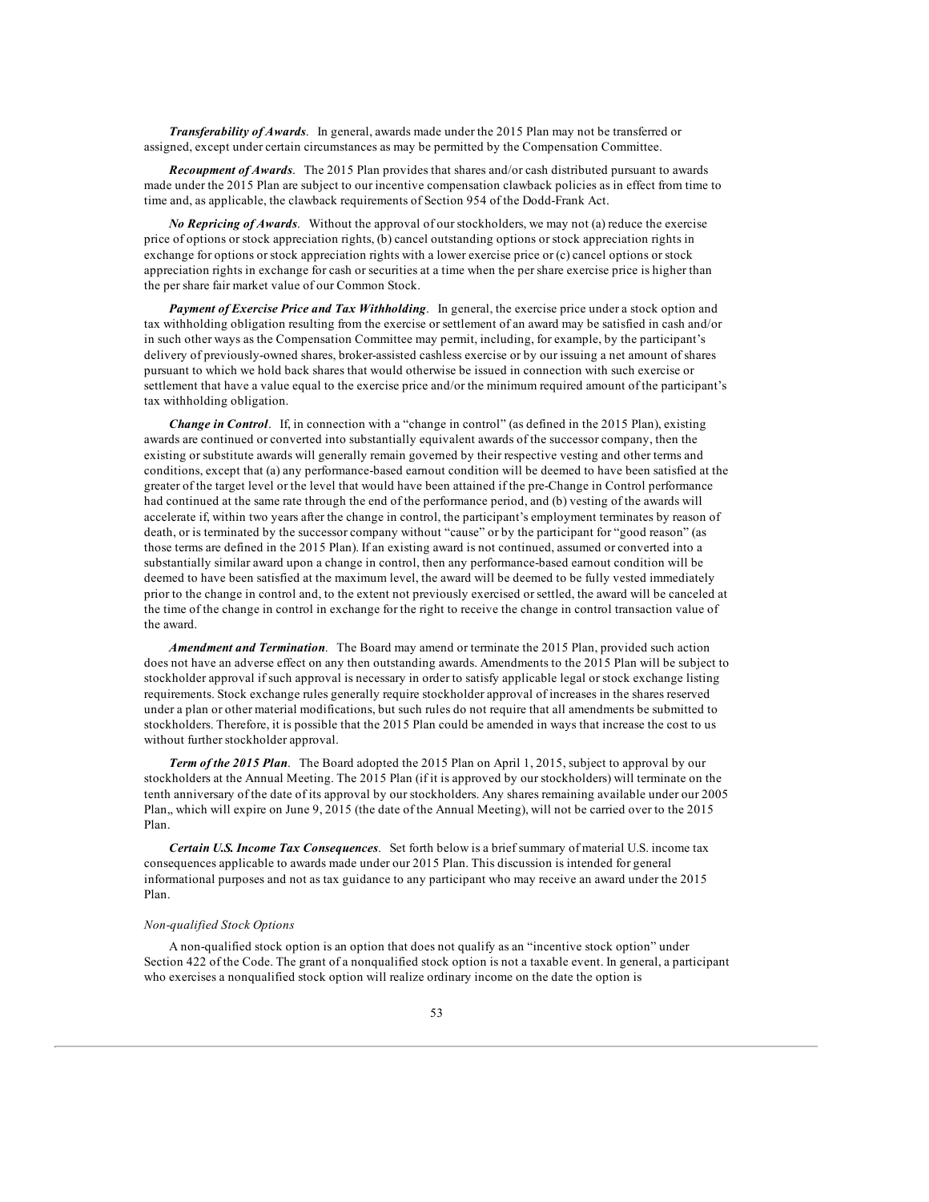***Transferability of Awards***. In general, awards made under the 2015 Plan may not be transferred or assigned, except under certain circumstances as may be permitted by the Compensation Committee.

***Recoupment of Awards***. The 2015 Plan provides that shares and/or cash distributed pursuant to awards made under the 2015 Plan are subject to our incentive compensation clawback policies as in effect from time to time and, as applicable, the clawback requirements of Section 954 of the Dodd-Frank Act.

***No Repricing of Awards***. Without the approval of our stockholders, we may not (a) reduce the exercise price of options or stock appreciation rights, (b) cancel outstanding options or stock appreciation rights in exchange for options or stock appreciation rights with a lower exercise price or (c) cancel options or stock appreciation rights in exchange for cash or securities at a time when the per share exercise price is higher than the per share fair market value of our Common Stock.

***Payment of Exercise Price and Tax Withholding***. In general, the exercise price under a stock option and tax withholding obligation resulting from the exercise or settlement of an award may be satisfied in cash and/or in such other ways as the Compensation Committee may permit, including, for example, by the participant's delivery of previously-owned shares, broker-assisted cashless exercise or by our issuing a net amount of shares pursuant to which we hold back shares that would otherwise be issued in connection with such exercise or settlement that have a value equal to the exercise price and/or the minimum required amount of the participant's tax withholding obligation.

***Change in Control***. If, in connection with a "change in control" (as defined in the 2015 Plan), existing awards are continued or converted into substantially equivalent awards of the successor company, then the existing or substitute awards will generally remain governed by their respective vesting and other terms and conditions, except that (a) any performance-based earnout condition will be deemed to have been satisfied at the greater of the target level or the level that would have been attained if the pre-Change in Control performance had continued at the same rate through the end of the performance period, and (b) vesting of the awards will accelerate if, within two years after the change in control, the participant's employment terminates by reason of death, or is terminated by the successor company without "cause" or by the participant for "good reason" (as those terms are defined in the 2015 Plan). If an existing award is not continued, assumed or converted into a substantially similar award upon a change in control, then any performance-based earnout condition will be deemed to have been satisfied at the maximum level, the award will be deemed to be fully vested immediately prior to the change in control and, to the extent not previously exercised or settled, the award will be canceled at the time of the change in control in exchange for the right to receive the change in control transaction value of the award.

***Amendment and Termination***. The Board may amend or terminate the 2015 Plan, provided such action does not have an adverse effect on any then outstanding awards. Amendments to the 2015 Plan will be subject to stockholder approval if such approval is necessary in order to satisfy applicable legal or stock exchange listing requirements. Stock exchange rules generally require stockholder approval of increases in the shares reserved under a plan or other material modifications, but such rules do not require that all amendments be submitted to stockholders. Therefore, it is possible that the 2015 Plan could be amended in ways that increase the cost to us without further stockholder approval.

***Term of the 2015 Plan***. The Board adopted the 2015 Plan on April 1, 2015, subject to approval by our stockholders at the Annual Meeting. The 2015 Plan (if it is approved by our stockholders) will terminate on the tenth anniversary of the date of its approval by our stockholders. Any shares remaining available under our 2005 Plan,, which will expire on June 9, 2015 (the date of the Annual Meeting), will not be carried over to the 2015 Plan.

***Certain U.S. Income Tax Consequences***. Set forth below is a brief summary of material U.S. income tax consequences applicable to awards made under our 2015 Plan. This discussion is intended for general informational purposes and not as tax guidance to any participant who may receive an award under the 2015 Plan.

*Non-qualified Stock Options*

A non-qualified stock option is an option that does not qualify as an "incentive stock option" under Section 422 of the Code. The grant of a nonqualified stock option is not a taxable event. In general, a participant who exercises a nonqualified stock option will realize ordinary income on the date the option is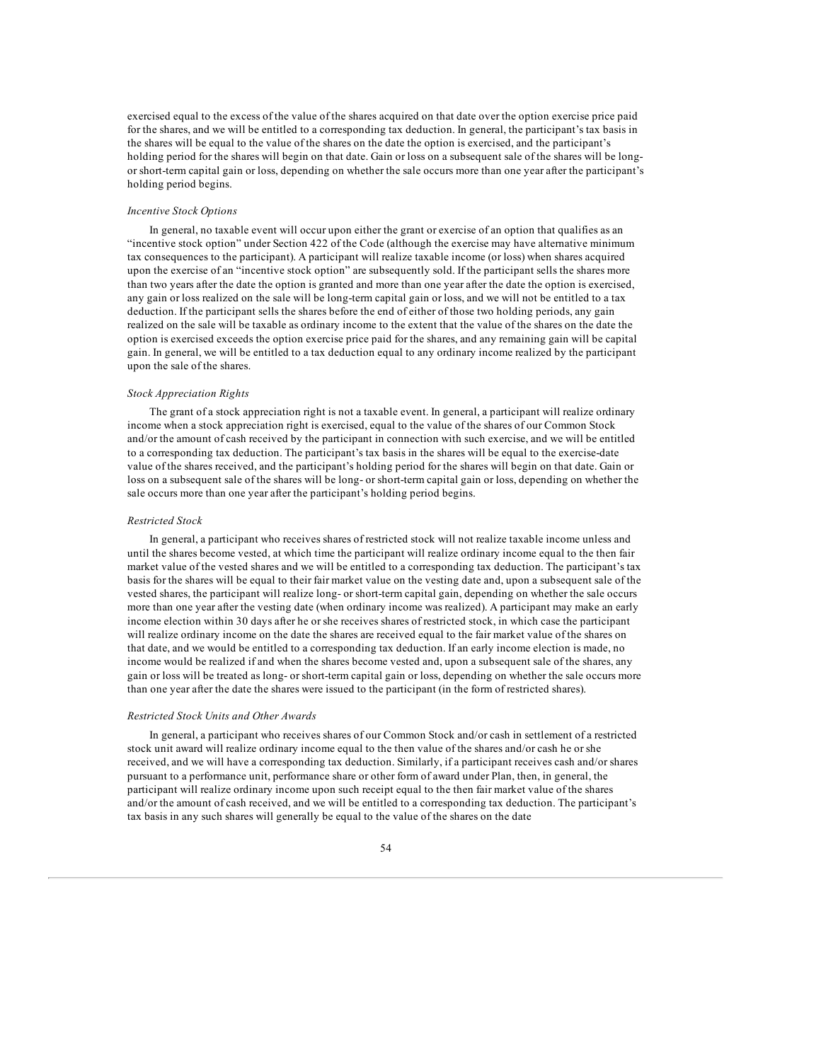exercised equal to the excess of the value of the shares acquired on that date over the option exercise price paid for the shares, and we will be entitled to a corresponding tax deduction. In general, the participant's tax basis in the shares will be equal to the value of the shares on the date the option is exercised, and the participant's holding period for the shares will begin on that date. Gain or loss on a subsequent sale of the shares will be long- or short-term capital gain or loss, depending on whether the sale occurs more than one year after the participant's holding period begins.

*Incentive Stock Options*

In general, no taxable event will occur upon either the grant or exercise of an option that qualifies as an "incentive stock option" under Section 422 of the Code (although the exercise may have alternative minimum tax consequences to the participant). A participant will realize taxable income (or loss) when shares acquired upon the exercise of an "incentive stock option" are subsequently sold. If the participant sells the shares more than two years after the date the option is granted and more than one year after the date the option is exercised, any gain or loss realized on the sale will be long-term capital gain or loss, and we will not be entitled to a tax deduction. If the participant sells the shares before the end of either of those two holding periods, any gain realized on the sale will be taxable as ordinary income to the extent that the value of the shares on the date the option is exercised exceeds the option exercise price paid for the shares, and any remaining gain will be capital gain. In general, we will be entitled to a tax deduction equal to any ordinary income realized by the participant upon the sale of the shares.

*Stock Appreciation Rights*

The grant of a stock appreciation right is not a taxable event. In general, a participant will realize ordinary income when a stock appreciation right is exercised, equal to the value of the shares of our Common Stock and/or the amount of cash received by the participant in connection with such exercise, and we will be entitled to a corresponding tax deduction. The participant's tax basis in the shares will be equal to the exercise-date value of the shares received, and the participant's holding period for the shares will begin on that date. Gain or loss on a subsequent sale of the shares will be long- or short-term capital gain or loss, depending on whether the sale occurs more than one year after the participant's holding period begins.

*Restricted Stock*

In general, a participant who receives shares of restricted stock will not realize taxable income unless and until the shares become vested, at which time the participant will realize ordinary income equal to the then fair market value of the vested shares and we will be entitled to a corresponding tax deduction. The participant's tax basis for the shares will be equal to their fair market value on the vesting date and, upon a subsequent sale of the vested shares, the participant will realize long- or short-term capital gain, depending on whether the sale occurs more than one year after the vesting date (when ordinary income was realized). A participant may make an early income election within 30 days after he or she receives shares of restricted stock, in which case the participant will realize ordinary income on the date the shares are received equal to the fair market value of the shares on that date, and we would be entitled to a corresponding tax deduction. If an early income election is made, no income would be realized if and when the shares become vested and, upon a subsequent sale of the shares, any gain or loss will be treated as long- or short-term capital gain or loss, depending on whether the sale occurs more than one year after the date the shares were issued to the participant (in the form of restricted shares).

*Restricted Stock Units and Other Awards*

In general, a participant who receives shares of our Common Stock and/or cash in settlement of a restricted stock unit award will realize ordinary income equal to the then value of the shares and/or cash he or she received, and we will have a corresponding tax deduction. Similarly, if a participant receives cash and/or shares pursuant to a performance unit, performance share or other form of award under Plan, then, in general, the participant will realize ordinary income upon such receipt equal to the then fair market value of the shares and/or the amount of cash received, and we will be entitled to a corresponding tax deduction. The participant's tax basis in any such shares will generally be equal to the value of the shares on the date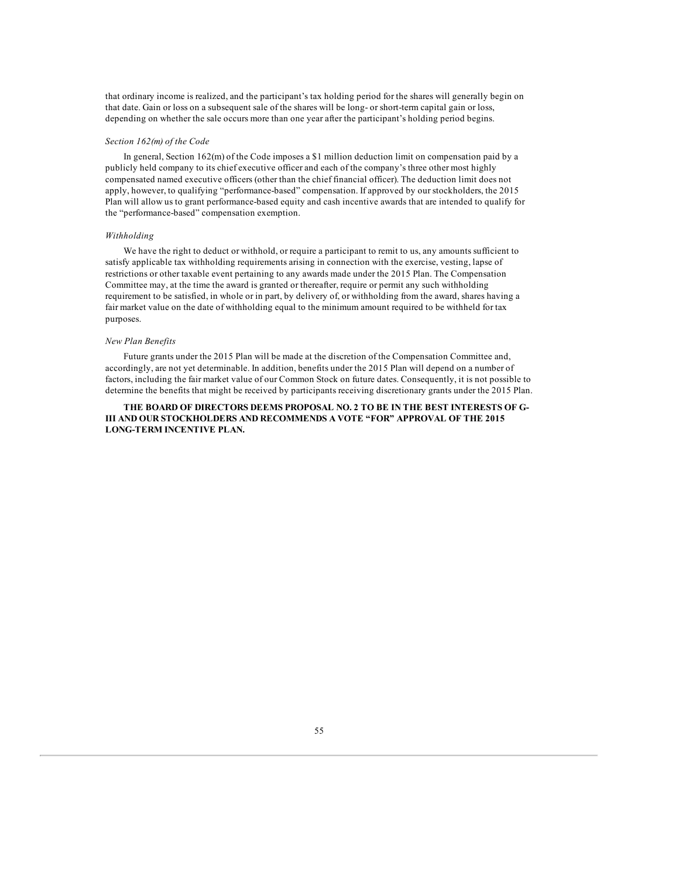that ordinary income is realized, and the participant's tax holding period for the shares will generally begin on that date. Gain or loss on a subsequent sale of the shares will be long- or short-term capital gain or loss, depending on whether the sale occurs more than one year after the participant's holding period begins.

*Section 162(m) of the Code*

In general, Section 162(m) of the Code imposes a $1 million deduction limit on compensation paid by a publicly held company to its chief executive officer and each of the company's three other most highly compensated named executive officers (other than the chief financial officer). The deduction limit does not apply, however, to qualifying "performance-based" compensation. If approved by our stockholders, the 2015 Plan will allow us to grant performance-based equity and cash incentive awards that are intended to qualify for the "performance-based" compensation exemption.

*Withholding*

We have the right to deduct or withhold, or require a participant to remit to us, any amounts sufficient to satisfy applicable tax withholding requirements arising in connection with the exercise, vesting, lapse of restrictions or other taxable event pertaining to any awards made under the 2015 Plan. The Compensation Committee may, at the time the award is granted or thereafter, require or permit any such withholding requirement to be satisfied, in whole or in part, by delivery of, or withholding from the award, shares having a fair market value on the date of withholding equal to the minimum amount required to be withheld for tax purposes.

*New Plan Benefits*

Future grants under the 2015 Plan will be made at the discretion of the Compensation Committee and, accordingly, are not yet determinable. In addition, benefits under the 2015 Plan will depend on a number of factors, including the fair market value of our Common Stock on future dates. Consequently, it is not possible to determine the benefits that might be received by participants receiving discretionary grants under the 2015 Plan.

**THE BOARD OF DIRECTORS DEEMS PROPOSAL NO. 2 TO BE IN THE BEST INTERESTS OF G-III AND OUR STOCKHOLDERS AND RECOMMENDS A VOTE "FOR" APPROVAL OF THE 2015 LONG-TERM INCENTIVE PLAN.**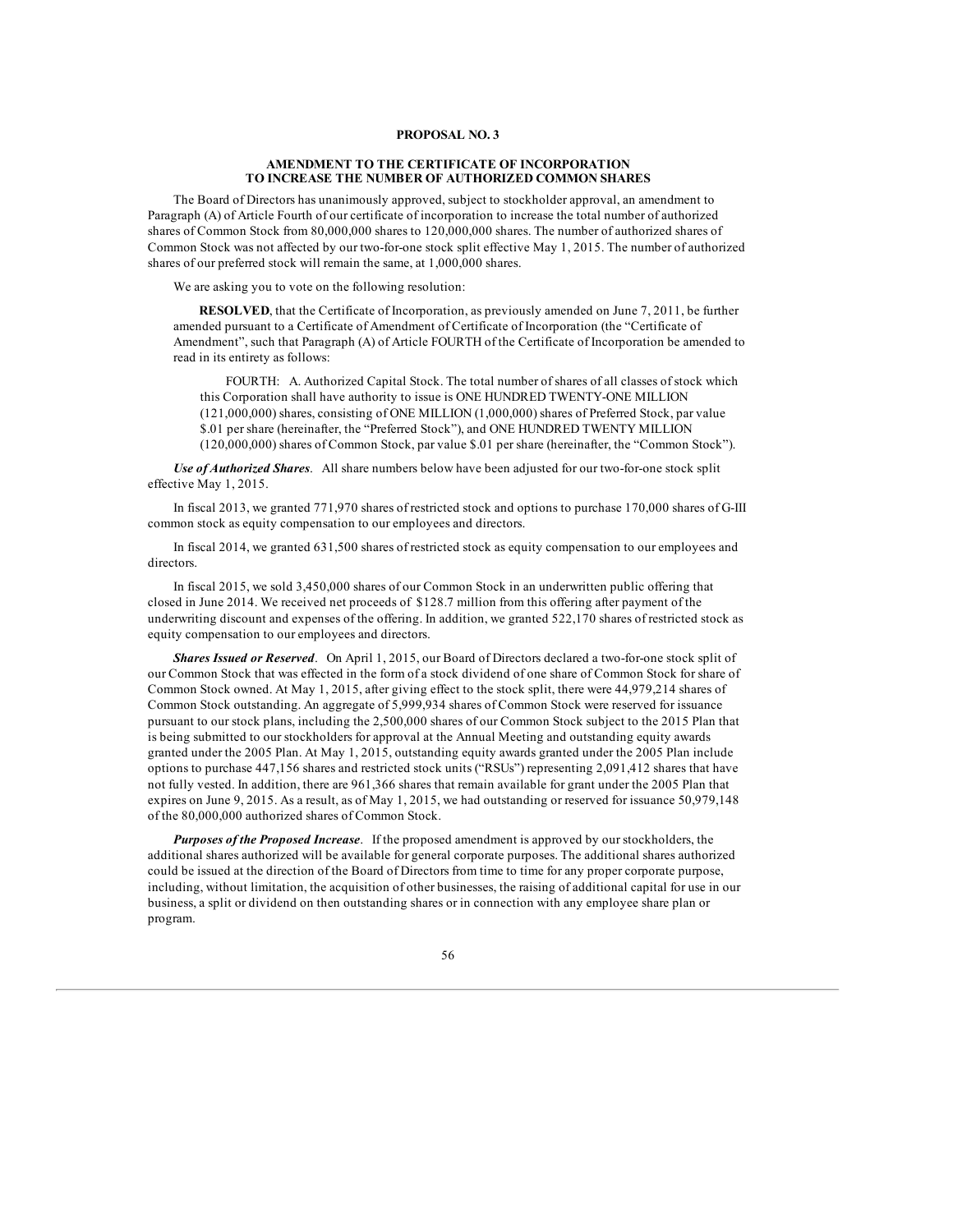## PROPOSAL NO. 3

### AMENDMENT TO THE CERTIFICATE OF INCORPORATION TO INCREASE THE NUMBER OF AUTHORIZED COMMON SHARES

The Board of Directors has unanimously approved, subject to stockholder approval, an amendment to Paragraph (A) of Article Fourth of our certificate of incorporation to increase the total number of authorized shares of Common Stock from 80,000,000 shares to 120,000,000 shares. The number of authorized shares of Common Stock was not affected by our two-for-one stock split effective May 1, 2015. The number of authorized shares of our preferred stock will remain the same, at 1,000,000 shares.

We are asking you to vote on the following resolution:

> **RESOLVED**, that the Certificate of Incorporation, as previously amended on June 7, 2011, be further amended pursuant to a Certificate of Amendment of Certificate of Incorporation (the "Certificate of Amendment", such that Paragraph (A) of Article FOURTH of the Certificate of Incorporation be amended to read in its entirety as follows:
>
> FOURTH: A. Authorized Capital Stock. The total number of shares of all classes of stock which this Corporation shall have authority to issue is ONE HUNDRED TWENTY-ONE MILLION (121,000,000) shares, consisting of ONE MILLION (1,000,000) shares of Preferred Stock, par value $.01 per share (hereinafter, the "Preferred Stock"), and ONE HUNDRED TWENTY MILLION (120,000,000) shares of Common Stock, par value $.01 per share (hereinafter, the "Common Stock").

***Use of Authorized Shares***. All share numbers below have been adjusted for our two-for-one stock split effective May 1, 2015.

In fiscal 2013, we granted 771,970 shares of restricted stock and options to purchase 170,000 shares of G-III common stock as equity compensation to our employees and directors.

In fiscal 2014, we granted 631,500 shares of restricted stock as equity compensation to our employees and directors.

In fiscal 2015, we sold 3,450,000 shares of our Common Stock in an underwritten public offering that closed in June 2014. We received net proceeds of $128.7 million from this offering after payment of the underwriting discount and expenses of the offering. In addition, we granted 522,170 shares of restricted stock as equity compensation to our employees and directors.

***Shares Issued or Reserved***. On April 1, 2015, our Board of Directors declared a two-for-one stock split of our Common Stock that was effected in the form of a stock dividend of one share of Common Stock for share of Common Stock owned. At May 1, 2015, after giving effect to the stock split, there were 44,979,214 shares of Common Stock outstanding. An aggregate of 5,999,934 shares of Common Stock were reserved for issuance pursuant to our stock plans, including the 2,500,000 shares of our Common Stock subject to the 2015 Plan that is being submitted to our stockholders for approval at the Annual Meeting and outstanding equity awards granted under the 2005 Plan. At May 1, 2015, outstanding equity awards granted under the 2005 Plan include options to purchase 447,156 shares and restricted stock units ("RSUs") representing 2,091,412 shares that have not fully vested. In addition, there are 961,366 shares that remain available for grant under the 2005 Plan that expires on June 9, 2015. As a result, as of May 1, 2015, we had outstanding or reserved for issuance 50,979,148 of the 80,000,000 authorized shares of Common Stock.

***Purposes of the Proposed Increase***. If the proposed amendment is approved by our stockholders, the additional shares authorized will be available for general corporate purposes. The additional shares authorized could be issued at the direction of the Board of Directors from time to time for any proper corporate purpose, including, without limitation, the acquisition of other businesses, the raising of additional capital for use in our business, a split or dividend on then outstanding shares or in connection with any employee share plan or program.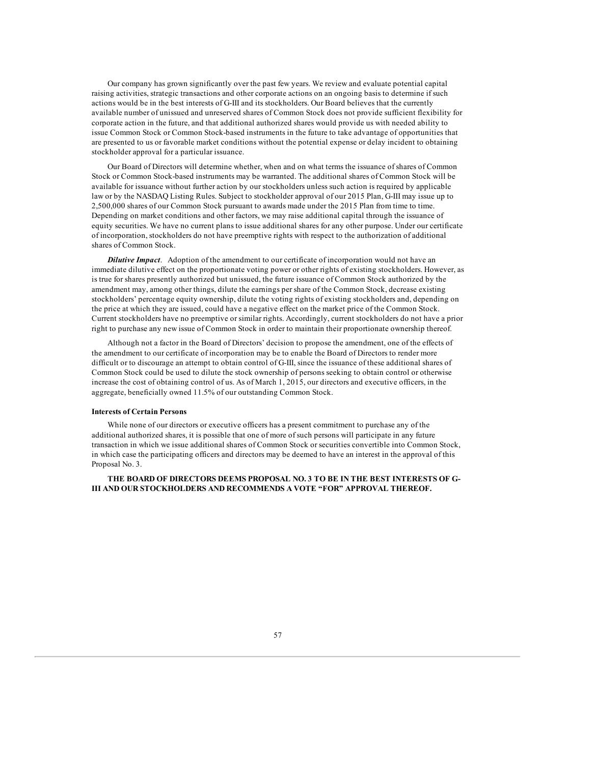Our company has grown significantly over the past few years. We review and evaluate potential capital raising activities, strategic transactions and other corporate actions on an ongoing basis to determine if such actions would be in the best interests of G-III and its stockholders. Our Board believes that the currently available number of unissued and unreserved shares of Common Stock does not provide sufficient flexibility for corporate action in the future, and that additional authorized shares would provide us with needed ability to issue Common Stock or Common Stock-based instruments in the future to take advantage of opportunities that are presented to us or favorable market conditions without the potential expense or delay incident to obtaining stockholder approval for a particular issuance.

Our Board of Directors will determine whether, when and on what terms the issuance of shares of Common Stock or Common Stock-based instruments may be warranted. The additional shares of Common Stock will be available for issuance without further action by our stockholders unless such action is required by applicable law or by the NASDAQ Listing Rules. Subject to stockholder approval of our 2015 Plan, G-III may issue up to 2,500,000 shares of our Common Stock pursuant to awards made under the 2015 Plan from time to time. Depending on market conditions and other factors, we may raise additional capital through the issuance of equity securities. We have no current plans to issue additional shares for any other purpose. Under our certificate of incorporation, stockholders do not have preemptive rights with respect to the authorization of additional shares of Common Stock.

***Dilutive Impact***. Adoption of the amendment to our certificate of incorporation would not have an immediate dilutive effect on the proportionate voting power or other rights of existing stockholders. However, as is true for shares presently authorized but unissued, the future issuance of Common Stock authorized by the amendment may, among other things, dilute the earnings per share of the Common Stock, decrease existing stockholders' percentage equity ownership, dilute the voting rights of existing stockholders and, depending on the price at which they are issued, could have a negative effect on the market price of the Common Stock. Current stockholders have no preemptive or similar rights. Accordingly, current stockholders do not have a prior right to purchase any new issue of Common Stock in order to maintain their proportionate ownership thereof.

Although not a factor in the Board of Directors' decision to propose the amendment, one of the effects of the amendment to our certificate of incorporation may be to enable the Board of Directors to render more difficult or to discourage an attempt to obtain control of G-III, since the issuance of these additional shares of Common Stock could be used to dilute the stock ownership of persons seeking to obtain control or otherwise increase the cost of obtaining control of us. As of March 1, 2015, our directors and executive officers, in the aggregate, beneficially owned 11.5% of our outstanding Common Stock.

**Interests of Certain Persons**

While none of our directors or executive officers has a present commitment to purchase any of the additional authorized shares, it is possible that one of more of such persons will participate in any future transaction in which we issue additional shares of Common Stock or securities convertible into Common Stock, in which case the participating officers and directors may be deemed to have an interest in the approval of this Proposal No. 3.

**THE BOARD OF DIRECTORS DEEMS PROPOSAL NO. 3 TO BE IN THE BEST INTERESTS OF G-III AND OUR STOCKHOLDERS AND RECOMMENDS A VOTE "FOR" APPROVAL THEREOF.**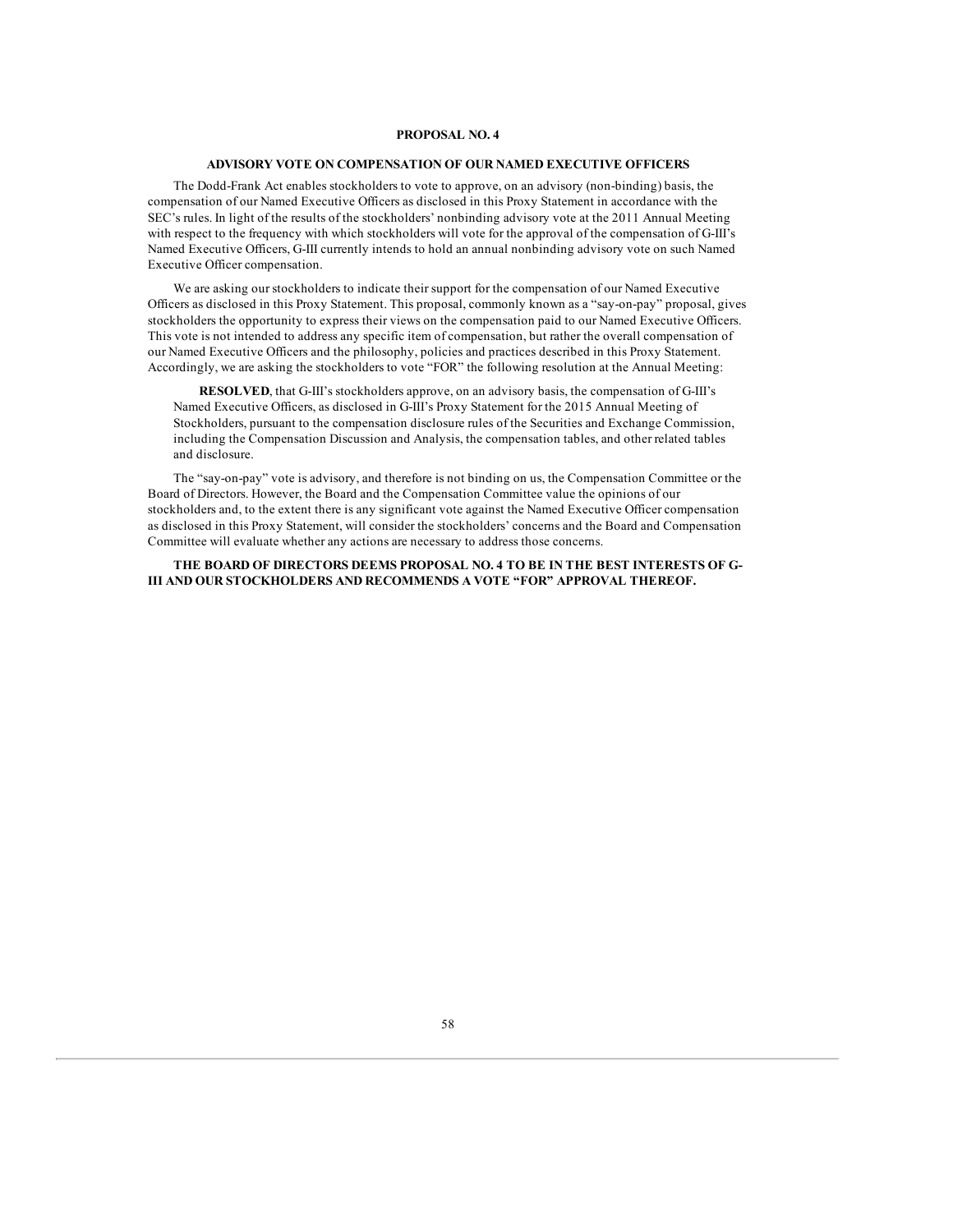## PROPOSAL NO. 4

### ADVISORY VOTE ON COMPENSATION OF OUR NAMED EXECUTIVE OFFICERS

The Dodd-Frank Act enables stockholders to vote to approve, on an advisory (non-binding) basis, the compensation of our Named Executive Officers as disclosed in this Proxy Statement in accordance with the SEC's rules. In light of the results of the stockholders' nonbinding advisory vote at the 2011 Annual Meeting with respect to the frequency with which stockholders will vote for the approval of the compensation of G-III's Named Executive Officers, G-III currently intends to hold an annual nonbinding advisory vote on such Named Executive Officer compensation.

We are asking our stockholders to indicate their support for the compensation of our Named Executive Officers as disclosed in this Proxy Statement. This proposal, commonly known as a "say-on-pay" proposal, gives stockholders the opportunity to express their views on the compensation paid to our Named Executive Officers. This vote is not intended to address any specific item of compensation, but rather the overall compensation of our Named Executive Officers and the philosophy, policies and practices described in this Proxy Statement. Accordingly, we are asking the stockholders to vote "FOR" the following resolution at the Annual Meeting:

> **RESOLVED**, that G-III's stockholders approve, on an advisory basis, the compensation of G-III's Named Executive Officers, as disclosed in G-III's Proxy Statement for the 2015 Annual Meeting of Stockholders, pursuant to the compensation disclosure rules of the Securities and Exchange Commission, including the Compensation Discussion and Analysis, the compensation tables, and other related tables and disclosure.

The "say-on-pay" vote is advisory, and therefore is not binding on us, the Compensation Committee or the Board of Directors. However, the Board and the Compensation Committee value the opinions of our stockholders and, to the extent there is any significant vote against the Named Executive Officer compensation as disclosed in this Proxy Statement, will consider the stockholders' concerns and the Board and Compensation Committee will evaluate whether any actions are necessary to address those concerns.

**THE BOARD OF DIRECTORS DEEMS PROPOSAL NO. 4 TO BE IN THE BEST INTERESTS OF G-III AND OUR STOCKHOLDERS AND RECOMMENDS A VOTE "FOR" APPROVAL THEREOF.**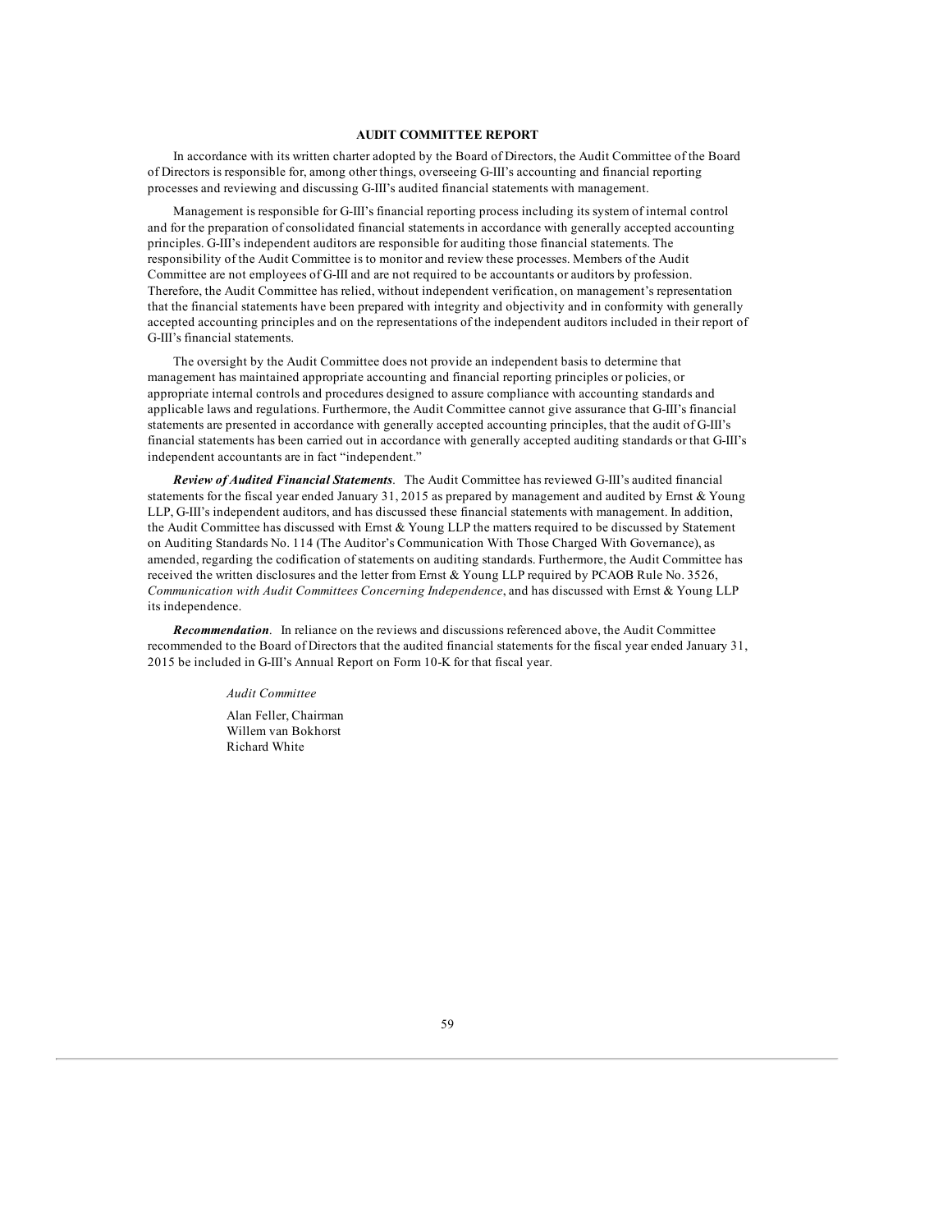## AUDIT COMMITTEE REPORT

In accordance with its written charter adopted by the Board of Directors, the Audit Committee of the Board of Directors is responsible for, among other things, overseeing G-III's accounting and financial reporting processes and reviewing and discussing G-III's audited financial statements with management.

Management is responsible for G-III's financial reporting process including its system of internal control and for the preparation of consolidated financial statements in accordance with generally accepted accounting principles. G-III's independent auditors are responsible for auditing those financial statements. The responsibility of the Audit Committee is to monitor and review these processes. Members of the Audit Committee are not employees of G-III and are not required to be accountants or auditors by profession. Therefore, the Audit Committee has relied, without independent verification, on management's representation that the financial statements have been prepared with integrity and objectivity and in conformity with generally accepted accounting principles and on the representations of the independent auditors included in their report of G-III's financial statements.

The oversight by the Audit Committee does not provide an independent basis to determine that management has maintained appropriate accounting and financial reporting principles or policies, or appropriate internal controls and procedures designed to assure compliance with accounting standards and applicable laws and regulations. Furthermore, the Audit Committee cannot give assurance that G-III's financial statements are presented in accordance with generally accepted accounting principles, that the audit of G-III's financial statements has been carried out in accordance with generally accepted auditing standards or that G-III's independent accountants are in fact "independent."

***Review of Audited Financial Statements***. The Audit Committee has reviewed G-III's audited financial statements for the fiscal year ended January 31, 2015 as prepared by management and audited by Ernst & Young LLP, G-III's independent auditors, and has discussed these financial statements with management. In addition, the Audit Committee has discussed with Ernst & Young LLP the matters required to be discussed by Statement on Auditing Standards No. 114 (The Auditor's Communication With Those Charged With Governance), as amended, regarding the codification of statements on auditing standards. Furthermore, the Audit Committee has received the written disclosures and the letter from Ernst & Young LLP required by PCAOB Rule No. 3526, *Communication with Audit Committees Concerning Independence*, and has discussed with Ernst & Young LLP its independence.

***Recommendation***. In reliance on the reviews and discussions referenced above, the Audit Committee recommended to the Board of Directors that the audited financial statements for the fiscal year ended January 31, 2015 be included in G-III's Annual Report on Form 10-K for that fiscal year.

*Audit Committee*

Alan Feller, Chairman
Willem van Bokhorst
Richard White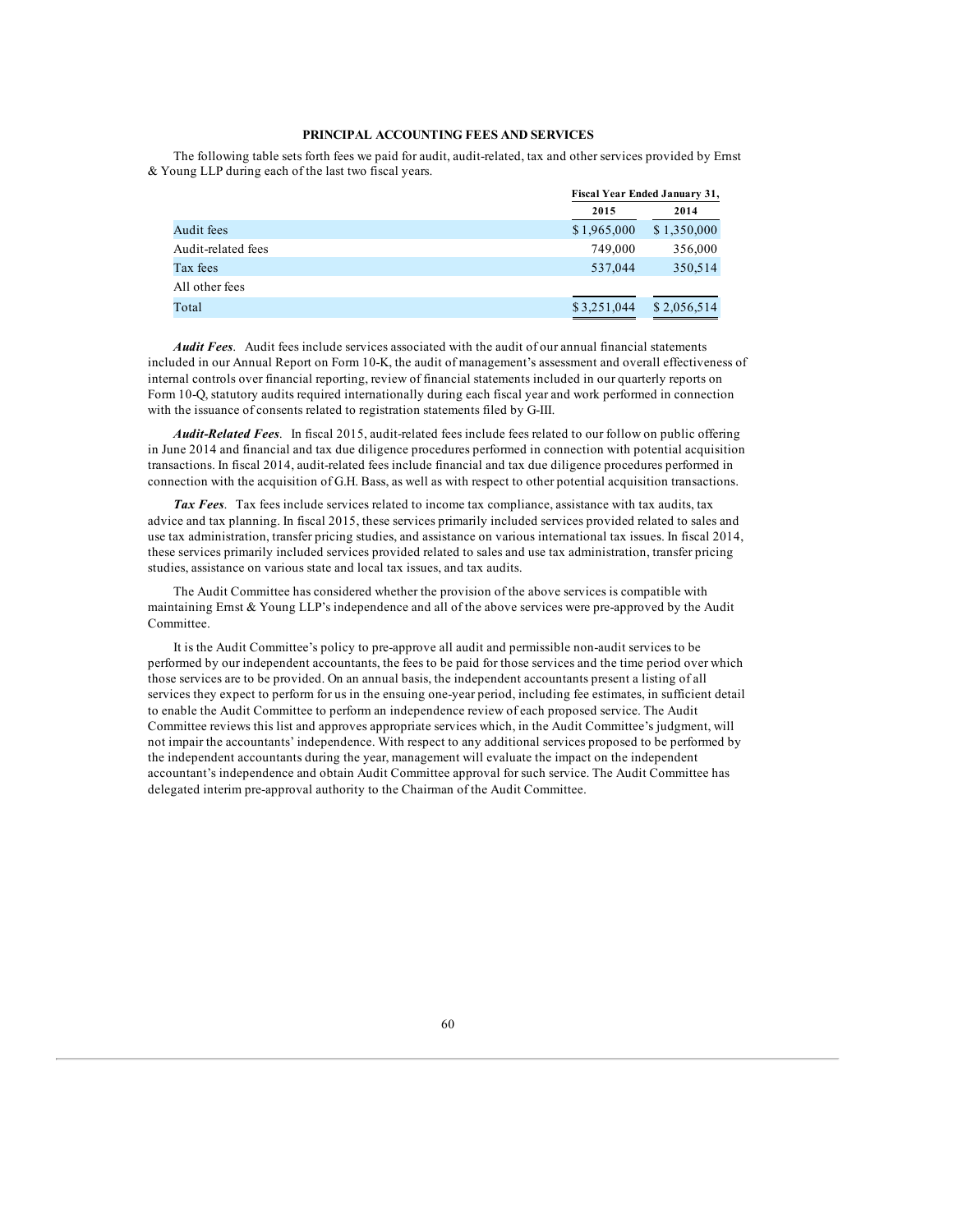## PRINCIPAL ACCOUNTING FEES AND SERVICES

The following table sets forth fees we paid for audit, audit-related, tax and other services provided by Ernst & Young LLP during each of the last two fiscal years.

| | Fiscal Year Ended January 31, | |
|---|---|---|
| | 2015 | 2014 |
| Audit fees | $ 1,965,000 | $ 1,350,000 |
| Audit-related fees | 749,000 | 356,000 |
| Tax fees | 537,044 | 350,514 |
| All other fees | | |
| Total | $ 3,251,044 | $ 2,056,514 |

***Audit Fees***. Audit fees include services associated with the audit of our annual financial statements included in our Annual Report on Form 10-K, the audit of management's assessment and overall effectiveness of internal controls over financial reporting, review of financial statements included in our quarterly reports on Form 10-Q, statutory audits required internationally during each fiscal year and work performed in connection with the issuance of consents related to registration statements filed by G-III.

***Audit-Related Fees***. In fiscal 2015, audit-related fees include fees related to our follow on public offering in June 2014 and financial and tax due diligence procedures performed in connection with potential acquisition transactions. In fiscal 2014, audit-related fees include financial and tax due diligence procedures performed in connection with the acquisition of G.H. Bass, as well as with respect to other potential acquisition transactions.

***Tax Fees***. Tax fees include services related to income tax compliance, assistance with tax audits, tax advice and tax planning. In fiscal 2015, these services primarily included services provided related to sales and use tax administration, transfer pricing studies, and assistance on various international tax issues. In fiscal 2014, these services primarily included services provided related to sales and use tax administration, transfer pricing studies, assistance on various state and local tax issues, and tax audits.

The Audit Committee has considered whether the provision of the above services is compatible with maintaining Ernst & Young LLP's independence and all of the above services were pre-approved by the Audit Committee.

It is the Audit Committee's policy to pre-approve all audit and permissible non-audit services to be performed by our independent accountants, the fees to be paid for those services and the time period over which those services are to be provided. On an annual basis, the independent accountants present a listing of all services they expect to perform for us in the ensuing one-year period, including fee estimates, in sufficient detail to enable the Audit Committee to perform an independence review of each proposed service. The Audit Committee reviews this list and approves appropriate services which, in the Audit Committee's judgment, will not impair the accountants' independence. With respect to any additional services proposed to be performed by the independent accountants during the year, management will evaluate the impact on the independent accountant's independence and obtain Audit Committee approval for such service. The Audit Committee has delegated interim pre-approval authority to the Chairman of the Audit Committee.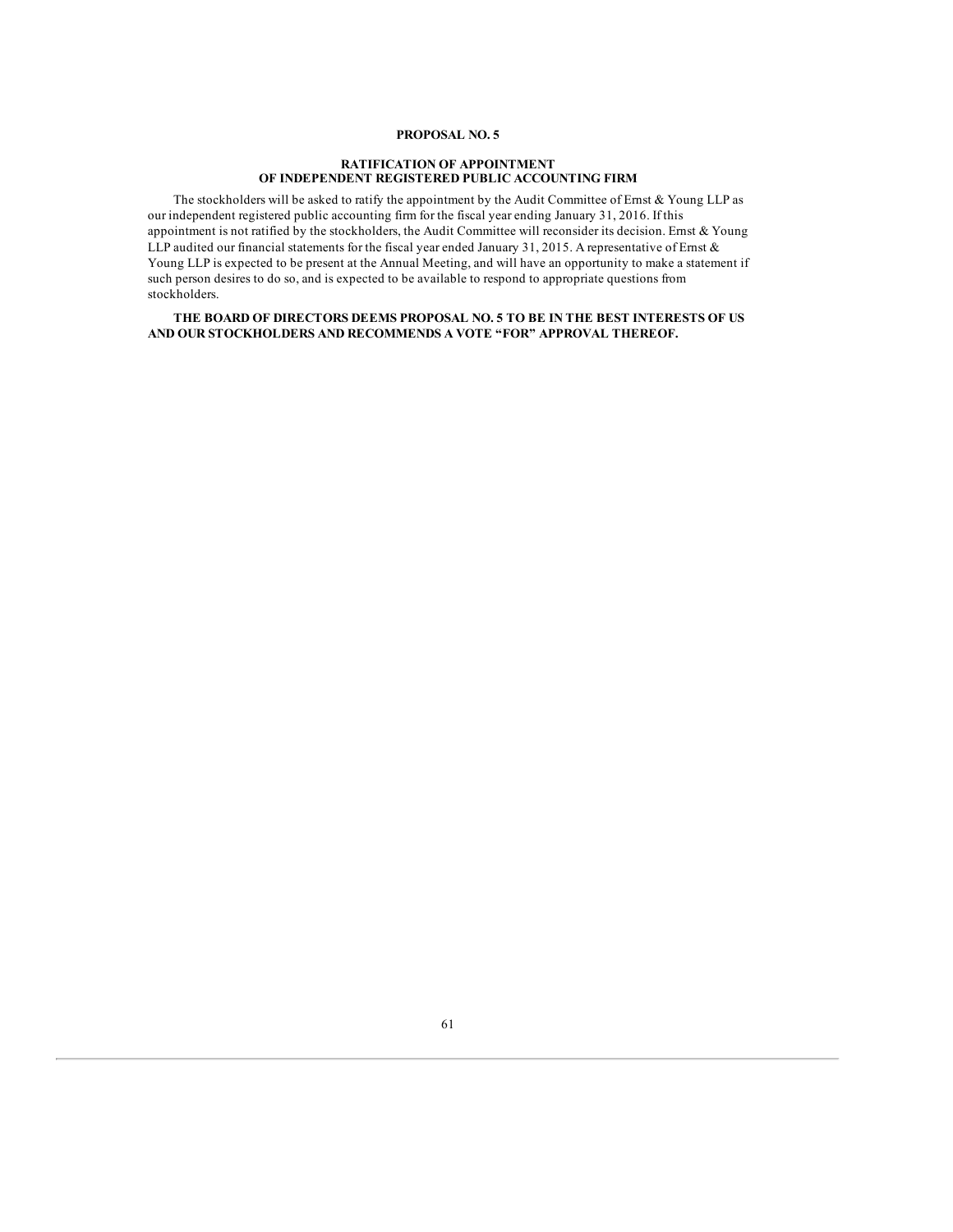## PROPOSAL NO. 5

### RATIFICATION OF APPOINTMENT OF INDEPENDENT REGISTERED PUBLIC ACCOUNTING FIRM

The stockholders will be asked to ratify the appointment by the Audit Committee of Ernst & Young LLP as our independent registered public accounting firm for the fiscal year ending January 31, 2016. If this appointment is not ratified by the stockholders, the Audit Committee will reconsider its decision. Ernst & Young LLP audited our financial statements for the fiscal year ended January 31, 2015. A representative of Ernst & Young LLP is expected to be present at the Annual Meeting, and will have an opportunity to make a statement if such person desires to do so, and is expected to be available to respond to appropriate questions from stockholders.

**THE BOARD OF DIRECTORS DEEMS PROPOSAL NO. 5 TO BE IN THE BEST INTERESTS OF US AND OUR STOCKHOLDERS AND RECOMMENDS A VOTE "FOR" APPROVAL THEREOF.**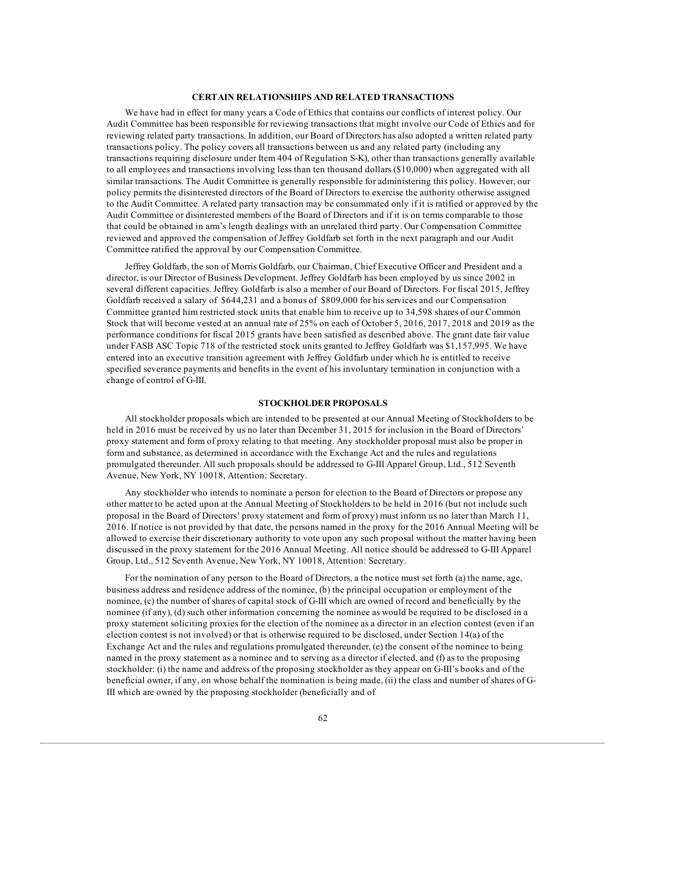## CERTAIN RELATIONSHIPS AND RELATED TRANSACTIONS

We have had in effect for many years a Code of Ethics that contains our conflicts of interest policy. Our Audit Committee has been responsible for reviewing transactions that might involve our Code of Ethics and for reviewing related party transactions. In addition, our Board of Directors has also adopted a written related party transactions policy. The policy covers all transactions between us and any related party (including any transactions requiring disclosure under Item 404 of Regulation S-K), other than transactions generally available to all employees and transactions involving less than ten thousand dollars ($10,000) when aggregated with all similar transactions. The Audit Committee is generally responsible for administering this policy. However, our policy permits the disinterested directors of the Board of Directors to exercise the authority otherwise assigned to the Audit Committee. A related party transaction may be consummated only if it is ratified or approved by the Audit Committee or disinterested members of the Board of Directors and if it is on terms comparable to those that could be obtained in arm's length dealings with an unrelated third party. Our Compensation Committee reviewed and approved the compensation of Jeffrey Goldfarb set forth in the next paragraph and our Audit Committee ratified the approval by our Compensation Committee.

Jeffrey Goldfarb, the son of Morris Goldfarb, our Chairman, Chief Executive Officer and President and a director, is our Director of Business Development. Jeffrey Goldfarb has been employed by us since 2002 in several different capacities. Jeffrey Goldfarb is also a member of our Board of Directors. For fiscal 2015, Jeffrey Goldfarb received a salary of $644,231 and a bonus of $809,000 for his services and our Compensation Committee granted him restricted stock units that enable him to receive up to 34,598 shares of our Common Stock that will become vested at an annual rate of 25% on each of October 5, 2016, 2017, 2018 and 2019 as the performance conditions for fiscal 2015 grants have been satisfied as described above. The grant date fair value under FASB ASC Topic 718 of the restricted stock units granted to Jeffrey Goldfarb was $1,157,995. We have entered into an executive transition agreement with Jeffrey Goldfarb under which he is entitled to receive specified severance payments and benefits in the event of his involuntary termination in conjunction with a change of control of G-III.

## STOCKHOLDER PROPOSALS

All stockholder proposals which are intended to be presented at our Annual Meeting of Stockholders to be held in 2016 must be received by us no later than December 31, 2015 for inclusion in the Board of Directors' proxy statement and form of proxy relating to that meeting. Any stockholder proposal must also be proper in form and substance, as determined in accordance with the Exchange Act and the rules and regulations promulgated thereunder. All such proposals should be addressed to G-III Apparel Group, Ltd., 512 Seventh Avenue, New York, NY 10018, Attention: Secretary.

Any stockholder who intends to nominate a person for election to the Board of Directors or propose any other matter to be acted upon at the Annual Meeting of Stockholders to be held in 2016 (but not include such proposal in the Board of Directors' proxy statement and form of proxy) must inform us no later than March 11, 2016. If notice is not provided by that date, the persons named in the proxy for the 2016 Annual Meeting will be allowed to exercise their discretionary authority to vote upon any such proposal without the matter having been discussed in the proxy statement for the 2016 Annual Meeting. All notice should be addressed to G-III Apparel Group, Ltd., 512 Seventh Avenue, New York, NY 10018, Attention: Secretary.

For the nomination of any person to the Board of Directors, a the notice must set forth (a) the name, age, business address and residence address of the nominee, (b) the principal occupation or employment of the nominee, (c) the number of shares of capital stock of G-III which are owned of record and beneficially by the nominee (if any), (d) such other information concerning the nominee as would be required to be disclosed in a proxy statement soliciting proxies for the election of the nominee as a director in an election contest (even if an election contest is not involved) or that is otherwise required to be disclosed, under Section 14(a) of the Exchange Act and the rules and regulations promulgated thereunder, (e) the consent of the nominee to being named in the proxy statement as a nominee and to serving as a director if elected, and (f) as to the proposing stockholder: (i) the name and address of the proposing stockholder as they appear on G-III's books and of the beneficial owner, if any, on whose behalf the nomination is being made, (ii) the class and number of shares of G-III which are owned by the proposing stockholder (beneficially and of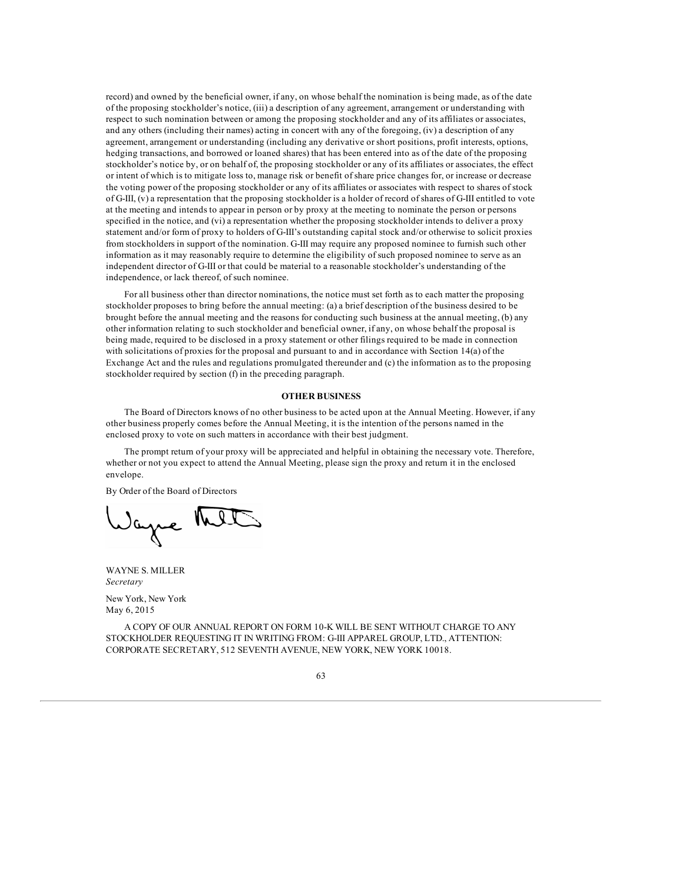record) and owned by the beneficial owner, if any, on whose behalf the nomination is being made, as of the date of the proposing stockholder's notice, (iii) a description of any agreement, arrangement or understanding with respect to such nomination between or among the proposing stockholder and any of its affiliates or associates, and any others (including their names) acting in concert with any of the foregoing, (iv) a description of any agreement, arrangement or understanding (including any derivative or short positions, profit interests, options, hedging transactions, and borrowed or loaned shares) that has been entered into as of the date of the proposing stockholder's notice by, or on behalf of, the proposing stockholder or any of its affiliates or associates, the effect or intent of which is to mitigate loss to, manage risk or benefit of share price changes for, or increase or decrease the voting power of the proposing stockholder or any of its affiliates or associates with respect to shares of stock of G-III, (v) a representation that the proposing stockholder is a holder of record of shares of G-III entitled to vote at the meeting and intends to appear in person or by proxy at the meeting to nominate the person or persons specified in the notice, and (vi) a representation whether the proposing stockholder intends to deliver a proxy statement and/or form of proxy to holders of G-III's outstanding capital stock and/or otherwise to solicit proxies from stockholders in support of the nomination. G-III may require any proposed nominee to furnish such other information as it may reasonably require to determine the eligibility of such proposed nominee to serve as an independent director of G-III or that could be material to a reasonable stockholder's understanding of the independence, or lack thereof, of such nominee.

For all business other than director nominations, the notice must set forth as to each matter the proposing stockholder proposes to bring before the annual meeting: (a) a brief description of the business desired to be brought before the annual meeting and the reasons for conducting such business at the annual meeting, (b) any other information relating to such stockholder and beneficial owner, if any, on whose behalf the proposal is being made, required to be disclosed in a proxy statement or other filings required to be made in connection with solicitations of proxies for the proposal and pursuant to and in accordance with Section 14(a) of the Exchange Act and the rules and regulations promulgated thereunder and (c) the information as to the proposing stockholder required by section (f) in the preceding paragraph.

## OTHER BUSINESS

The Board of Directors knows of no other business to be acted upon at the Annual Meeting. However, if any other business properly comes before the Annual Meeting, it is the intention of the persons named in the enclosed proxy to vote on such matters in accordance with their best judgment.

The prompt return of your proxy will be appreciated and helpful in obtaining the necessary vote. Therefore, whether or not you expect to attend the Annual Meeting, please sign the proxy and return it in the enclosed envelope.

By Order of the Board of Directors

WAYNE S. MILLER
*Secretary*

New York, New York
May 6, 2015

A COPY OF OUR ANNUAL REPORT ON FORM 10-K WILL BE SENT WITHOUT CHARGE TO ANY STOCKHOLDER REQUESTING IT IN WRITING FROM: G-III APPAREL GROUP, LTD., ATTENTION: CORPORATE SECRETARY, 512 SEVENTH AVENUE, NEW YORK, NEW YORK 10018.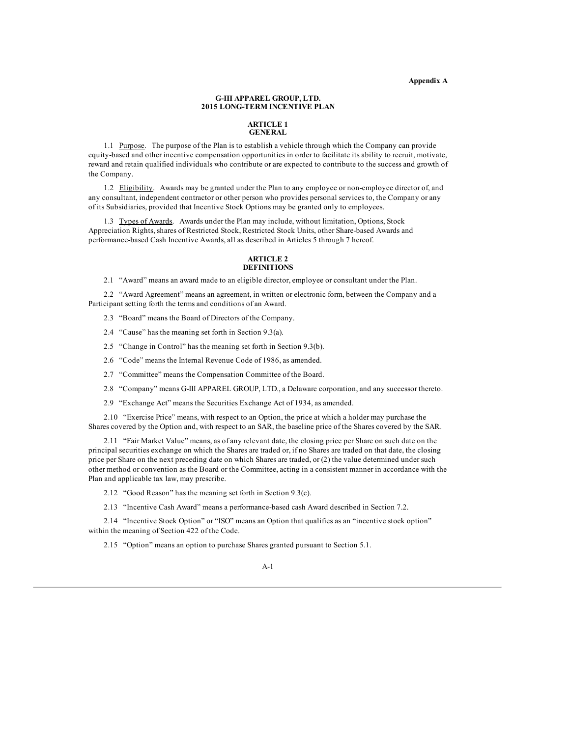**Appendix A**

# G-III APPAREL GROUP, LTD.
# 2015 LONG-TERM INCENTIVE PLAN

## ARTICLE 1
## GENERAL

1.1 Purpose. The purpose of the Plan is to establish a vehicle through which the Company can provide equity-based and other incentive compensation opportunities in order to facilitate its ability to recruit, motivate, reward and retain qualified individuals who contribute or are expected to contribute to the success and growth of the Company.

1.2 Eligibility. Awards may be granted under the Plan to any employee or non-employee director of, and any consultant, independent contractor or other person who provides personal services to, the Company or any of its Subsidiaries, provided that Incentive Stock Options may be granted only to employees.

1.3 Types of Awards. Awards under the Plan may include, without limitation, Options, Stock Appreciation Rights, shares of Restricted Stock, Restricted Stock Units, other Share-based Awards and performance-based Cash Incentive Awards, all as described in Articles 5 through 7 hereof.

## ARTICLE 2
## DEFINITIONS

2.1 "Award" means an award made to an eligible director, employee or consultant under the Plan.

2.2 "Award Agreement" means an agreement, in written or electronic form, between the Company and a Participant setting forth the terms and conditions of an Award.

2.3 "Board" means the Board of Directors of the Company.

2.4 "Cause" has the meaning set forth in Section 9.3(a).

2.5 "Change in Control" has the meaning set forth in Section 9.3(b).

2.6 "Code" means the Internal Revenue Code of 1986, as amended.

2.7 "Committee" means the Compensation Committee of the Board.

2.8 "Company" means G-III APPAREL GROUP, LTD., a Delaware corporation, and any successor thereto.

2.9 "Exchange Act" means the Securities Exchange Act of 1934, as amended.

2.10 "Exercise Price" means, with respect to an Option, the price at which a holder may purchase the Shares covered by the Option and, with respect to an SAR, the baseline price of the Shares covered by the SAR.

2.11 "Fair Market Value" means, as of any relevant date, the closing price per Share on such date on the principal securities exchange on which the Shares are traded or, if no Shares are traded on that date, the closing price per Share on the next preceding date on which Shares are traded, or (2) the value determined under such other method or convention as the Board or the Committee, acting in a consistent manner in accordance with the Plan and applicable tax law, may prescribe.

2.12 "Good Reason" has the meaning set forth in Section 9.3(c).

2.13 "Incentive Cash Award" means a performance-based cash Award described in Section 7.2.

2.14 "Incentive Stock Option" or "ISO" means an Option that qualifies as an "incentive stock option" within the meaning of Section 422 of the Code.

2.15 "Option" means an option to purchase Shares granted pursuant to Section 5.1.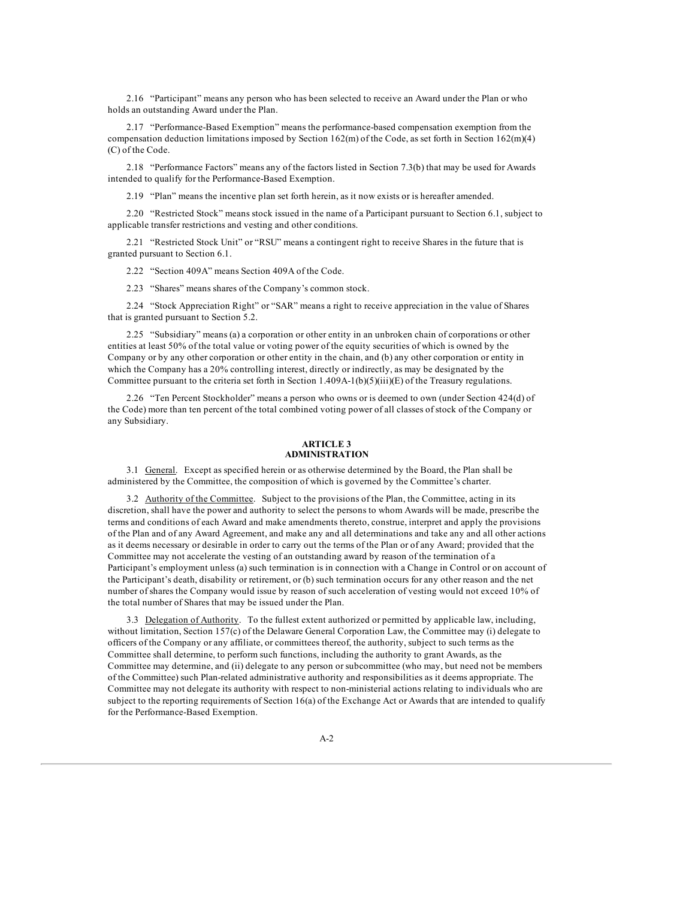2.16 "Participant" means any person who has been selected to receive an Award under the Plan or who holds an outstanding Award under the Plan.

2.17 "Performance-Based Exemption" means the performance-based compensation exemption from the compensation deduction limitations imposed by Section 162(m) of the Code, as set forth in Section 162(m)(4)(C) of the Code.

2.18 "Performance Factors" means any of the factors listed in Section 7.3(b) that may be used for Awards intended to qualify for the Performance-Based Exemption.

2.19 "Plan" means the incentive plan set forth herein, as it now exists or is hereafter amended.

2.20 "Restricted Stock" means stock issued in the name of a Participant pursuant to Section 6.1, subject to applicable transfer restrictions and vesting and other conditions.

2.21 "Restricted Stock Unit" or "RSU" means a contingent right to receive Shares in the future that is granted pursuant to Section 6.1.

2.22 "Section 409A" means Section 409A of the Code.

2.23 "Shares" means shares of the Company's common stock.

2.24 "Stock Appreciation Right" or "SAR" means a right to receive appreciation in the value of Shares that is granted pursuant to Section 5.2.

2.25 "Subsidiary" means (a) a corporation or other entity in an unbroken chain of corporations or other entities at least 50% of the total value or voting power of the equity securities of which is owned by the Company or by any other corporation or other entity in the chain, and (b) any other corporation or entity in which the Company has a 20% controlling interest, directly or indirectly, as may be designated by the Committee pursuant to the criteria set forth in Section 1.409A-1(b)(5)(iii)(E) of the Treasury regulations.

2.26 "Ten Percent Stockholder" means a person who owns or is deemed to own (under Section 424(d) of the Code) more than ten percent of the total combined voting power of all classes of stock of the Company or any Subsidiary.

## ARTICLE 3
## ADMINISTRATION

3.1 General. Except as specified herein or as otherwise determined by the Board, the Plan shall be administered by the Committee, the composition of which is governed by the Committee's charter.

3.2 Authority of the Committee. Subject to the provisions of the Plan, the Committee, acting in its discretion, shall have the power and authority to select the persons to whom Awards will be made, prescribe the terms and conditions of each Award and make amendments thereto, construe, interpret and apply the provisions of the Plan and of any Award Agreement, and make any and all determinations and take any and all other actions as it deems necessary or desirable in order to carry out the terms of the Plan or of any Award; provided that the Committee may not accelerate the vesting of an outstanding award by reason of the termination of a Participant's employment unless (a) such termination is in connection with a Change in Control or on account of the Participant's death, disability or retirement, or (b) such termination occurs for any other reason and the net number of shares the Company would issue by reason of such acceleration of vesting would not exceed 10% of the total number of Shares that may be issued under the Plan.

3.3 Delegation of Authority. To the fullest extent authorized or permitted by applicable law, including, without limitation, Section 157(c) of the Delaware General Corporation Law, the Committee may (i) delegate to officers of the Company or any affiliate, or committees thereof, the authority, subject to such terms as the Committee shall determine, to perform such functions, including the authority to grant Awards, as the Committee may determine, and (ii) delegate to any person or subcommittee (who may, but need not be members of the Committee) such Plan-related administrative authority and responsibilities as it deems appropriate. The Committee may not delegate its authority with respect to non-ministerial actions relating to individuals who are subject to the reporting requirements of Section 16(a) of the Exchange Act or Awards that are intended to qualify for the Performance-Based Exemption.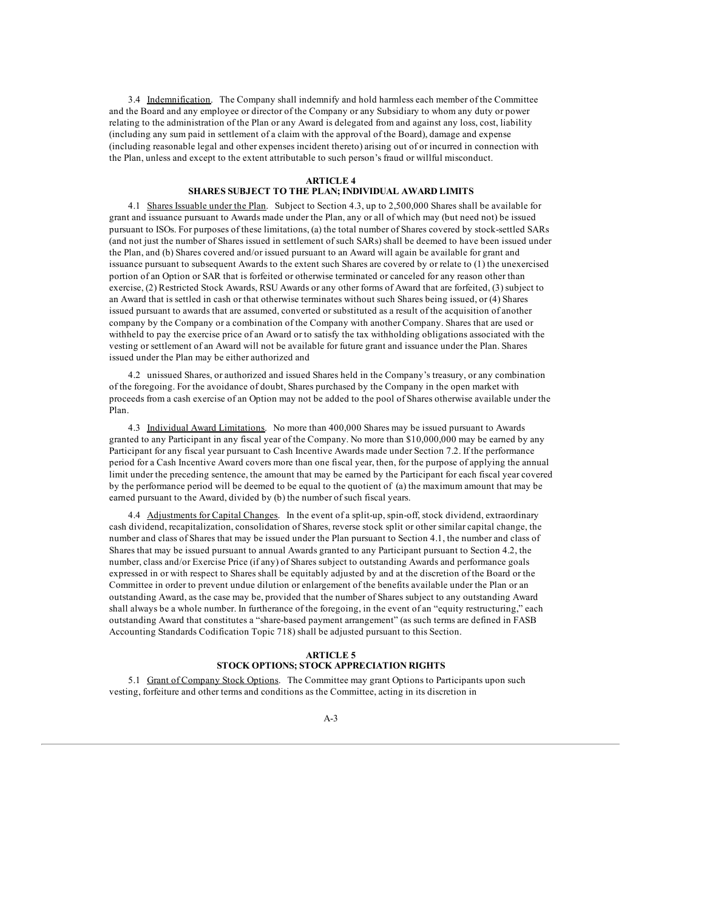3.4 Indemnification. The Company shall indemnify and hold harmless each member of the Committee and the Board and any employee or director of the Company or any Subsidiary to whom any duty or power relating to the administration of the Plan or any Award is delegated from and against any loss, cost, liability (including any sum paid in settlement of a claim with the approval of the Board), damage and expense (including reasonable legal and other expenses incident thereto) arising out of or incurred in connection with the Plan, unless and except to the extent attributable to such person's fraud or willful misconduct.

**ARTICLE 4**
**SHARES SUBJECT TO THE PLAN; INDIVIDUAL AWARD LIMITS**

4.1 Shares Issuable under the Plan. Subject to Section 4.3, up to 2,500,000 Shares shall be available for grant and issuance pursuant to Awards made under the Plan, any or all of which may (but need not) be issued pursuant to ISOs. For purposes of these limitations, (a) the total number of Shares covered by stock-settled SARs (and not just the number of Shares issued in settlement of such SARs) shall be deemed to have been issued under the Plan, and (b) Shares covered and/or issued pursuant to an Award will again be available for grant and issuance pursuant to subsequent Awards to the extent such Shares are covered by or relate to (1) the unexercised portion of an Option or SAR that is forfeited or otherwise terminated or canceled for any reason other than exercise, (2) Restricted Stock Awards, RSU Awards or any other forms of Award that are forfeited, (3) subject to an Award that is settled in cash or that otherwise terminates without such Shares being issued, or (4) Shares issued pursuant to awards that are assumed, converted or substituted as a result of the acquisition of another company by the Company or a combination of the Company with another Company. Shares that are used or withheld to pay the exercise price of an Award or to satisfy the tax withholding obligations associated with the vesting or settlement of an Award will not be available for future grant and issuance under the Plan. Shares issued under the Plan may be either authorized and

4.2 unissued Shares, or authorized and issued Shares held in the Company's treasury, or any combination of the foregoing. For the avoidance of doubt, Shares purchased by the Company in the open market with proceeds from a cash exercise of an Option may not be added to the pool of Shares otherwise available under the Plan.

4.3 Individual Award Limitations. No more than 400,000 Shares may be issued pursuant to Awards granted to any Participant in any fiscal year of the Company. No more than $10,000,000 may be earned by any Participant for any fiscal year pursuant to Cash Incentive Awards made under Section 7.2. If the performance period for a Cash Incentive Award covers more than one fiscal year, then, for the purpose of applying the annual limit under the preceding sentence, the amount that may be earned by the Participant for each fiscal year covered by the performance period will be deemed to be equal to the quotient of (a) the maximum amount that may be earned pursuant to the Award, divided by (b) the number of such fiscal years.

4.4 Adjustments for Capital Changes. In the event of a split-up, spin-off, stock dividend, extraordinary cash dividend, recapitalization, consolidation of Shares, reverse stock split or other similar capital change, the number and class of Shares that may be issued under the Plan pursuant to Section 4.1, the number and class of Shares that may be issued pursuant to annual Awards granted to any Participant pursuant to Section 4.2, the number, class and/or Exercise Price (if any) of Shares subject to outstanding Awards and performance goals expressed in or with respect to Shares shall be equitably adjusted by and at the discretion of the Board or the Committee in order to prevent undue dilution or enlargement of the benefits available under the Plan or an outstanding Award, as the case may be, provided that the number of Shares subject to any outstanding Award shall always be a whole number. In furtherance of the foregoing, in the event of an "equity restructuring," each outstanding Award that constitutes a "share-based payment arrangement" (as such terms are defined in FASB Accounting Standards Codification Topic 718) shall be adjusted pursuant to this Section.

**ARTICLE 5**
**STOCK OPTIONS; STOCK APPRECIATION RIGHTS**

5.1 Grant of Company Stock Options. The Committee may grant Options to Participants upon such vesting, forfeiture and other terms and conditions as the Committee, acting in its discretion in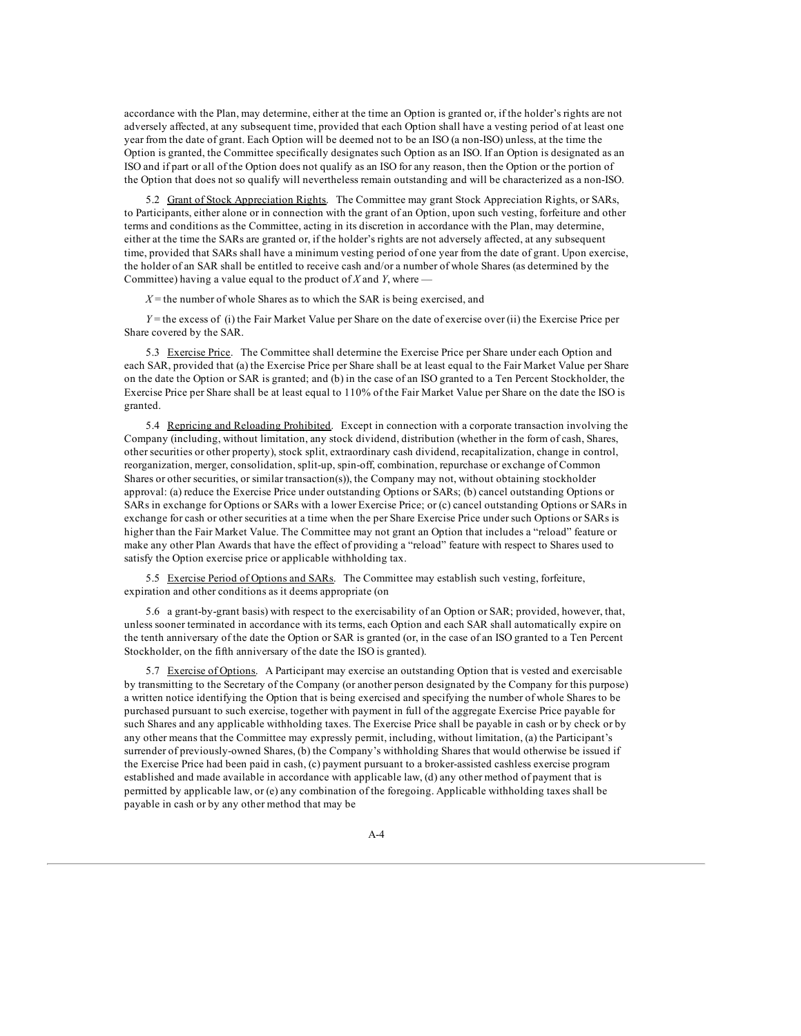accordance with the Plan, may determine, either at the time an Option is granted or, if the holder's rights are not adversely affected, at any subsequent time, provided that each Option shall have a vesting period of at least one year from the date of grant. Each Option will be deemed not to be an ISO (a non-ISO) unless, at the time the Option is granted, the Committee specifically designates such Option as an ISO. If an Option is designated as an ISO and if part or all of the Option does not qualify as an ISO for any reason, then the Option or the portion of the Option that does not so qualify will nevertheless remain outstanding and will be characterized as a non-ISO.

5.2 Grant of Stock Appreciation Rights. The Committee may grant Stock Appreciation Rights, or SARs, to Participants, either alone or in connection with the grant of an Option, upon such vesting, forfeiture and other terms and conditions as the Committee, acting in its discretion in accordance with the Plan, may determine, either at the time the SARs are granted or, if the holder's rights are not adversely affected, at any subsequent time, provided that SARs shall have a minimum vesting period of one year from the date of grant. Upon exercise, the holder of an SAR shall be entitled to receive cash and/or a number of whole Shares (as determined by the Committee) having a value equal to the product of $X$ and $Y$, where —

$X$ = the number of whole Shares as to which the SAR is being exercised, and

$Y$ = the excess of (i) the Fair Market Value per Share on the date of exercise over (ii) the Exercise Price per Share covered by the SAR.

5.3 Exercise Price. The Committee shall determine the Exercise Price per Share under each Option and each SAR, provided that (a) the Exercise Price per Share shall be at least equal to the Fair Market Value per Share on the date the Option or SAR is granted; and (b) in the case of an ISO granted to a Ten Percent Stockholder, the Exercise Price per Share shall be at least equal to 110% of the Fair Market Value per Share on the date the ISO is granted.

5.4 Repricing and Reloading Prohibited. Except in connection with a corporate transaction involving the Company (including, without limitation, any stock dividend, distribution (whether in the form of cash, Shares, other securities or other property), stock split, extraordinary cash dividend, recapitalization, change in control, reorganization, merger, consolidation, split-up, spin-off, combination, repurchase or exchange of Common Shares or other securities, or similar transaction(s)), the Company may not, without obtaining stockholder approval: (a) reduce the Exercise Price under outstanding Options or SARs; (b) cancel outstanding Options or SARs in exchange for Options or SARs with a lower Exercise Price; or (c) cancel outstanding Options or SARs in exchange for cash or other securities at a time when the per Share Exercise Price under such Options or SARs is higher than the Fair Market Value. The Committee may not grant an Option that includes a "reload" feature or make any other Plan Awards that have the effect of providing a "reload" feature with respect to Shares used to satisfy the Option exercise price or applicable withholding tax.

5.5 Exercise Period of Options and SARs. The Committee may establish such vesting, forfeiture, expiration and other conditions as it deems appropriate (on

5.6 a grant-by-grant basis) with respect to the exercisability of an Option or SAR; provided, however, that, unless sooner terminated in accordance with its terms, each Option and each SAR shall automatically expire on the tenth anniversary of the date the Option or SAR is granted (or, in the case of an ISO granted to a Ten Percent Stockholder, on the fifth anniversary of the date the ISO is granted).

5.7 Exercise of Options. A Participant may exercise an outstanding Option that is vested and exercisable by transmitting to the Secretary of the Company (or another person designated by the Company for this purpose) a written notice identifying the Option that is being exercised and specifying the number of whole Shares to be purchased pursuant to such exercise, together with payment in full of the aggregate Exercise Price payable for such Shares and any applicable withholding taxes. The Exercise Price shall be payable in cash or by check or by any other means that the Committee may expressly permit, including, without limitation, (a) the Participant's surrender of previously-owned Shares, (b) the Company's withholding Shares that would otherwise be issued if the Exercise Price had been paid in cash, (c) payment pursuant to a broker-assisted cashless exercise program established and made available in accordance with applicable law, (d) any other method of payment that is permitted by applicable law, or (e) any combination of the foregoing. Applicable withholding taxes shall be payable in cash or by any other method that may be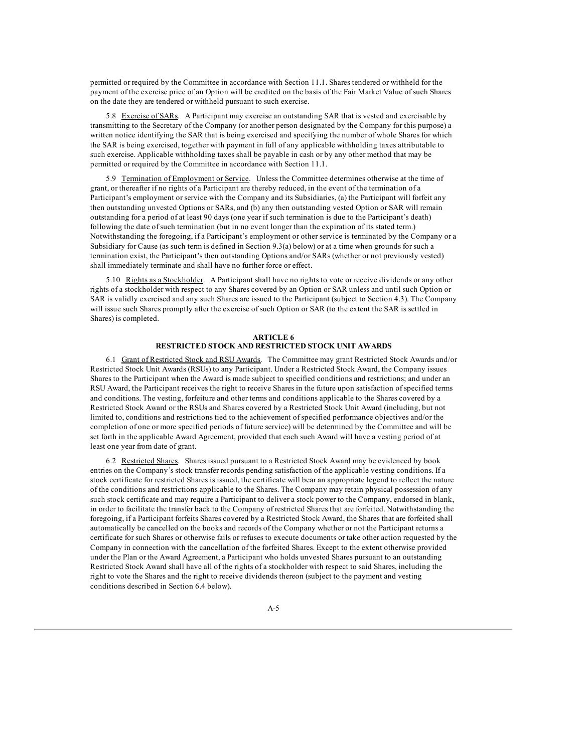permitted or required by the Committee in accordance with Section 11.1. Shares tendered or withheld for the payment of the exercise price of an Option will be credited on the basis of the Fair Market Value of such Shares on the date they are tendered or withheld pursuant to such exercise.

5.8 Exercise of SARs. A Participant may exercise an outstanding SAR that is vested and exercisable by transmitting to the Secretary of the Company (or another person designated by the Company for this purpose) a written notice identifying the SAR that is being exercised and specifying the number of whole Shares for which the SAR is being exercised, together with payment in full of any applicable withholding taxes attributable to such exercise. Applicable withholding taxes shall be payable in cash or by any other method that may be permitted or required by the Committee in accordance with Section 11.1.

5.9 Termination of Employment or Service. Unless the Committee determines otherwise at the time of grant, or thereafter if no rights of a Participant are thereby reduced, in the event of the termination of a Participant's employment or service with the Company and its Subsidiaries, (a) the Participant will forfeit any then outstanding unvested Options or SARs, and (b) any then outstanding vested Option or SAR will remain outstanding for a period of at least 90 days (one year if such termination is due to the Participant's death) following the date of such termination (but in no event longer than the expiration of its stated term.) Notwithstanding the foregoing, if a Participant's employment or other service is terminated by the Company or a Subsidiary for Cause (as such term is defined in Section 9.3(a) below) or at a time when grounds for such a termination exist, the Participant's then outstanding Options and/or SARs (whether or not previously vested) shall immediately terminate and shall have no further force or effect.

5.10 Rights as a Stockholder. A Participant shall have no rights to vote or receive dividends or any other rights of a stockholder with respect to any Shares covered by an Option or SAR unless and until such Option or SAR is validly exercised and any such Shares are issued to the Participant (subject to Section 4.3). The Company will issue such Shares promptly after the exercise of such Option or SAR (to the extent the SAR is settled in Shares) is completed.

## ARTICLE 6
## RESTRICTED STOCK AND RESTRICTED STOCK UNIT AWARDS

6.1 Grant of Restricted Stock and RSU Awards. The Committee may grant Restricted Stock Awards and/or Restricted Stock Unit Awards (RSUs) to any Participant. Under a Restricted Stock Award, the Company issues Shares to the Participant when the Award is made subject to specified conditions and restrictions; and under an RSU Award, the Participant receives the right to receive Shares in the future upon satisfaction of specified terms and conditions. The vesting, forfeiture and other terms and conditions applicable to the Shares covered by a Restricted Stock Award or the RSUs and Shares covered by a Restricted Stock Unit Award (including, but not limited to, conditions and restrictions tied to the achievement of specified performance objectives and/or the completion of one or more specified periods of future service) will be determined by the Committee and will be set forth in the applicable Award Agreement, provided that each such Award will have a vesting period of at least one year from date of grant.

6.2 Restricted Shares. Shares issued pursuant to a Restricted Stock Award may be evidenced by book entries on the Company's stock transfer records pending satisfaction of the applicable vesting conditions. If a stock certificate for restricted Shares is issued, the certificate will bear an appropriate legend to reflect the nature of the conditions and restrictions applicable to the Shares. The Company may retain physical possession of any such stock certificate and may require a Participant to deliver a stock power to the Company, endorsed in blank, in order to facilitate the transfer back to the Company of restricted Shares that are forfeited. Notwithstanding the foregoing, if a Participant forfeits Shares covered by a Restricted Stock Award, the Shares that are forfeited shall automatically be cancelled on the books and records of the Company whether or not the Participant returns a certificate for such Shares or otherwise fails or refuses to execute documents or take other action requested by the Company in connection with the cancellation of the forfeited Shares. Except to the extent otherwise provided under the Plan or the Award Agreement, a Participant who holds unvested Shares pursuant to an outstanding Restricted Stock Award shall have all of the rights of a stockholder with respect to said Shares, including the right to vote the Shares and the right to receive dividends thereon (subject to the payment and vesting conditions described in Section 6.4 below).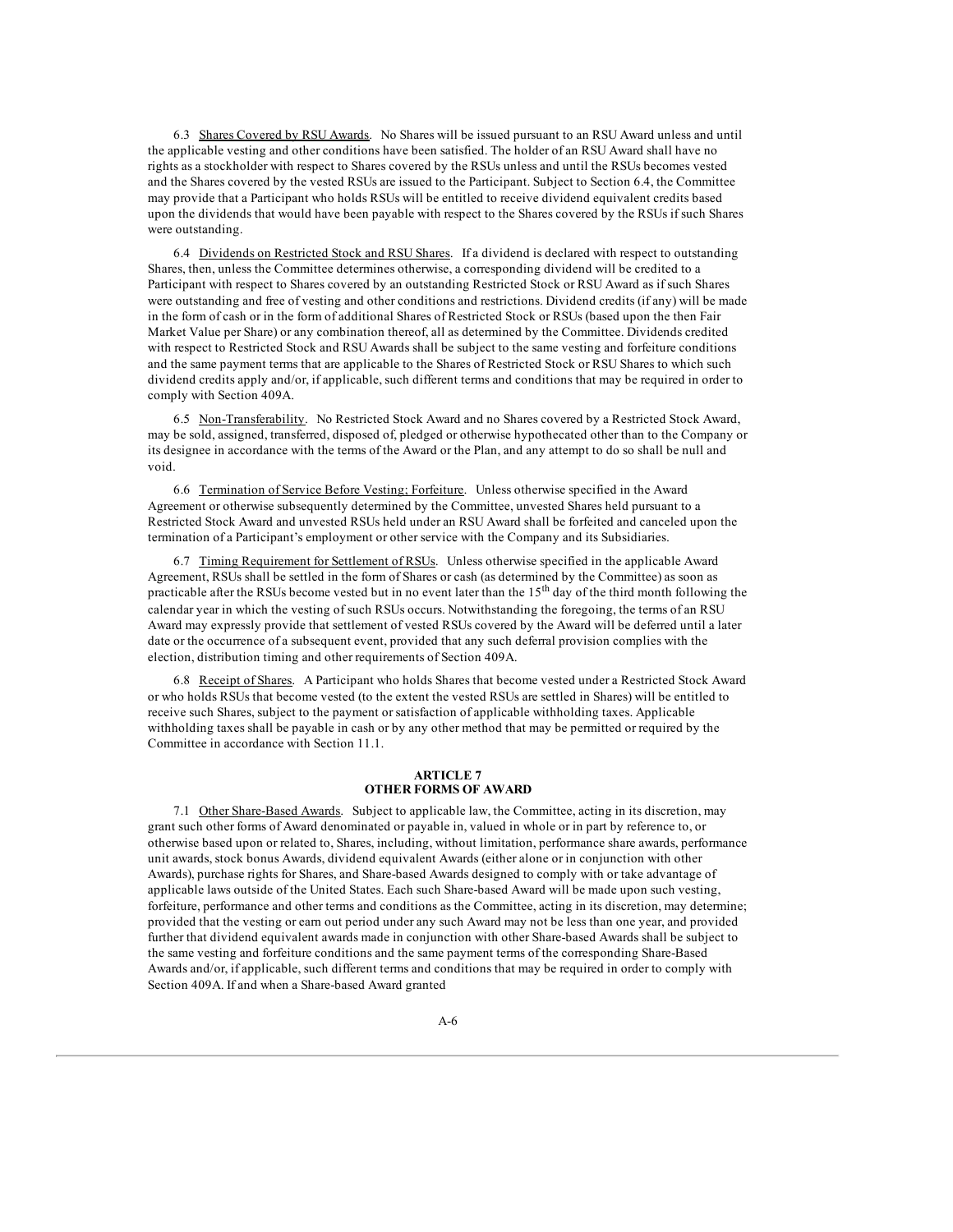6.3 Shares Covered by RSU Awards. No Shares will be issued pursuant to an RSU Award unless and until the applicable vesting and other conditions have been satisfied. The holder of an RSU Award shall have no rights as a stockholder with respect to Shares covered by the RSUs unless and until the RSUs becomes vested and the Shares covered by the vested RSUs are issued to the Participant. Subject to Section 6.4, the Committee may provide that a Participant who holds RSUs will be entitled to receive dividend equivalent credits based upon the dividends that would have been payable with respect to the Shares covered by the RSUs if such Shares were outstanding.

6.4 Dividends on Restricted Stock and RSU Shares. If a dividend is declared with respect to outstanding Shares, then, unless the Committee determines otherwise, a corresponding dividend will be credited to a Participant with respect to Shares covered by an outstanding Restricted Stock or RSU Award as if such Shares were outstanding and free of vesting and other conditions and restrictions. Dividend credits (if any) will be made in the form of cash or in the form of additional Shares of Restricted Stock or RSUs (based upon the then Fair Market Value per Share) or any combination thereof, all as determined by the Committee. Dividends credited with respect to Restricted Stock and RSU Awards shall be subject to the same vesting and forfeiture conditions and the same payment terms that are applicable to the Shares of Restricted Stock or RSU Shares to which such dividend credits apply and/or, if applicable, such different terms and conditions that may be required in order to comply with Section 409A.

6.5 Non-Transferability. No Restricted Stock Award and no Shares covered by a Restricted Stock Award, may be sold, assigned, transferred, disposed of, pledged or otherwise hypothecated other than to the Company or its designee in accordance with the terms of the Award or the Plan, and any attempt to do so shall be null and void.

6.6 Termination of Service Before Vesting; Forfeiture. Unless otherwise specified in the Award Agreement or otherwise subsequently determined by the Committee, unvested Shares held pursuant to a Restricted Stock Award and unvested RSUs held under an RSU Award shall be forfeited and canceled upon the termination of a Participant's employment or other service with the Company and its Subsidiaries.

6.7 Timing Requirement for Settlement of RSUs. Unless otherwise specified in the applicable Award Agreement, RSUs shall be settled in the form of Shares or cash (as determined by the Committee) as soon as practicable after the RSUs become vested but in no event later than the 15th day of the third month following the calendar year in which the vesting of such RSUs occurs. Notwithstanding the foregoing, the terms of an RSU Award may expressly provide that settlement of vested RSUs covered by the Award will be deferred until a later date or the occurrence of a subsequent event, provided that any such deferral provision complies with the election, distribution timing and other requirements of Section 409A.

6.8 Receipt of Shares. A Participant who holds Shares that become vested under a Restricted Stock Award or who holds RSUs that become vested (to the extent the vested RSUs are settled in Shares) will be entitled to receive such Shares, subject to the payment or satisfaction of applicable withholding taxes. Applicable withholding taxes shall be payable in cash or by any other method that may be permitted or required by the Committee in accordance with Section 11.1.

## ARTICLE 7
## OTHER FORMS OF AWARD

7.1 Other Share-Based Awards. Subject to applicable law, the Committee, acting in its discretion, may grant such other forms of Award denominated or payable in, valued in whole or in part by reference to, or otherwise based upon or related to, Shares, including, without limitation, performance share awards, performance unit awards, stock bonus Awards, dividend equivalent Awards (either alone or in conjunction with other Awards), purchase rights for Shares, and Share-based Awards designed to comply with or take advantage of applicable laws outside of the United States. Each such Share-based Award will be made upon such vesting, forfeiture, performance and other terms and conditions as the Committee, acting in its discretion, may determine; provided that the vesting or earn out period under any such Award may not be less than one year, and provided further that dividend equivalent awards made in conjunction with other Share-based Awards shall be subject to the same vesting and forfeiture conditions and the same payment terms of the corresponding Share-Based Awards and/or, if applicable, such different terms and conditions that may be required in order to comply with Section 409A. If and when a Share-based Award granted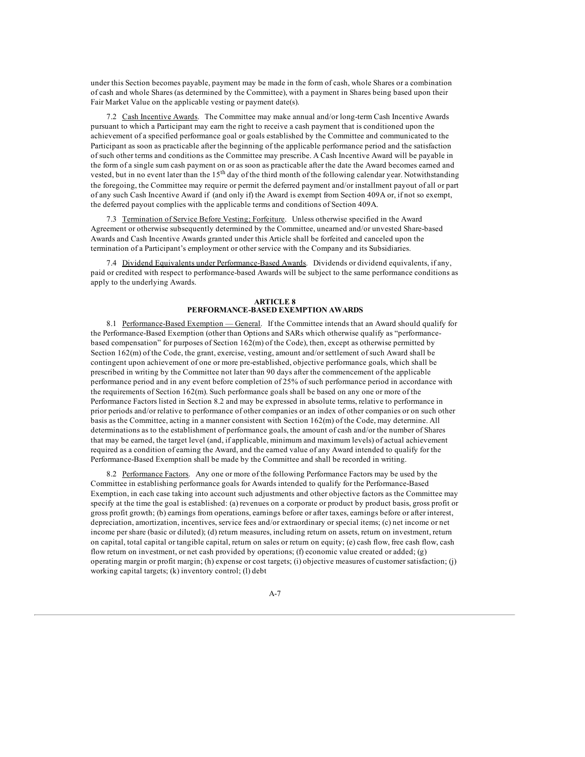under this Section becomes payable, payment may be made in the form of cash, whole Shares or a combination of cash and whole Shares (as determined by the Committee), with a payment in Shares being based upon their Fair Market Value on the applicable vesting or payment date(s).

7.2 Cash Incentive Awards. The Committee may make annual and/or long-term Cash Incentive Awards pursuant to which a Participant may earn the right to receive a cash payment that is conditioned upon the achievement of a specified performance goal or goals established by the Committee and communicated to the Participant as soon as practicable after the beginning of the applicable performance period and the satisfaction of such other terms and conditions as the Committee may prescribe. A Cash Incentive Award will be payable in the form of a single sum cash payment on or as soon as practicable after the date the Award becomes earned and vested, but in no event later than the 15th day of the third month of the following calendar year. Notwithstanding the foregoing, the Committee may require or permit the deferred payment and/or installment payout of all or part of any such Cash Incentive Award if (and only if) the Award is exempt from Section 409A or, if not so exempt, the deferred payout complies with the applicable terms and conditions of Section 409A.

7.3 Termination of Service Before Vesting; Forfeiture. Unless otherwise specified in the Award Agreement or otherwise subsequently determined by the Committee, unearned and/or unvested Share-based Awards and Cash Incentive Awards granted under this Article shall be forfeited and canceled upon the termination of a Participant's employment or other service with the Company and its Subsidiaries.

7.4 Dividend Equivalents under Performance-Based Awards. Dividends or dividend equivalents, if any, paid or credited with respect to performance-based Awards will be subject to the same performance conditions as apply to the underlying Awards.

## ARTICLE 8
## PERFORMANCE-BASED EXEMPTION AWARDS

8.1 Performance-Based Exemption — General. If the Committee intends that an Award should qualify for the Performance-Based Exemption (other than Options and SARs which otherwise qualify as "performance-based compensation" for purposes of Section 162(m) of the Code), then, except as otherwise permitted by Section 162(m) of the Code, the grant, exercise, vesting, amount and/or settlement of such Award shall be contingent upon achievement of one or more pre-established, objective performance goals, which shall be prescribed in writing by the Committee not later than 90 days after the commencement of the applicable performance period and in any event before completion of 25% of such performance period in accordance with the requirements of Section 162(m). Such performance goals shall be based on any one or more of the Performance Factors listed in Section 8.2 and may be expressed in absolute terms, relative to performance in prior periods and/or relative to performance of other companies or an index of other companies or on such other basis as the Committee, acting in a manner consistent with Section 162(m) of the Code, may determine. All determinations as to the establishment of performance goals, the amount of cash and/or the number of Shares that may be earned, the target level (and, if applicable, minimum and maximum levels) of actual achievement required as a condition of earning the Award, and the earned value of any Award intended to qualify for the Performance-Based Exemption shall be made by the Committee and shall be recorded in writing.

8.2 Performance Factors. Any one or more of the following Performance Factors may be used by the Committee in establishing performance goals for Awards intended to qualify for the Performance-Based Exemption, in each case taking into account such adjustments and other objective factors as the Committee may specify at the time the goal is established: (a) revenues on a corporate or product by product basis, gross profit or gross profit growth; (b) earnings from operations, earnings before or after taxes, earnings before or after interest, depreciation, amortization, incentives, service fees and/or extraordinary or special items; (c) net income or net income per share (basic or diluted); (d) return measures, including return on assets, return on investment, return on capital, total capital or tangible capital, return on sales or return on equity; (e) cash flow, free cash flow, cash flow return on investment, or net cash provided by operations; (f) economic value created or added; (g) operating margin or profit margin; (h) expense or cost targets; (i) objective measures of customer satisfaction; (j) working capital targets; (k) inventory control; (l) debt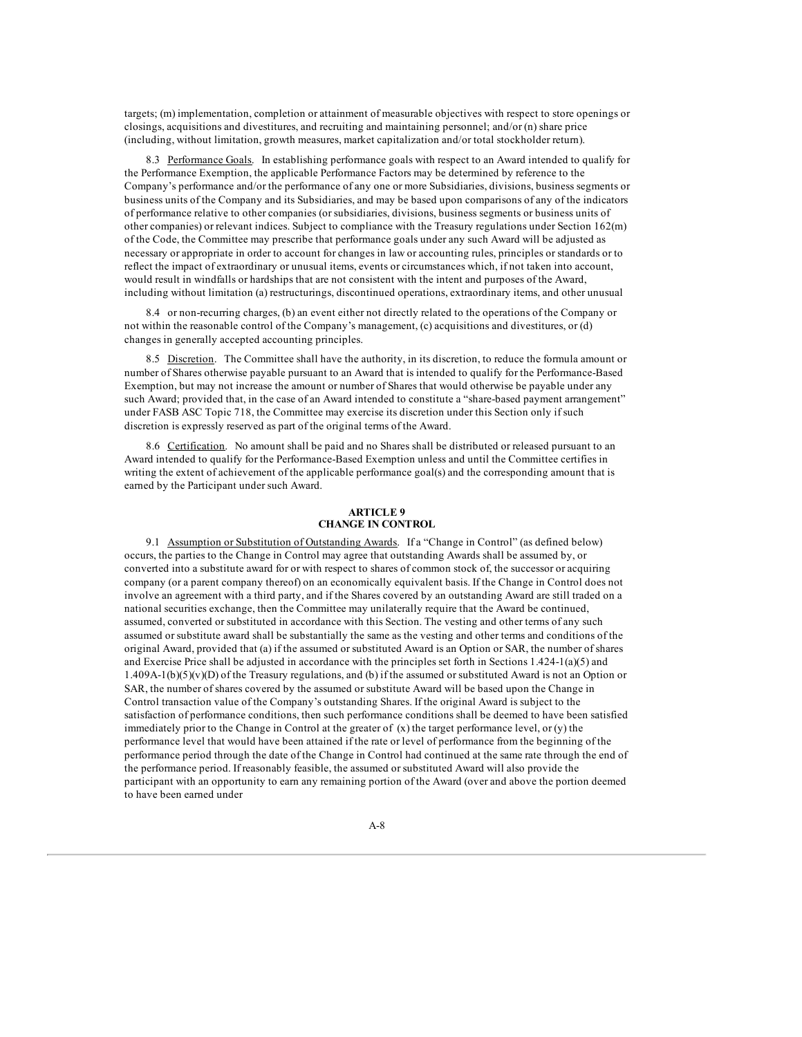targets; (m) implementation, completion or attainment of measurable objectives with respect to store openings or closings, acquisitions and divestitures, and recruiting and maintaining personnel; and/or (n) share price (including, without limitation, growth measures, market capitalization and/or total stockholder return).

8.3 Performance Goals. In establishing performance goals with respect to an Award intended to qualify for the Performance Exemption, the applicable Performance Factors may be determined by reference to the Company's performance and/or the performance of any one or more Subsidiaries, divisions, business segments or business units of the Company and its Subsidiaries, and may be based upon comparisons of any of the indicators of performance relative to other companies (or subsidiaries, divisions, business segments or business units of other companies) or relevant indices. Subject to compliance with the Treasury regulations under Section 162(m) of the Code, the Committee may prescribe that performance goals under any such Award will be adjusted as necessary or appropriate in order to account for changes in law or accounting rules, principles or standards or to reflect the impact of extraordinary or unusual items, events or circumstances which, if not taken into account, would result in windfalls or hardships that are not consistent with the intent and purposes of the Award, including without limitation (a) restructurings, discontinued operations, extraordinary items, and other unusual

8.4 or non-recurring charges, (b) an event either not directly related to the operations of the Company or not within the reasonable control of the Company's management, (c) acquisitions and divestitures, or (d) changes in generally accepted accounting principles.

8.5 Discretion. The Committee shall have the authority, in its discretion, to reduce the formula amount or number of Shares otherwise payable pursuant to an Award that is intended to qualify for the Performance-Based Exemption, but may not increase the amount or number of Shares that would otherwise be payable under any such Award; provided that, in the case of an Award intended to constitute a "share-based payment arrangement" under FASB ASC Topic 718, the Committee may exercise its discretion under this Section only if such discretion is expressly reserved as part of the original terms of the Award.

8.6 Certification. No amount shall be paid and no Shares shall be distributed or released pursuant to an Award intended to qualify for the Performance-Based Exemption unless and until the Committee certifies in writing the extent of achievement of the applicable performance goal(s) and the corresponding amount that is earned by the Participant under such Award.

## ARTICLE 9
## CHANGE IN CONTROL

9.1 Assumption or Substitution of Outstanding Awards. If a "Change in Control" (as defined below) occurs, the parties to the Change in Control may agree that outstanding Awards shall be assumed by, or converted into a substitute award for or with respect to shares of common stock of, the successor or acquiring company (or a parent company thereof) on an economically equivalent basis. If the Change in Control does not involve an agreement with a third party, and if the Shares covered by an outstanding Award are still traded on a national securities exchange, then the Committee may unilaterally require that the Award be continued, assumed, converted or substituted in accordance with this Section. The vesting and other terms of any such assumed or substitute award shall be substantially the same as the vesting and other terms and conditions of the original Award, provided that (a) if the assumed or substituted Award is an Option or SAR, the number of shares and Exercise Price shall be adjusted in accordance with the principles set forth in Sections 1.424-1(a)(5) and 1.409A-1(b)(5)(v)(D) of the Treasury regulations, and (b) if the assumed or substituted Award is not an Option or SAR, the number of shares covered by the assumed or substitute Award will be based upon the Change in Control transaction value of the Company's outstanding Shares. If the original Award is subject to the satisfaction of performance conditions, then such performance conditions shall be deemed to have been satisfied immediately prior to the Change in Control at the greater of (x) the target performance level, or (y) the performance level that would have been attained if the rate or level of performance from the beginning of the performance period through the date of the Change in Control had continued at the same rate through the end of the performance period. If reasonably feasible, the assumed or substituted Award will also provide the participant with an opportunity to earn any remaining portion of the Award (over and above the portion deemed to have been earned under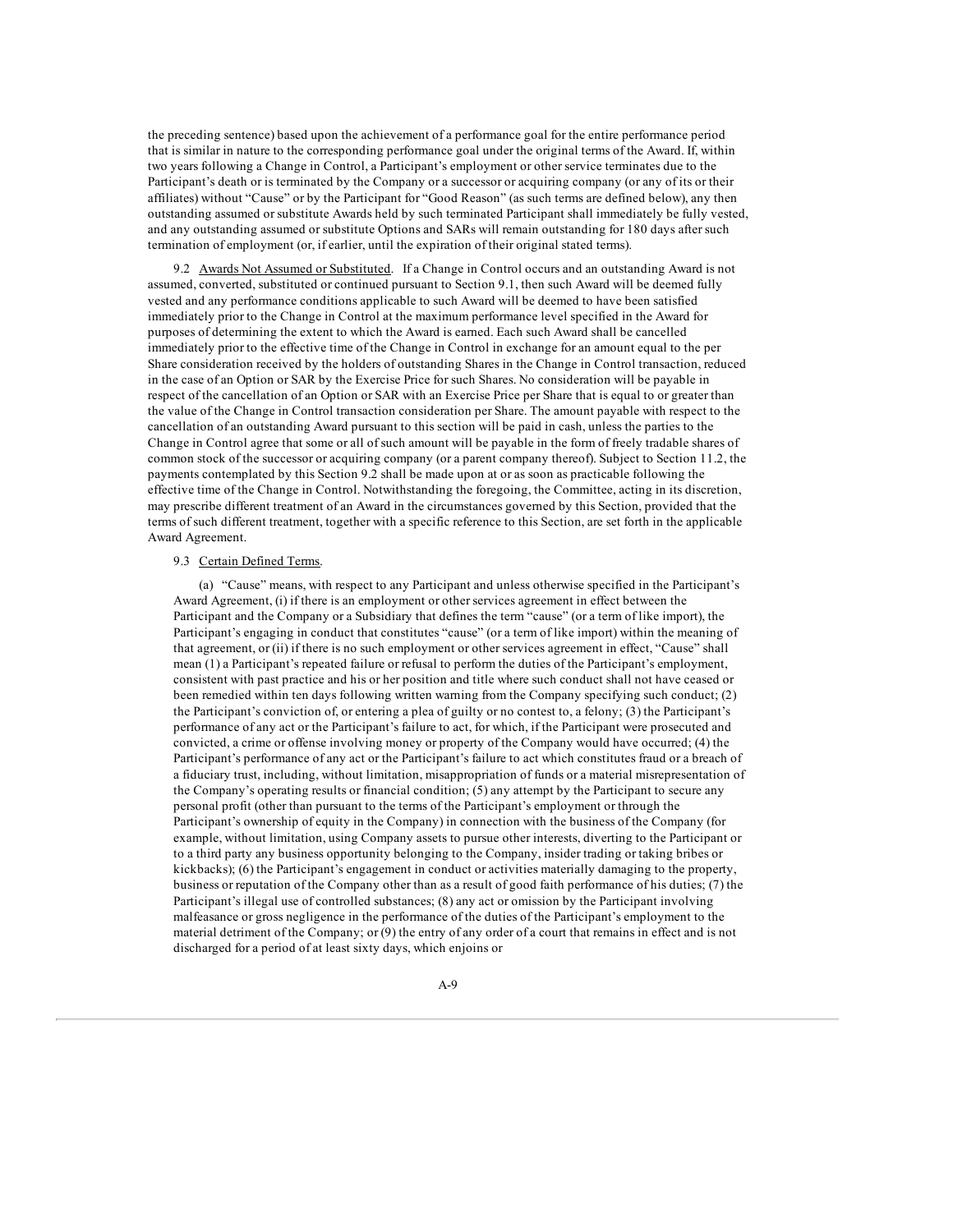the preceding sentence) based upon the achievement of a performance goal for the entire performance period that is similar in nature to the corresponding performance goal under the original terms of the Award. If, within two years following a Change in Control, a Participant's employment or other service terminates due to the Participant's death or is terminated by the Company or a successor or acquiring company (or any of its or their affiliates) without "Cause" or by the Participant for "Good Reason" (as such terms are defined below), any then outstanding assumed or substitute Awards held by such terminated Participant shall immediately be fully vested, and any outstanding assumed or substitute Options and SARs will remain outstanding for 180 days after such termination of employment (or, if earlier, until the expiration of their original stated terms).

9.2 Awards Not Assumed or Substituted. If a Change in Control occurs and an outstanding Award is not assumed, converted, substituted or continued pursuant to Section 9.1, then such Award will be deemed fully vested and any performance conditions applicable to such Award will be deemed to have been satisfied immediately prior to the Change in Control at the maximum performance level specified in the Award for purposes of determining the extent to which the Award is earned. Each such Award shall be cancelled immediately prior to the effective time of the Change in Control in exchange for an amount equal to the per Share consideration received by the holders of outstanding Shares in the Change in Control transaction, reduced in the case of an Option or SAR by the Exercise Price for such Shares. No consideration will be payable in respect of the cancellation of an Option or SAR with an Exercise Price per Share that is equal to or greater than the value of the Change in Control transaction consideration per Share. The amount payable with respect to the cancellation of an outstanding Award pursuant to this section will be paid in cash, unless the parties to the Change in Control agree that some or all of such amount will be payable in the form of freely tradable shares of common stock of the successor or acquiring company (or a parent company thereof). Subject to Section 11.2, the payments contemplated by this Section 9.2 shall be made upon at or as soon as practicable following the effective time of the Change in Control. Notwithstanding the foregoing, the Committee, acting in its discretion, may prescribe different treatment of an Award in the circumstances governed by this Section, provided that the terms of such different treatment, together with a specific reference to this Section, are set forth in the applicable Award Agreement.

9.3 Certain Defined Terms.

(a) "Cause" means, with respect to any Participant and unless otherwise specified in the Participant's Award Agreement, (i) if there is an employment or other services agreement in effect between the Participant and the Company or a Subsidiary that defines the term "cause" (or a term of like import), the Participant's engaging in conduct that constitutes "cause" (or a term of like import) within the meaning of that agreement, or (ii) if there is no such employment or other services agreement in effect, "Cause" shall mean (1) a Participant's repeated failure or refusal to perform the duties of the Participant's employment, consistent with past practice and his or her position and title where such conduct shall not have ceased or been remedied within ten days following written warning from the Company specifying such conduct; (2) the Participant's conviction of, or entering a plea of guilty or no contest to, a felony; (3) the Participant's performance of any act or the Participant's failure to act, for which, if the Participant were prosecuted and convicted, a crime or offense involving money or property of the Company would have occurred; (4) the Participant's performance of any act or the Participant's failure to act which constitutes fraud or a breach of a fiduciary trust, including, without limitation, misappropriation of funds or a material misrepresentation of the Company's operating results or financial condition; (5) any attempt by the Participant to secure any personal profit (other than pursuant to the terms of the Participant's employment or through the Participant's ownership of equity in the Company) in connection with the business of the Company (for example, without limitation, using Company assets to pursue other interests, diverting to the Participant or to a third party any business opportunity belonging to the Company, insider trading or taking bribes or kickbacks); (6) the Participant's engagement in conduct or activities materially damaging to the property, business or reputation of the Company other than as a result of good faith performance of his duties; (7) the Participant's illegal use of controlled substances; (8) any act or omission by the Participant involving malfeasance or gross negligence in the performance of the duties of the Participant's employment to the material detriment of the Company; or (9) the entry of any order of a court that remains in effect and is not discharged for a period of at least sixty days, which enjoins or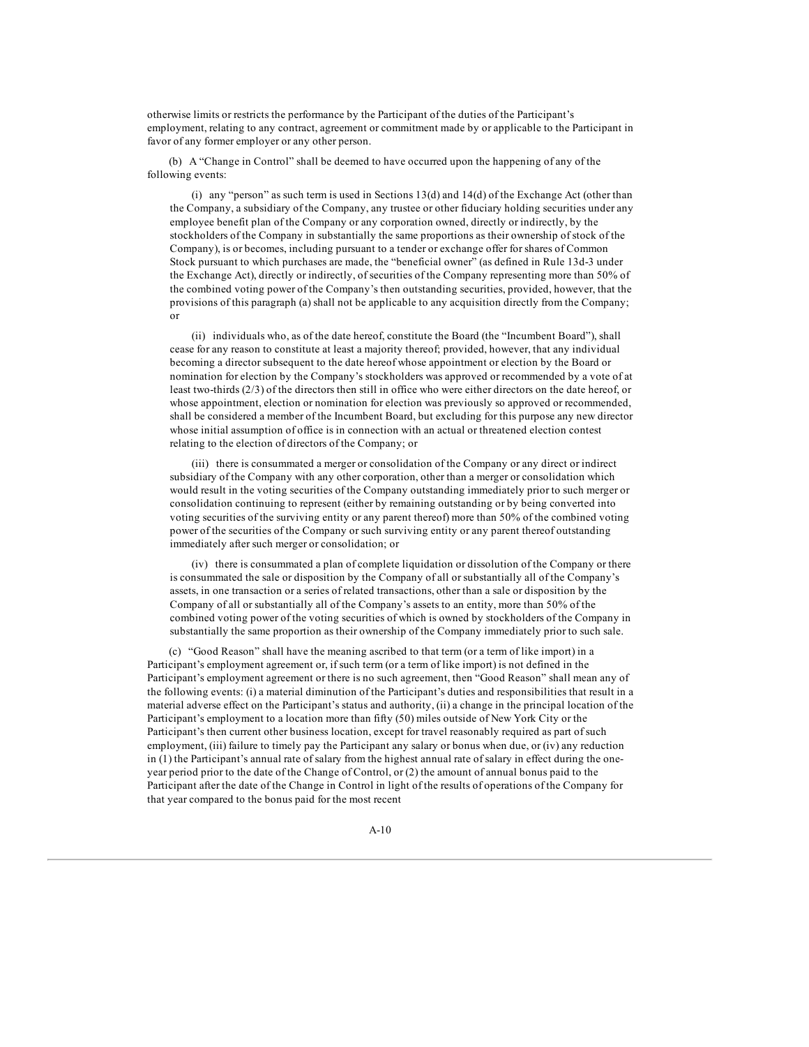otherwise limits or restricts the performance by the Participant of the duties of the Participant's employment, relating to any contract, agreement or commitment made by or applicable to the Participant in favor of any former employer or any other person.

(b) A "Change in Control" shall be deemed to have occurred upon the happening of any of the following events:

(i) any "person" as such term is used in Sections 13(d) and 14(d) of the Exchange Act (other than the Company, a subsidiary of the Company, any trustee or other fiduciary holding securities under any employee benefit plan of the Company or any corporation owned, directly or indirectly, by the stockholders of the Company in substantially the same proportions as their ownership of stock of the Company), is or becomes, including pursuant to a tender or exchange offer for shares of Common Stock pursuant to which purchases are made, the "beneficial owner" (as defined in Rule 13d-3 under the Exchange Act), directly or indirectly, of securities of the Company representing more than 50% of the combined voting power of the Company's then outstanding securities, provided, however, that the provisions of this paragraph (a) shall not be applicable to any acquisition directly from the Company; or

(ii) individuals who, as of the date hereof, constitute the Board (the "Incumbent Board"), shall cease for any reason to constitute at least a majority thereof; provided, however, that any individual becoming a director subsequent to the date hereof whose appointment or election by the Board or nomination for election by the Company's stockholders was approved or recommended by a vote of at least two-thirds (2/3) of the directors then still in office who were either directors on the date hereof, or whose appointment, election or nomination for election was previously so approved or recommended, shall be considered a member of the Incumbent Board, but excluding for this purpose any new director whose initial assumption of office is in connection with an actual or threatened election contest relating to the election of directors of the Company; or

(iii) there is consummated a merger or consolidation of the Company or any direct or indirect subsidiary of the Company with any other corporation, other than a merger or consolidation which would result in the voting securities of the Company outstanding immediately prior to such merger or consolidation continuing to represent (either by remaining outstanding or by being converted into voting securities of the surviving entity or any parent thereof) more than 50% of the combined voting power of the securities of the Company or such surviving entity or any parent thereof outstanding immediately after such merger or consolidation; or

(iv) there is consummated a plan of complete liquidation or dissolution of the Company or there is consummated the sale or disposition by the Company of all or substantially all of the Company's assets, in one transaction or a series of related transactions, other than a sale or disposition by the Company of all or substantially all of the Company's assets to an entity, more than 50% of the combined voting power of the voting securities of which is owned by stockholders of the Company in substantially the same proportion as their ownership of the Company immediately prior to such sale.

(c) "Good Reason" shall have the meaning ascribed to that term (or a term of like import) in a Participant's employment agreement or, if such term (or a term of like import) is not defined in the Participant's employment agreement or there is no such agreement, then "Good Reason" shall mean any of the following events: (i) a material diminution of the Participant's duties and responsibilities that result in a material adverse effect on the Participant's status and authority, (ii) a change in the principal location of the Participant's employment to a location more than fifty (50) miles outside of New York City or the Participant's then current other business location, except for travel reasonably required as part of such employment, (iii) failure to timely pay the Participant any salary or bonus when due, or (iv) any reduction in (1) the Participant's annual rate of salary from the highest annual rate of salary in effect during the one-year period prior to the date of the Change of Control, or (2) the amount of annual bonus paid to the Participant after the date of the Change in Control in light of the results of operations of the Company for that year compared to the bonus paid for the most recent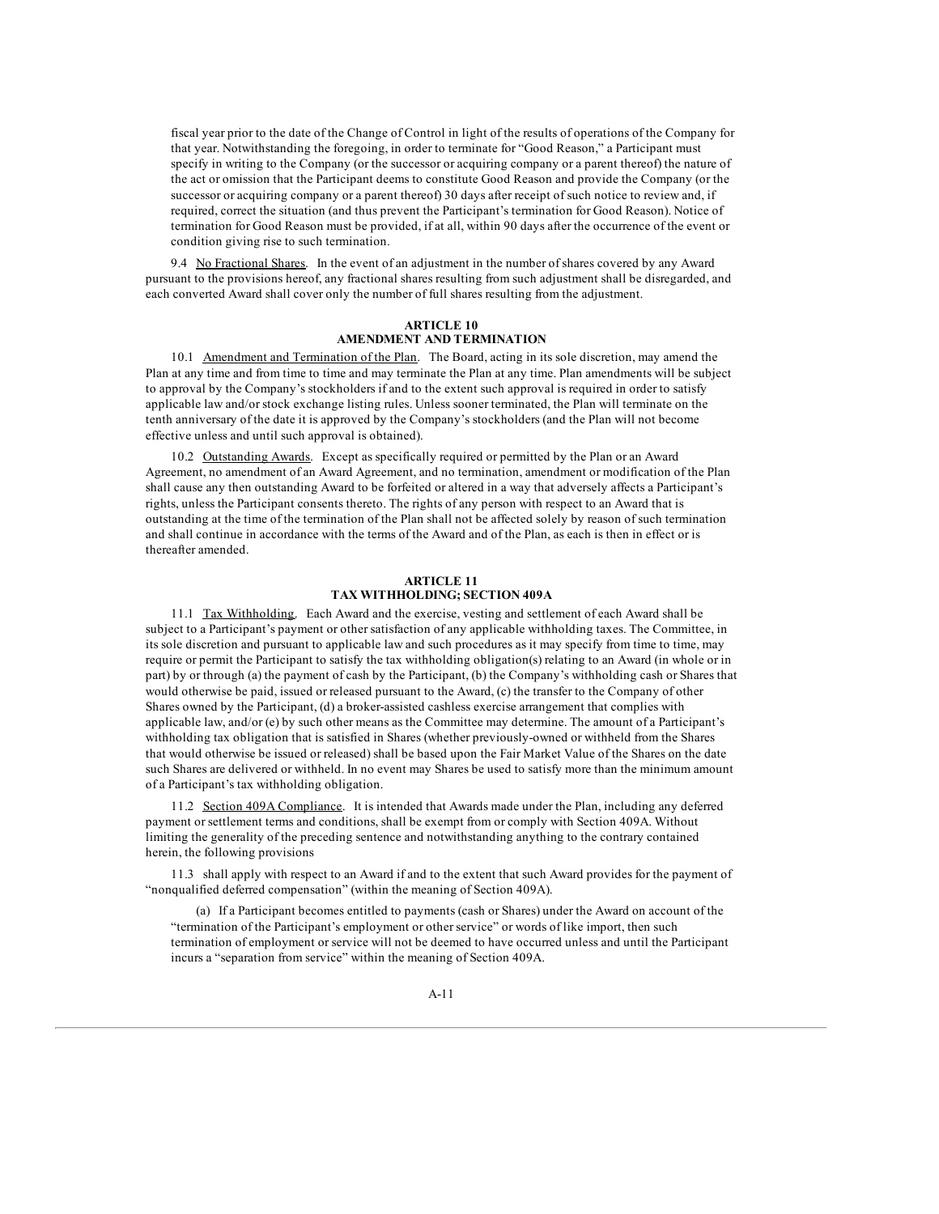fiscal year prior to the date of the Change of Control in light of the results of operations of the Company for that year. Notwithstanding the foregoing, in order to terminate for "Good Reason," a Participant must specify in writing to the Company (or the successor or acquiring company or a parent thereof) the nature of the act or omission that the Participant deems to constitute Good Reason and provide the Company (or the successor or acquiring company or a parent thereof) 30 days after receipt of such notice to review and, if required, correct the situation (and thus prevent the Participant's termination for Good Reason). Notice of termination for Good Reason must be provided, if at all, within 90 days after the occurrence of the event or condition giving rise to such termination.

9.4 No Fractional Shares. In the event of an adjustment in the number of shares covered by any Award pursuant to the provisions hereof, any fractional shares resulting from such adjustment shall be disregarded, and each converted Award shall cover only the number of full shares resulting from the adjustment.

## ARTICLE 10
## AMENDMENT AND TERMINATION

10.1 Amendment and Termination of the Plan. The Board, acting in its sole discretion, may amend the Plan at any time and from time to time and may terminate the Plan at any time. Plan amendments will be subject to approval by the Company's stockholders if and to the extent such approval is required in order to satisfy applicable law and/or stock exchange listing rules. Unless sooner terminated, the Plan will terminate on the tenth anniversary of the date it is approved by the Company's stockholders (and the Plan will not become effective unless and until such approval is obtained).

10.2 Outstanding Awards. Except as specifically required or permitted by the Plan or an Award Agreement, no amendment of an Award Agreement, and no termination, amendment or modification of the Plan shall cause any then outstanding Award to be forfeited or altered in a way that adversely affects a Participant's rights, unless the Participant consents thereto. The rights of any person with respect to an Award that is outstanding at the time of the termination of the Plan shall not be affected solely by reason of such termination and shall continue in accordance with the terms of the Award and of the Plan, as each is then in effect or is thereafter amended.

## ARTICLE 11
## TAX WITHHOLDING; SECTION 409A

11.1 Tax Withholding. Each Award and the exercise, vesting and settlement of each Award shall be subject to a Participant's payment or other satisfaction of any applicable withholding taxes. The Committee, in its sole discretion and pursuant to applicable law and such procedures as it may specify from time to time, may require or permit the Participant to satisfy the tax withholding obligation(s) relating to an Award (in whole or in part) by or through (a) the payment of cash by the Participant, (b) the Company's withholding cash or Shares that would otherwise be paid, issued or released pursuant to the Award, (c) the transfer to the Company of other Shares owned by the Participant, (d) a broker-assisted cashless exercise arrangement that complies with applicable law, and/or (e) by such other means as the Committee may determine. The amount of a Participant's withholding tax obligation that is satisfied in Shares (whether previously-owned or withheld from the Shares that would otherwise be issued or released) shall be based upon the Fair Market Value of the Shares on the date such Shares are delivered or withheld. In no event may Shares be used to satisfy more than the minimum amount of a Participant's tax withholding obligation.

11.2 Section 409A Compliance. It is intended that Awards made under the Plan, including any deferred payment or settlement terms and conditions, shall be exempt from or comply with Section 409A. Without limiting the generality of the preceding sentence and notwithstanding anything to the contrary contained herein, the following provisions

11.3 shall apply with respect to an Award if and to the extent that such Award provides for the payment of "nonqualified deferred compensation" (within the meaning of Section 409A).

(a) If a Participant becomes entitled to payments (cash or Shares) under the Award on account of the "termination of the Participant's employment or other service" or words of like import, then such termination of employment or service will not be deemed to have occurred unless and until the Participant incurs a "separation from service" within the meaning of Section 409A.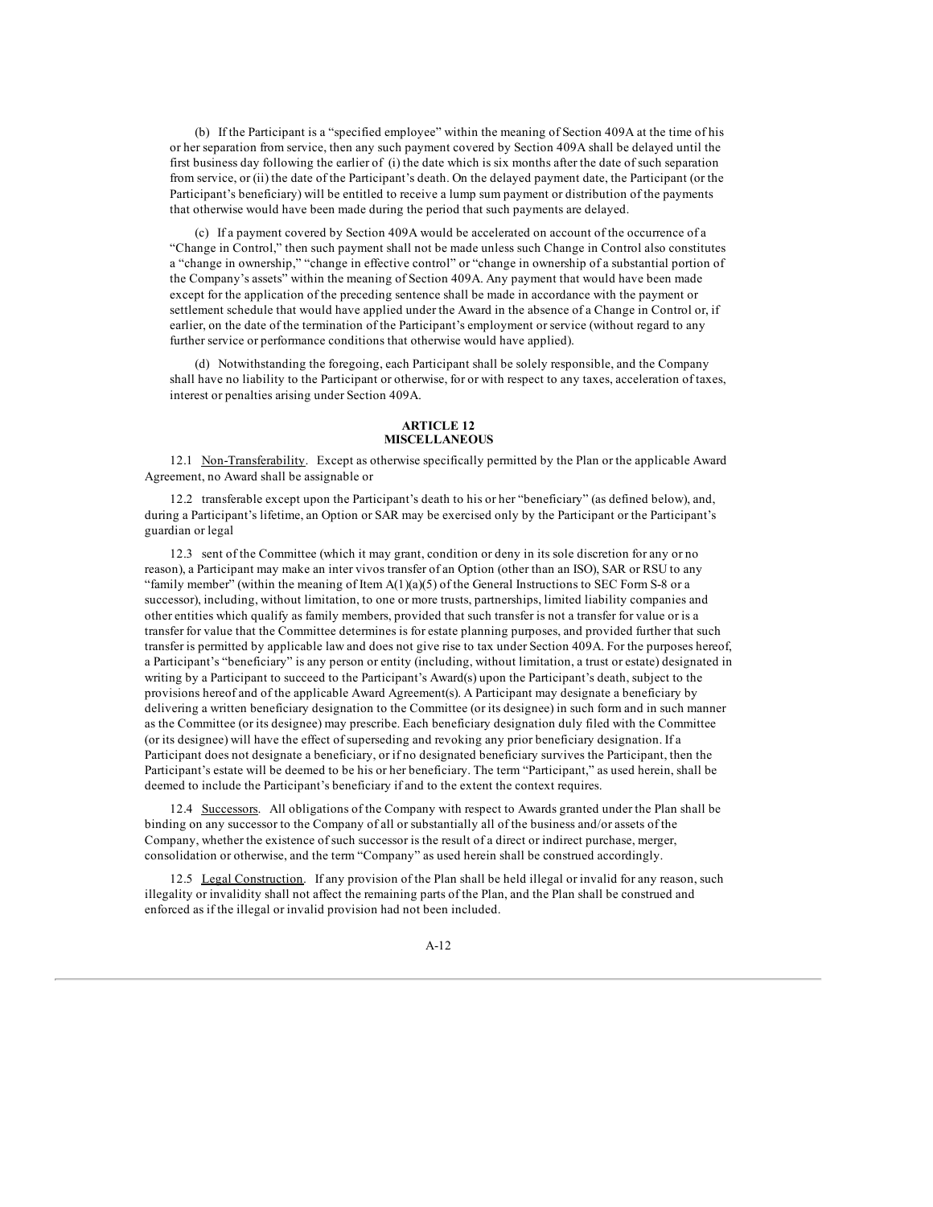(b) If the Participant is a "specified employee" within the meaning of Section 409A at the time of his or her separation from service, then any such payment covered by Section 409A shall be delayed until the first business day following the earlier of (i) the date which is six months after the date of such separation from service, or (ii) the date of the Participant's death. On the delayed payment date, the Participant (or the Participant's beneficiary) will be entitled to receive a lump sum payment or distribution of the payments that otherwise would have been made during the period that such payments are delayed.

(c) If a payment covered by Section 409A would be accelerated on account of the occurrence of a "Change in Control," then such payment shall not be made unless such Change in Control also constitutes a "change in ownership," "change in effective control" or "change in ownership of a substantial portion of the Company's assets" within the meaning of Section 409A. Any payment that would have been made except for the application of the preceding sentence shall be made in accordance with the payment or settlement schedule that would have applied under the Award in the absence of a Change in Control or, if earlier, on the date of the termination of the Participant's employment or service (without regard to any further service or performance conditions that otherwise would have applied).

(d) Notwithstanding the foregoing, each Participant shall be solely responsible, and the Company shall have no liability to the Participant or otherwise, for or with respect to any taxes, acceleration of taxes, interest or penalties arising under Section 409A.

## ARTICLE 12
## MISCELLANEOUS

12.1 Non-Transferability. Except as otherwise specifically permitted by the Plan or the applicable Award Agreement, no Award shall be assignable or

12.2 transferable except upon the Participant's death to his or her "beneficiary" (as defined below), and, during a Participant's lifetime, an Option or SAR may be exercised only by the Participant or the Participant's guardian or legal

12.3 sent of the Committee (which it may grant, condition or deny in its sole discretion for any or no reason), a Participant may make an inter vivos transfer of an Option (other than an ISO), SAR or RSU to any "family member" (within the meaning of Item A(1)(a)(5) of the General Instructions to SEC Form S-8 or a successor), including, without limitation, to one or more trusts, partnerships, limited liability companies and other entities which qualify as family members, provided that such transfer is not a transfer for value or is a transfer for value that the Committee determines is for estate planning purposes, and provided further that such transfer is permitted by applicable law and does not give rise to tax under Section 409A. For the purposes hereof, a Participant's "beneficiary" is any person or entity (including, without limitation, a trust or estate) designated in writing by a Participant to succeed to the Participant's Award(s) upon the Participant's death, subject to the provisions hereof and of the applicable Award Agreement(s). A Participant may designate a beneficiary by delivering a written beneficiary designation to the Committee (or its designee) in such form and in such manner as the Committee (or its designee) may prescribe. Each beneficiary designation duly filed with the Committee (or its designee) will have the effect of superseding and revoking any prior beneficiary designation. If a Participant does not designate a beneficiary, or if no designated beneficiary survives the Participant, then the Participant's estate will be deemed to be his or her beneficiary. The term "Participant," as used herein, shall be deemed to include the Participant's beneficiary if and to the extent the context requires.

12.4 Successors. All obligations of the Company with respect to Awards granted under the Plan shall be binding on any successor to the Company of all or substantially all of the business and/or assets of the Company, whether the existence of such successor is the result of a direct or indirect purchase, merger, consolidation or otherwise, and the term "Company" as used herein shall be construed accordingly.

12.5 Legal Construction. If any provision of the Plan shall be held illegal or invalid for any reason, such illegality or invalidity shall not affect the remaining parts of the Plan, and the Plan shall be construed and enforced as if the illegal or invalid provision had not been included.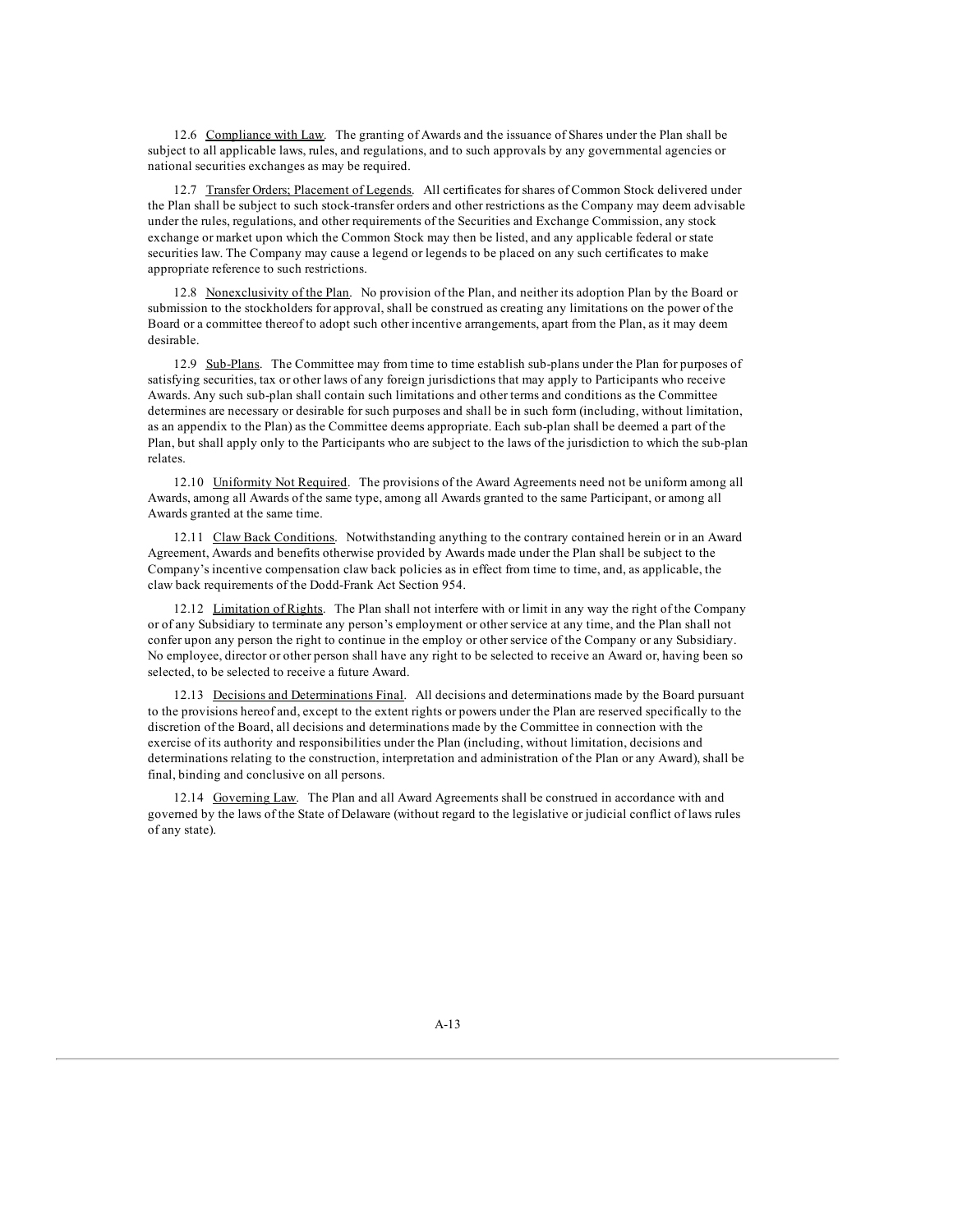12.6 Compliance with Law. The granting of Awards and the issuance of Shares under the Plan shall be subject to all applicable laws, rules, and regulations, and to such approvals by any governmental agencies or national securities exchanges as may be required.

12.7 Transfer Orders; Placement of Legends. All certificates for shares of Common Stock delivered under the Plan shall be subject to such stock-transfer orders and other restrictions as the Company may deem advisable under the rules, regulations, and other requirements of the Securities and Exchange Commission, any stock exchange or market upon which the Common Stock may then be listed, and any applicable federal or state securities law. The Company may cause a legend or legends to be placed on any such certificates to make appropriate reference to such restrictions.

12.8 Nonexclusivity of the Plan. No provision of the Plan, and neither its adoption Plan by the Board or submission to the stockholders for approval, shall be construed as creating any limitations on the power of the Board or a committee thereof to adopt such other incentive arrangements, apart from the Plan, as it may deem desirable.

12.9 Sub-Plans. The Committee may from time to time establish sub-plans under the Plan for purposes of satisfying securities, tax or other laws of any foreign jurisdictions that may apply to Participants who receive Awards. Any such sub-plan shall contain such limitations and other terms and conditions as the Committee determines are necessary or desirable for such purposes and shall be in such form (including, without limitation, as an appendix to the Plan) as the Committee deems appropriate. Each sub-plan shall be deemed a part of the Plan, but shall apply only to the Participants who are subject to the laws of the jurisdiction to which the sub-plan relates.

12.10 Uniformity Not Required. The provisions of the Award Agreements need not be uniform among all Awards, among all Awards of the same type, among all Awards granted to the same Participant, or among all Awards granted at the same time.

12.11 Claw Back Conditions. Notwithstanding anything to the contrary contained herein or in an Award Agreement, Awards and benefits otherwise provided by Awards made under the Plan shall be subject to the Company's incentive compensation claw back policies as in effect from time to time, and, as applicable, the claw back requirements of the Dodd-Frank Act Section 954.

12.12 Limitation of Rights. The Plan shall not interfere with or limit in any way the right of the Company or of any Subsidiary to terminate any person's employment or other service at any time, and the Plan shall not confer upon any person the right to continue in the employ or other service of the Company or any Subsidiary. No employee, director or other person shall have any right to be selected to receive an Award or, having been so selected, to be selected to receive a future Award.

12.13 Decisions and Determinations Final. All decisions and determinations made by the Board pursuant to the provisions hereof and, except to the extent rights or powers under the Plan are reserved specifically to the discretion of the Board, all decisions and determinations made by the Committee in connection with the exercise of its authority and responsibilities under the Plan (including, without limitation, decisions and determinations relating to the construction, interpretation and administration of the Plan or any Award), shall be final, binding and conclusive on all persons.

12.14 Governing Law. The Plan and all Award Agreements shall be construed in accordance with and governed by the laws of the State of Delaware (without regard to the legislative or judicial conflict of laws rules of any state).